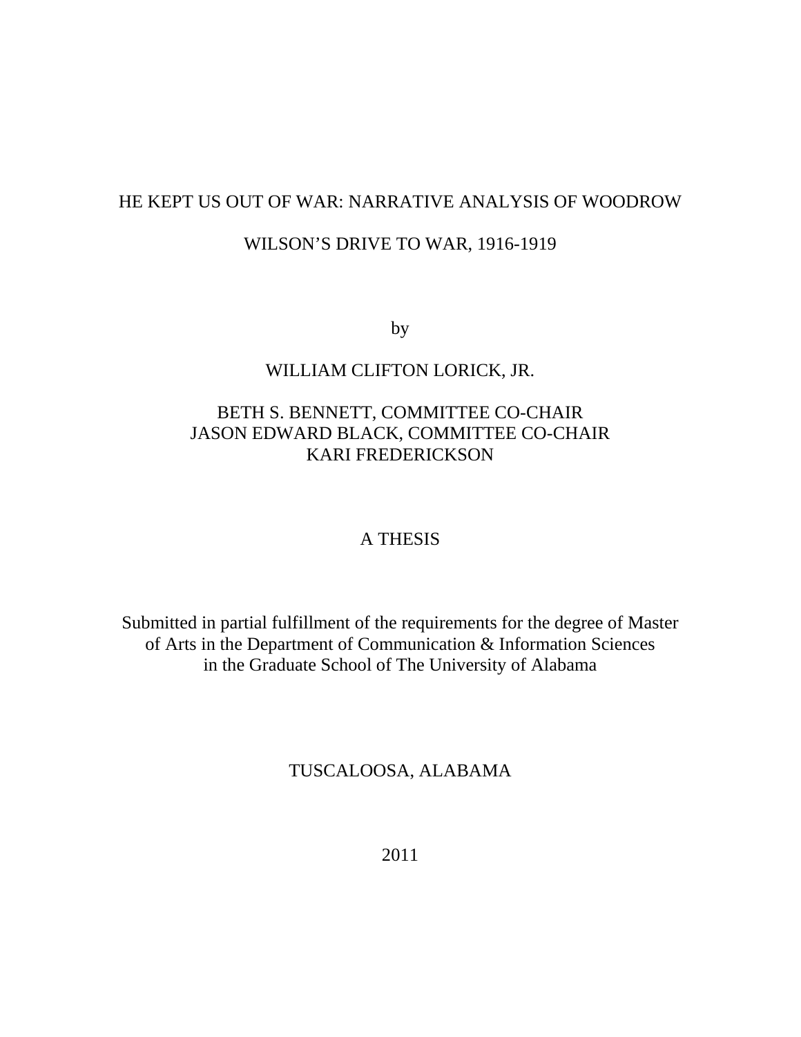# HE KEPT US OUT OF WAR: NARRATIVE ANALYSIS OF WOODROW WILSON'S DRIVE TO WAR, 1916-1919

by

WILLIAM CLIFTON LORICK, JR.

BETH S. BENNETT, COMMITTEE CO-CHAIR
JASON EDWARD BLACK, COMMITTEE CO-CHAIR
KARI FREDERICKSON

A THESIS

Submitted in partial fulfillment of the requirements for the degree of Master of Arts in the Department of Communication & Information Sciences in the Graduate School of The University of Alabama

TUSCALOOSA, ALABAMA

2011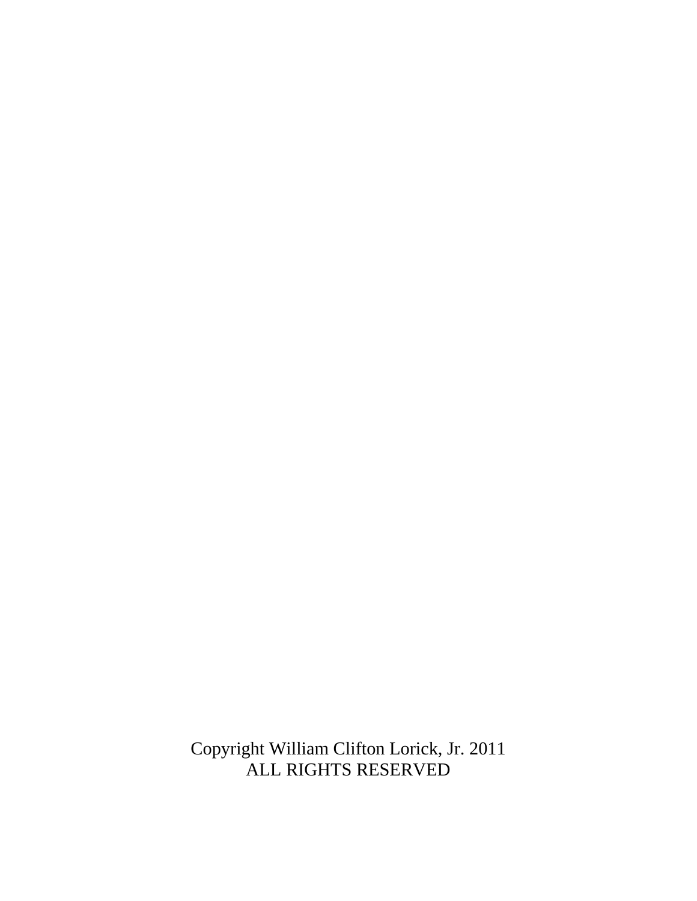Copyright William Clifton Lorick, Jr. 2011
ALL RIGHTS RESERVED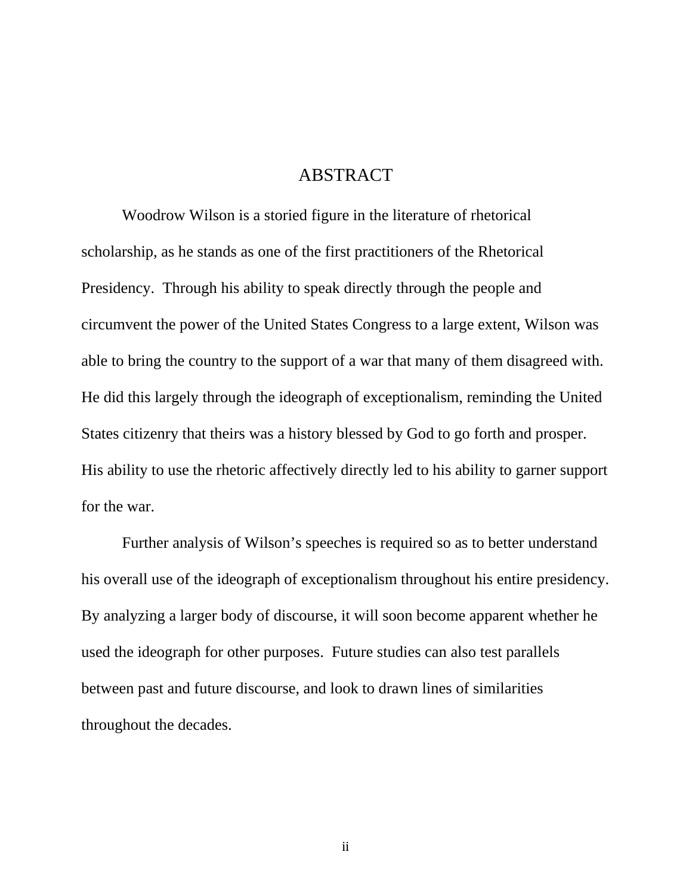# ABSTRACT

Woodrow Wilson is a storied figure in the literature of rhetorical scholarship, as he stands as one of the first practitioners of the Rhetorical Presidency. Through his ability to speak directly through the people and circumvent the power of the United States Congress to a large extent, Wilson was able to bring the country to the support of a war that many of them disagreed with. He did this largely through the ideograph of exceptionalism, reminding the United States citizenry that theirs was a history blessed by God to go forth and prosper. His ability to use the rhetoric affectively directly led to his ability to garner support for the war.

Further analysis of Wilson's speeches is required so as to better understand his overall use of the ideograph of exceptionalism throughout his entire presidency. By analyzing a larger body of discourse, it will soon become apparent whether he used the ideograph for other purposes. Future studies can also test parallels between past and future discourse, and look to drawn lines of similarities throughout the decades.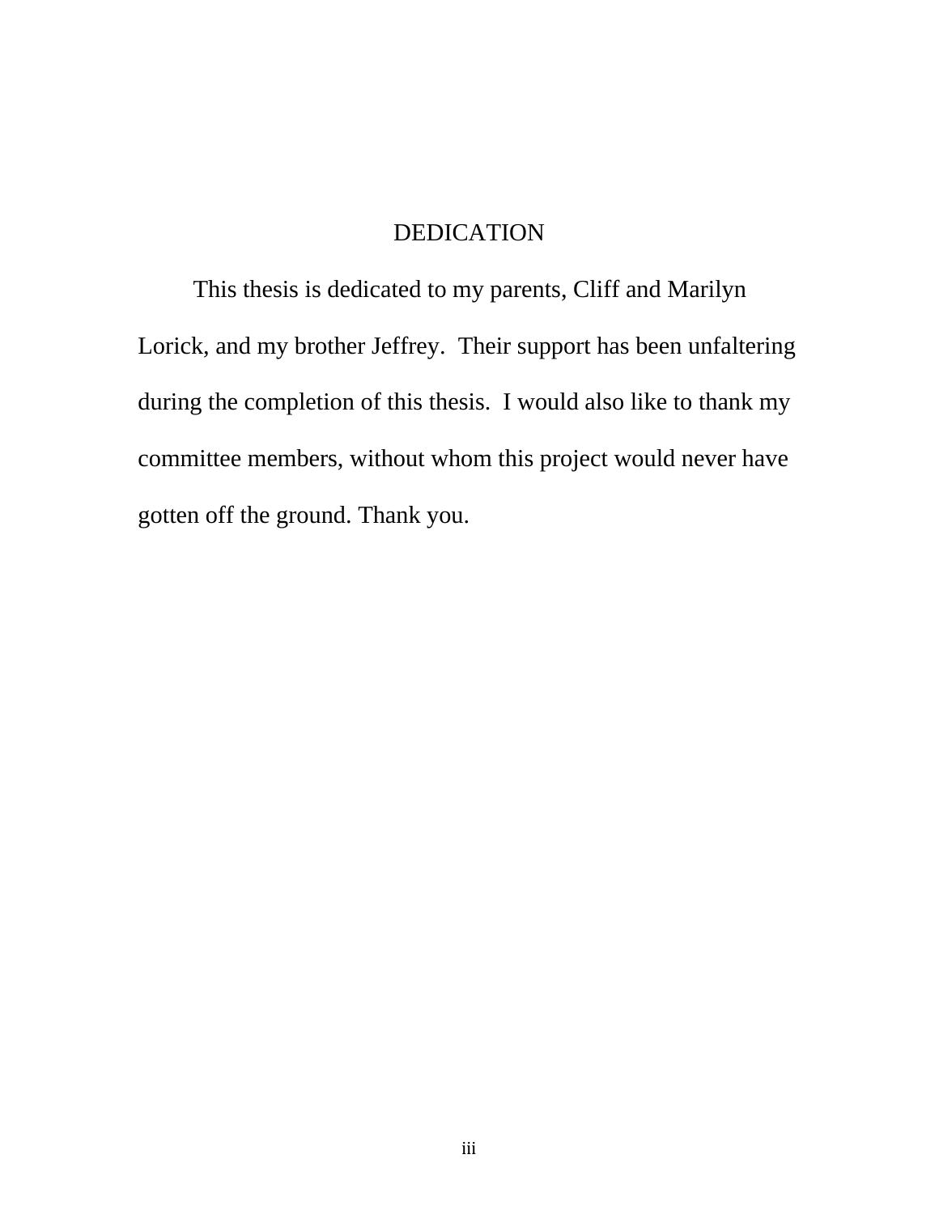# DEDICATION

This thesis is dedicated to my parents, Cliff and Marilyn Lorick, and my brother Jeffrey. Their support has been unfaltering during the completion of this thesis. I would also like to thank my committee members, without whom this project would never have gotten off the ground. Thank you.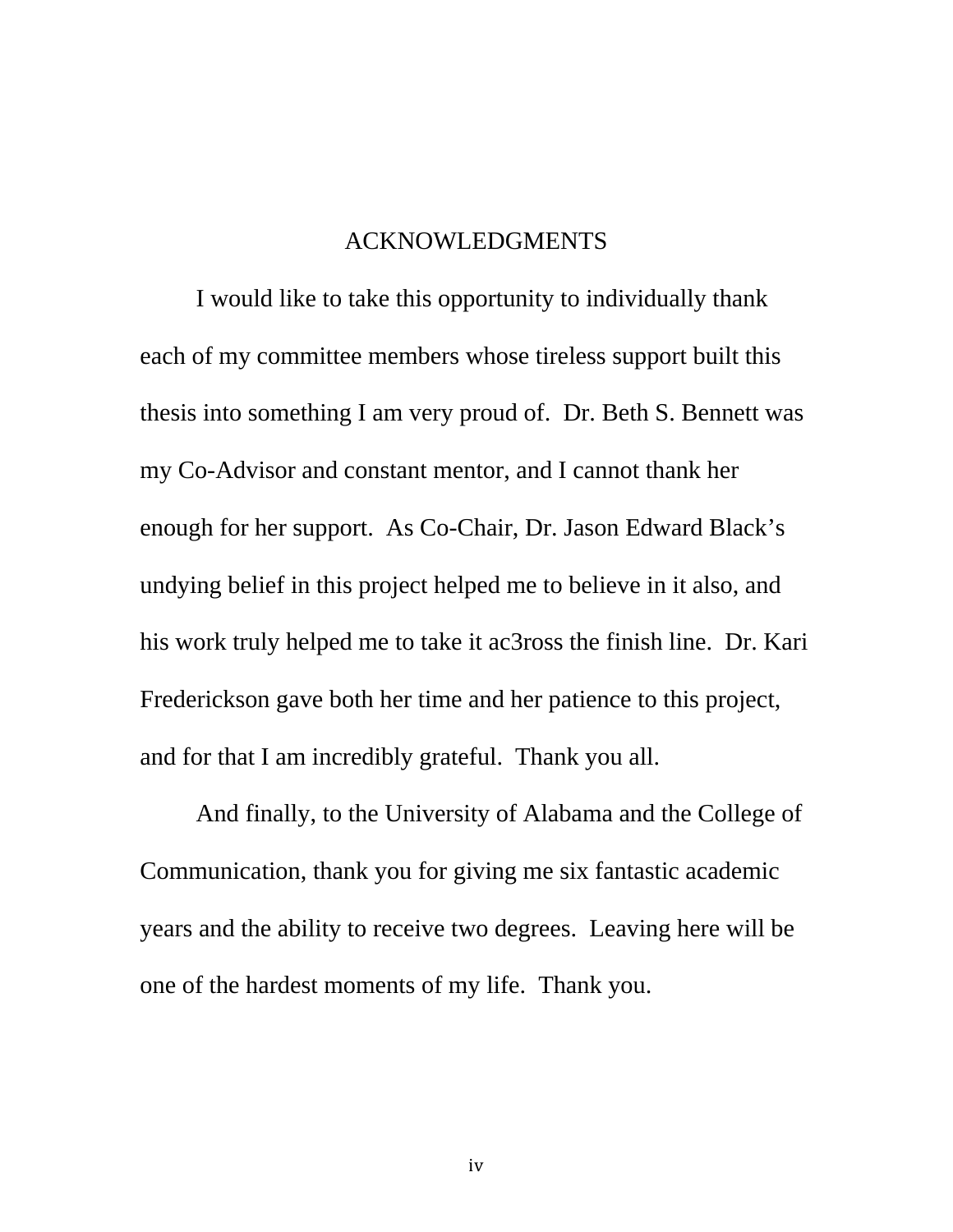# ACKNOWLEDGMENTS

I would like to take this opportunity to individually thank each of my committee members whose tireless support built this thesis into something I am very proud of. Dr. Beth S. Bennett was my Co-Advisor and constant mentor, and I cannot thank her enough for her support. As Co-Chair, Dr. Jason Edward Black's undying belief in this project helped me to believe in it also, and his work truly helped me to take it ac3ross the finish line. Dr. Kari Frederickson gave both her time and her patience to this project, and for that I am incredibly grateful. Thank you all.

And finally, to the University of Alabama and the College of Communication, thank you for giving me six fantastic academic years and the ability to receive two degrees. Leaving here will be one of the hardest moments of my life. Thank you.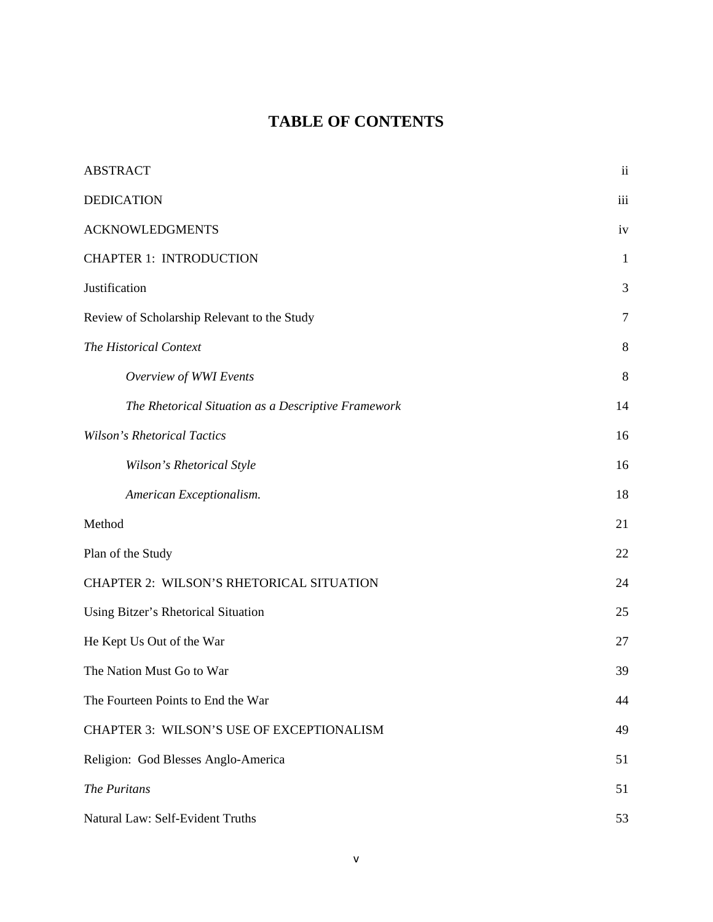# TABLE OF CONTENTS

| | |
|---|---|
| ABSTRACT | ii |
| DEDICATION | iii |
| ACKNOWLEDGMENTS | iv |
| CHAPTER 1: INTRODUCTION | 1 |
| Justification | 3 |
| Review of Scholarship Relevant to the Study | 7 |
| *The Historical Context* | 8 |
| &nbsp;&nbsp;&nbsp;&nbsp;*Overview of WWI Events* | 8 |
| &nbsp;&nbsp;&nbsp;&nbsp;*The Rhetorical Situation as a Descriptive Framework* | 14 |
| *Wilson's Rhetorical Tactics* | 16 |
| &nbsp;&nbsp;&nbsp;&nbsp;*Wilson's Rhetorical Style* | 16 |
| &nbsp;&nbsp;&nbsp;&nbsp;*American Exceptionalism.* | 18 |
| Method | 21 |
| Plan of the Study | 22 |
| CHAPTER 2: WILSON'S RHETORICAL SITUATION | 24 |
| Using Bitzer's Rhetorical Situation | 25 |
| He Kept Us Out of the War | 27 |
| The Nation Must Go to War | 39 |
| The Fourteen Points to End the War | 44 |
| CHAPTER 3: WILSON'S USE OF EXCEPTIONALISM | 49 |
| Religion: God Blesses Anglo-America | 51 |
| *The Puritans* | 51 |
| Natural Law: Self-Evident Truths | 53 |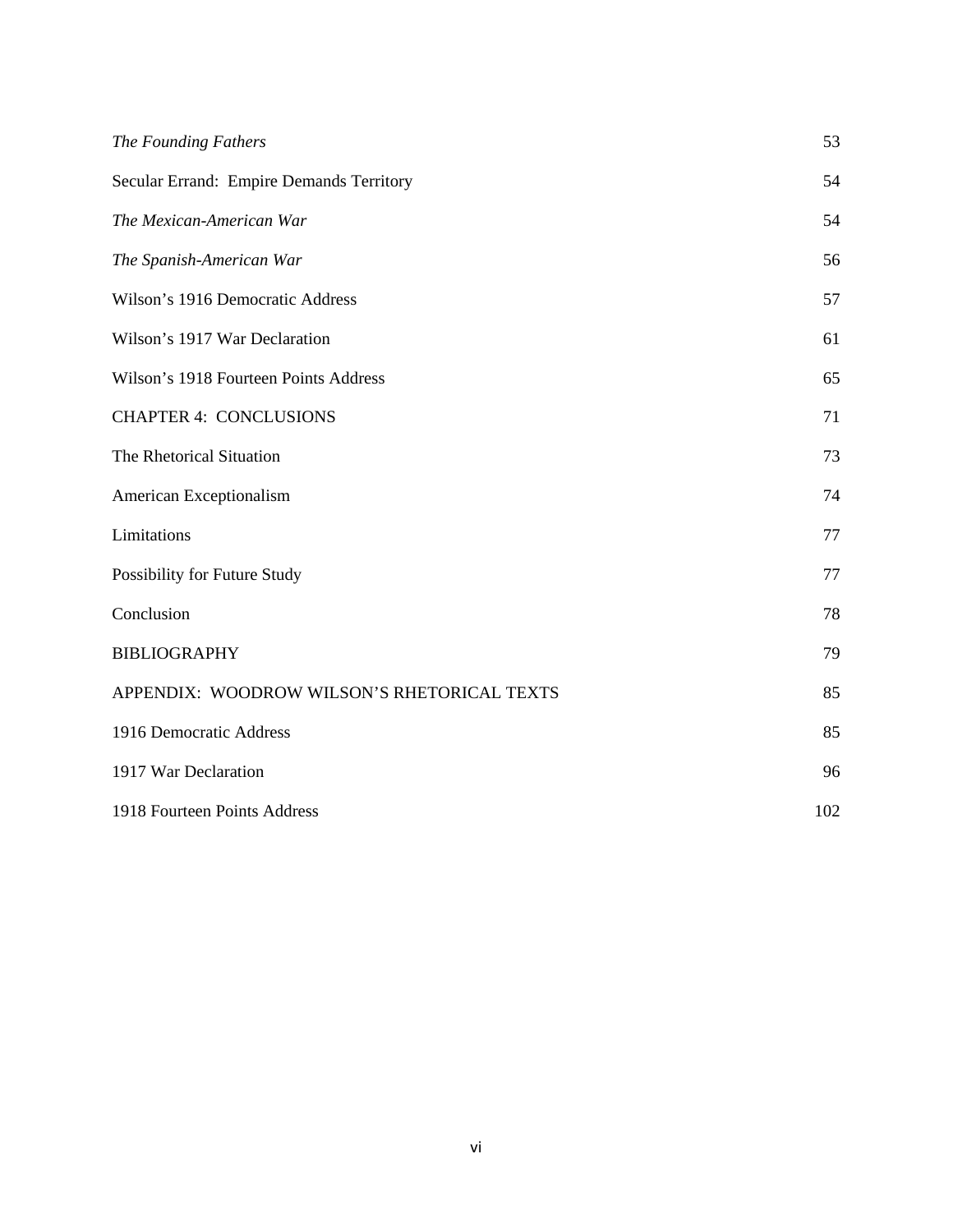| | |
|---|---|
| *The Founding Fathers* | 53 |
| Secular Errand: Empire Demands Territory | 54 |
| *The Mexican-American War* | 54 |
| *The Spanish-American War* | 56 |
| Wilson's 1916 Democratic Address | 57 |
| Wilson's 1917 War Declaration | 61 |
| Wilson's 1918 Fourteen Points Address | 65 |
| CHAPTER 4: CONCLUSIONS | 71 |
| The Rhetorical Situation | 73 |
| American Exceptionalism | 74 |
| Limitations | 77 |
| Possibility for Future Study | 77 |
| Conclusion | 78 |
| BIBLIOGRAPHY | 79 |
| APPENDIX: WOODROW WILSON'S RHETORICAL TEXTS | 85 |
| 1916 Democratic Address | 85 |
| 1917 War Declaration | 96 |
| 1918 Fourteen Points Address | 102 |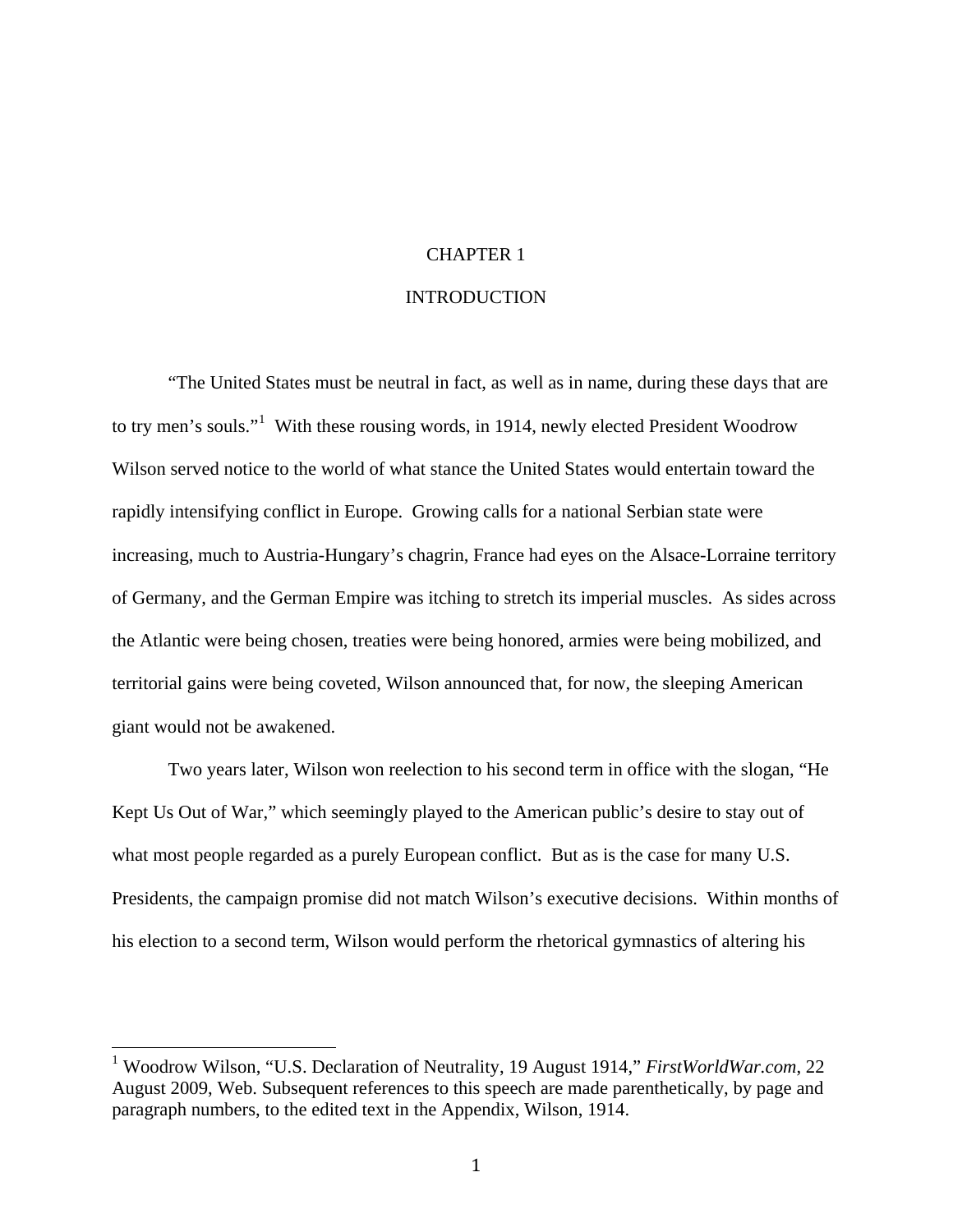# CHAPTER 1

# INTRODUCTION

"The United States must be neutral in fact, as well as in name, during these days that are to try men's souls."[1] With these rousing words, in 1914, newly elected President Woodrow Wilson served notice to the world of what stance the United States would entertain toward the rapidly intensifying conflict in Europe. Growing calls for a national Serbian state were increasing, much to Austria-Hungary's chagrin, France had eyes on the Alsace-Lorraine territory of Germany, and the German Empire was itching to stretch its imperial muscles. As sides across the Atlantic were being chosen, treaties were being honored, armies were being mobilized, and territorial gains were being coveted, Wilson announced that, for now, the sleeping American giant would not be awakened.

Two years later, Wilson won reelection to his second term in office with the slogan, "He Kept Us Out of War," which seemingly played to the American public's desire to stay out of what most people regarded as a purely European conflict. But as is the case for many U.S. Presidents, the campaign promise did not match Wilson's executive decisions. Within months of his election to a second term, Wilson would perform the rhetorical gymnastics of altering his

---

[1] Woodrow Wilson, "U.S. Declaration of Neutrality, 19 August 1914," *FirstWorldWar.com*, 22 August 2009, Web. Subsequent references to this speech are made parenthetically, by page and paragraph numbers, to the edited text in the Appendix, Wilson, 1914.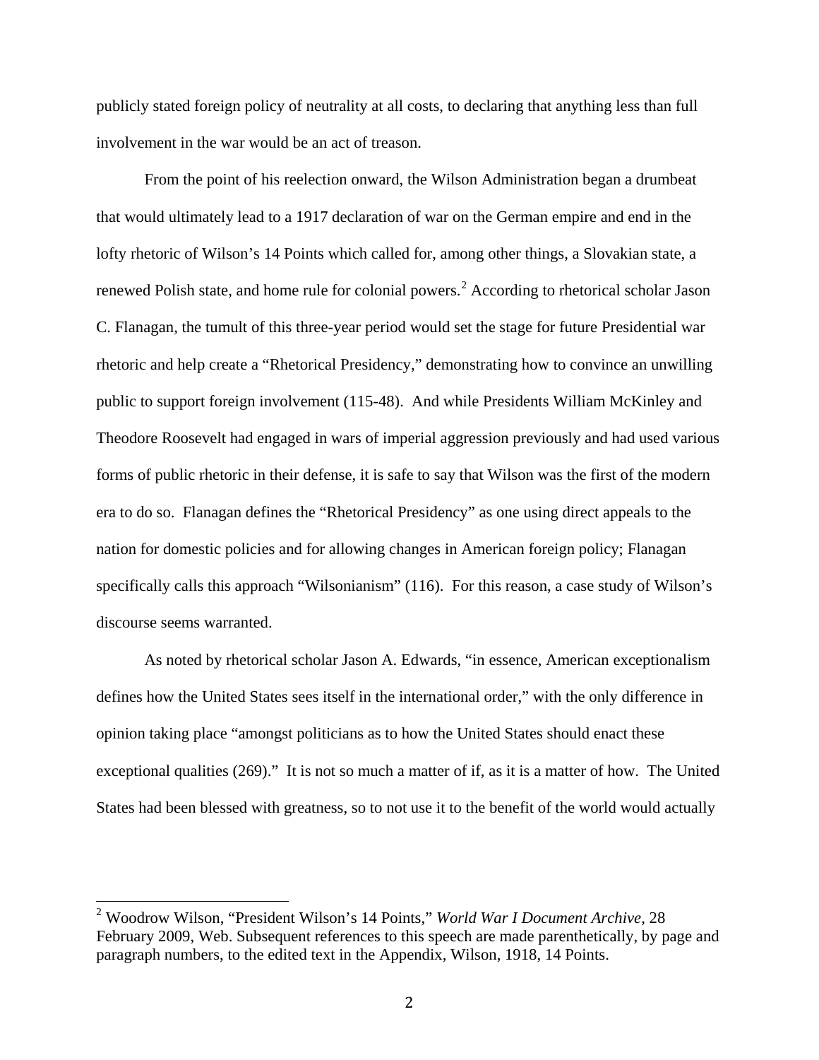publicly stated foreign policy of neutrality at all costs, to declaring that anything less than full involvement in the war would be an act of treason.

From the point of his reelection onward, the Wilson Administration began a drumbeat that would ultimately lead to a 1917 declaration of war on the German empire and end in the lofty rhetoric of Wilson's 14 Points which called for, among other things, a Slovakian state, a renewed Polish state, and home rule for colonial powers.[2] According to rhetorical scholar Jason C. Flanagan, the tumult of this three-year period would set the stage for future Presidential war rhetoric and help create a "Rhetorical Presidency," demonstrating how to convince an unwilling public to support foreign involvement (115-48). And while Presidents William McKinley and Theodore Roosevelt had engaged in wars of imperial aggression previously and had used various forms of public rhetoric in their defense, it is safe to say that Wilson was the first of the modern era to do so. Flanagan defines the "Rhetorical Presidency" as one using direct appeals to the nation for domestic policies and for allowing changes in American foreign policy; Flanagan specifically calls this approach "Wilsonianism" (116). For this reason, a case study of Wilson's discourse seems warranted.

As noted by rhetorical scholar Jason A. Edwards, "in essence, American exceptionalism defines how the United States sees itself in the international order," with the only difference in opinion taking place "amongst politicians as to how the United States should enact these exceptional qualities (269)." It is not so much a matter of if, as it is a matter of how. The United States had been blessed with greatness, so to not use it to the benefit of the world would actually

---

[2] Woodrow Wilson, "President Wilson's 14 Points," *World War I Document Archive*, 28 February 2009, Web. Subsequent references to this speech are made parenthetically, by page and paragraph numbers, to the edited text in the Appendix, Wilson, 1918, 14 Points.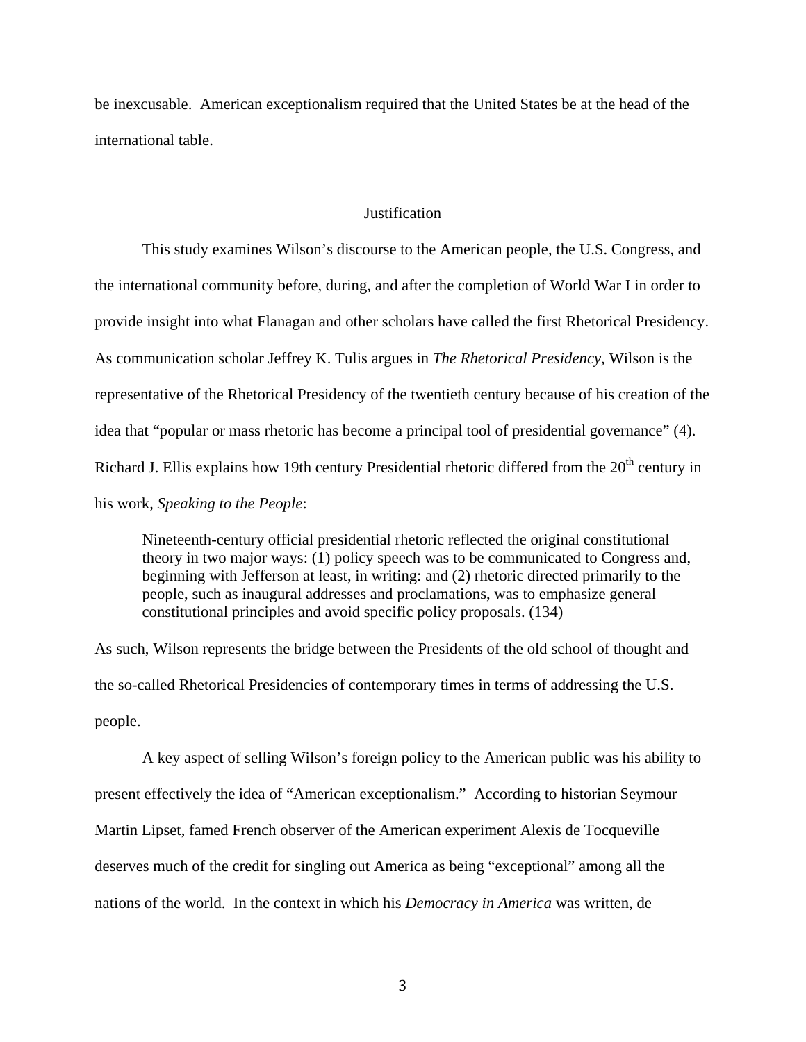be inexcusable. American exceptionalism required that the United States be at the head of the international table.

## Justification

This study examines Wilson's discourse to the American people, the U.S. Congress, and the international community before, during, and after the completion of World War I in order to provide insight into what Flanagan and other scholars have called the first Rhetorical Presidency. As communication scholar Jeffrey K. Tulis argues in *The Rhetorical Presidency*, Wilson is the representative of the Rhetorical Presidency of the twentieth century because of his creation of the idea that "popular or mass rhetoric has become a principal tool of presidential governance" (4). Richard J. Ellis explains how 19th century Presidential rhetoric differed from the 20th century in his work, *Speaking to the People*:

> Nineteenth-century official presidential rhetoric reflected the original constitutional theory in two major ways: (1) policy speech was to be communicated to Congress and, beginning with Jefferson at least, in writing: and (2) rhetoric directed primarily to the people, such as inaugural addresses and proclamations, was to emphasize general constitutional principles and avoid specific policy proposals. (134)

As such, Wilson represents the bridge between the Presidents of the old school of thought and the so-called Rhetorical Presidencies of contemporary times in terms of addressing the U.S. people.

A key aspect of selling Wilson's foreign policy to the American public was his ability to present effectively the idea of "American exceptionalism." According to historian Seymour Martin Lipset, famed French observer of the American experiment Alexis de Tocqueville deserves much of the credit for singling out America as being "exceptional" among all the nations of the world. In the context in which his *Democracy in America* was written, de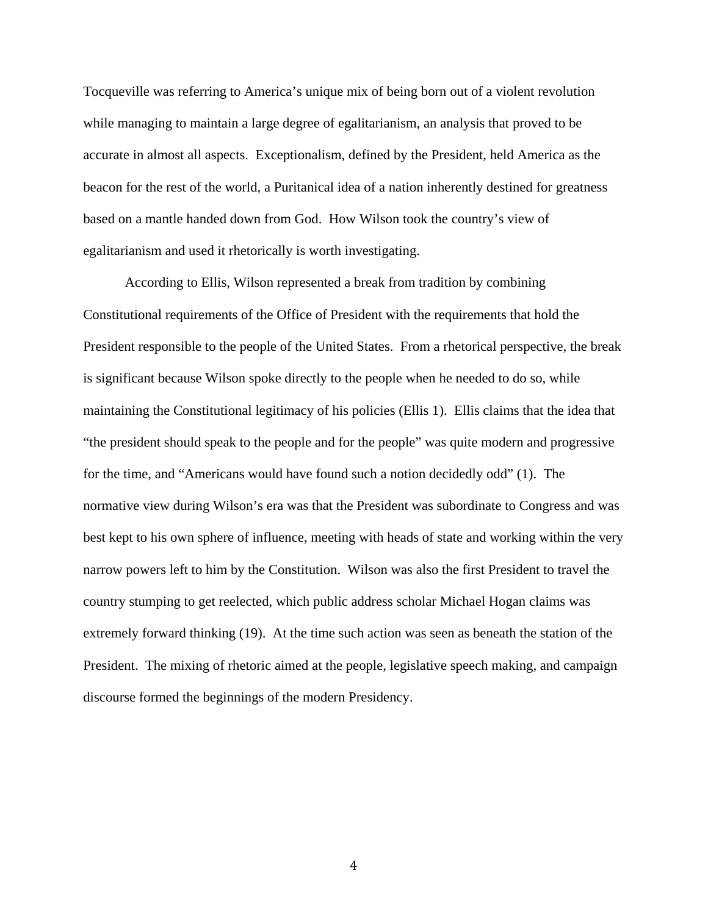Tocqueville was referring to America's unique mix of being born out of a violent revolution while managing to maintain a large degree of egalitarianism, an analysis that proved to be accurate in almost all aspects. Exceptionalism, defined by the President, held America as the beacon for the rest of the world, a Puritanical idea of a nation inherently destined for greatness based on a mantle handed down from God. How Wilson took the country's view of egalitarianism and used it rhetorically is worth investigating.

According to Ellis, Wilson represented a break from tradition by combining Constitutional requirements of the Office of President with the requirements that hold the President responsible to the people of the United States. From a rhetorical perspective, the break is significant because Wilson spoke directly to the people when he needed to do so, while maintaining the Constitutional legitimacy of his policies (Ellis 1). Ellis claims that the idea that "the president should speak to the people and for the people" was quite modern and progressive for the time, and "Americans would have found such a notion decidedly odd" (1). The normative view during Wilson's era was that the President was subordinate to Congress and was best kept to his own sphere of influence, meeting with heads of state and working within the very narrow powers left to him by the Constitution. Wilson was also the first President to travel the country stumping to get reelected, which public address scholar Michael Hogan claims was extremely forward thinking (19). At the time such action was seen as beneath the station of the President. The mixing of rhetoric aimed at the people, legislative speech making, and campaign discourse formed the beginnings of the modern Presidency.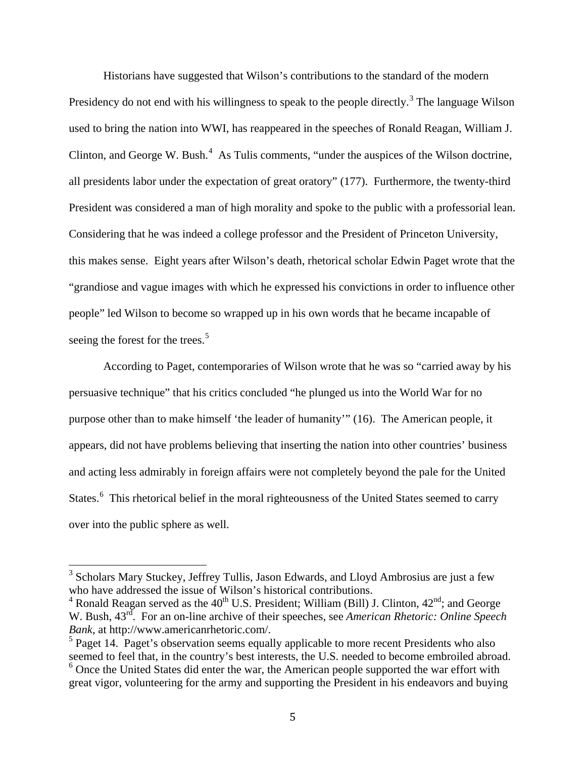Historians have suggested that Wilson's contributions to the standard of the modern Presidency do not end with his willingness to speak to the people directly.[3] The language Wilson used to bring the nation into WWI, has reappeared in the speeches of Ronald Reagan, William J. Clinton, and George W. Bush.[4] As Tulis comments, "under the auspices of the Wilson doctrine, all presidents labor under the expectation of great oratory" (177). Furthermore, the twenty-third President was considered a man of high morality and spoke to the public with a professorial lean. Considering that he was indeed a college professor and the President of Princeton University, this makes sense. Eight years after Wilson's death, rhetorical scholar Edwin Paget wrote that the "grandiose and vague images with which he expressed his convictions in order to influence other people" led Wilson to become so wrapped up in his own words that he became incapable of seeing the forest for the trees.[5]

According to Paget, contemporaries of Wilson wrote that he was so "carried away by his persuasive technique" that his critics concluded "he plunged us into the World War for no purpose other than to make himself 'the leader of humanity'" (16). The American people, it appears, did not have problems believing that inserting the nation into other countries' business and acting less admirably in foreign affairs were not completely beyond the pale for the United States.[6] This rhetorical belief in the moral righteousness of the United States seemed to carry over into the public sphere as well.

---

[3] Scholars Mary Stuckey, Jeffrey Tullis, Jason Edwards, and Lloyd Ambrosius are just a few who have addressed the issue of Wilson's historical contributions.

[4] Ronald Reagan served as the 40th U.S. President; William (Bill) J. Clinton, 42nd; and George W. Bush, 43rd. For an on-line archive of their speeches, see *American Rhetoric: Online Speech Bank*, at http://www.americanrhetoric.com/.

[5] Paget 14. Paget's observation seems equally applicable to more recent Presidents who also seemed to feel that, in the country's best interests, the U.S. needed to become embroiled abroad.

[6] Once the United States did enter the war, the American people supported the war effort with great vigor, volunteering for the army and supporting the President in his endeavors and buying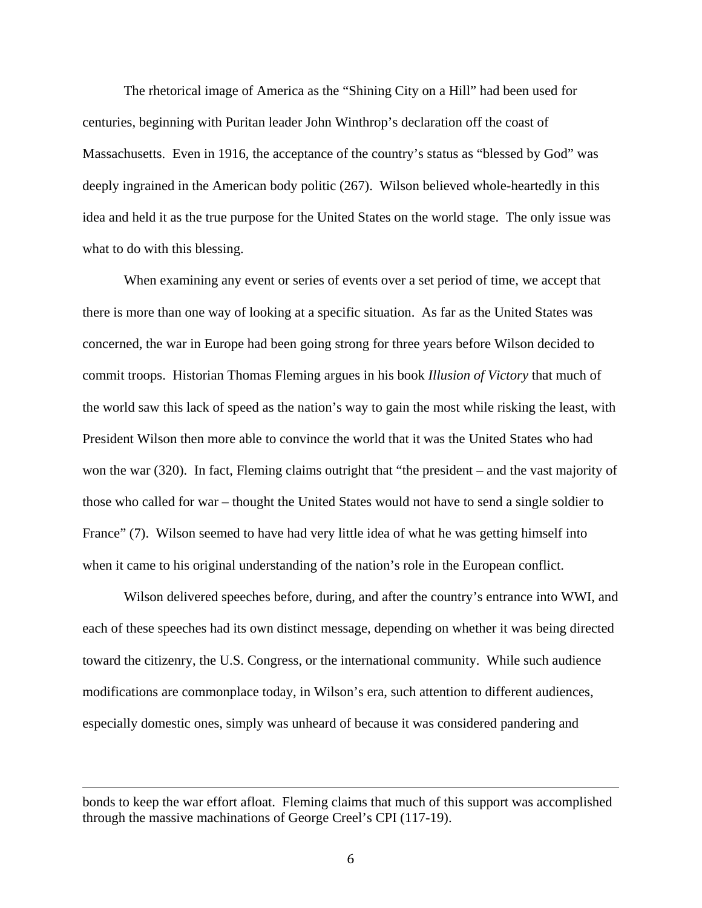The rhetorical image of America as the "Shining City on a Hill" had been used for centuries, beginning with Puritan leader John Winthrop's declaration off the coast of Massachusetts. Even in 1916, the acceptance of the country's status as "blessed by God" was deeply ingrained in the American body politic (267). Wilson believed whole-heartedly in this idea and held it as the true purpose for the United States on the world stage. The only issue was what to do with this blessing.

When examining any event or series of events over a set period of time, we accept that there is more than one way of looking at a specific situation. As far as the United States was concerned, the war in Europe had been going strong for three years before Wilson decided to commit troops. Historian Thomas Fleming argues in his book *Illusion of Victory* that much of the world saw this lack of speed as the nation's way to gain the most while risking the least, with President Wilson then more able to convince the world that it was the United States who had won the war (320). In fact, Fleming claims outright that "the president – and the vast majority of those who called for war – thought the United States would not have to send a single soldier to France" (7). Wilson seemed to have had very little idea of what he was getting himself into when it came to his original understanding of the nation's role in the European conflict.

Wilson delivered speeches before, during, and after the country's entrance into WWI, and each of these speeches had its own distinct message, depending on whether it was being directed toward the citizenry, the U.S. Congress, or the international community. While such audience modifications are commonplace today, in Wilson's era, such attention to different audiences, especially domestic ones, simply was unheard of because it was considered pandering and

---

bonds to keep the war effort afloat. Fleming claims that much of this support was accomplished through the massive machinations of George Creel's CPI (117-19).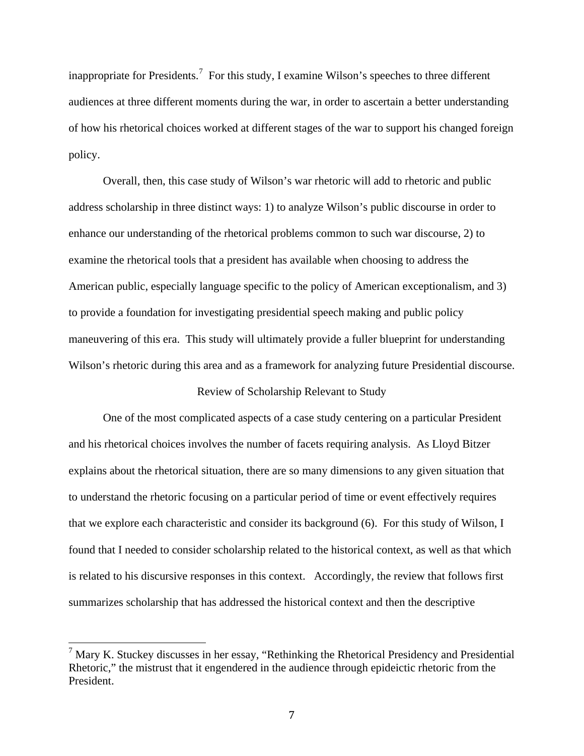inappropriate for Presidents.[7] For this study, I examine Wilson's speeches to three different audiences at three different moments during the war, in order to ascertain a better understanding of how his rhetorical choices worked at different stages of the war to support his changed foreign policy.

Overall, then, this case study of Wilson's war rhetoric will add to rhetoric and public address scholarship in three distinct ways: 1) to analyze Wilson's public discourse in order to enhance our understanding of the rhetorical problems common to such war discourse, 2) to examine the rhetorical tools that a president has available when choosing to address the American public, especially language specific to the policy of American exceptionalism, and 3) to provide a foundation for investigating presidential speech making and public policy maneuvering of this era. This study will ultimately provide a fuller blueprint for understanding Wilson's rhetoric during this area and as a framework for analyzing future Presidential discourse.

## Review of Scholarship Relevant to Study

One of the most complicated aspects of a case study centering on a particular President and his rhetorical choices involves the number of facets requiring analysis. As Lloyd Bitzer explains about the rhetorical situation, there are so many dimensions to any given situation that to understand the rhetoric focusing on a particular period of time or event effectively requires that we explore each characteristic and consider its background (6). For this study of Wilson, I found that I needed to consider scholarship related to the historical context, as well as that which is related to his discursive responses in this context. Accordingly, the review that follows first summarizes scholarship that has addressed the historical context and then the descriptive

---

[7] Mary K. Stuckey discusses in her essay, "Rethinking the Rhetorical Presidency and Presidential Rhetoric," the mistrust that it engendered in the audience through epideictic rhetoric from the President.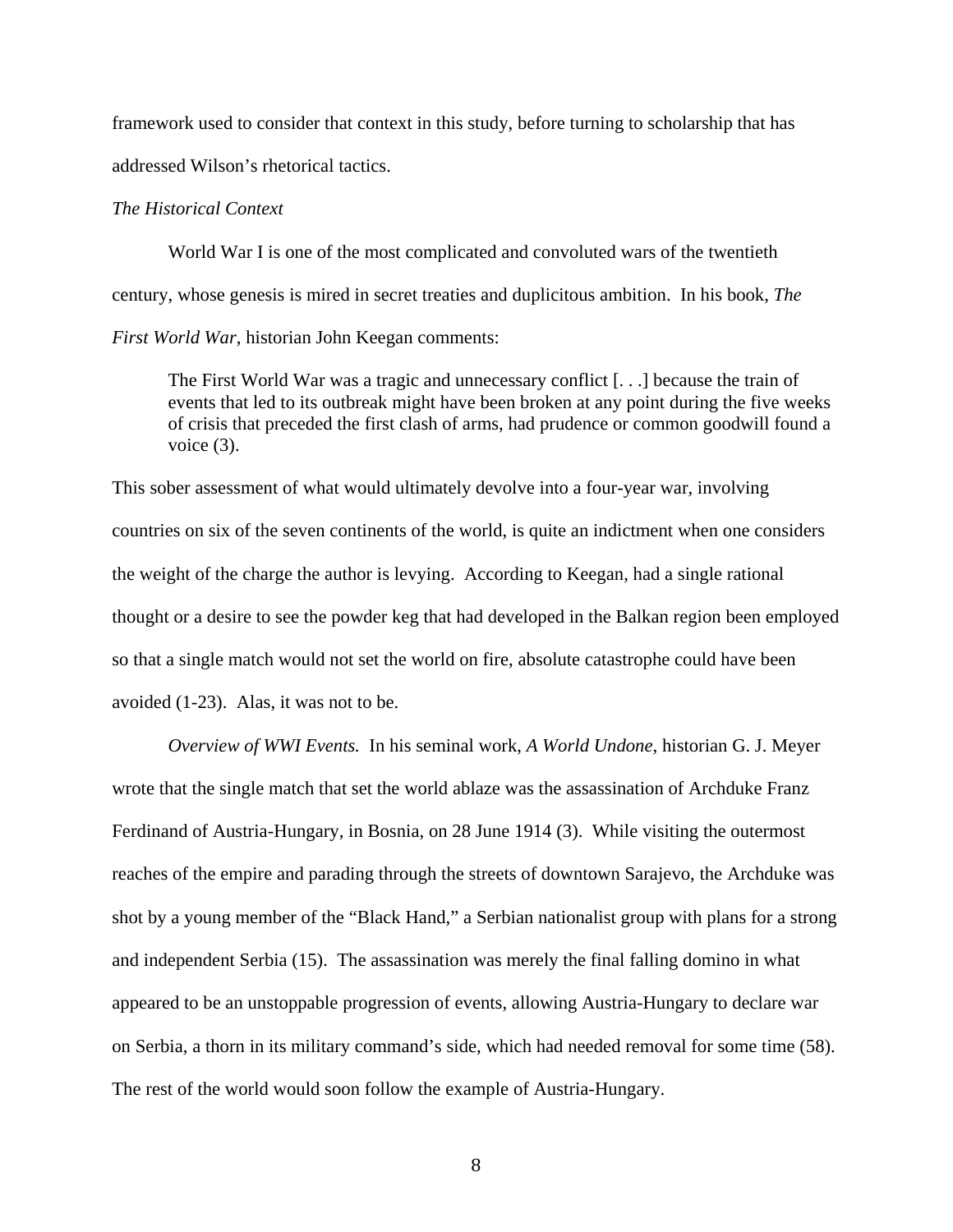framework used to consider that context in this study, before turning to scholarship that has addressed Wilson's rhetorical tactics.

*The Historical Context*

World War I is one of the most complicated and convoluted wars of the twentieth century, whose genesis is mired in secret treaties and duplicitous ambition. In his book, *The First World War*, historian John Keegan comments:

> The First World War was a tragic and unnecessary conflict [. . .] because the train of events that led to its outbreak might have been broken at any point during the five weeks of crisis that preceded the first clash of arms, had prudence or common goodwill found a voice (3).

This sober assessment of what would ultimately devolve into a four-year war, involving countries on six of the seven continents of the world, is quite an indictment when one considers the weight of the charge the author is levying. According to Keegan, had a single rational thought or a desire to see the powder keg that had developed in the Balkan region been employed so that a single match would not set the world on fire, absolute catastrophe could have been avoided (1-23). Alas, it was not to be.

*Overview of WWI Events.* In his seminal work, *A World Undone*, historian G. J. Meyer wrote that the single match that set the world ablaze was the assassination of Archduke Franz Ferdinand of Austria-Hungary, in Bosnia, on 28 June 1914 (3). While visiting the outermost reaches of the empire and parading through the streets of downtown Sarajevo, the Archduke was shot by a young member of the "Black Hand," a Serbian nationalist group with plans for a strong and independent Serbia (15). The assassination was merely the final falling domino in what appeared to be an unstoppable progression of events, allowing Austria-Hungary to declare war on Serbia, a thorn in its military command's side, which had needed removal for some time (58). The rest of the world would soon follow the example of Austria-Hungary.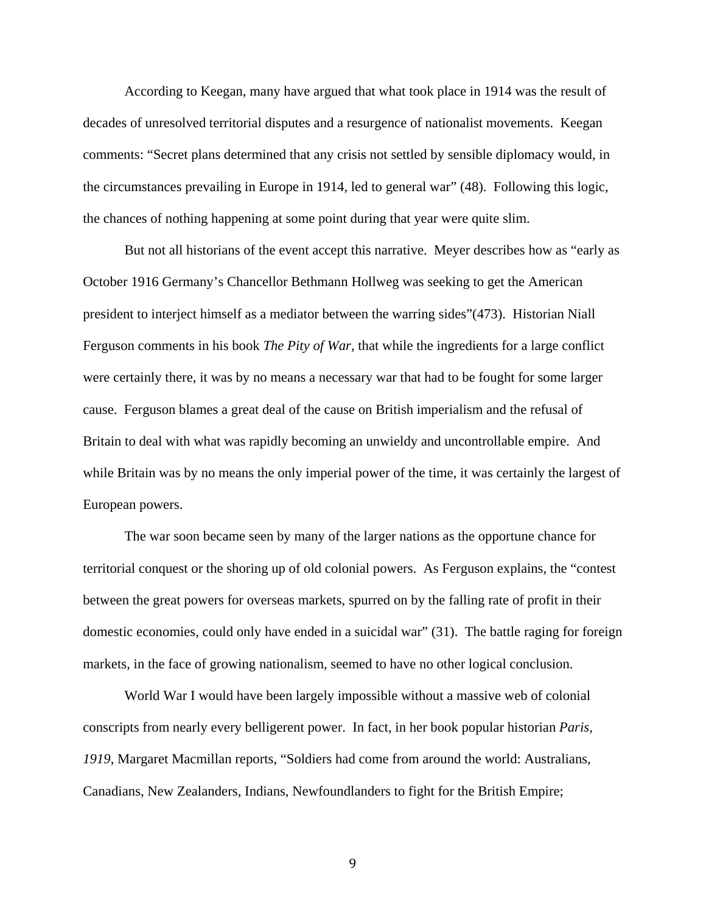According to Keegan, many have argued that what took place in 1914 was the result of decades of unresolved territorial disputes and a resurgence of nationalist movements. Keegan comments: "Secret plans determined that any crisis not settled by sensible diplomacy would, in the circumstances prevailing in Europe in 1914, led to general war" (48). Following this logic, the chances of nothing happening at some point during that year were quite slim.

But not all historians of the event accept this narrative. Meyer describes how as "early as October 1916 Germany's Chancellor Bethmann Hollweg was seeking to get the American president to interject himself as a mediator between the warring sides"(473). Historian Niall Ferguson comments in his book *The Pity of War*, that while the ingredients for a large conflict were certainly there, it was by no means a necessary war that had to be fought for some larger cause. Ferguson blames a great deal of the cause on British imperialism and the refusal of Britain to deal with what was rapidly becoming an unwieldy and uncontrollable empire. And while Britain was by no means the only imperial power of the time, it was certainly the largest of European powers.

The war soon became seen by many of the larger nations as the opportune chance for territorial conquest or the shoring up of old colonial powers. As Ferguson explains, the "contest between the great powers for overseas markets, spurred on by the falling rate of profit in their domestic economies, could only have ended in a suicidal war" (31). The battle raging for foreign markets, in the face of growing nationalism, seemed to have no other logical conclusion.

World War I would have been largely impossible without a massive web of colonial conscripts from nearly every belligerent power. In fact, in her book popular historian *Paris, 1919*, Margaret Macmillan reports, "Soldiers had come from around the world: Australians, Canadians, New Zealanders, Indians, Newfoundlanders to fight for the British Empire;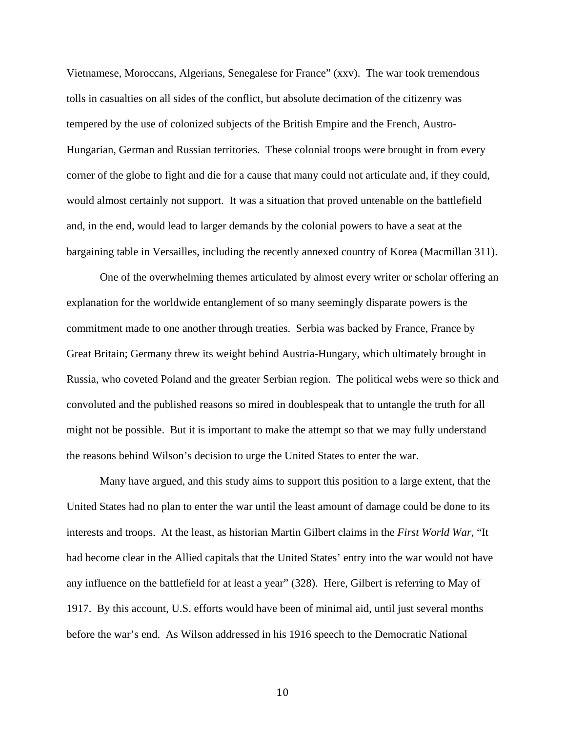Vietnamese, Moroccans, Algerians, Senegalese for France" (xxv). The war took tremendous tolls in casualties on all sides of the conflict, but absolute decimation of the citizenry was tempered by the use of colonized subjects of the British Empire and the French, Austro-Hungarian, German and Russian territories. These colonial troops were brought in from every corner of the globe to fight and die for a cause that many could not articulate and, if they could, would almost certainly not support. It was a situation that proved untenable on the battlefield and, in the end, would lead to larger demands by the colonial powers to have a seat at the bargaining table in Versailles, including the recently annexed country of Korea (Macmillan 311).

One of the overwhelming themes articulated by almost every writer or scholar offering an explanation for the worldwide entanglement of so many seemingly disparate powers is the commitment made to one another through treaties. Serbia was backed by France, France by Great Britain; Germany threw its weight behind Austria-Hungary, which ultimately brought in Russia, who coveted Poland and the greater Serbian region. The political webs were so thick and convoluted and the published reasons so mired in doublespeak that to untangle the truth for all might not be possible. But it is important to make the attempt so that we may fully understand the reasons behind Wilson's decision to urge the United States to enter the war.

Many have argued, and this study aims to support this position to a large extent, that the United States had no plan to enter the war until the least amount of damage could be done to its interests and troops. At the least, as historian Martin Gilbert claims in the *First World War*, "It had become clear in the Allied capitals that the United States' entry into the war would not have any influence on the battlefield for at least a year" (328). Here, Gilbert is referring to May of 1917. By this account, U.S. efforts would have been of minimal aid, until just several months before the war's end. As Wilson addressed in his 1916 speech to the Democratic National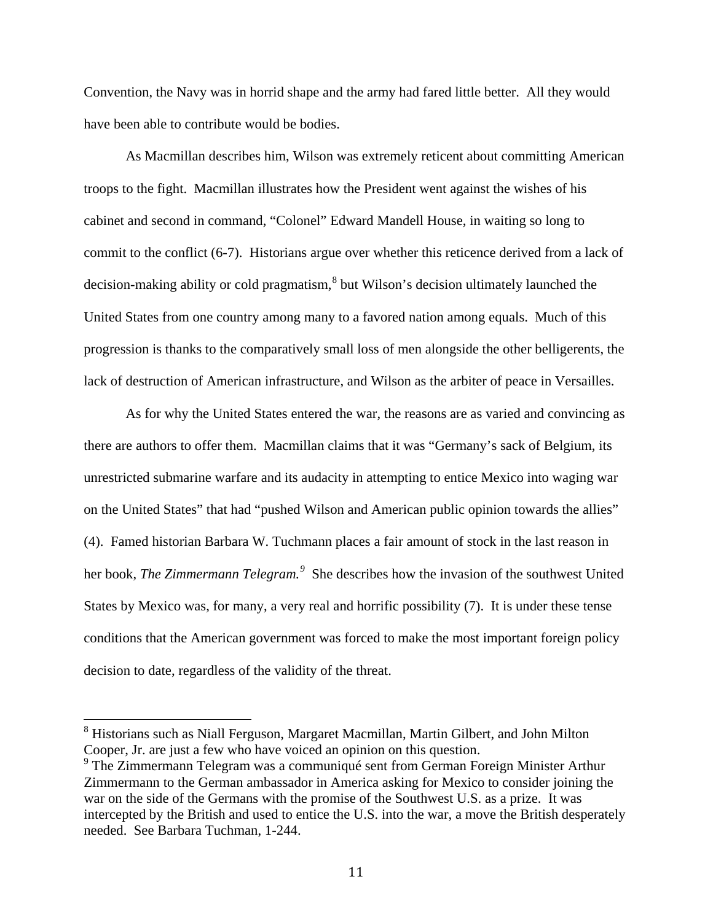Convention, the Navy was in horrid shape and the army had fared little better. All they would have been able to contribute would be bodies.

As Macmillan describes him, Wilson was extremely reticent about committing American troops to the fight. Macmillan illustrates how the President went against the wishes of his cabinet and second in command, "Colonel" Edward Mandell House, in waiting so long to commit to the conflict (6-7). Historians argue over whether this reticence derived from a lack of decision-making ability or cold pragmatism,[8] but Wilson's decision ultimately launched the United States from one country among many to a favored nation among equals. Much of this progression is thanks to the comparatively small loss of men alongside the other belligerents, the lack of destruction of American infrastructure, and Wilson as the arbiter of peace in Versailles.

As for why the United States entered the war, the reasons are as varied and convincing as there are authors to offer them. Macmillan claims that it was "Germany's sack of Belgium, its unrestricted submarine warfare and its audacity in attempting to entice Mexico into waging war on the United States" that had "pushed Wilson and American public opinion towards the allies" (4). Famed historian Barbara W. Tuchmann places a fair amount of stock in the last reason in her book, *The Zimmermann Telegram.*[9] She describes how the invasion of the southwest United States by Mexico was, for many, a very real and horrific possibility (7). It is under these tense conditions that the American government was forced to make the most important foreign policy decision to date, regardless of the validity of the threat.

---

[8] Historians such as Niall Ferguson, Margaret Macmillan, Martin Gilbert, and John Milton Cooper, Jr. are just a few who have voiced an opinion on this question.

[9] The Zimmermann Telegram was a communiqué sent from German Foreign Minister Arthur Zimmermann to the German ambassador in America asking for Mexico to consider joining the war on the side of the Germans with the promise of the Southwest U.S. as a prize. It was intercepted by the British and used to entice the U.S. into the war, a move the British desperately needed. See Barbara Tuchman, 1-244.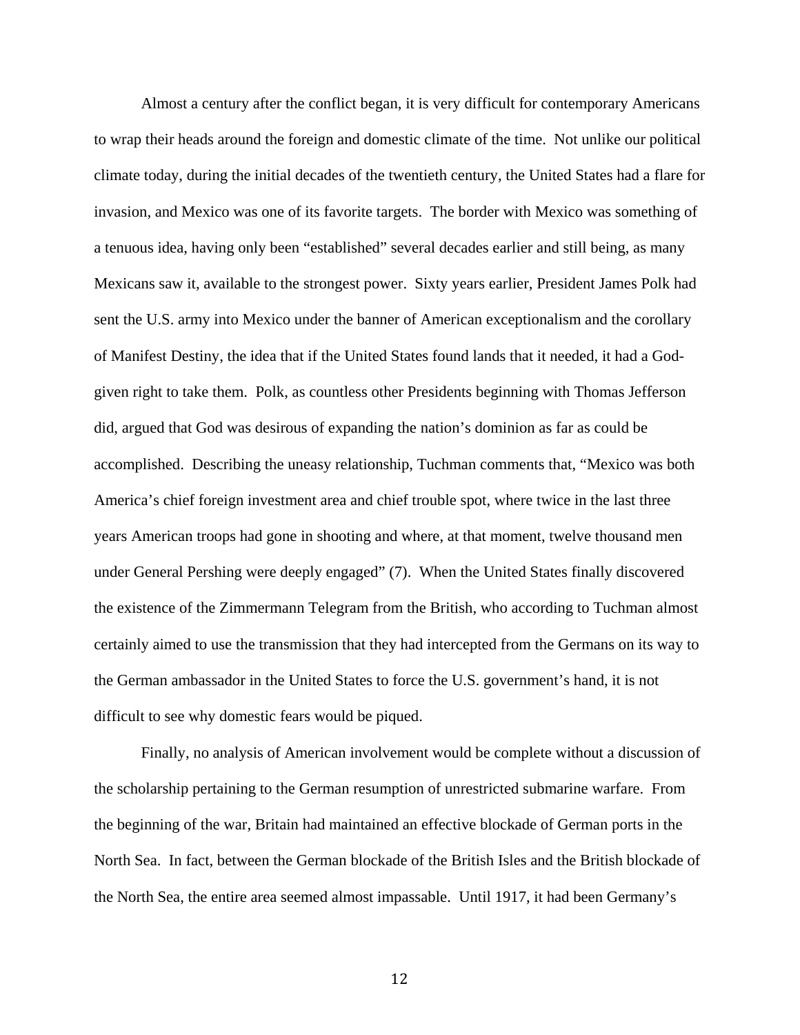Almost a century after the conflict began, it is very difficult for contemporary Americans to wrap their heads around the foreign and domestic climate of the time. Not unlike our political climate today, during the initial decades of the twentieth century, the United States had a flare for invasion, and Mexico was one of its favorite targets. The border with Mexico was something of a tenuous idea, having only been "established" several decades earlier and still being, as many Mexicans saw it, available to the strongest power. Sixty years earlier, President James Polk had sent the U.S. army into Mexico under the banner of American exceptionalism and the corollary of Manifest Destiny, the idea that if the United States found lands that it needed, it had a God-given right to take them. Polk, as countless other Presidents beginning with Thomas Jefferson did, argued that God was desirous of expanding the nation's dominion as far as could be accomplished. Describing the uneasy relationship, Tuchman comments that, "Mexico was both America's chief foreign investment area and chief trouble spot, where twice in the last three years American troops had gone in shooting and where, at that moment, twelve thousand men under General Pershing were deeply engaged" (7). When the United States finally discovered the existence of the Zimmermann Telegram from the British, who according to Tuchman almost certainly aimed to use the transmission that they had intercepted from the Germans on its way to the German ambassador in the United States to force the U.S. government's hand, it is not difficult to see why domestic fears would be piqued.

Finally, no analysis of American involvement would be complete without a discussion of the scholarship pertaining to the German resumption of unrestricted submarine warfare. From the beginning of the war, Britain had maintained an effective blockade of German ports in the North Sea. In fact, between the German blockade of the British Isles and the British blockade of the North Sea, the entire area seemed almost impassable. Until 1917, it had been Germany's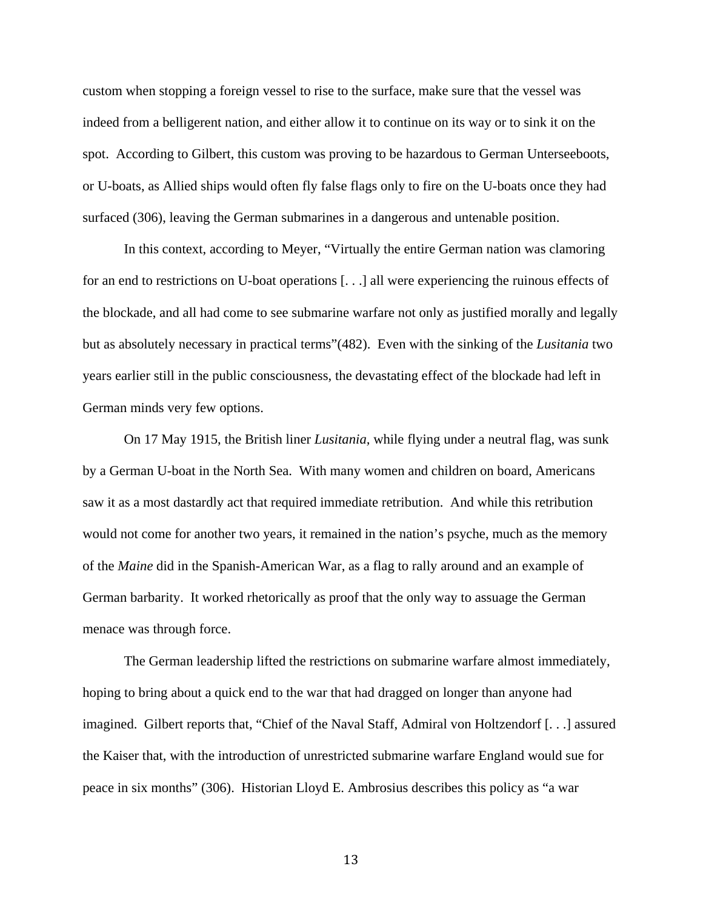custom when stopping a foreign vessel to rise to the surface, make sure that the vessel was indeed from a belligerent nation, and either allow it to continue on its way or to sink it on the spot. According to Gilbert, this custom was proving to be hazardous to German Unterseeboots, or U-boats, as Allied ships would often fly false flags only to fire on the U-boats once they had surfaced (306), leaving the German submarines in a dangerous and untenable position.

In this context, according to Meyer, "Virtually the entire German nation was clamoring for an end to restrictions on U-boat operations [. . .] all were experiencing the ruinous effects of the blockade, and all had come to see submarine warfare not only as justified morally and legally but as absolutely necessary in practical terms"(482). Even with the sinking of the *Lusitania* two years earlier still in the public consciousness, the devastating effect of the blockade had left in German minds very few options.

On 17 May 1915, the British liner *Lusitania,* while flying under a neutral flag, was sunk by a German U-boat in the North Sea. With many women and children on board, Americans saw it as a most dastardly act that required immediate retribution. And while this retribution would not come for another two years, it remained in the nation's psyche, much as the memory of the *Maine* did in the Spanish-American War, as a flag to rally around and an example of German barbarity. It worked rhetorically as proof that the only way to assuage the German menace was through force.

The German leadership lifted the restrictions on submarine warfare almost immediately, hoping to bring about a quick end to the war that had dragged on longer than anyone had imagined. Gilbert reports that, "Chief of the Naval Staff, Admiral von Holtzendorf [. . .] assured the Kaiser that, with the introduction of unrestricted submarine warfare England would sue for peace in six months" (306). Historian Lloyd E. Ambrosius describes this policy as "a war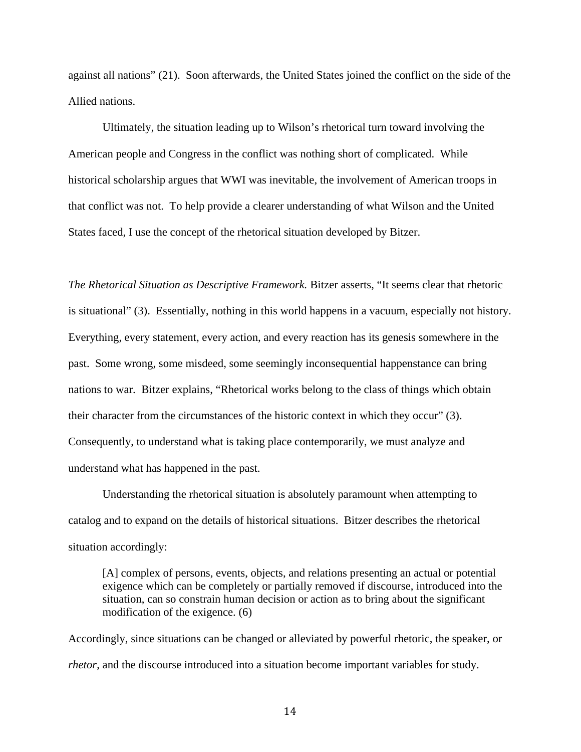against all nations" (21). Soon afterwards, the United States joined the conflict on the side of the Allied nations.

Ultimately, the situation leading up to Wilson's rhetorical turn toward involving the American people and Congress in the conflict was nothing short of complicated. While historical scholarship argues that WWI was inevitable, the involvement of American troops in that conflict was not. To help provide a clearer understanding of what Wilson and the United States faced, I use the concept of the rhetorical situation developed by Bitzer.

*The Rhetorical Situation as Descriptive Framework.* Bitzer asserts, "It seems clear that rhetoric is situational" (3). Essentially, nothing in this world happens in a vacuum, especially not history. Everything, every statement, every action, and every reaction has its genesis somewhere in the past. Some wrong, some misdeed, some seemingly inconsequential happenstance can bring nations to war. Bitzer explains, "Rhetorical works belong to the class of things which obtain their character from the circumstances of the historic context in which they occur" (3). Consequently, to understand what is taking place contemporarily, we must analyze and understand what has happened in the past.

Understanding the rhetorical situation is absolutely paramount when attempting to catalog and to expand on the details of historical situations. Bitzer describes the rhetorical situation accordingly:

> [A] complex of persons, events, objects, and relations presenting an actual or potential exigence which can be completely or partially removed if discourse, introduced into the situation, can so constrain human decision or action as to bring about the significant modification of the exigence. (6)

Accordingly, since situations can be changed or alleviated by powerful rhetoric, the speaker, or *rhetor*, and the discourse introduced into a situation become important variables for study.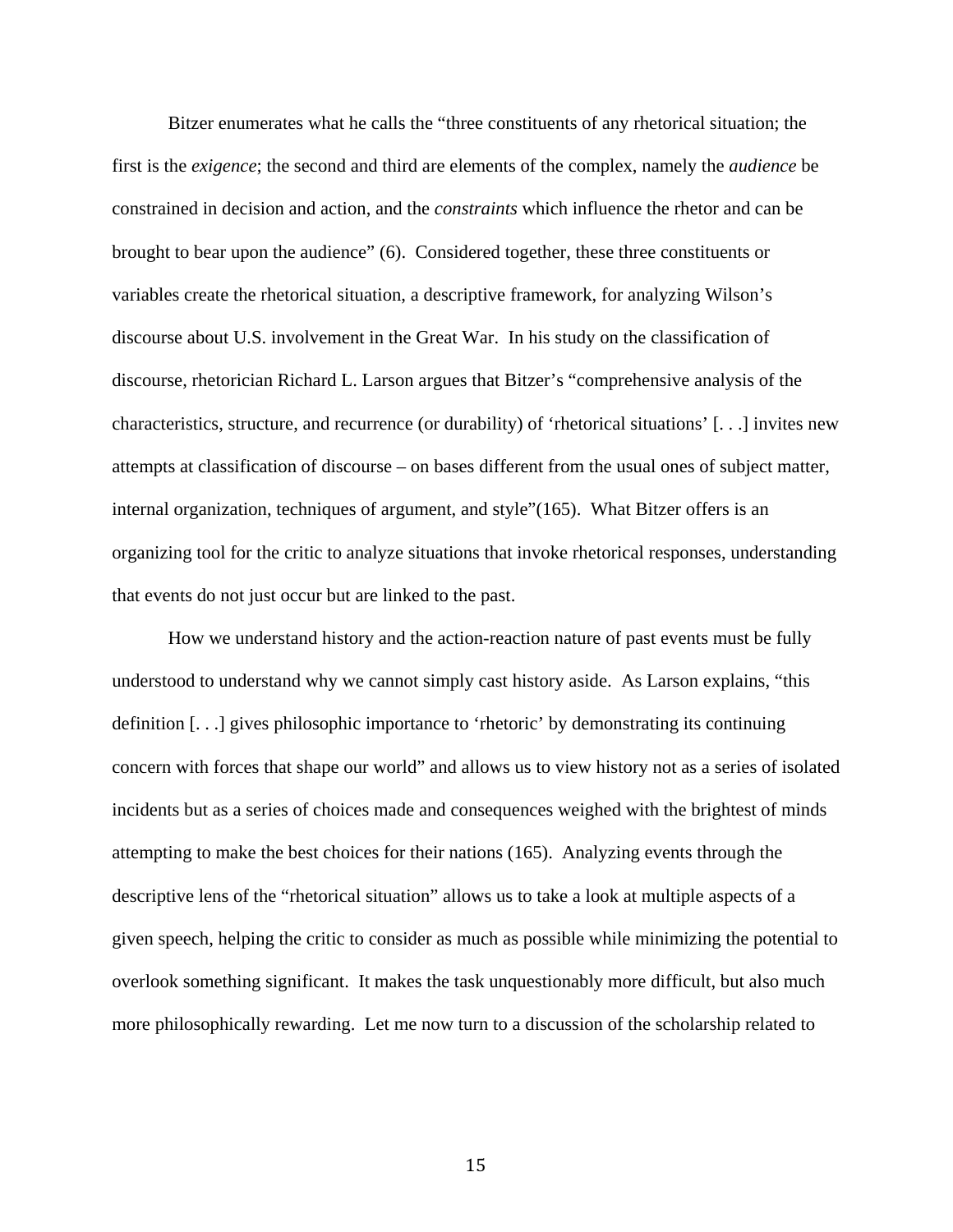Bitzer enumerates what he calls the "three constituents of any rhetorical situation; the first is the *exigence*; the second and third are elements of the complex, namely the *audience* be constrained in decision and action, and the *constraints* which influence the rhetor and can be brought to bear upon the audience" (6). Considered together, these three constituents or variables create the rhetorical situation, a descriptive framework, for analyzing Wilson's discourse about U.S. involvement in the Great War. In his study on the classification of discourse, rhetorician Richard L. Larson argues that Bitzer's "comprehensive analysis of the characteristics, structure, and recurrence (or durability) of 'rhetorical situations' [. . .] invites new attempts at classification of discourse – on bases different from the usual ones of subject matter, internal organization, techniques of argument, and style"(165). What Bitzer offers is an organizing tool for the critic to analyze situations that invoke rhetorical responses, understanding that events do not just occur but are linked to the past.

How we understand history and the action-reaction nature of past events must be fully understood to understand why we cannot simply cast history aside. As Larson explains, "this definition [. . .] gives philosophic importance to 'rhetoric' by demonstrating its continuing concern with forces that shape our world" and allows us to view history not as a series of isolated incidents but as a series of choices made and consequences weighed with the brightest of minds attempting to make the best choices for their nations (165). Analyzing events through the descriptive lens of the "rhetorical situation" allows us to take a look at multiple aspects of a given speech, helping the critic to consider as much as possible while minimizing the potential to overlook something significant. It makes the task unquestionably more difficult, but also much more philosophically rewarding. Let me now turn to a discussion of the scholarship related to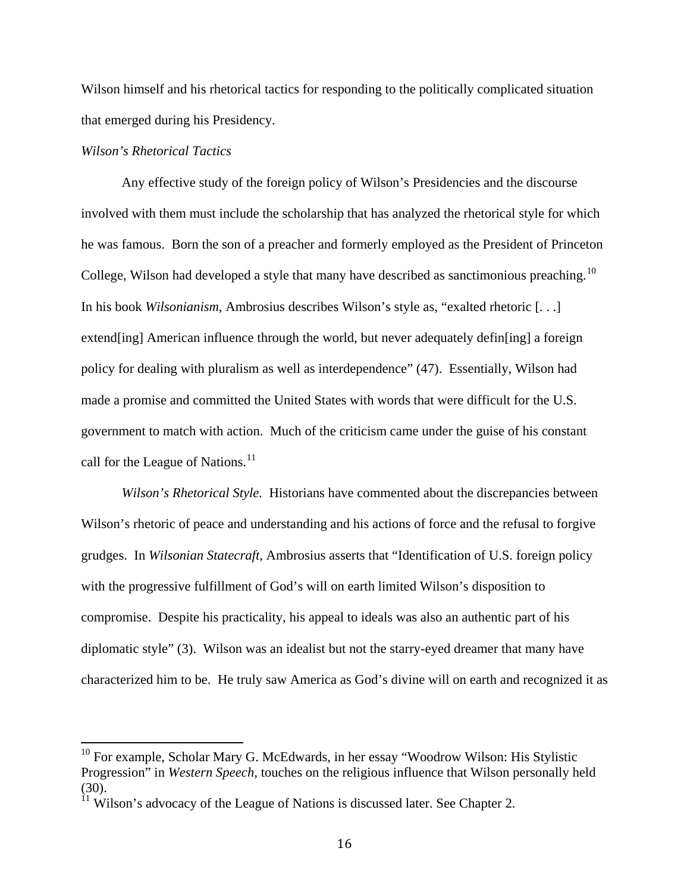Wilson himself and his rhetorical tactics for responding to the politically complicated situation that emerged during his Presidency.

*Wilson's Rhetorical Tactics*

Any effective study of the foreign policy of Wilson's Presidencies and the discourse involved with them must include the scholarship that has analyzed the rhetorical style for which he was famous. Born the son of a preacher and formerly employed as the President of Princeton College, Wilson had developed a style that many have described as sanctimonious preaching.[10] In his book *Wilsonianism*, Ambrosius describes Wilson's style as, "exalted rhetoric [. . .] extend[ing] American influence through the world, but never adequately defin[ing] a foreign policy for dealing with pluralism as well as interdependence" (47). Essentially, Wilson had made a promise and committed the United States with words that were difficult for the U.S. government to match with action. Much of the criticism came under the guise of his constant call for the League of Nations.[11]

*Wilson's Rhetorical Style.* Historians have commented about the discrepancies between Wilson's rhetoric of peace and understanding and his actions of force and the refusal to forgive grudges. In *Wilsonian Statecraft*, Ambrosius asserts that "Identification of U.S. foreign policy with the progressive fulfillment of God's will on earth limited Wilson's disposition to compromise. Despite his practicality, his appeal to ideals was also an authentic part of his diplomatic style" (3). Wilson was an idealist but not the starry-eyed dreamer that many have characterized him to be. He truly saw America as God's divine will on earth and recognized it as

---

[10] For example, Scholar Mary G. McEdwards, in her essay "Woodrow Wilson: His Stylistic Progression" in *Western Speech*, touches on the religious influence that Wilson personally held (30).

[11] Wilson's advocacy of the League of Nations is discussed later. See Chapter 2.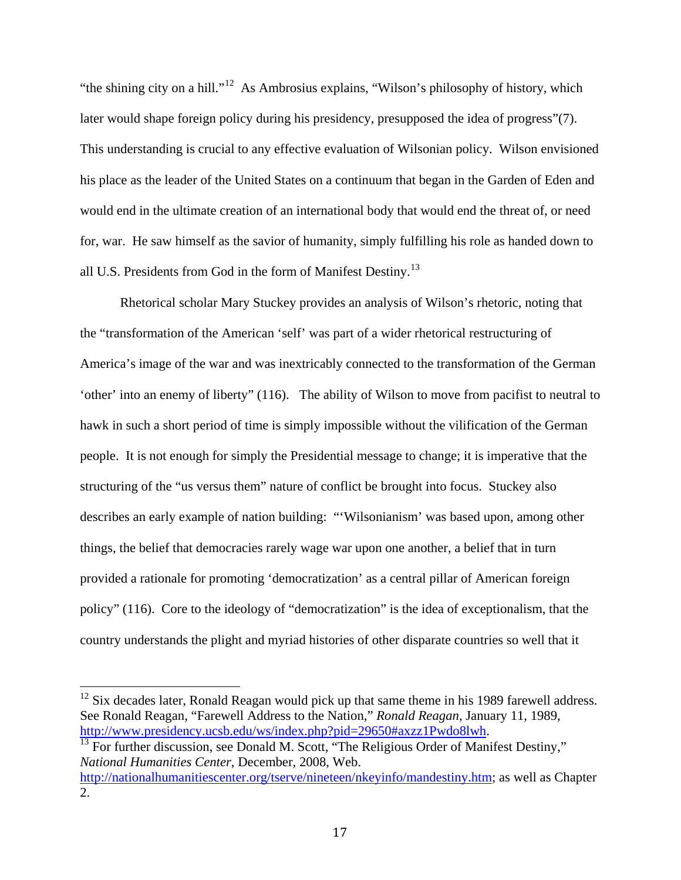"the shining city on a hill."[12] As Ambrosius explains, "Wilson's philosophy of history, which later would shape foreign policy during his presidency, presupposed the idea of progress"(7). This understanding is crucial to any effective evaluation of Wilsonian policy. Wilson envisioned his place as the leader of the United States on a continuum that began in the Garden of Eden and would end in the ultimate creation of an international body that would end the threat of, or need for, war. He saw himself as the savior of humanity, simply fulfilling his role as handed down to all U.S. Presidents from God in the form of Manifest Destiny.[13]

Rhetorical scholar Mary Stuckey provides an analysis of Wilson's rhetoric, noting that the "transformation of the American 'self' was part of a wider rhetorical restructuring of America's image of the war and was inextricably connected to the transformation of the German 'other' into an enemy of liberty" (116). The ability of Wilson to move from pacifist to neutral to hawk in such a short period of time is simply impossible without the vilification of the German people. It is not enough for simply the Presidential message to change; it is imperative that the structuring of the "us versus them" nature of conflict be brought into focus. Stuckey also describes an early example of nation building: "'Wilsonianism' was based upon, among other things, the belief that democracies rarely wage war upon one another, a belief that in turn provided a rationale for promoting 'democratization' as a central pillar of American foreign policy" (116). Core to the ideology of "democratization" is the idea of exceptionalism, that the country understands the plight and myriad histories of other disparate countries so well that it

---

[12] Six decades later, Ronald Reagan would pick up that same theme in his 1989 farewell address. See Ronald Reagan, "Farewell Address to the Nation," *Ronald Reagan*, January 11, 1989, http://www.presidency.ucsb.edu/ws/index.php?pid=29650#axzz1Pwdo8lwh.

[13] For further discussion, see Donald M. Scott, "The Religious Order of Manifest Destiny," *National Humanities Center*, December, 2008, Web. http://nationalhumanitiescenter.org/tserve/nineteen/nkeyinfo/mandestiny.htm; as well as Chapter 2.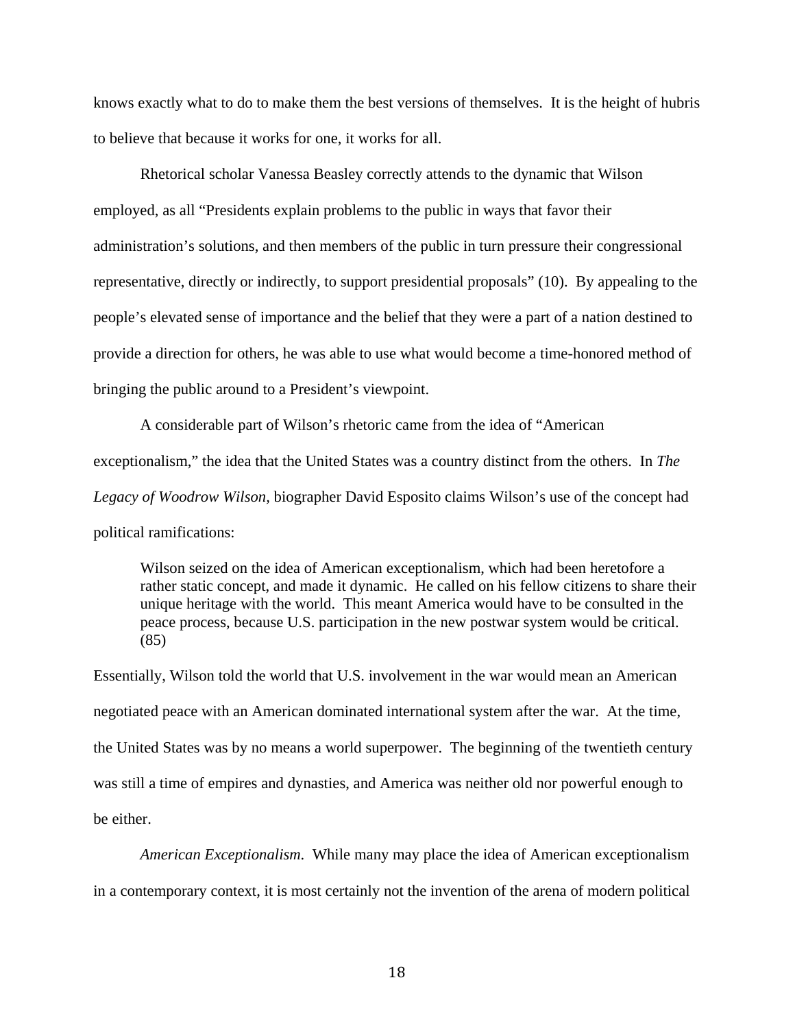knows exactly what to do to make them the best versions of themselves. It is the height of hubris to believe that because it works for one, it works for all.

Rhetorical scholar Vanessa Beasley correctly attends to the dynamic that Wilson employed, as all "Presidents explain problems to the public in ways that favor their administration's solutions, and then members of the public in turn pressure their congressional representative, directly or indirectly, to support presidential proposals" (10). By appealing to the people's elevated sense of importance and the belief that they were a part of a nation destined to provide a direction for others, he was able to use what would become a time-honored method of bringing the public around to a President's viewpoint.

A considerable part of Wilson's rhetoric came from the idea of "American exceptionalism," the idea that the United States was a country distinct from the others. In *The Legacy of Woodrow Wilson,* biographer David Esposito claims Wilson's use of the concept had political ramifications:

> Wilson seized on the idea of American exceptionalism, which had been heretofore a rather static concept, and made it dynamic. He called on his fellow citizens to share their unique heritage with the world. This meant America would have to be consulted in the peace process, because U.S. participation in the new postwar system would be critical. (85)

Essentially, Wilson told the world that U.S. involvement in the war would mean an American negotiated peace with an American dominated international system after the war. At the time, the United States was by no means a world superpower. The beginning of the twentieth century was still a time of empires and dynasties, and America was neither old nor powerful enough to be either.

*American Exceptionalism.* While many may place the idea of American exceptionalism in a contemporary context, it is most certainly not the invention of the arena of modern political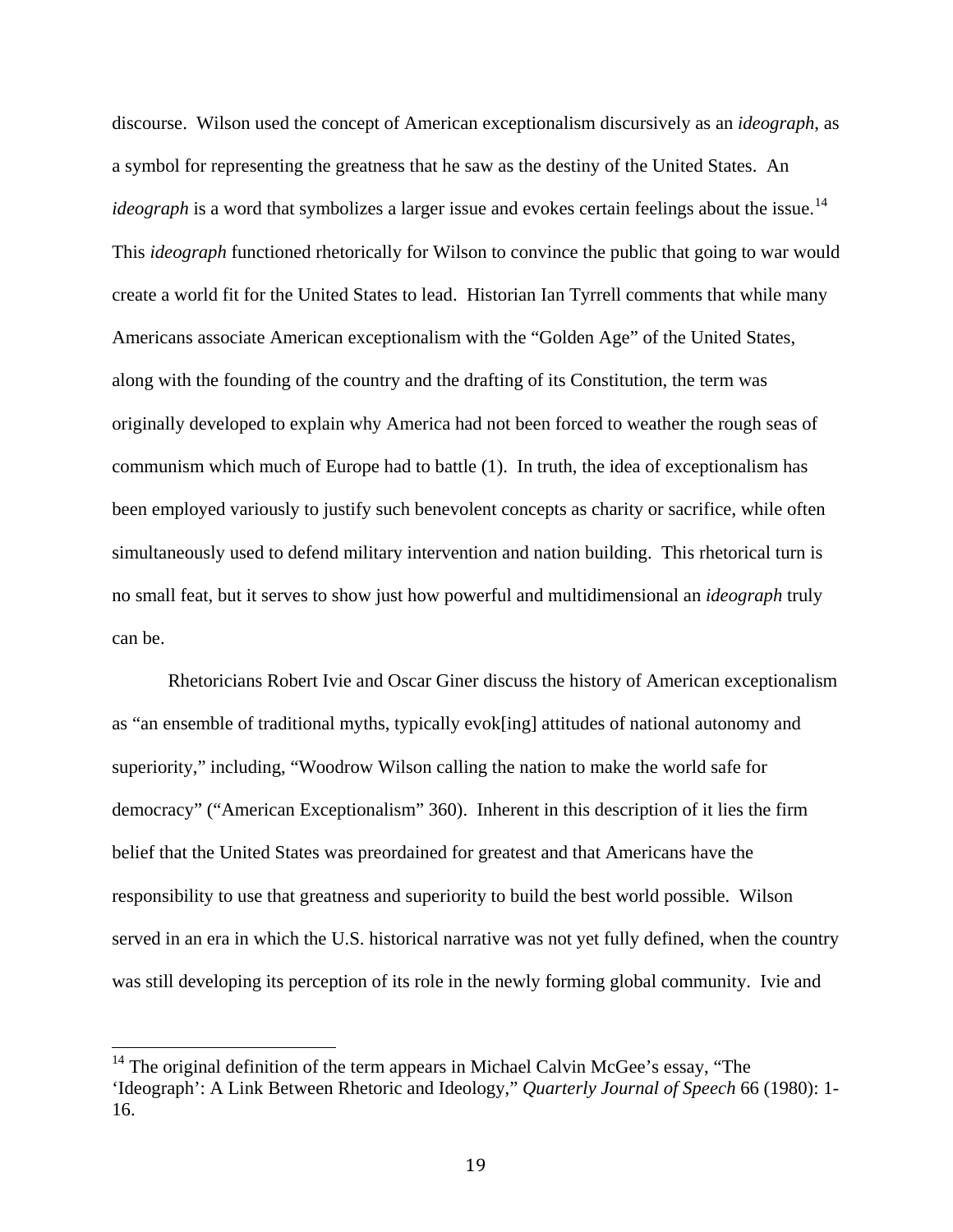discourse. Wilson used the concept of American exceptionalism discursively as an *ideograph*, as a symbol for representing the greatness that he saw as the destiny of the United States. An *ideograph* is a word that symbolizes a larger issue and evokes certain feelings about the issue.[14] This *ideograph* functioned rhetorically for Wilson to convince the public that going to war would create a world fit for the United States to lead. Historian Ian Tyrrell comments that while many Americans associate American exceptionalism with the "Golden Age" of the United States, along with the founding of the country and the drafting of its Constitution, the term was originally developed to explain why America had not been forced to weather the rough seas of communism which much of Europe had to battle (1). In truth, the idea of exceptionalism has been employed variously to justify such benevolent concepts as charity or sacrifice, while often simultaneously used to defend military intervention and nation building. This rhetorical turn is no small feat, but it serves to show just how powerful and multidimensional an *ideograph* truly can be.

Rhetoricians Robert Ivie and Oscar Giner discuss the history of American exceptionalism as "an ensemble of traditional myths, typically evok[ing] attitudes of national autonomy and superiority," including, "Woodrow Wilson calling the nation to make the world safe for democracy" ("American Exceptionalism" 360). Inherent in this description of it lies the firm belief that the United States was preordained for greatest and that Americans have the responsibility to use that greatness and superiority to build the best world possible. Wilson served in an era in which the U.S. historical narrative was not yet fully defined, when the country was still developing its perception of its role in the newly forming global community. Ivie and

[14] The original definition of the term appears in Michael Calvin McGee's essay, "The 'Ideograph': A Link Between Rhetoric and Ideology," *Quarterly Journal of Speech* 66 (1980): 1-16.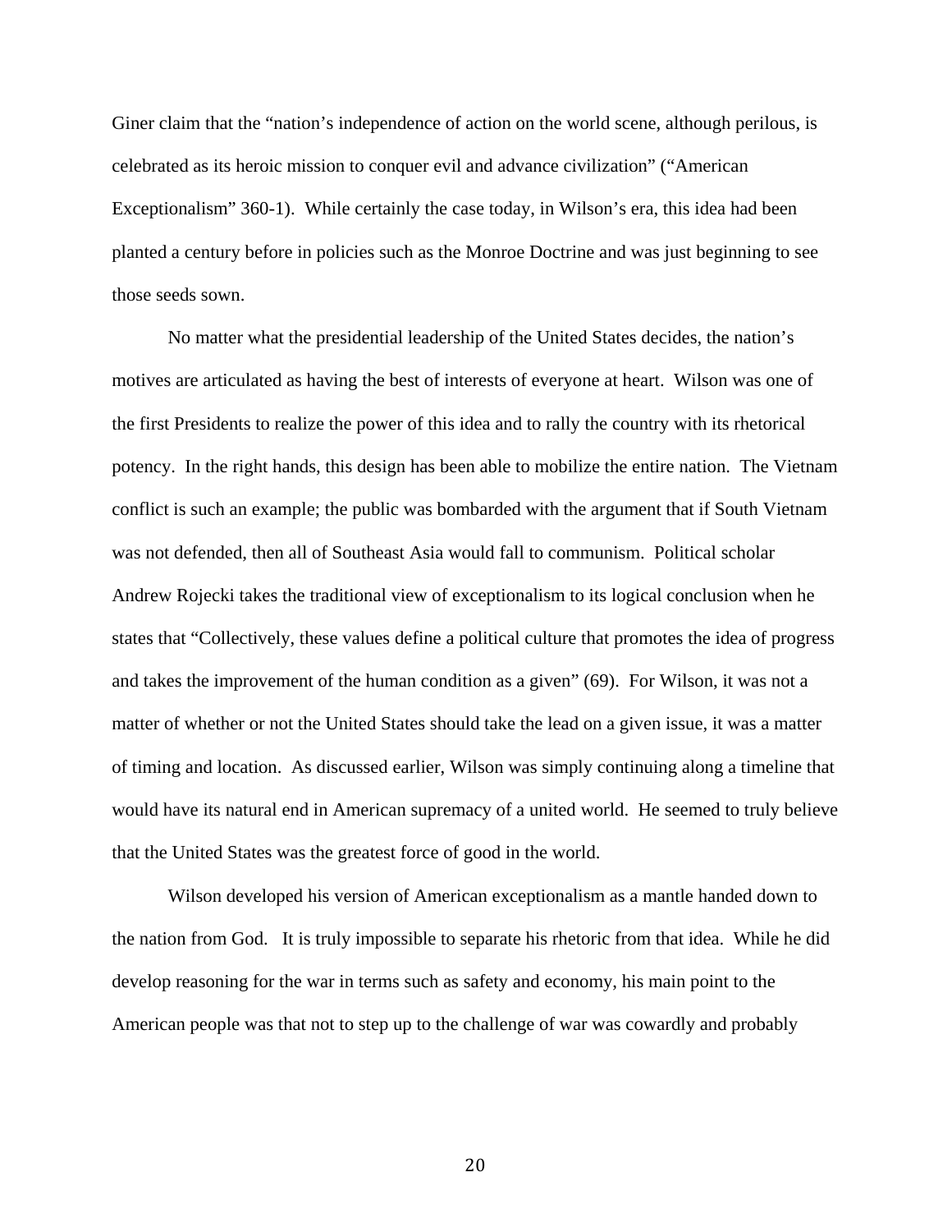Giner claim that the "nation's independence of action on the world scene, although perilous, is celebrated as its heroic mission to conquer evil and advance civilization" ("American Exceptionalism" 360-1). While certainly the case today, in Wilson's era, this idea had been planted a century before in policies such as the Monroe Doctrine and was just beginning to see those seeds sown.

No matter what the presidential leadership of the United States decides, the nation's motives are articulated as having the best of interests of everyone at heart. Wilson was one of the first Presidents to realize the power of this idea and to rally the country with its rhetorical potency. In the right hands, this design has been able to mobilize the entire nation. The Vietnam conflict is such an example; the public was bombarded with the argument that if South Vietnam was not defended, then all of Southeast Asia would fall to communism. Political scholar Andrew Rojecki takes the traditional view of exceptionalism to its logical conclusion when he states that "Collectively, these values define a political culture that promotes the idea of progress and takes the improvement of the human condition as a given" (69). For Wilson, it was not a matter of whether or not the United States should take the lead on a given issue, it was a matter of timing and location. As discussed earlier, Wilson was simply continuing along a timeline that would have its natural end in American supremacy of a united world. He seemed to truly believe that the United States was the greatest force of good in the world.

Wilson developed his version of American exceptionalism as a mantle handed down to the nation from God. It is truly impossible to separate his rhetoric from that idea. While he did develop reasoning for the war in terms such as safety and economy, his main point to the American people was that not to step up to the challenge of war was cowardly and probably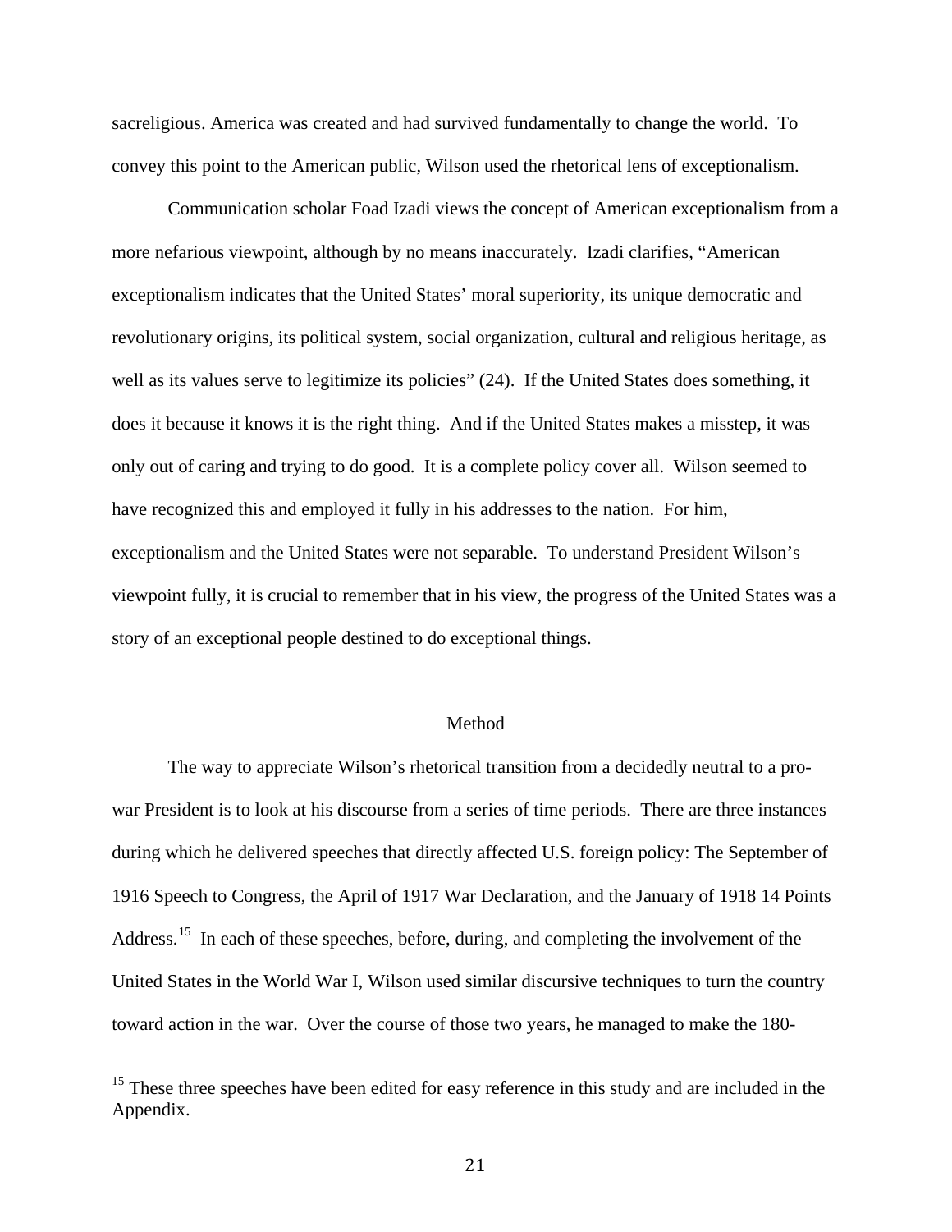sacreligious. America was created and had survived fundamentally to change the world. To convey this point to the American public, Wilson used the rhetorical lens of exceptionalism.

Communication scholar Foad Izadi views the concept of American exceptionalism from a more nefarious viewpoint, although by no means inaccurately. Izadi clarifies, "American exceptionalism indicates that the United States' moral superiority, its unique democratic and revolutionary origins, its political system, social organization, cultural and religious heritage, as well as its values serve to legitimize its policies" (24). If the United States does something, it does it because it knows it is the right thing. And if the United States makes a misstep, it was only out of caring and trying to do good. It is a complete policy cover all. Wilson seemed to have recognized this and employed it fully in his addresses to the nation. For him, exceptionalism and the United States were not separable. To understand President Wilson's viewpoint fully, it is crucial to remember that in his view, the progress of the United States was a story of an exceptional people destined to do exceptional things.

## Method

The way to appreciate Wilson's rhetorical transition from a decidedly neutral to a pro-war President is to look at his discourse from a series of time periods. There are three instances during which he delivered speeches that directly affected U.S. foreign policy: The September of 1916 Speech to Congress, the April of 1917 War Declaration, and the January of 1918 14 Points Address.[15] In each of these speeches, before, during, and completing the involvement of the United States in the World War I, Wilson used similar discursive techniques to turn the country toward action in the war. Over the course of those two years, he managed to make the 180-

[15] These three speeches have been edited for easy reference in this study and are included in the Appendix.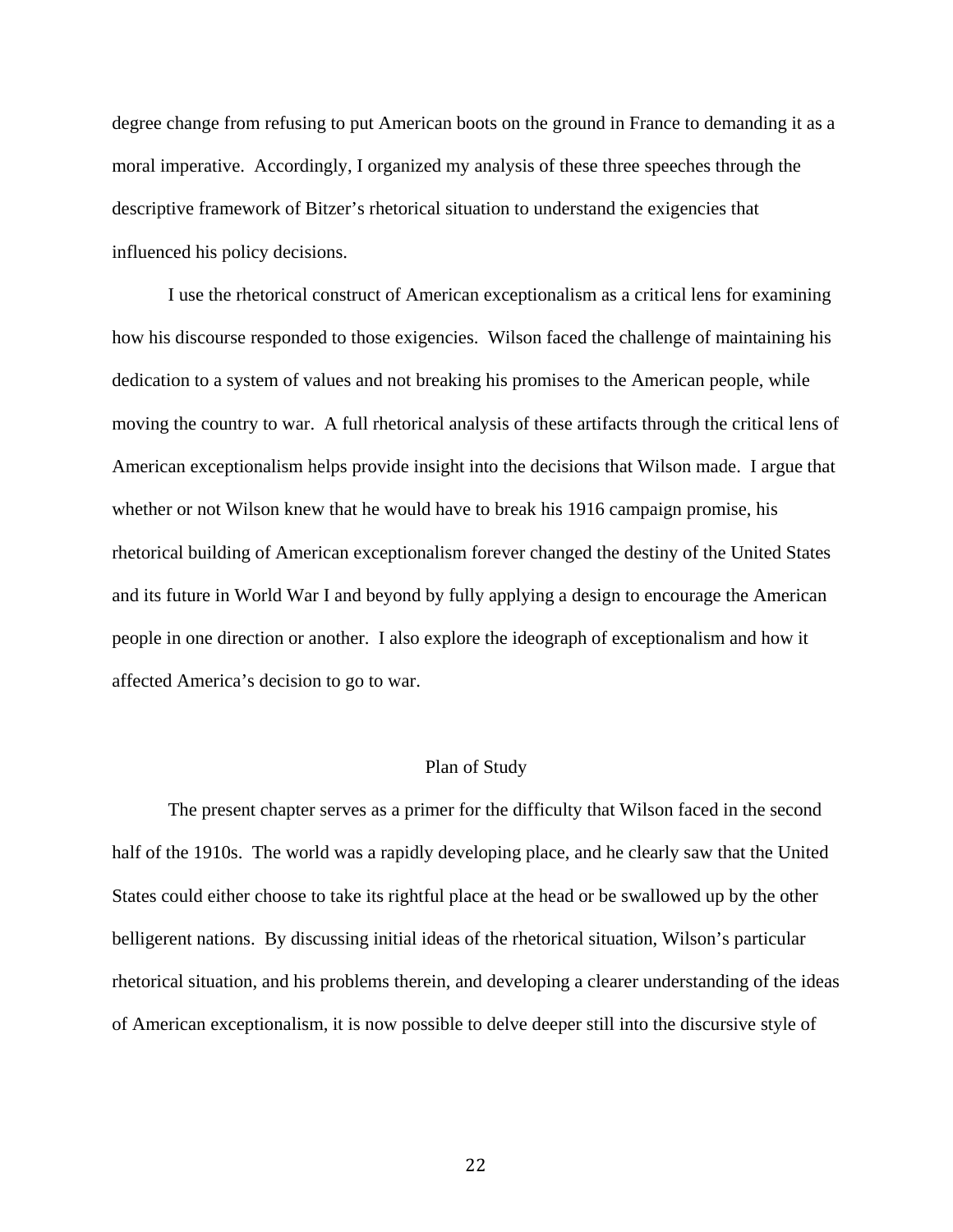degree change from refusing to put American boots on the ground in France to demanding it as a moral imperative. Accordingly, I organized my analysis of these three speeches through the descriptive framework of Bitzer's rhetorical situation to understand the exigencies that influenced his policy decisions.

I use the rhetorical construct of American exceptionalism as a critical lens for examining how his discourse responded to those exigencies. Wilson faced the challenge of maintaining his dedication to a system of values and not breaking his promises to the American people, while moving the country to war. A full rhetorical analysis of these artifacts through the critical lens of American exceptionalism helps provide insight into the decisions that Wilson made. I argue that whether or not Wilson knew that he would have to break his 1916 campaign promise, his rhetorical building of American exceptionalism forever changed the destiny of the United States and its future in World War I and beyond by fully applying a design to encourage the American people in one direction or another. I also explore the ideograph of exceptionalism and how it affected America's decision to go to war.

## Plan of Study

The present chapter serves as a primer for the difficulty that Wilson faced in the second half of the 1910s. The world was a rapidly developing place, and he clearly saw that the United States could either choose to take its rightful place at the head or be swallowed up by the other belligerent nations. By discussing initial ideas of the rhetorical situation, Wilson's particular rhetorical situation, and his problems therein, and developing a clearer understanding of the ideas of American exceptionalism, it is now possible to delve deeper still into the discursive style of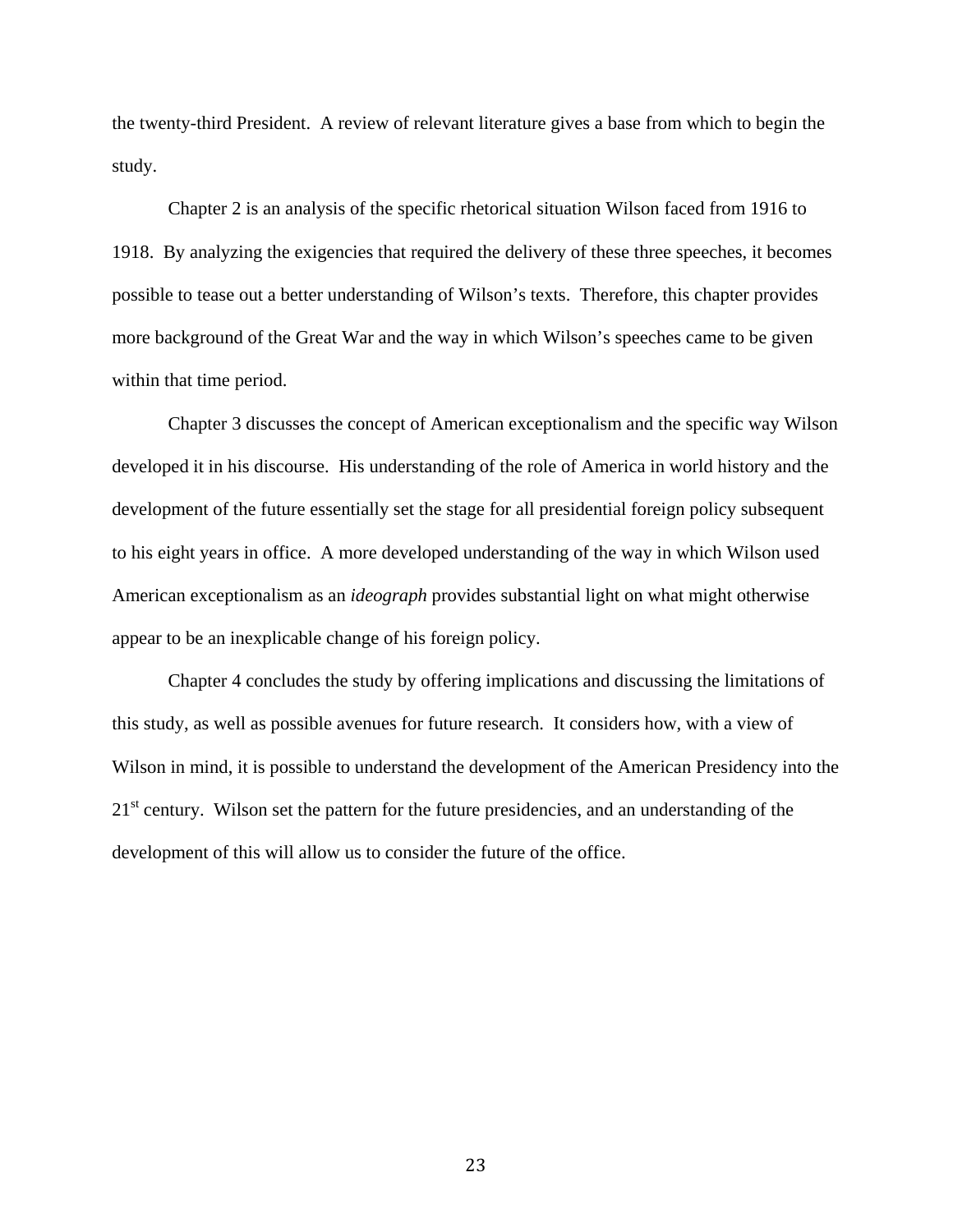the twenty-third President. A review of relevant literature gives a base from which to begin the study.

Chapter 2 is an analysis of the specific rhetorical situation Wilson faced from 1916 to 1918. By analyzing the exigencies that required the delivery of these three speeches, it becomes possible to tease out a better understanding of Wilson's texts. Therefore, this chapter provides more background of the Great War and the way in which Wilson's speeches came to be given within that time period.

Chapter 3 discusses the concept of American exceptionalism and the specific way Wilson developed it in his discourse. His understanding of the role of America in world history and the development of the future essentially set the stage for all presidential foreign policy subsequent to his eight years in office. A more developed understanding of the way in which Wilson used American exceptionalism as an *ideograph* provides substantial light on what might otherwise appear to be an inexplicable change of his foreign policy.

Chapter 4 concludes the study by offering implications and discussing the limitations of this study, as well as possible avenues for future research. It considers how, with a view of Wilson in mind, it is possible to understand the development of the American Presidency into the 21st century. Wilson set the pattern for the future presidencies, and an understanding of the development of this will allow us to consider the future of the office.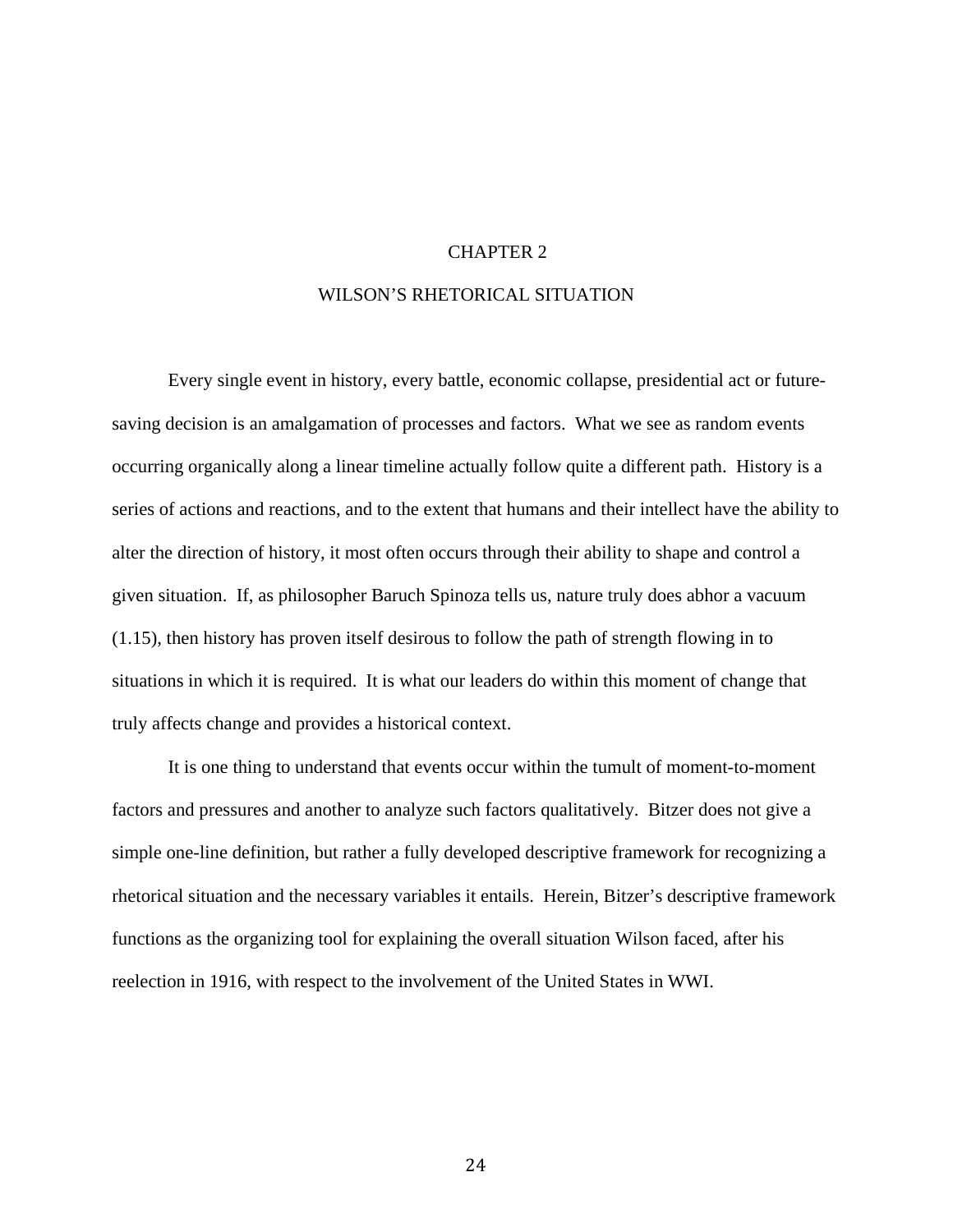# CHAPTER 2

## WILSON'S RHETORICAL SITUATION

Every single event in history, every battle, economic collapse, presidential act or future-saving decision is an amalgamation of processes and factors. What we see as random events occurring organically along a linear timeline actually follow quite a different path. History is a series of actions and reactions, and to the extent that humans and their intellect have the ability to alter the direction of history, it most often occurs through their ability to shape and control a given situation. If, as philosopher Baruch Spinoza tells us, nature truly does abhor a vacuum (1.15), then history has proven itself desirous to follow the path of strength flowing in to situations in which it is required. It is what our leaders do within this moment of change that truly affects change and provides a historical context.

It is one thing to understand that events occur within the tumult of moment-to-moment factors and pressures and another to analyze such factors qualitatively. Bitzer does not give a simple one-line definition, but rather a fully developed descriptive framework for recognizing a rhetorical situation and the necessary variables it entails. Herein, Bitzer's descriptive framework functions as the organizing tool for explaining the overall situation Wilson faced, after his reelection in 1916, with respect to the involvement of the United States in WWI.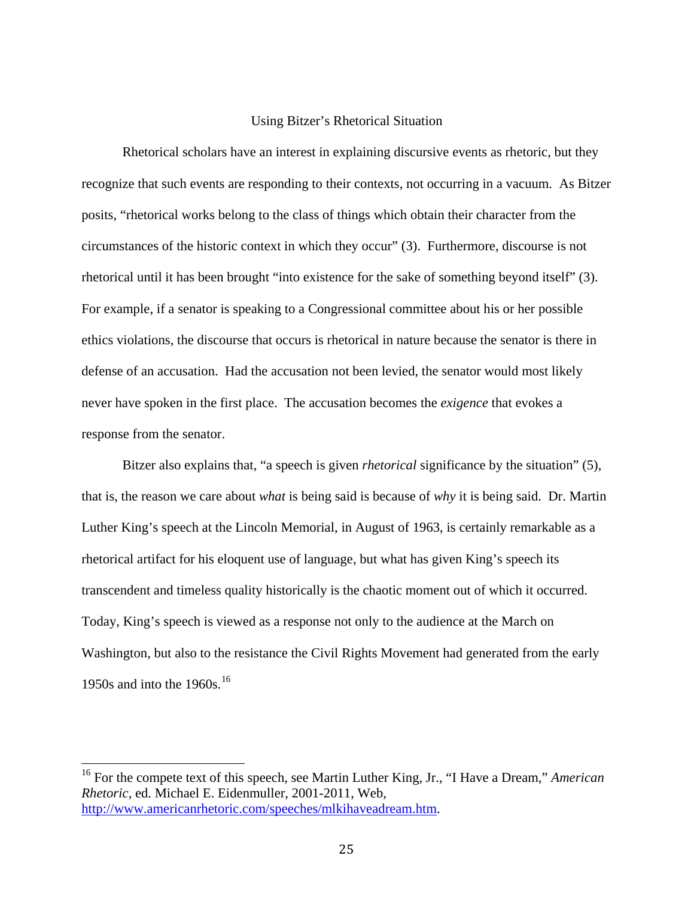## Using Bitzer's Rhetorical Situation

Rhetorical scholars have an interest in explaining discursive events as rhetoric, but they recognize that such events are responding to their contexts, not occurring in a vacuum. As Bitzer posits, "rhetorical works belong to the class of things which obtain their character from the circumstances of the historic context in which they occur" (3). Furthermore, discourse is not rhetorical until it has been brought "into existence for the sake of something beyond itself" (3). For example, if a senator is speaking to a Congressional committee about his or her possible ethics violations, the discourse that occurs is rhetorical in nature because the senator is there in defense of an accusation. Had the accusation not been levied, the senator would most likely never have spoken in the first place. The accusation becomes the *exigence* that evokes a response from the senator.

Bitzer also explains that, "a speech is given *rhetorical* significance by the situation" (5), that is, the reason we care about *what* is being said is because of *why* it is being said. Dr. Martin Luther King's speech at the Lincoln Memorial, in August of 1963, is certainly remarkable as a rhetorical artifact for his eloquent use of language, but what has given King's speech its transcendent and timeless quality historically is the chaotic moment out of which it occurred. Today, King's speech is viewed as a response not only to the audience at the March on Washington, but also to the resistance the Civil Rights Movement had generated from the early 1950s and into the 1960s.[16]

---

[16] For the compete text of this speech, see Martin Luther King, Jr., "I Have a Dream," *American Rhetoric*, ed. Michael E. Eidenmuller, 2001-2011, Web, http://www.americanrhetoric.com/speeches/mlkihaveadream.htm.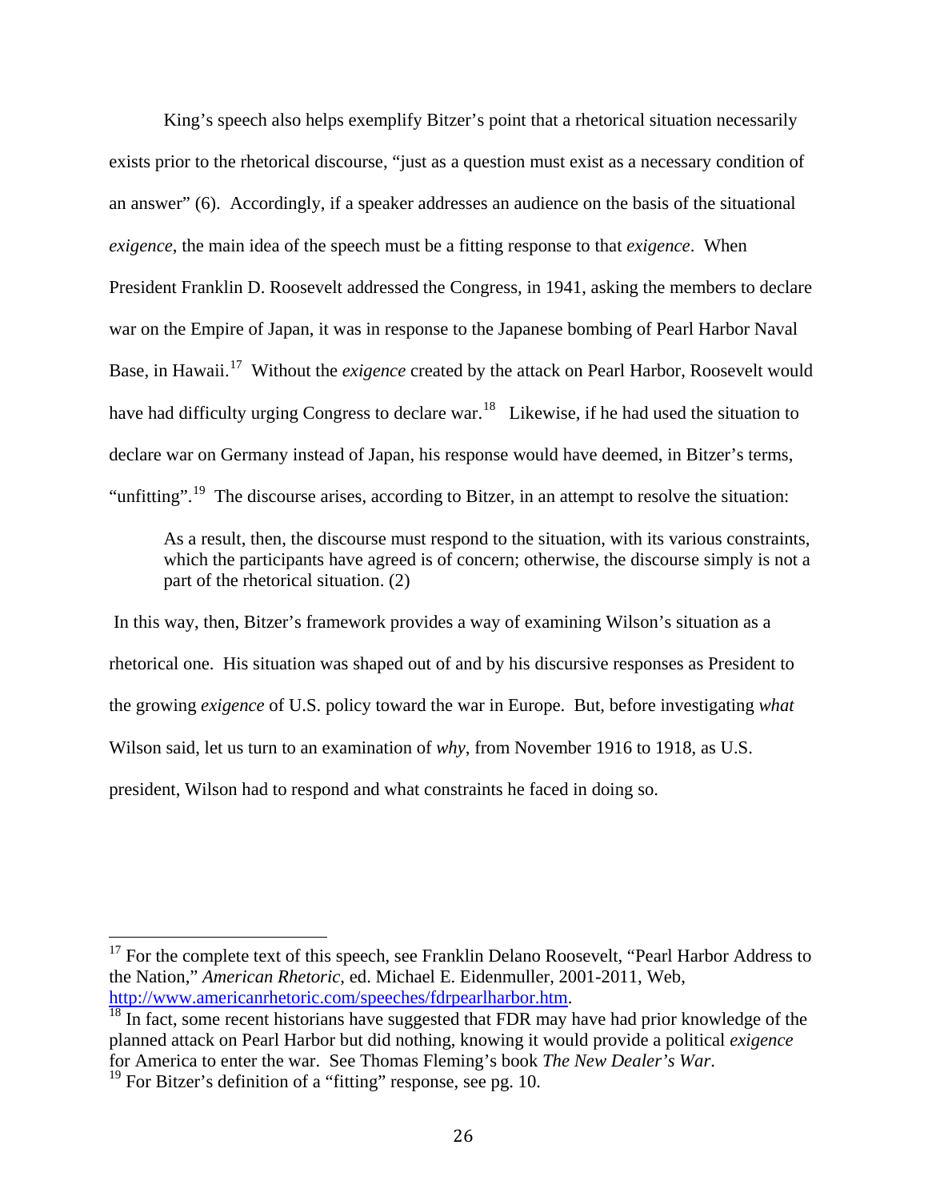King's speech also helps exemplify Bitzer's point that a rhetorical situation necessarily exists prior to the rhetorical discourse, "just as a question must exist as a necessary condition of an answer" (6). Accordingly, if a speaker addresses an audience on the basis of the situational *exigence*, the main idea of the speech must be a fitting response to that *exigence*. When President Franklin D. Roosevelt addressed the Congress, in 1941, asking the members to declare war on the Empire of Japan, it was in response to the Japanese bombing of Pearl Harbor Naval Base, in Hawaii.[17] Without the *exigence* created by the attack on Pearl Harbor, Roosevelt would have had difficulty urging Congress to declare war.[18] Likewise, if he had used the situation to declare war on Germany instead of Japan, his response would have deemed, in Bitzer's terms, "unfitting".[19] The discourse arises, according to Bitzer, in an attempt to resolve the situation:

> As a result, then, the discourse must respond to the situation, with its various constraints, which the participants have agreed is of concern; otherwise, the discourse simply is not a part of the rhetorical situation. (2)

In this way, then, Bitzer's framework provides a way of examining Wilson's situation as a rhetorical one. His situation was shaped out of and by his discursive responses as President to the growing *exigence* of U.S. policy toward the war in Europe. But, before investigating *what* Wilson said, let us turn to an examination of *why*, from November 1916 to 1918, as U.S. president, Wilson had to respond and what constraints he faced in doing so.

---

[17] For the complete text of this speech, see Franklin Delano Roosevelt, "Pearl Harbor Address to the Nation," *American Rhetoric*, ed. Michael E. Eidenmuller, 2001-2011, Web, http://www.americanrhetoric.com/speeches/fdrpearlharbor.htm.

[18] In fact, some recent historians have suggested that FDR may have had prior knowledge of the planned attack on Pearl Harbor but did nothing, knowing it would provide a political *exigence* for America to enter the war. See Thomas Fleming's book *The New Dealer's War*.

[19] For Bitzer's definition of a "fitting" response, see pg. 10.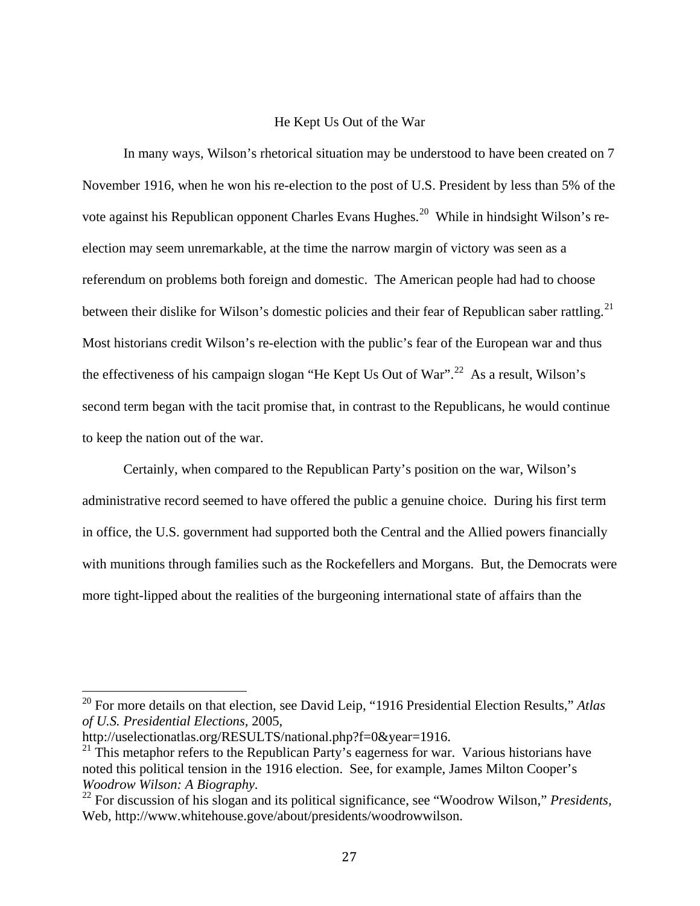## He Kept Us Out of the War

In many ways, Wilson's rhetorical situation may be understood to have been created on 7 November 1916, when he won his re-election to the post of U.S. President by less than 5% of the vote against his Republican opponent Charles Evans Hughes.[20] While in hindsight Wilson's re-election may seem unremarkable, at the time the narrow margin of victory was seen as a referendum on problems both foreign and domestic. The American people had had to choose between their dislike for Wilson's domestic policies and their fear of Republican saber rattling.[21] Most historians credit Wilson's re-election with the public's fear of the European war and thus the effectiveness of his campaign slogan "He Kept Us Out of War".[22] As a result, Wilson's second term began with the tacit promise that, in contrast to the Republicans, he would continue to keep the nation out of the war.

Certainly, when compared to the Republican Party's position on the war, Wilson's administrative record seemed to have offered the public a genuine choice. During his first term in office, the U.S. government had supported both the Central and the Allied powers financially with munitions through families such as the Rockefellers and Morgans. But, the Democrats were more tight-lipped about the realities of the burgeoning international state of affairs than the

---

[20] For more details on that election, see David Leip, "1916 Presidential Election Results," *Atlas of U.S. Presidential Elections*, 2005, http://uselectionatlas.org/RESULTS/national.php?f=0&year=1916.

[21] This metaphor refers to the Republican Party's eagerness for war. Various historians have noted this political tension in the 1916 election. See, for example, James Milton Cooper's *Woodrow Wilson: A Biography*.

[22] For discussion of his slogan and its political significance, see "Woodrow Wilson," *Presidents*, Web, http://www.whitehouse.gove/about/presidents/woodrowwilson.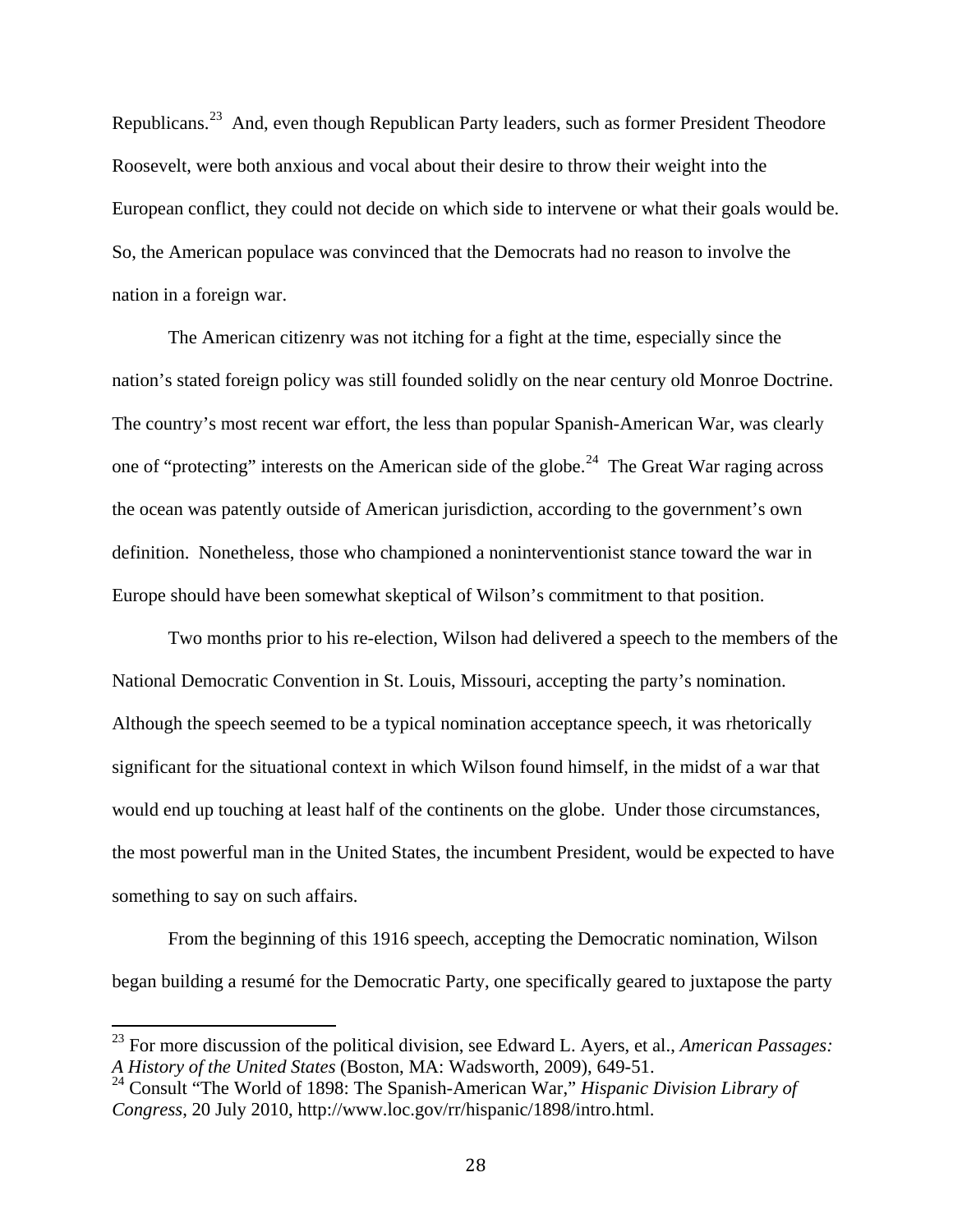Republicans.[23] And, even though Republican Party leaders, such as former President Theodore Roosevelt, were both anxious and vocal about their desire to throw their weight into the European conflict, they could not decide on which side to intervene or what their goals would be. So, the American populace was convinced that the Democrats had no reason to involve the nation in a foreign war.

The American citizenry was not itching for a fight at the time, especially since the nation's stated foreign policy was still founded solidly on the near century old Monroe Doctrine. The country's most recent war effort, the less than popular Spanish-American War, was clearly one of "protecting" interests on the American side of the globe.[24] The Great War raging across the ocean was patently outside of American jurisdiction, according to the government's own definition. Nonetheless, those who championed a noninterventionist stance toward the war in Europe should have been somewhat skeptical of Wilson's commitment to that position.

Two months prior to his re-election, Wilson had delivered a speech to the members of the National Democratic Convention in St. Louis, Missouri, accepting the party's nomination. Although the speech seemed to be a typical nomination acceptance speech, it was rhetorically significant for the situational context in which Wilson found himself, in the midst of a war that would end up touching at least half of the continents on the globe. Under those circumstances, the most powerful man in the United States, the incumbent President, would be expected to have something to say on such affairs.

From the beginning of this 1916 speech, accepting the Democratic nomination, Wilson began building a resumé for the Democratic Party, one specifically geared to juxtapose the party

---

[23] For more discussion of the political division, see Edward L. Ayers, et al., *American Passages: A History of the United States* (Boston, MA: Wadsworth, 2009), 649-51.

[24] Consult "The World of 1898: The Spanish-American War," *Hispanic Division Library of Congress*, 20 July 2010, http://www.loc.gov/rr/hispanic/1898/intro.html.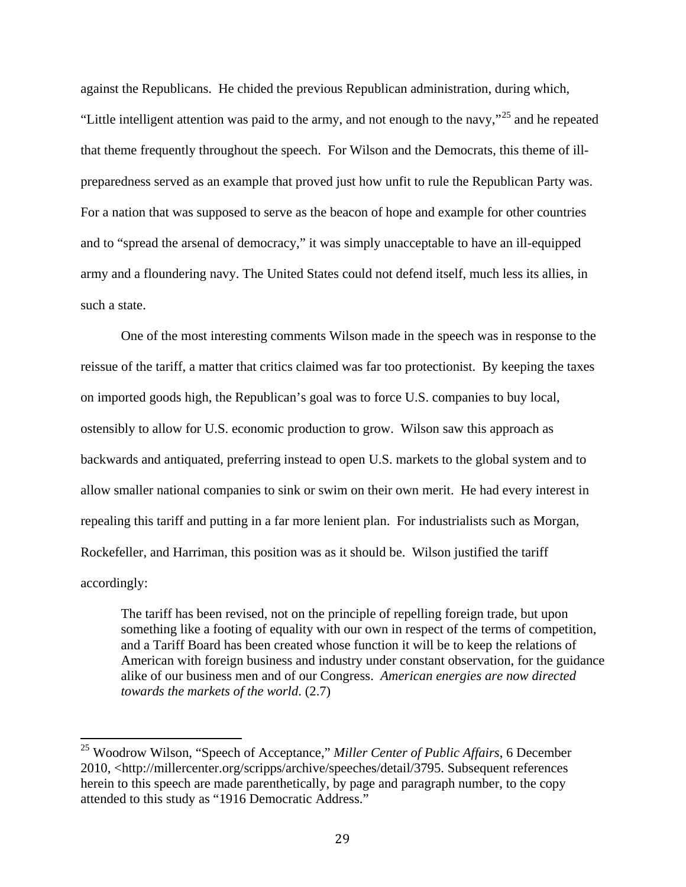against the Republicans. He chided the previous Republican administration, during which, "Little intelligent attention was paid to the army, and not enough to the navy,"[25] and he repeated that theme frequently throughout the speech. For Wilson and the Democrats, this theme of ill-preparedness served as an example that proved just how unfit to rule the Republican Party was. For a nation that was supposed to serve as the beacon of hope and example for other countries and to "spread the arsenal of democracy," it was simply unacceptable to have an ill-equipped army and a floundering navy. The United States could not defend itself, much less its allies, in such a state.

One of the most interesting comments Wilson made in the speech was in response to the reissue of the tariff, a matter that critics claimed was far too protectionist. By keeping the taxes on imported goods high, the Republican's goal was to force U.S. companies to buy local, ostensibly to allow for U.S. economic production to grow. Wilson saw this approach as backwards and antiquated, preferring instead to open U.S. markets to the global system and to allow smaller national companies to sink or swim on their own merit. He had every interest in repealing this tariff and putting in a far more lenient plan. For industrialists such as Morgan, Rockefeller, and Harriman, this position was as it should be. Wilson justified the tariff accordingly:

> The tariff has been revised, not on the principle of repelling foreign trade, but upon something like a footing of equality with our own in respect of the terms of competition, and a Tariff Board has been created whose function it will be to keep the relations of American with foreign business and industry under constant observation, for the guidance alike of our business men and of our Congress. *American energies are now directed towards the markets of the world.* (2.7)

---

[25] Woodrow Wilson, "Speech of Acceptance," *Miller Center of Public Affairs*, 6 December 2010, <http://millercenter.org/scripps/archive/speeches/detail/3795. Subsequent references herein to this speech are made parenthetically, by page and paragraph number, to the copy attended to this study as "1916 Democratic Address."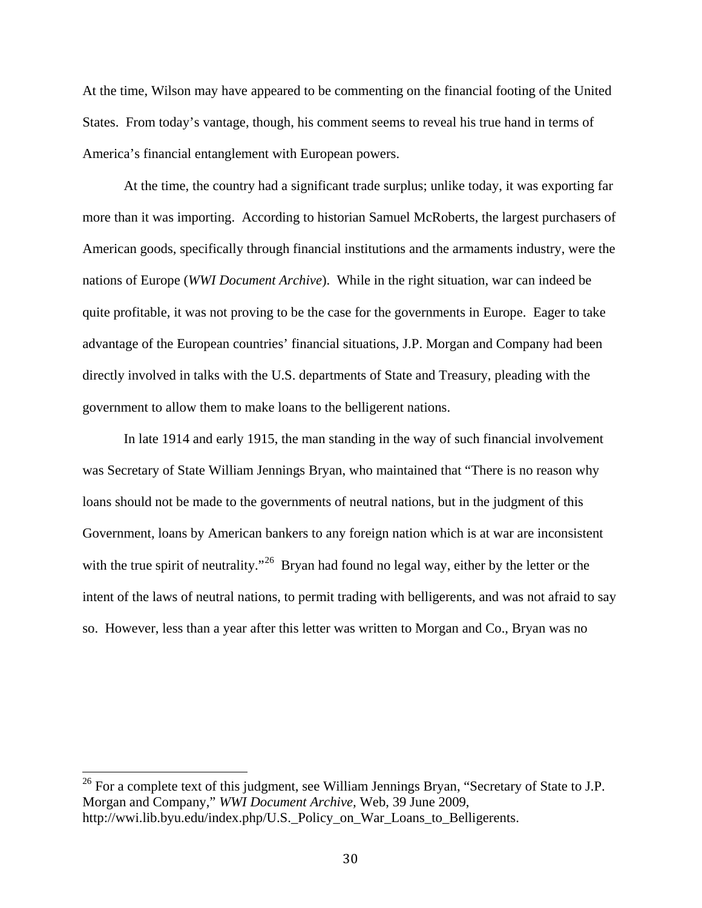At the time, Wilson may have appeared to be commenting on the financial footing of the United States. From today's vantage, though, his comment seems to reveal his true hand in terms of America's financial entanglement with European powers.

At the time, the country had a significant trade surplus; unlike today, it was exporting far more than it was importing. According to historian Samuel McRoberts, the largest purchasers of American goods, specifically through financial institutions and the armaments industry, were the nations of Europe (*WWI Document Archive*). While in the right situation, war can indeed be quite profitable, it was not proving to be the case for the governments in Europe. Eager to take advantage of the European countries' financial situations, J.P. Morgan and Company had been directly involved in talks with the U.S. departments of State and Treasury, pleading with the government to allow them to make loans to the belligerent nations.

In late 1914 and early 1915, the man standing in the way of such financial involvement was Secretary of State William Jennings Bryan, who maintained that "There is no reason why loans should not be made to the governments of neutral nations, but in the judgment of this Government, loans by American bankers to any foreign nation which is at war are inconsistent with the true spirit of neutrality."[26] Bryan had found no legal way, either by the letter or the intent of the laws of neutral nations, to permit trading with belligerents, and was not afraid to say so. However, less than a year after this letter was written to Morgan and Co., Bryan was no

[26] For a complete text of this judgment, see William Jennings Bryan, "Secretary of State to J.P. Morgan and Company," *WWI Document Archive*, Web, 39 June 2009, http://wwi.lib.byu.edu/index.php/U.S._Policy_on_War_Loans_to_Belligerents.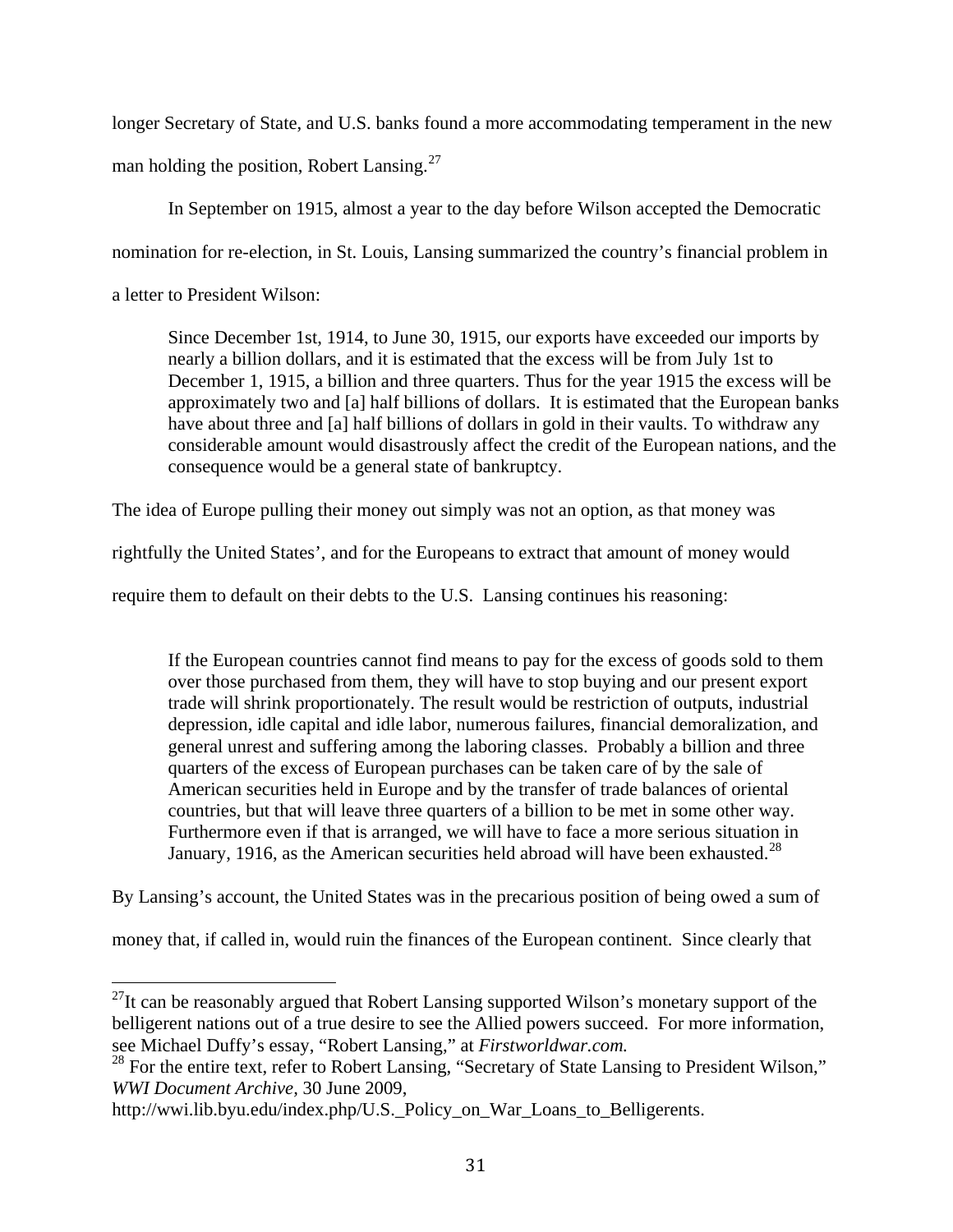longer Secretary of State, and U.S. banks found a more accommodating temperament in the new man holding the position, Robert Lansing.[27]

In September on 1915, almost a year to the day before Wilson accepted the Democratic nomination for re-election, in St. Louis, Lansing summarized the country's financial problem in a letter to President Wilson:

> Since December 1st, 1914, to June 30, 1915, our exports have exceeded our imports by nearly a billion dollars, and it is estimated that the excess will be from July 1st to December 1, 1915, a billion and three quarters. Thus for the year 1915 the excess will be approximately two and [a] half billions of dollars. It is estimated that the European banks have about three and [a] half billions of dollars in gold in their vaults. To withdraw any considerable amount would disastrously affect the credit of the European nations, and the consequence would be a general state of bankruptcy.

The idea of Europe pulling their money out simply was not an option, as that money was rightfully the United States', and for the Europeans to extract that amount of money would require them to default on their debts to the U.S. Lansing continues his reasoning:

> If the European countries cannot find means to pay for the excess of goods sold to them over those purchased from them, they will have to stop buying and our present export trade will shrink proportionately. The result would be restriction of outputs, industrial depression, idle capital and idle labor, numerous failures, financial demoralization, and general unrest and suffering among the laboring classes. Probably a billion and three quarters of the excess of European purchases can be taken care of by the sale of American securities held in Europe and by the transfer of trade balances of oriental countries, but that will leave three quarters of a billion to be met in some other way. Furthermore even if that is arranged, we will have to face a more serious situation in January, 1916, as the American securities held abroad will have been exhausted.[28]

By Lansing's account, the United States was in the precarious position of being owed a sum of money that, if called in, would ruin the finances of the European continent. Since clearly that

---

[27] It can be reasonably argued that Robert Lansing supported Wilson's monetary support of the belligerent nations out of a true desire to see the Allied powers succeed. For more information, see Michael Duffy's essay, "Robert Lansing," at *Firstworldwar.com.*

[28] For the entire text, refer to Robert Lansing, "Secretary of State Lansing to President Wilson," *WWI Document Archive*, 30 June 2009, http://wwi.lib.byu.edu/index.php/U.S._Policy_on_War_Loans_to_Belligerents.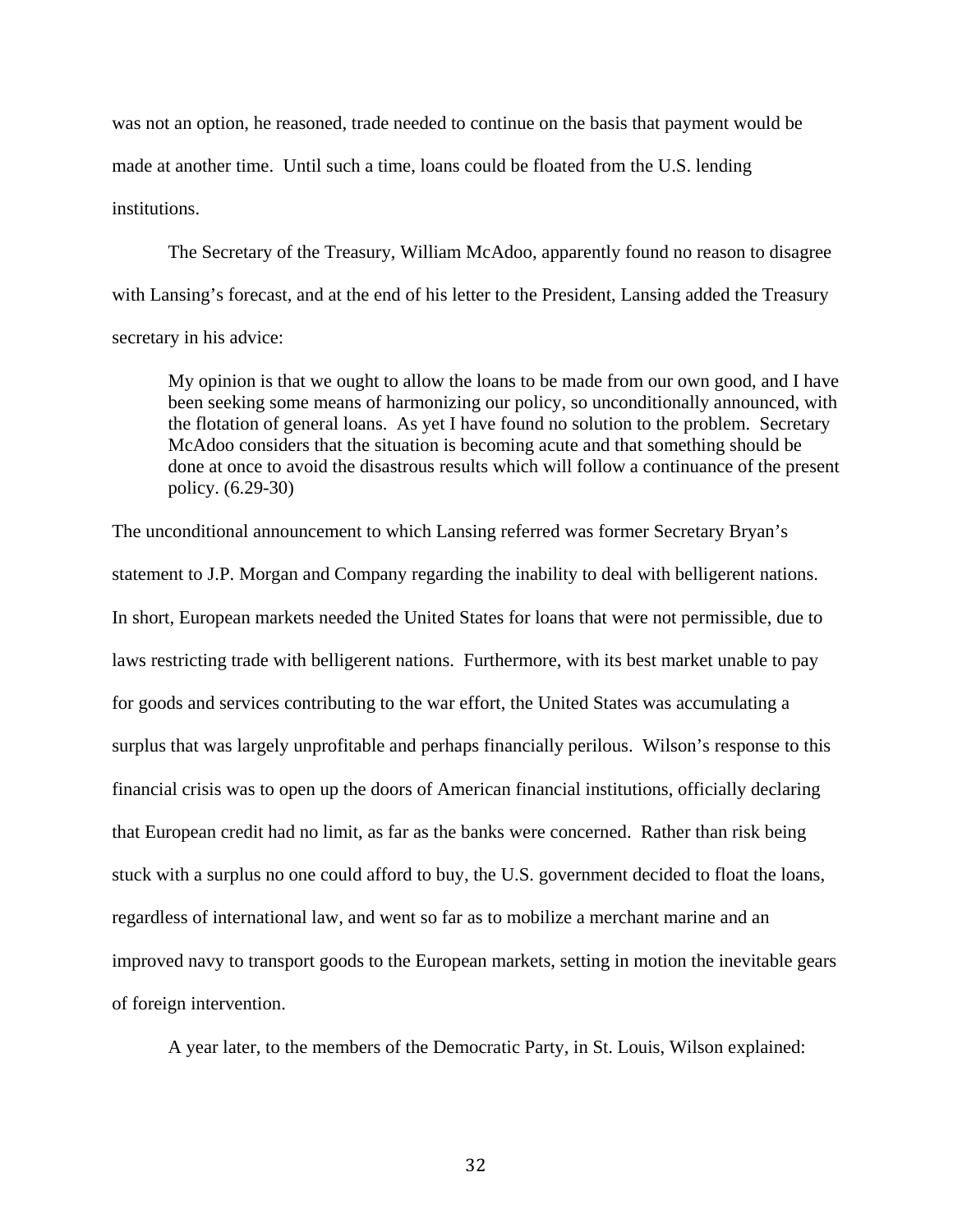was not an option, he reasoned, trade needed to continue on the basis that payment would be made at another time. Until such a time, loans could be floated from the U.S. lending institutions.

The Secretary of the Treasury, William McAdoo, apparently found no reason to disagree with Lansing's forecast, and at the end of his letter to the President, Lansing added the Treasury secretary in his advice:

> My opinion is that we ought to allow the loans to be made from our own good, and I have been seeking some means of harmonizing our policy, so unconditionally announced, with the flotation of general loans. As yet I have found no solution to the problem. Secretary McAdoo considers that the situation is becoming acute and that something should be done at once to avoid the disastrous results which will follow a continuance of the present policy. (6.29-30)

The unconditional announcement to which Lansing referred was former Secretary Bryan's statement to J.P. Morgan and Company regarding the inability to deal with belligerent nations. In short, European markets needed the United States for loans that were not permissible, due to laws restricting trade with belligerent nations. Furthermore, with its best market unable to pay for goods and services contributing to the war effort, the United States was accumulating a surplus that was largely unprofitable and perhaps financially perilous. Wilson's response to this financial crisis was to open up the doors of American financial institutions, officially declaring that European credit had no limit, as far as the banks were concerned. Rather than risk being stuck with a surplus no one could afford to buy, the U.S. government decided to float the loans, regardless of international law, and went so far as to mobilize a merchant marine and an improved navy to transport goods to the European markets, setting in motion the inevitable gears of foreign intervention.

A year later, to the members of the Democratic Party, in St. Louis, Wilson explained: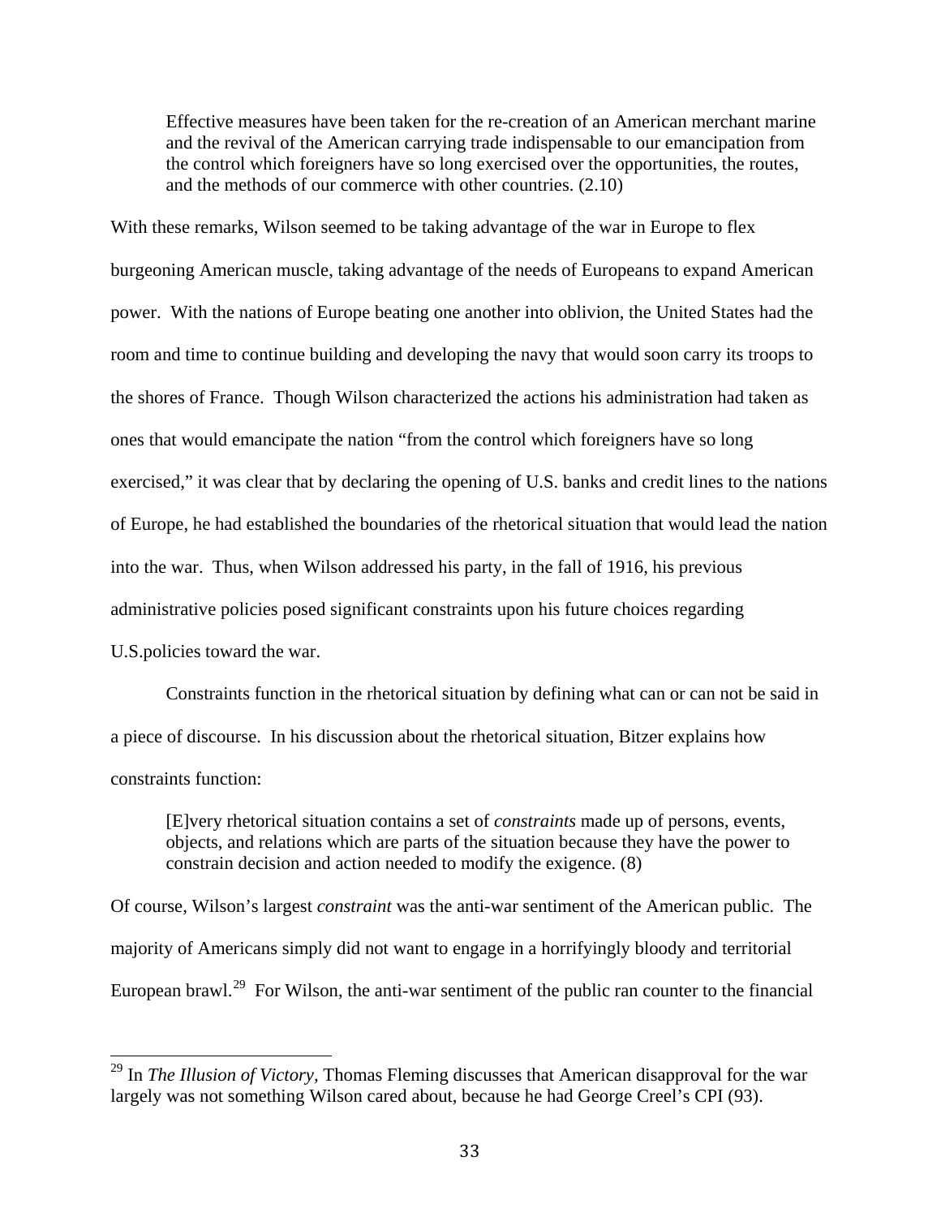> Effective measures have been taken for the re-creation of an American merchant marine and the revival of the American carrying trade indispensable to our emancipation from the control which foreigners have so long exercised over the opportunities, the routes, and the methods of our commerce with other countries. (2.10)

With these remarks, Wilson seemed to be taking advantage of the war in Europe to flex burgeoning American muscle, taking advantage of the needs of Europeans to expand American power. With the nations of Europe beating one another into oblivion, the United States had the room and time to continue building and developing the navy that would soon carry its troops to the shores of France. Though Wilson characterized the actions his administration had taken as ones that would emancipate the nation "from the control which foreigners have so long exercised," it was clear that by declaring the opening of U.S. banks and credit lines to the nations of Europe, he had established the boundaries of the rhetorical situation that would lead the nation into the war. Thus, when Wilson addressed his party, in the fall of 1916, his previous administrative policies posed significant constraints upon his future choices regarding U.S.policies toward the war.

Constraints function in the rhetorical situation by defining what can or can not be said in a piece of discourse. In his discussion about the rhetorical situation, Bitzer explains how constraints function:

> [E]very rhetorical situation contains a set of *constraints* made up of persons, events, objects, and relations which are parts of the situation because they have the power to constrain decision and action needed to modify the exigence. (8)

Of course, Wilson's largest *constraint* was the anti-war sentiment of the American public. The majority of Americans simply did not want to engage in a horrifyingly bloody and territorial European brawl.[29] For Wilson, the anti-war sentiment of the public ran counter to the financial

[29] In *The Illusion of Victory*, Thomas Fleming discusses that American disapproval for the war largely was not something Wilson cared about, because he had George Creel's CPI (93).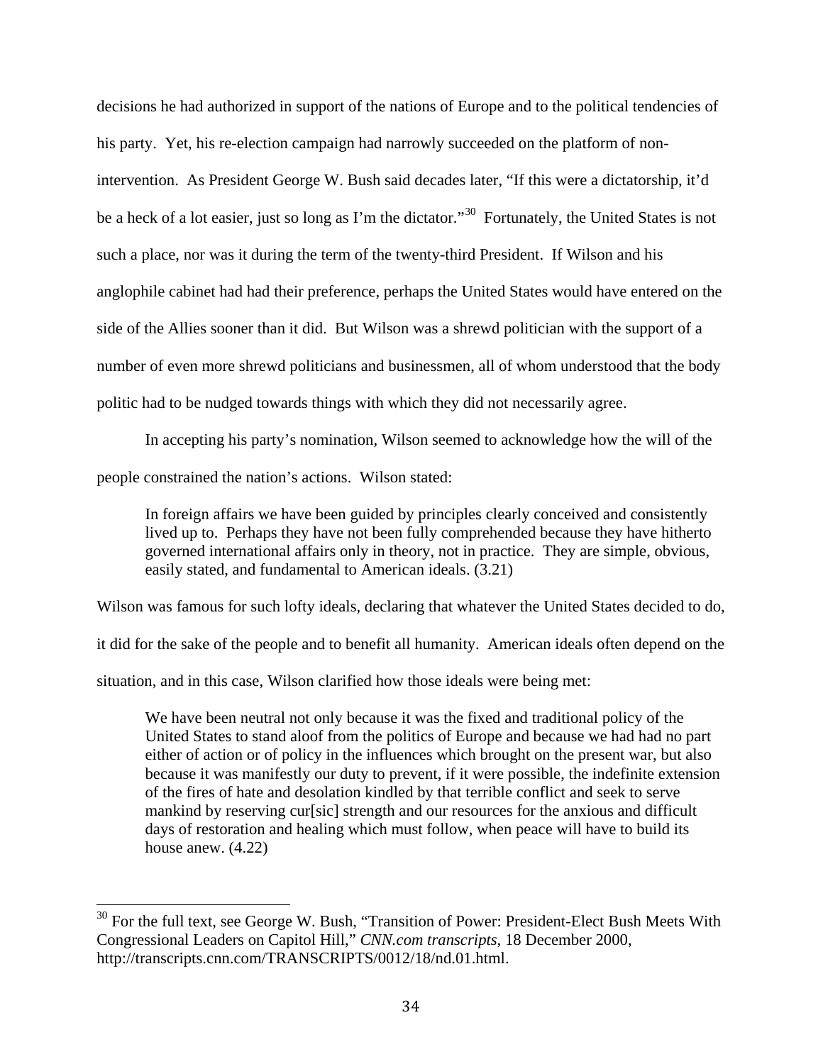decisions he had authorized in support of the nations of Europe and to the political tendencies of his party. Yet, his re-election campaign had narrowly succeeded on the platform of non-intervention. As President George W. Bush said decades later, "If this were a dictatorship, it'd be a heck of a lot easier, just so long as I'm the dictator."[30] Fortunately, the United States is not such a place, nor was it during the term of the twenty-third President. If Wilson and his anglophile cabinet had had their preference, perhaps the United States would have entered on the side of the Allies sooner than it did. But Wilson was a shrewd politician with the support of a number of even more shrewd politicians and businessmen, all of whom understood that the body politic had to be nudged towards things with which they did not necessarily agree.

In accepting his party's nomination, Wilson seemed to acknowledge how the will of the people constrained the nation's actions. Wilson stated:

> In foreign affairs we have been guided by principles clearly conceived and consistently lived up to. Perhaps they have not been fully comprehended because they have hitherto governed international affairs only in theory, not in practice. They are simple, obvious, easily stated, and fundamental to American ideals. (3.21)

Wilson was famous for such lofty ideals, declaring that whatever the United States decided to do, it did for the sake of the people and to benefit all humanity. American ideals often depend on the situation, and in this case, Wilson clarified how those ideals were being met:

> We have been neutral not only because it was the fixed and traditional policy of the United States to stand aloof from the politics of Europe and because we had had no part either of action or of policy in the influences which brought on the present war, but also because it was manifestly our duty to prevent, if it were possible, the indefinite extension of the fires of hate and desolation kindled by that terrible conflict and seek to serve mankind by reserving cur[sic] strength and our resources for the anxious and difficult days of restoration and healing which must follow, when peace will have to build its house anew. (4.22)

---

[30] For the full text, see George W. Bush, "Transition of Power: President-Elect Bush Meets With Congressional Leaders on Capitol Hill," *CNN.com transcripts*, 18 December 2000, http://transcripts.cnn.com/TRANSCRIPTS/0012/18/nd.01.html.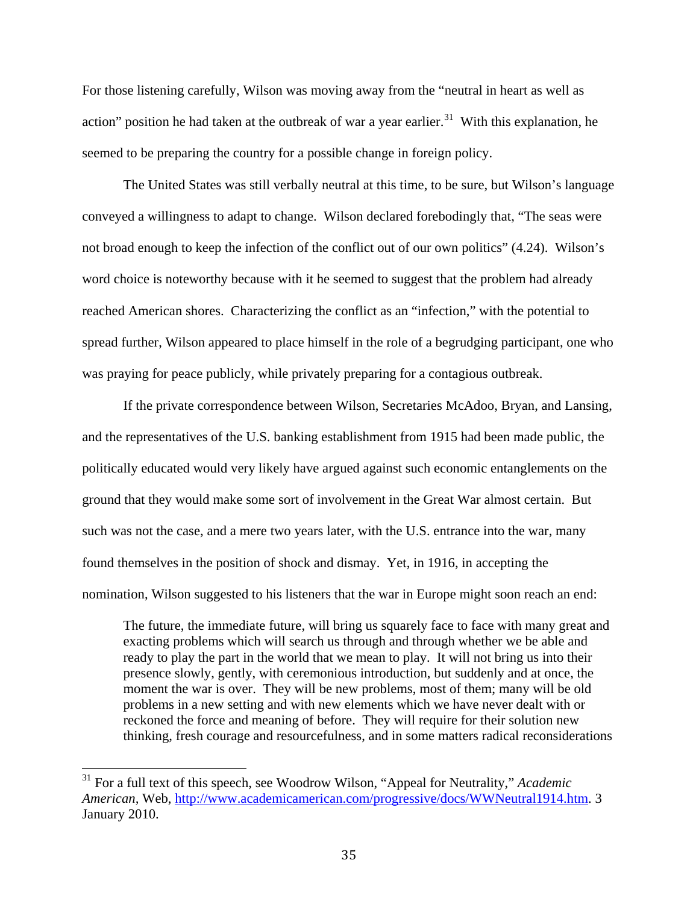For those listening carefully, Wilson was moving away from the "neutral in heart as well as action" position he had taken at the outbreak of war a year earlier.[31] With this explanation, he seemed to be preparing the country for a possible change in foreign policy.

The United States was still verbally neutral at this time, to be sure, but Wilson's language conveyed a willingness to adapt to change. Wilson declared forebodingly that, "The seas were not broad enough to keep the infection of the conflict out of our own politics" (4.24). Wilson's word choice is noteworthy because with it he seemed to suggest that the problem had already reached American shores. Characterizing the conflict as an "infection," with the potential to spread further, Wilson appeared to place himself in the role of a begrudging participant, one who was praying for peace publicly, while privately preparing for a contagious outbreak.

If the private correspondence between Wilson, Secretaries McAdoo, Bryan, and Lansing, and the representatives of the U.S. banking establishment from 1915 had been made public, the politically educated would very likely have argued against such economic entanglements on the ground that they would make some sort of involvement in the Great War almost certain. But such was not the case, and a mere two years later, with the U.S. entrance into the war, many found themselves in the position of shock and dismay. Yet, in 1916, in accepting the nomination, Wilson suggested to his listeners that the war in Europe might soon reach an end:

> The future, the immediate future, will bring us squarely face to face with many great and exacting problems which will search us through and through whether we be able and ready to play the part in the world that we mean to play. It will not bring us into their presence slowly, gently, with ceremonious introduction, but suddenly and at once, the moment the war is over. They will be new problems, most of them; many will be old problems in a new setting and with new elements which we have never dealt with or reckoned the force and meaning of before. They will require for their solution new thinking, fresh courage and resourcefulness, and in some matters radical reconsiderations

---

[31] For a full text of this speech, see Woodrow Wilson, "Appeal for Neutrality," *Academic American*, Web, http://www.academicamerican.com/progressive/docs/WWNeutral1914.htm. 3 January 2010.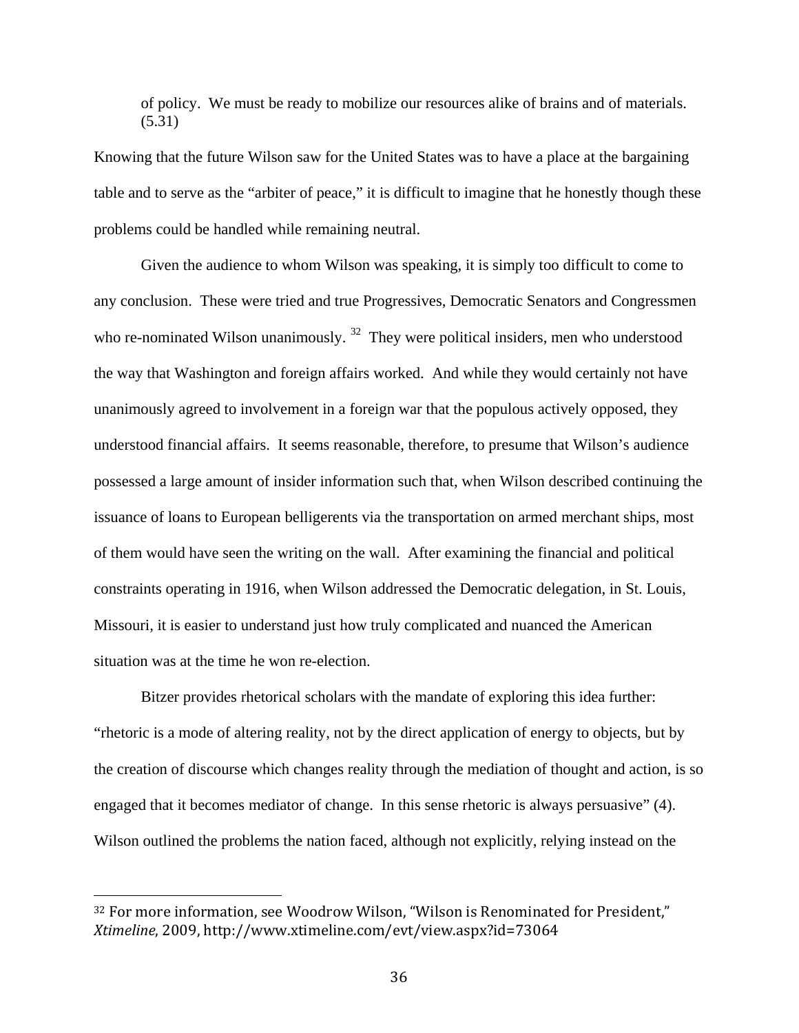of policy. We must be ready to mobilize our resources alike of brains and of materials. (5.31)

Knowing that the future Wilson saw for the United States was to have a place at the bargaining table and to serve as the "arbiter of peace," it is difficult to imagine that he honestly though these problems could be handled while remaining neutral.

Given the audience to whom Wilson was speaking, it is simply too difficult to come to any conclusion. These were tried and true Progressives, Democratic Senators and Congressmen who re-nominated Wilson unanimously. [32] They were political insiders, men who understood the way that Washington and foreign affairs worked. And while they would certainly not have unanimously agreed to involvement in a foreign war that the populous actively opposed, they understood financial affairs. It seems reasonable, therefore, to presume that Wilson's audience possessed a large amount of insider information such that, when Wilson described continuing the issuance of loans to European belligerents via the transportation on armed merchant ships, most of them would have seen the writing on the wall. After examining the financial and political constraints operating in 1916, when Wilson addressed the Democratic delegation, in St. Louis, Missouri, it is easier to understand just how truly complicated and nuanced the American situation was at the time he won re-election.

Bitzer provides rhetorical scholars with the mandate of exploring this idea further: "rhetoric is a mode of altering reality, not by the direct application of energy to objects, but by the creation of discourse which changes reality through the mediation of thought and action, is so engaged that it becomes mediator of change. In this sense rhetoric is always persuasive" (4). Wilson outlined the problems the nation faced, although not explicitly, relying instead on the

---

[32] For more information, see Woodrow Wilson, "Wilson is Renominated for President," *Xtimeline*, 2009, http://www.xtimeline.com/evt/view.aspx?id=73064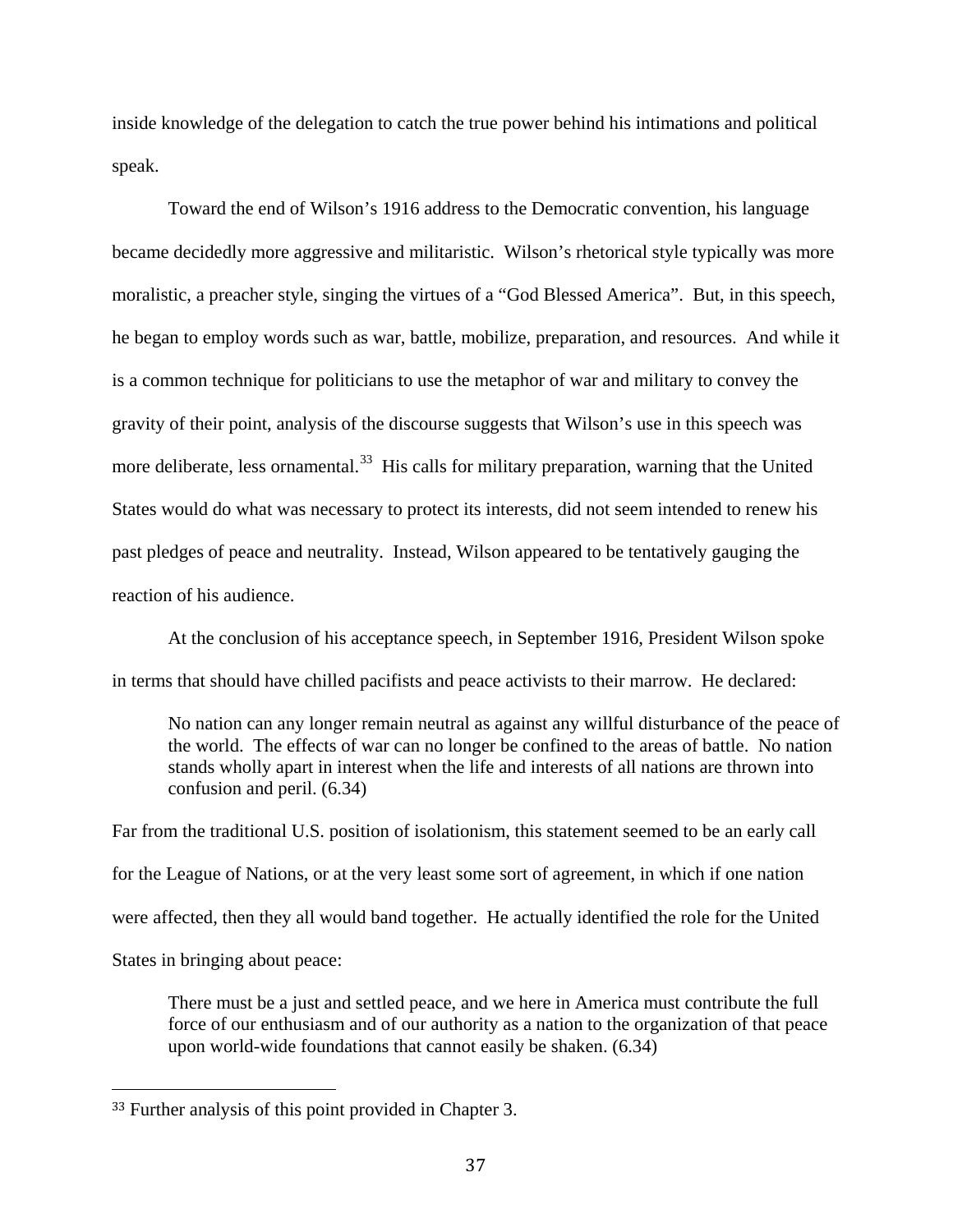inside knowledge of the delegation to catch the true power behind his intimations and political speak.

Toward the end of Wilson's 1916 address to the Democratic convention, his language became decidedly more aggressive and militaristic. Wilson's rhetorical style typically was more moralistic, a preacher style, singing the virtues of a "God Blessed America". But, in this speech, he began to employ words such as war, battle, mobilize, preparation, and resources. And while it is a common technique for politicians to use the metaphor of war and military to convey the gravity of their point, analysis of the discourse suggests that Wilson's use in this speech was more deliberate, less ornamental.[33] His calls for military preparation, warning that the United States would do what was necessary to protect its interests, did not seem intended to renew his past pledges of peace and neutrality. Instead, Wilson appeared to be tentatively gauging the reaction of his audience.

At the conclusion of his acceptance speech, in September 1916, President Wilson spoke in terms that should have chilled pacifists and peace activists to their marrow. He declared:

> No nation can any longer remain neutral as against any willful disturbance of the peace of the world. The effects of war can no longer be confined to the areas of battle. No nation stands wholly apart in interest when the life and interests of all nations are thrown into confusion and peril. (6.34)

Far from the traditional U.S. position of isolationism, this statement seemed to be an early call for the League of Nations, or at the very least some sort of agreement, in which if one nation were affected, then they all would band together. He actually identified the role for the United States in bringing about peace:

> There must be a just and settled peace, and we here in America must contribute the full force of our enthusiasm and of our authority as a nation to the organization of that peace upon world-wide foundations that cannot easily be shaken. (6.34)

---

[33] Further analysis of this point provided in Chapter 3.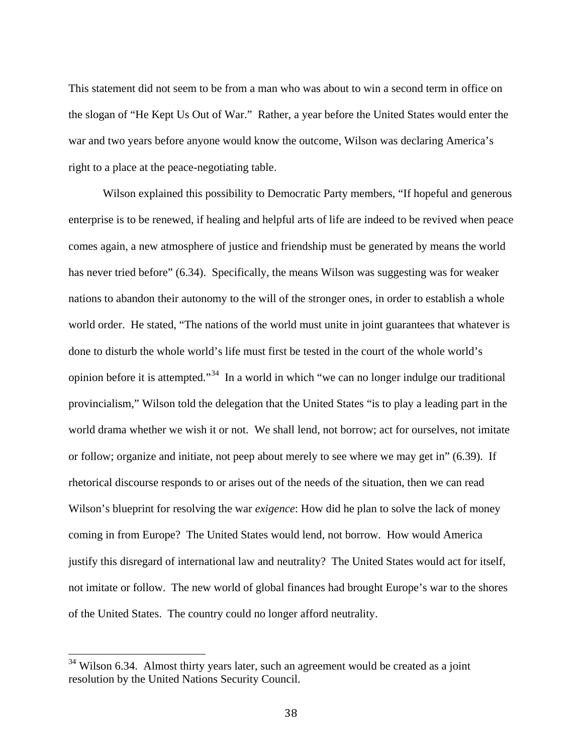This statement did not seem to be from a man who was about to win a second term in office on the slogan of "He Kept Us Out of War." Rather, a year before the United States would enter the war and two years before anyone would know the outcome, Wilson was declaring America's right to a place at the peace-negotiating table.

Wilson explained this possibility to Democratic Party members, "If hopeful and generous enterprise is to be renewed, if healing and helpful arts of life are indeed to be revived when peace comes again, a new atmosphere of justice and friendship must be generated by means the world has never tried before" (6.34). Specifically, the means Wilson was suggesting was for weaker nations to abandon their autonomy to the will of the stronger ones, in order to establish a whole world order. He stated, "The nations of the world must unite in joint guarantees that whatever is done to disturb the whole world's life must first be tested in the court of the whole world's opinion before it is attempted."[34] In a world in which "we can no longer indulge our traditional provincialism," Wilson told the delegation that the United States "is to play a leading part in the world drama whether we wish it or not. We shall lend, not borrow; act for ourselves, not imitate or follow; organize and initiate, not peep about merely to see where we may get in" (6.39). If rhetorical discourse responds to or arises out of the needs of the situation, then we can read Wilson's blueprint for resolving the war *exigence*: How did he plan to solve the lack of money coming in from Europe? The United States would lend, not borrow. How would America justify this disregard of international law and neutrality? The United States would act for itself, not imitate or follow. The new world of global finances had brought Europe's war to the shores of the United States. The country could no longer afford neutrality.

---

[34] Wilson 6.34. Almost thirty years later, such an agreement would be created as a joint resolution by the United Nations Security Council.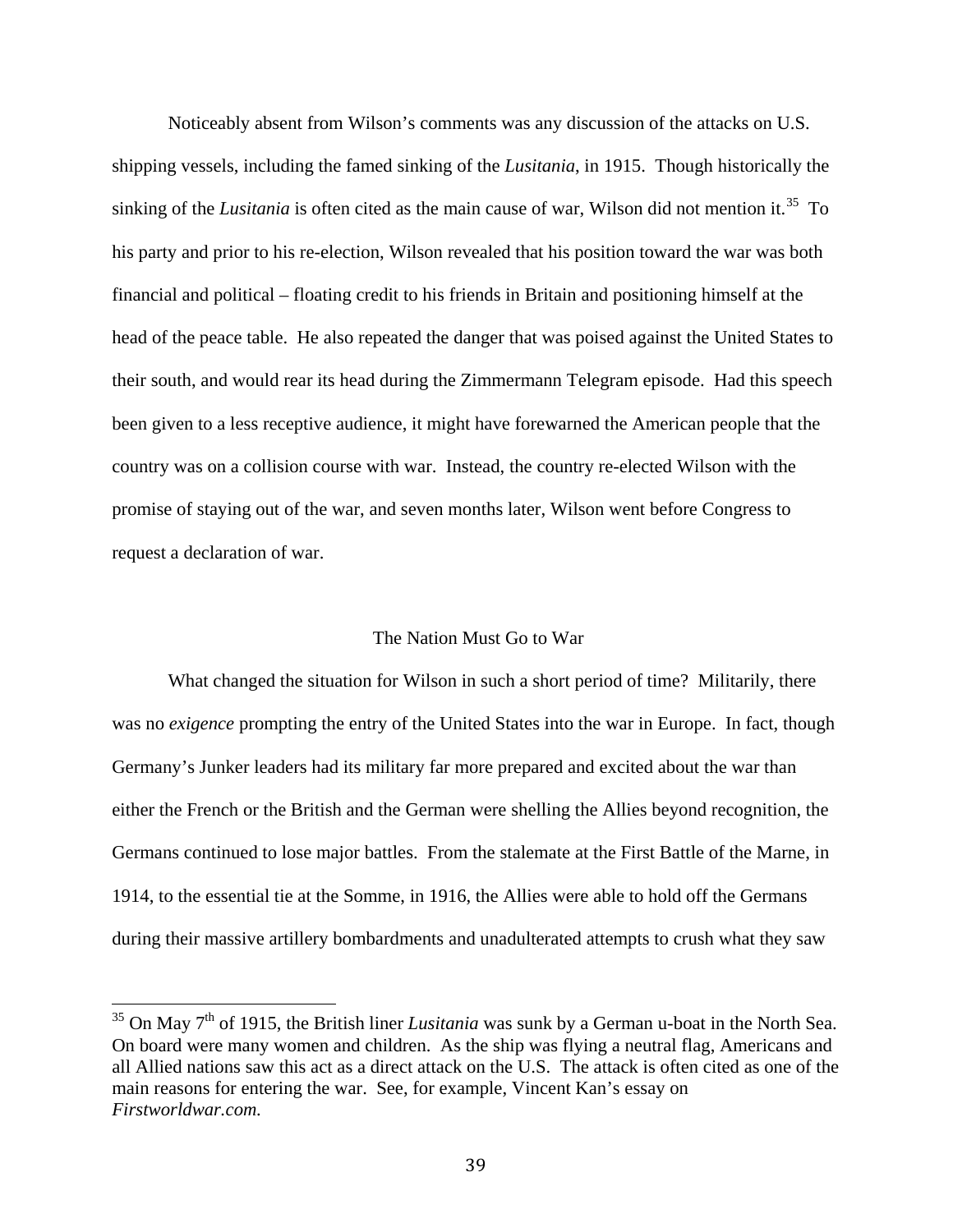Noticeably absent from Wilson's comments was any discussion of the attacks on U.S. shipping vessels, including the famed sinking of the *Lusitania*, in 1915. Though historically the sinking of the *Lusitania* is often cited as the main cause of war, Wilson did not mention it.[35] To his party and prior to his re-election, Wilson revealed that his position toward the war was both financial and political – floating credit to his friends in Britain and positioning himself at the head of the peace table. He also repeated the danger that was poised against the United States to their south, and would rear its head during the Zimmermann Telegram episode. Had this speech been given to a less receptive audience, it might have forewarned the American people that the country was on a collision course with war. Instead, the country re-elected Wilson with the promise of staying out of the war, and seven months later, Wilson went before Congress to request a declaration of war.

## The Nation Must Go to War

What changed the situation for Wilson in such a short period of time? Militarily, there was no *exigence* prompting the entry of the United States into the war in Europe. In fact, though Germany's Junker leaders had its military far more prepared and excited about the war than either the French or the British and the German were shelling the Allies beyond recognition, the Germans continued to lose major battles. From the stalemate at the First Battle of the Marne, in 1914, to the essential tie at the Somme, in 1916, the Allies were able to hold off the Germans during their massive artillery bombardments and unadulterated attempts to crush what they saw

---

[35] On May 7th of 1915, the British liner *Lusitania* was sunk by a German u-boat in the North Sea. On board were many women and children. As the ship was flying a neutral flag, Americans and all Allied nations saw this act as a direct attack on the U.S. The attack is often cited as one of the main reasons for entering the war. See, for example, Vincent Kan's essay on *Firstworldwar.com.*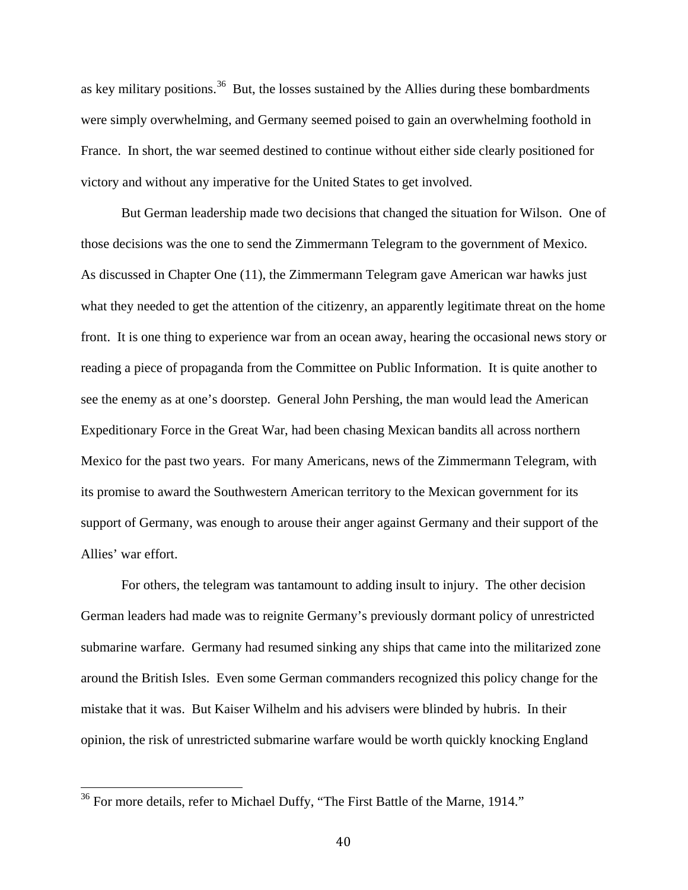as key military positions.[36] But, the losses sustained by the Allies during these bombardments were simply overwhelming, and Germany seemed poised to gain an overwhelming foothold in France. In short, the war seemed destined to continue without either side clearly positioned for victory and without any imperative for the United States to get involved.

But German leadership made two decisions that changed the situation for Wilson. One of those decisions was the one to send the Zimmermann Telegram to the government of Mexico. As discussed in Chapter One (11), the Zimmermann Telegram gave American war hawks just what they needed to get the attention of the citizenry, an apparently legitimate threat on the home front. It is one thing to experience war from an ocean away, hearing the occasional news story or reading a piece of propaganda from the Committee on Public Information. It is quite another to see the enemy as at one's doorstep. General John Pershing, the man would lead the American Expeditionary Force in the Great War, had been chasing Mexican bandits all across northern Mexico for the past two years. For many Americans, news of the Zimmermann Telegram, with its promise to award the Southwestern American territory to the Mexican government for its support of Germany, was enough to arouse their anger against Germany and their support of the Allies' war effort.

For others, the telegram was tantamount to adding insult to injury. The other decision German leaders had made was to reignite Germany's previously dormant policy of unrestricted submarine warfare. Germany had resumed sinking any ships that came into the militarized zone around the British Isles. Even some German commanders recognized this policy change for the mistake that it was. But Kaiser Wilhelm and his advisers were blinded by hubris. In their opinion, the risk of unrestricted submarine warfare would be worth quickly knocking England

---

[36] For more details, refer to Michael Duffy, "The First Battle of the Marne, 1914."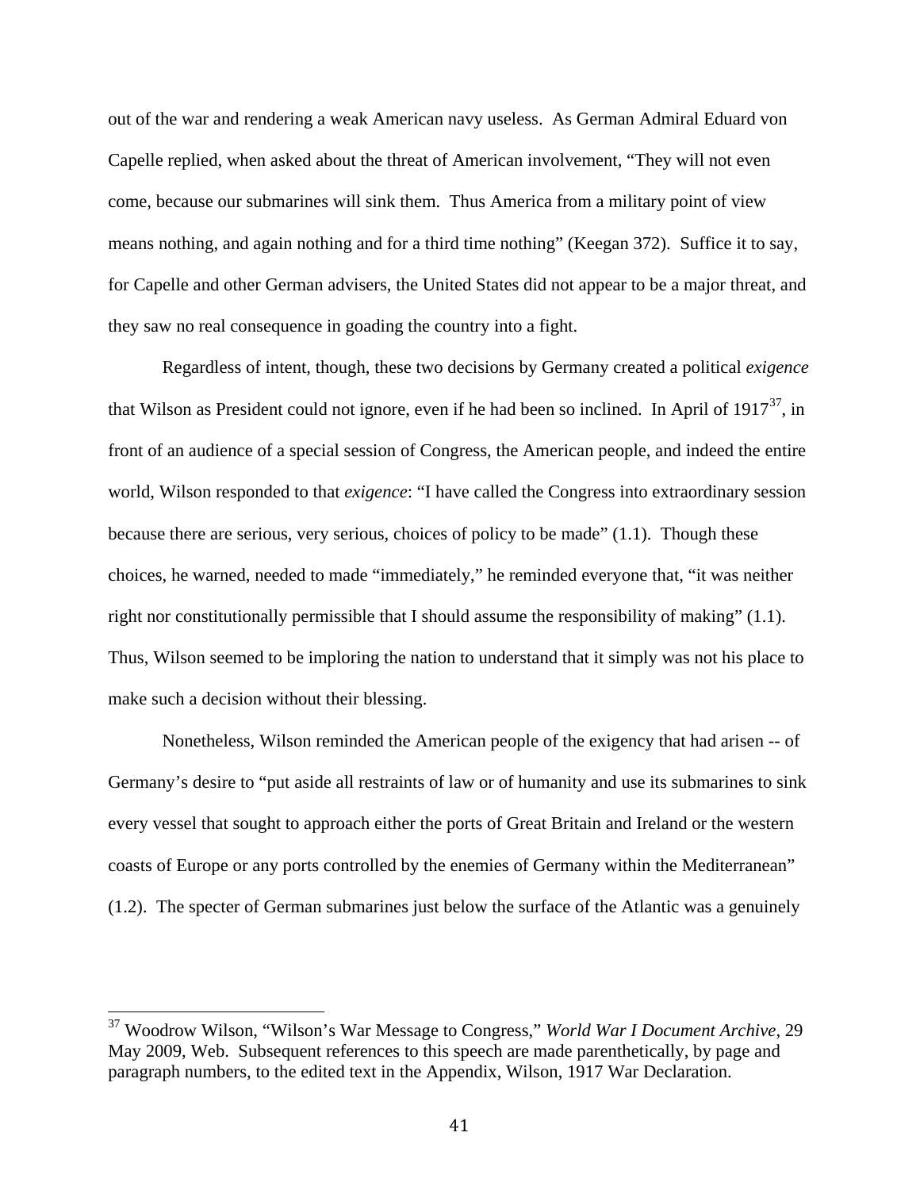out of the war and rendering a weak American navy useless. As German Admiral Eduard von Capelle replied, when asked about the threat of American involvement, "They will not even come, because our submarines will sink them. Thus America from a military point of view means nothing, and again nothing and for a third time nothing" (Keegan 372). Suffice it to say, for Capelle and other German advisers, the United States did not appear to be a major threat, and they saw no real consequence in goading the country into a fight.

Regardless of intent, though, these two decisions by Germany created a political *exigence* that Wilson as President could not ignore, even if he had been so inclined. In April of 1917[37], in front of an audience of a special session of Congress, the American people, and indeed the entire world, Wilson responded to that *exigence*: "I have called the Congress into extraordinary session because there are serious, very serious, choices of policy to be made" (1.1). Though these choices, he warned, needed to made "immediately," he reminded everyone that, "it was neither right nor constitutionally permissible that I should assume the responsibility of making" (1.1). Thus, Wilson seemed to be imploring the nation to understand that it simply was not his place to make such a decision without their blessing.

Nonetheless, Wilson reminded the American people of the exigency that had arisen -- of Germany's desire to "put aside all restraints of law or of humanity and use its submarines to sink every vessel that sought to approach either the ports of Great Britain and Ireland or the western coasts of Europe or any ports controlled by the enemies of Germany within the Mediterranean" (1.2). The specter of German submarines just below the surface of the Atlantic was a genuinely

---

[37] Woodrow Wilson, "Wilson's War Message to Congress," *World War I Document Archive*, 29 May 2009, Web. Subsequent references to this speech are made parenthetically, by page and paragraph numbers, to the edited text in the Appendix, Wilson, 1917 War Declaration.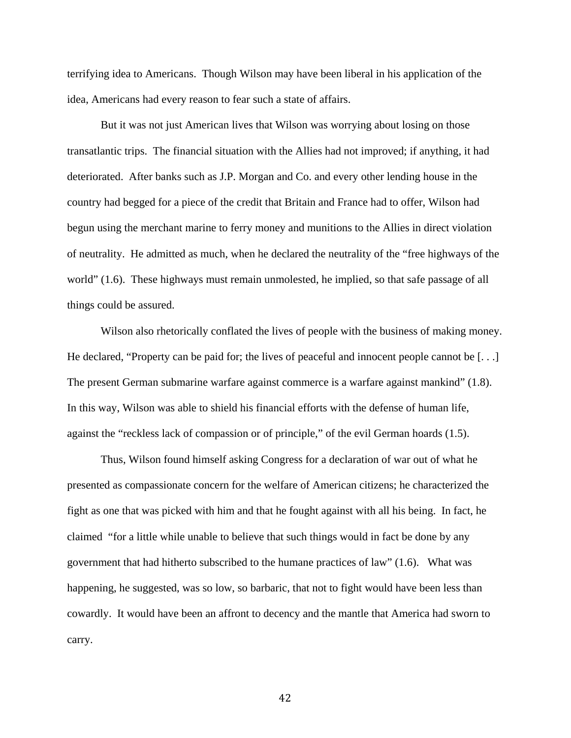terrifying idea to Americans. Though Wilson may have been liberal in his application of the idea, Americans had every reason to fear such a state of affairs.

But it was not just American lives that Wilson was worrying about losing on those transatlantic trips. The financial situation with the Allies had not improved; if anything, it had deteriorated. After banks such as J.P. Morgan and Co. and every other lending house in the country had begged for a piece of the credit that Britain and France had to offer, Wilson had begun using the merchant marine to ferry money and munitions to the Allies in direct violation of neutrality. He admitted as much, when he declared the neutrality of the "free highways of the world" (1.6). These highways must remain unmolested, he implied, so that safe passage of all things could be assured.

Wilson also rhetorically conflated the lives of people with the business of making money. He declared, "Property can be paid for; the lives of peaceful and innocent people cannot be [. . .] The present German submarine warfare against commerce is a warfare against mankind" (1.8). In this way, Wilson was able to shield his financial efforts with the defense of human life, against the "reckless lack of compassion or of principle," of the evil German hoards (1.5).

Thus, Wilson found himself asking Congress for a declaration of war out of what he presented as compassionate concern for the welfare of American citizens; he characterized the fight as one that was picked with him and that he fought against with all his being. In fact, he claimed "for a little while unable to believe that such things would in fact be done by any government that had hitherto subscribed to the humane practices of law" (1.6). What was happening, he suggested, was so low, so barbaric, that not to fight would have been less than cowardly. It would have been an affront to decency and the mantle that America had sworn to carry.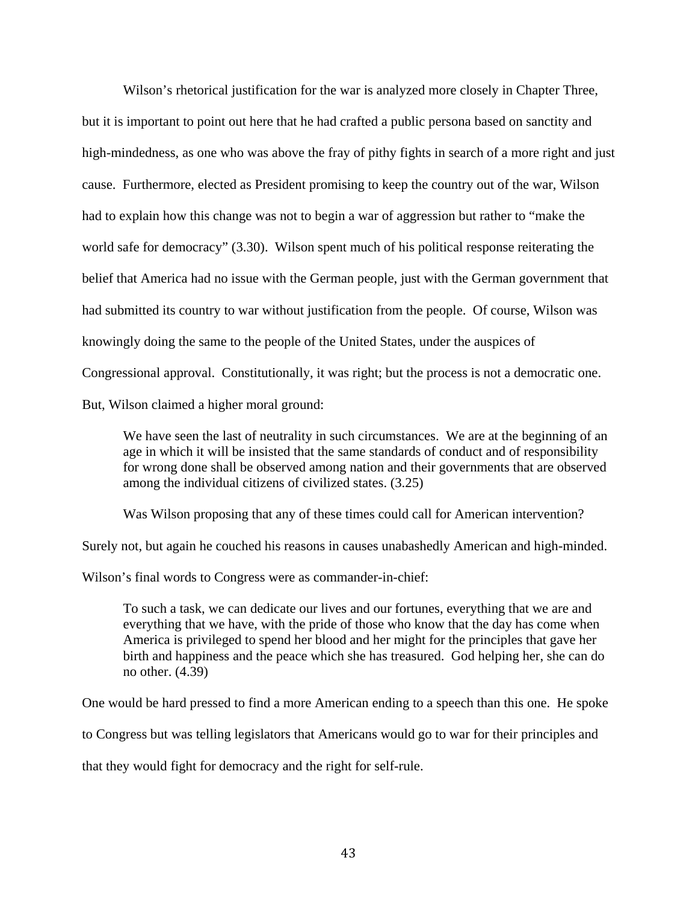Wilson's rhetorical justification for the war is analyzed more closely in Chapter Three, but it is important to point out here that he had crafted a public persona based on sanctity and high-mindedness, as one who was above the fray of pithy fights in search of a more right and just cause. Furthermore, elected as President promising to keep the country out of the war, Wilson had to explain how this change was not to begin a war of aggression but rather to "make the world safe for democracy" (3.30). Wilson spent much of his political response reiterating the belief that America had no issue with the German people, just with the German government that had submitted its country to war without justification from the people. Of course, Wilson was knowingly doing the same to the people of the United States, under the auspices of Congressional approval. Constitutionally, it was right; but the process is not a democratic one. But, Wilson claimed a higher moral ground:

> We have seen the last of neutrality in such circumstances. We are at the beginning of an age in which it will be insisted that the same standards of conduct and of responsibility for wrong done shall be observed among nation and their governments that are observed among the individual citizens of civilized states. (3.25)

Was Wilson proposing that any of these times could call for American intervention? Surely not, but again he couched his reasons in causes unabashedly American and high-minded. Wilson's final words to Congress were as commander-in-chief:

> To such a task, we can dedicate our lives and our fortunes, everything that we are and everything that we have, with the pride of those who know that the day has come when America is privileged to spend her blood and her might for the principles that gave her birth and happiness and the peace which she has treasured. God helping her, she can do no other. (4.39)

One would be hard pressed to find a more American ending to a speech than this one. He spoke to Congress but was telling legislators that Americans would go to war for their principles and that they would fight for democracy and the right for self-rule.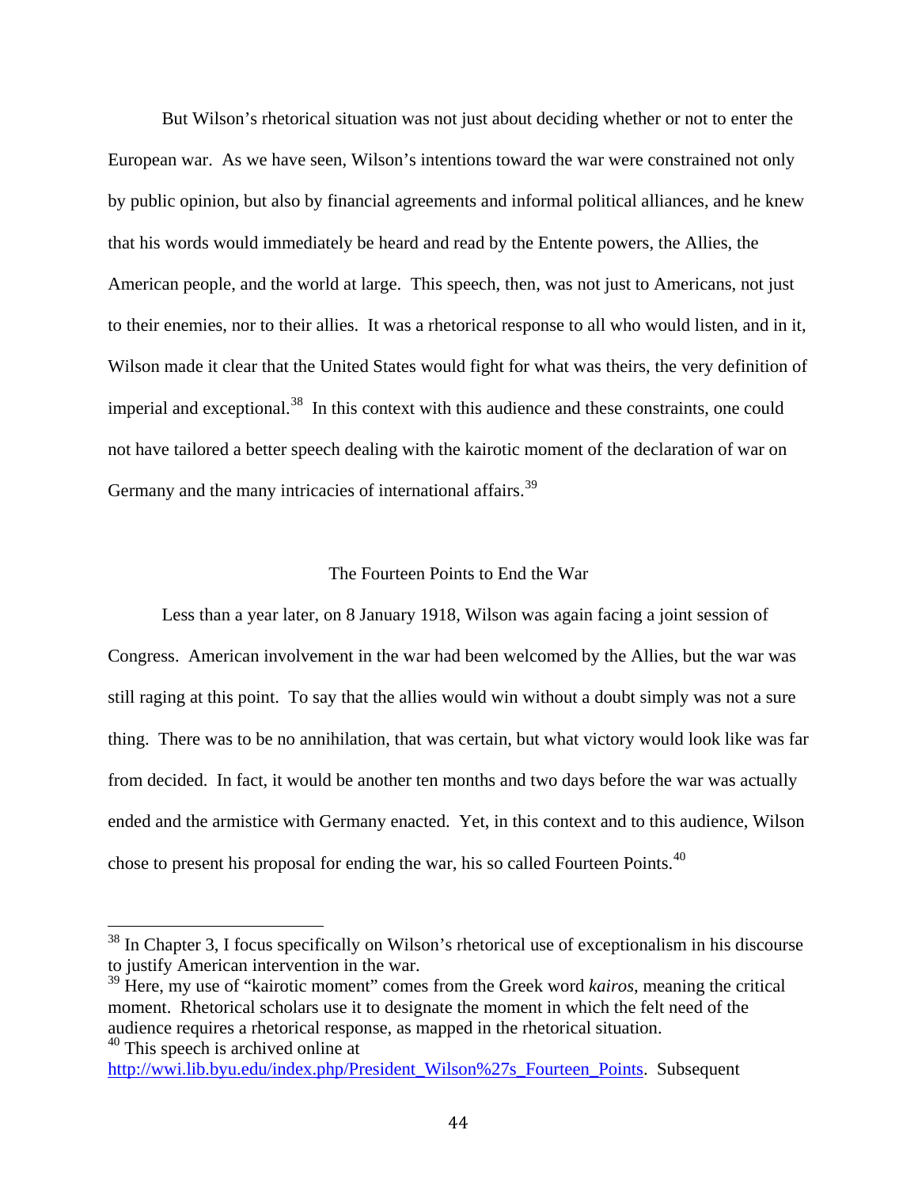But Wilson's rhetorical situation was not just about deciding whether or not to enter the European war. As we have seen, Wilson's intentions toward the war were constrained not only by public opinion, but also by financial agreements and informal political alliances, and he knew that his words would immediately be heard and read by the Entente powers, the Allies, the American people, and the world at large. This speech, then, was not just to Americans, not just to their enemies, nor to their allies. It was a rhetorical response to all who would listen, and in it, Wilson made it clear that the United States would fight for what was theirs, the very definition of imperial and exceptional.[38] In this context with this audience and these constraints, one could not have tailored a better speech dealing with the kairotic moment of the declaration of war on Germany and the many intricacies of international affairs.[39]

## The Fourteen Points to End the War

Less than a year later, on 8 January 1918, Wilson was again facing a joint session of Congress. American involvement in the war had been welcomed by the Allies, but the war was still raging at this point. To say that the allies would win without a doubt simply was not a sure thing. There was to be no annihilation, that was certain, but what victory would look like was far from decided. In fact, it would be another ten months and two days before the war was actually ended and the armistice with Germany enacted. Yet, in this context and to this audience, Wilson chose to present his proposal for ending the war, his so called Fourteen Points.[40]

---

[38] In Chapter 3, I focus specifically on Wilson's rhetorical use of exceptionalism in his discourse to justify American intervention in the war.

[39] Here, my use of "kairotic moment" comes from the Greek word *kairos*, meaning the critical moment. Rhetorical scholars use it to designate the moment in which the felt need of the audience requires a rhetorical response, as mapped in the rhetorical situation.

[40] This speech is archived online at http://wwi.lib.byu.edu/index.php/President_Wilson%27s_Fourteen_Points. Subsequent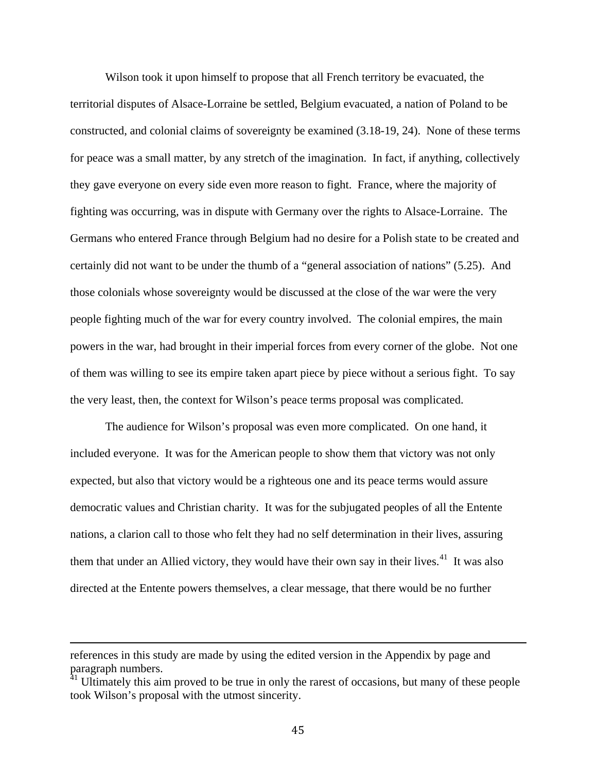Wilson took it upon himself to propose that all French territory be evacuated, the territorial disputes of Alsace-Lorraine be settled, Belgium evacuated, a nation of Poland to be constructed, and colonial claims of sovereignty be examined (3.18-19, 24). None of these terms for peace was a small matter, by any stretch of the imagination. In fact, if anything, collectively they gave everyone on every side even more reason to fight. France, where the majority of fighting was occurring, was in dispute with Germany over the rights to Alsace-Lorraine. The Germans who entered France through Belgium had no desire for a Polish state to be created and certainly did not want to be under the thumb of a "general association of nations" (5.25). And those colonials whose sovereignty would be discussed at the close of the war were the very people fighting much of the war for every country involved. The colonial empires, the main powers in the war, had brought in their imperial forces from every corner of the globe. Not one of them was willing to see its empire taken apart piece by piece without a serious fight. To say the very least, then, the context for Wilson's peace terms proposal was complicated.

The audience for Wilson's proposal was even more complicated. On one hand, it included everyone. It was for the American people to show them that victory was not only expected, but also that victory would be a righteous one and its peace terms would assure democratic values and Christian charity. It was for the subjugated peoples of all the Entente nations, a clarion call to those who felt they had no self determination in their lives, assuring them that under an Allied victory, they would have their own say in their lives.[41] It was also directed at the Entente powers themselves, a clear message, that there would be no further

---

references in this study are made by using the edited version in the Appendix by page and paragraph numbers.

[41] Ultimately this aim proved to be true in only the rarest of occasions, but many of these people took Wilson's proposal with the utmost sincerity.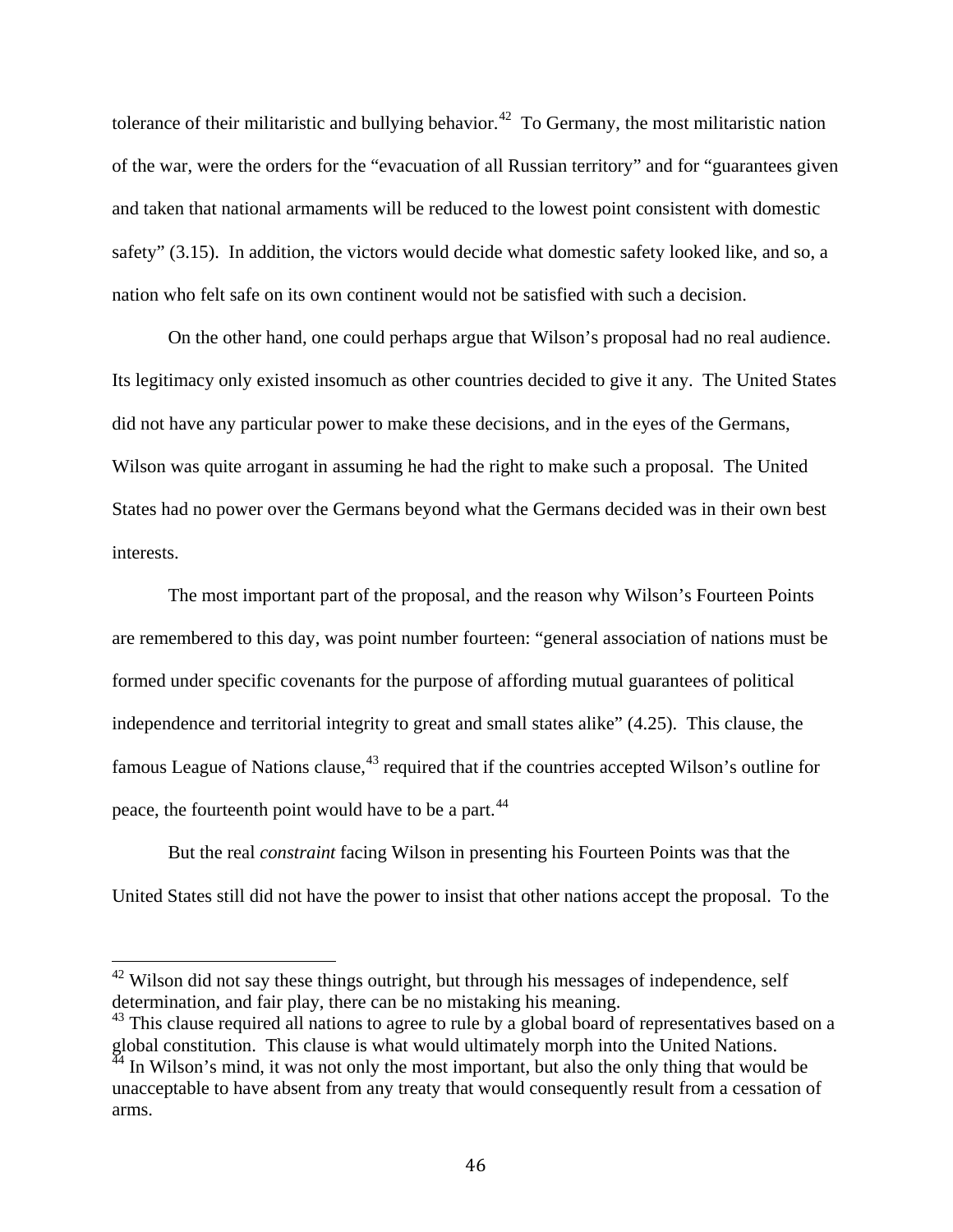tolerance of their militaristic and bullying behavior.[42] To Germany, the most militaristic nation of the war, were the orders for the "evacuation of all Russian territory" and for "guarantees given and taken that national armaments will be reduced to the lowest point consistent with domestic safety" (3.15). In addition, the victors would decide what domestic safety looked like, and so, a nation who felt safe on its own continent would not be satisfied with such a decision.

On the other hand, one could perhaps argue that Wilson's proposal had no real audience. Its legitimacy only existed insomuch as other countries decided to give it any. The United States did not have any particular power to make these decisions, and in the eyes of the Germans, Wilson was quite arrogant in assuming he had the right to make such a proposal. The United States had no power over the Germans beyond what the Germans decided was in their own best interests.

The most important part of the proposal, and the reason why Wilson's Fourteen Points are remembered to this day, was point number fourteen: "general association of nations must be formed under specific covenants for the purpose of affording mutual guarantees of political independence and territorial integrity to great and small states alike" (4.25). This clause, the famous League of Nations clause,[43] required that if the countries accepted Wilson's outline for peace, the fourteenth point would have to be a part.[44]

But the real *constraint* facing Wilson in presenting his Fourteen Points was that the United States still did not have the power to insist that other nations accept the proposal. To the

---

[42] Wilson did not say these things outright, but through his messages of independence, self determination, and fair play, there can be no mistaking his meaning.

[43] This clause required all nations to agree to rule by a global board of representatives based on a global constitution. This clause is what would ultimately morph into the United Nations.

[44] In Wilson's mind, it was not only the most important, but also the only thing that would be unacceptable to have absent from any treaty that would consequently result from a cessation of arms.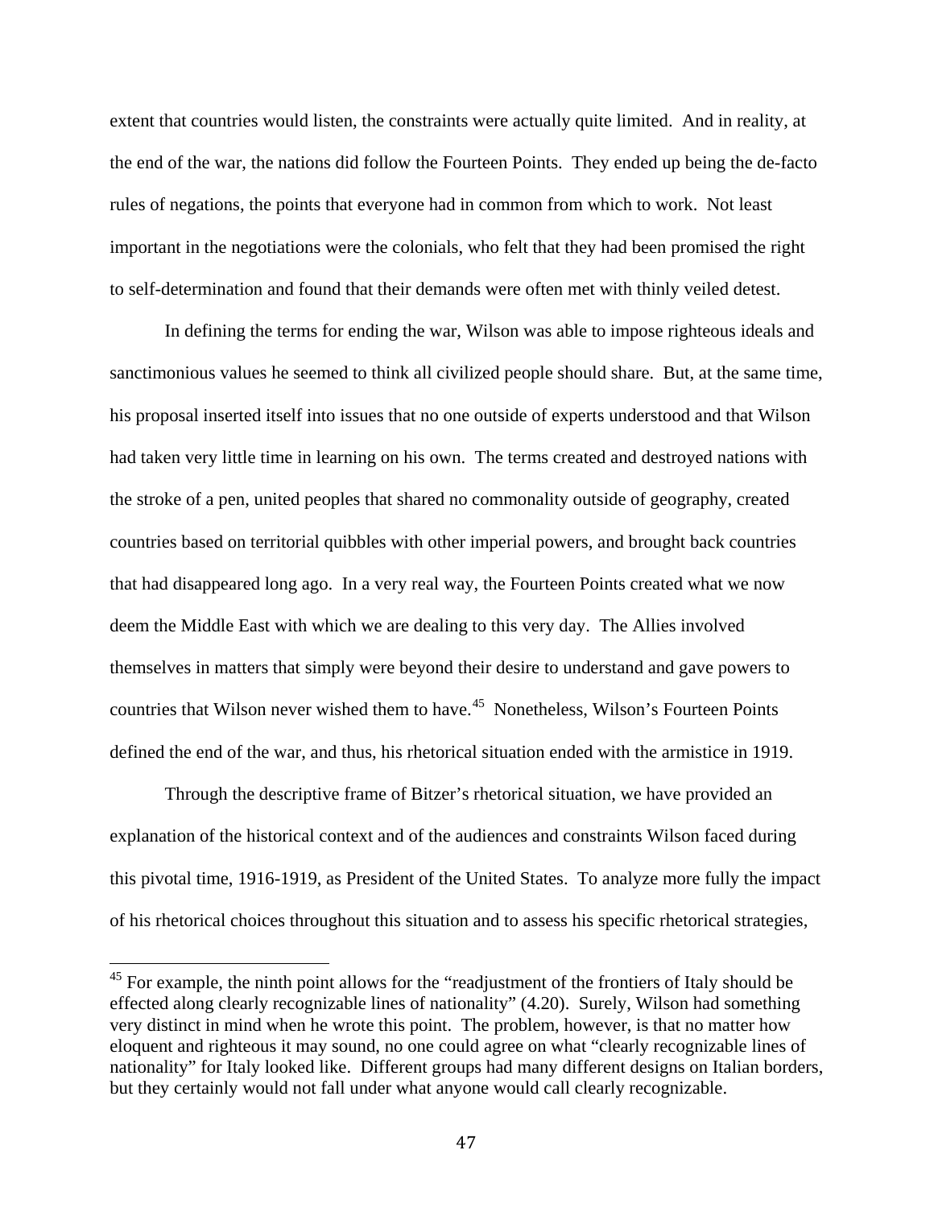extent that countries would listen, the constraints were actually quite limited. And in reality, at the end of the war, the nations did follow the Fourteen Points. They ended up being the de-facto rules of negations, the points that everyone had in common from which to work. Not least important in the negotiations were the colonials, who felt that they had been promised the right to self-determination and found that their demands were often met with thinly veiled detest.

In defining the terms for ending the war, Wilson was able to impose righteous ideals and sanctimonious values he seemed to think all civilized people should share. But, at the same time, his proposal inserted itself into issues that no one outside of experts understood and that Wilson had taken very little time in learning on his own. The terms created and destroyed nations with the stroke of a pen, united peoples that shared no commonality outside of geography, created countries based on territorial quibbles with other imperial powers, and brought back countries that had disappeared long ago. In a very real way, the Fourteen Points created what we now deem the Middle East with which we are dealing to this very day. The Allies involved themselves in matters that simply were beyond their desire to understand and gave powers to countries that Wilson never wished them to have.[45] Nonetheless, Wilson's Fourteen Points defined the end of the war, and thus, his rhetorical situation ended with the armistice in 1919.

Through the descriptive frame of Bitzer's rhetorical situation, we have provided an explanation of the historical context and of the audiences and constraints Wilson faced during this pivotal time, 1916-1919, as President of the United States. To analyze more fully the impact of his rhetorical choices throughout this situation and to assess his specific rhetorical strategies,

---

[45] For example, the ninth point allows for the "readjustment of the frontiers of Italy should be effected along clearly recognizable lines of nationality" (4.20). Surely, Wilson had something very distinct in mind when he wrote this point. The problem, however, is that no matter how eloquent and righteous it may sound, no one could agree on what "clearly recognizable lines of nationality" for Italy looked like. Different groups had many different designs on Italian borders, but they certainly would not fall under what anyone would call clearly recognizable.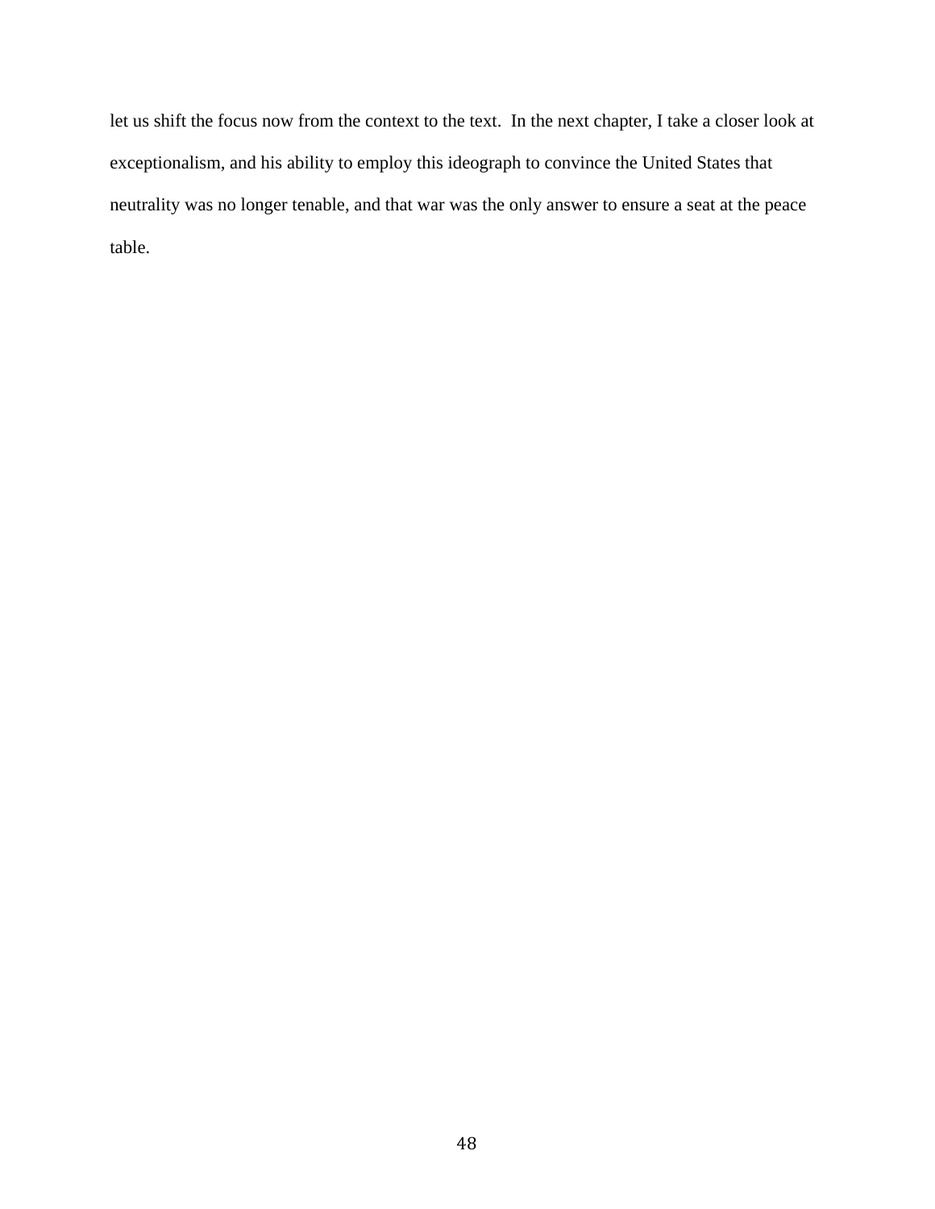let us shift the focus now from the context to the text. In the next chapter, I take a closer look at exceptionalism, and his ability to employ this ideograph to convince the United States that neutrality was no longer tenable, and that war was the only answer to ensure a seat at the peace table.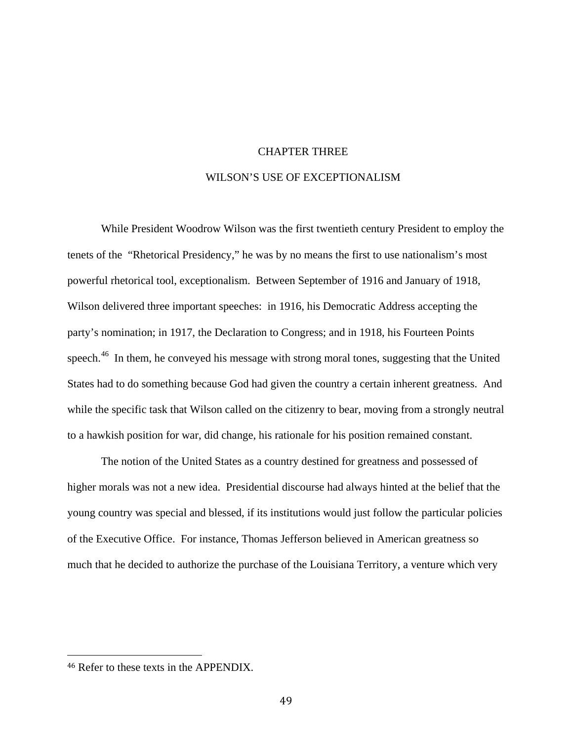# CHAPTER THREE

## WILSON'S USE OF EXCEPTIONALISM

While President Woodrow Wilson was the first twentieth century President to employ the tenets of the "Rhetorical Presidency," he was by no means the first to use nationalism's most powerful rhetorical tool, exceptionalism. Between September of 1916 and January of 1918, Wilson delivered three important speeches: in 1916, his Democratic Address accepting the party's nomination; in 1917, the Declaration to Congress; and in 1918, his Fourteen Points speech.[46] In them, he conveyed his message with strong moral tones, suggesting that the United States had to do something because God had given the country a certain inherent greatness. And while the specific task that Wilson called on the citizenry to bear, moving from a strongly neutral to a hawkish position for war, did change, his rationale for his position remained constant.

The notion of the United States as a country destined for greatness and possessed of higher morals was not a new idea. Presidential discourse had always hinted at the belief that the young country was special and blessed, if its institutions would just follow the particular policies of the Executive Office. For instance, Thomas Jefferson believed in American greatness so much that he decided to authorize the purchase of the Louisiana Territory, a venture which very

[46] Refer to these texts in the APPENDIX.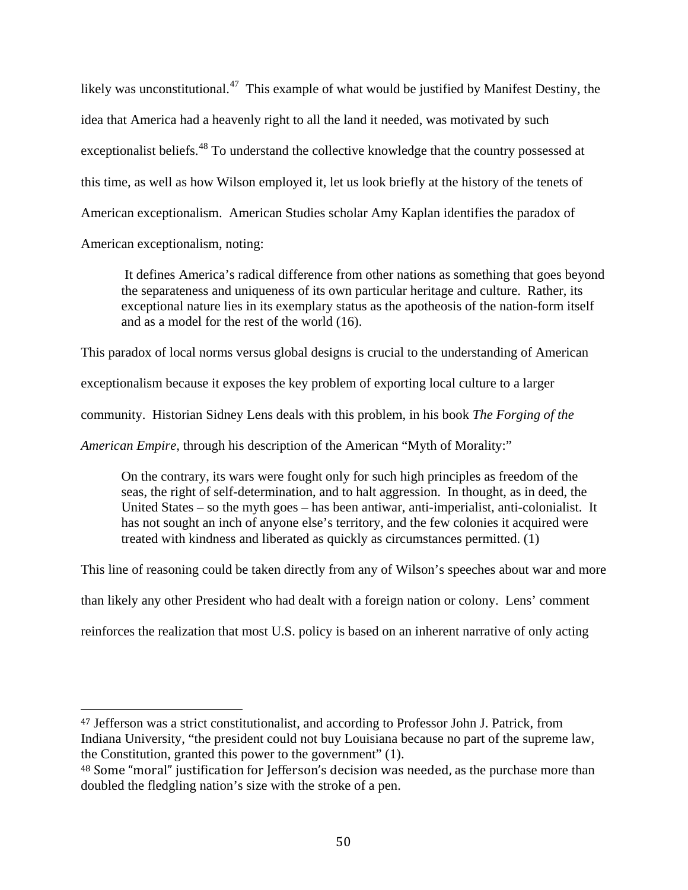likely was unconstitutional.[47] This example of what would be justified by Manifest Destiny, the idea that America had a heavenly right to all the land it needed, was motivated by such exceptionalist beliefs.[48] To understand the collective knowledge that the country possessed at this time, as well as how Wilson employed it, let us look briefly at the history of the tenets of American exceptionalism. American Studies scholar Amy Kaplan identifies the paradox of American exceptionalism, noting:

> It defines America's radical difference from other nations as something that goes beyond the separateness and uniqueness of its own particular heritage and culture. Rather, its exceptional nature lies in its exemplary status as the apotheosis of the nation-form itself and as a model for the rest of the world (16).

This paradox of local norms versus global designs is crucial to the understanding of American exceptionalism because it exposes the key problem of exporting local culture to a larger community. Historian Sidney Lens deals with this problem, in his book *The Forging of the American Empire,* through his description of the American "Myth of Morality:"

> On the contrary, its wars were fought only for such high principles as freedom of the seas, the right of self-determination, and to halt aggression. In thought, as in deed, the United States – so the myth goes – has been antiwar, anti-imperialist, anti-colonialist. It has not sought an inch of anyone else's territory, and the few colonies it acquired were treated with kindness and liberated as quickly as circumstances permitted. (1)

This line of reasoning could be taken directly from any of Wilson's speeches about war and more than likely any other President who had dealt with a foreign nation or colony. Lens' comment reinforces the realization that most U.S. policy is based on an inherent narrative of only acting

---

[47] Jefferson was a strict constitutionalist, and according to Professor John J. Patrick, from Indiana University, "the president could not buy Louisiana because no part of the supreme law, the Constitution, granted this power to the government" (1).

[48] Some "moral" justification for Jefferson's decision was needed, as the purchase more than doubled the fledgling nation's size with the stroke of a pen.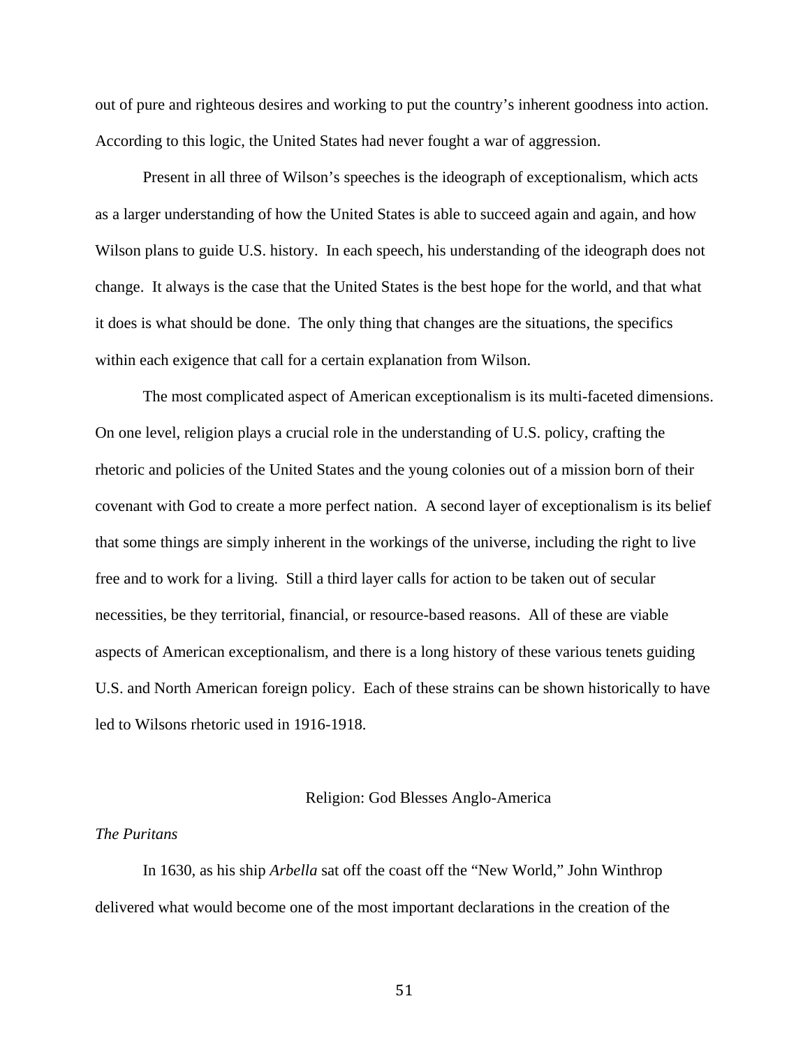out of pure and righteous desires and working to put the country's inherent goodness into action. According to this logic, the United States had never fought a war of aggression.

Present in all three of Wilson's speeches is the ideograph of exceptionalism, which acts as a larger understanding of how the United States is able to succeed again and again, and how Wilson plans to guide U.S. history. In each speech, his understanding of the ideograph does not change. It always is the case that the United States is the best hope for the world, and that what it does is what should be done. The only thing that changes are the situations, the specifics within each exigence that call for a certain explanation from Wilson.

The most complicated aspect of American exceptionalism is its multi-faceted dimensions. On one level, religion plays a crucial role in the understanding of U.S. policy, crafting the rhetoric and policies of the United States and the young colonies out of a mission born of their covenant with God to create a more perfect nation. A second layer of exceptionalism is its belief that some things are simply inherent in the workings of the universe, including the right to live free and to work for a living. Still a third layer calls for action to be taken out of secular necessities, be they territorial, financial, or resource-based reasons. All of these are viable aspects of American exceptionalism, and there is a long history of these various tenets guiding U.S. and North American foreign policy. Each of these strains can be shown historically to have led to Wilsons rhetoric used in 1916-1918.

## Religion: God Blesses Anglo-America

### *The Puritans*

In 1630, as his ship *Arbella* sat off the coast off the "New World," John Winthrop delivered what would become one of the most important declarations in the creation of the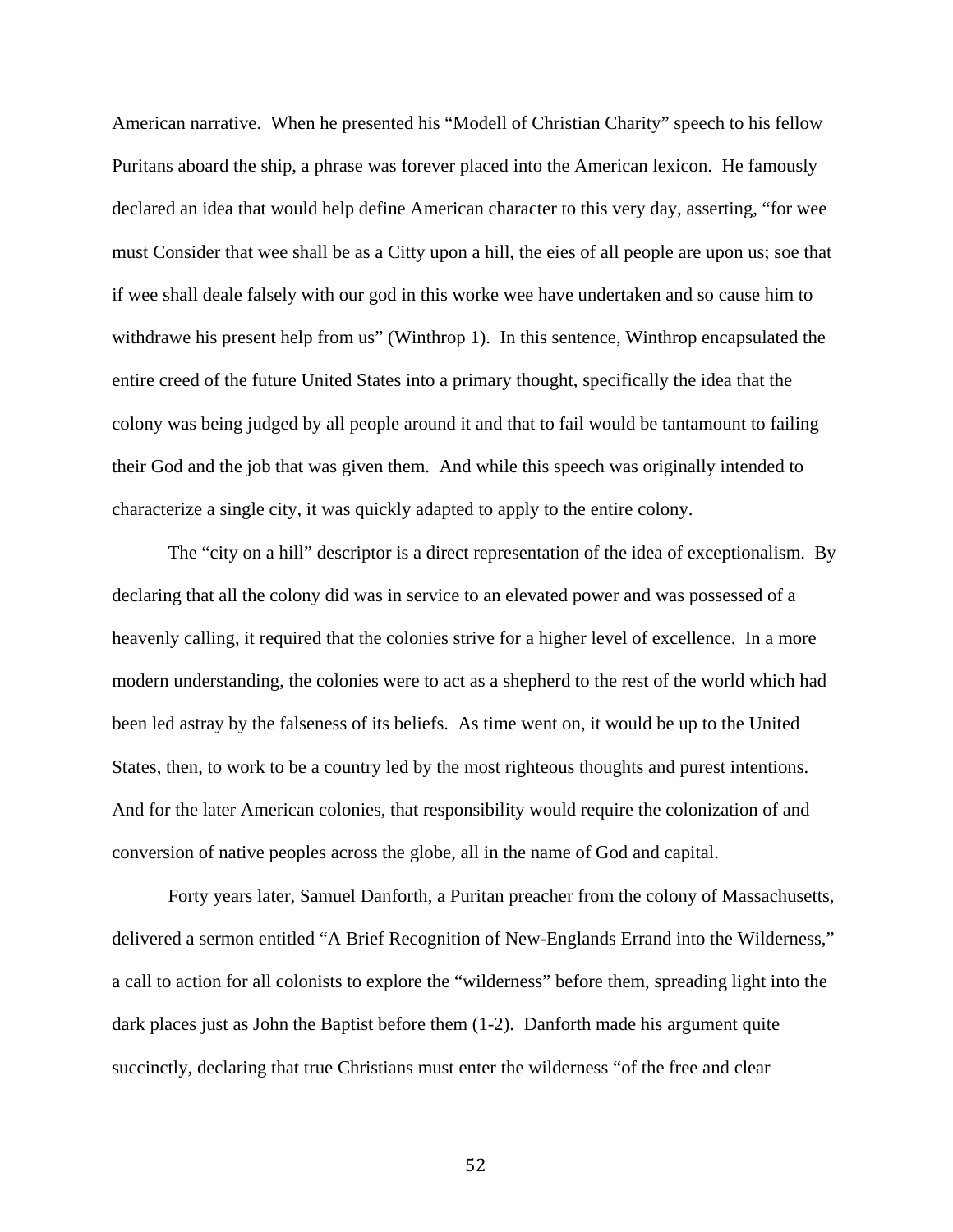American narrative. When he presented his "Modell of Christian Charity" speech to his fellow Puritans aboard the ship, a phrase was forever placed into the American lexicon. He famously declared an idea that would help define American character to this very day, asserting, "for wee must Consider that wee shall be as a Citty upon a hill, the eies of all people are upon us; soe that if wee shall deale falsely with our god in this worke wee have undertaken and so cause him to withdrawe his present help from us" (Winthrop 1). In this sentence, Winthrop encapsulated the entire creed of the future United States into a primary thought, specifically the idea that the colony was being judged by all people around it and that to fail would be tantamount to failing their God and the job that was given them. And while this speech was originally intended to characterize a single city, it was quickly adapted to apply to the entire colony.

The "city on a hill" descriptor is a direct representation of the idea of exceptionalism. By declaring that all the colony did was in service to an elevated power and was possessed of a heavenly calling, it required that the colonies strive for a higher level of excellence. In a more modern understanding, the colonies were to act as a shepherd to the rest of the world which had been led astray by the falseness of its beliefs. As time went on, it would be up to the United States, then, to work to be a country led by the most righteous thoughts and purest intentions. And for the later American colonies, that responsibility would require the colonization of and conversion of native peoples across the globe, all in the name of God and capital.

Forty years later, Samuel Danforth, a Puritan preacher from the colony of Massachusetts, delivered a sermon entitled "A Brief Recognition of New-Englands Errand into the Wilderness," a call to action for all colonists to explore the "wilderness" before them, spreading light into the dark places just as John the Baptist before them (1-2). Danforth made his argument quite succinctly, declaring that true Christians must enter the wilderness "of the free and clear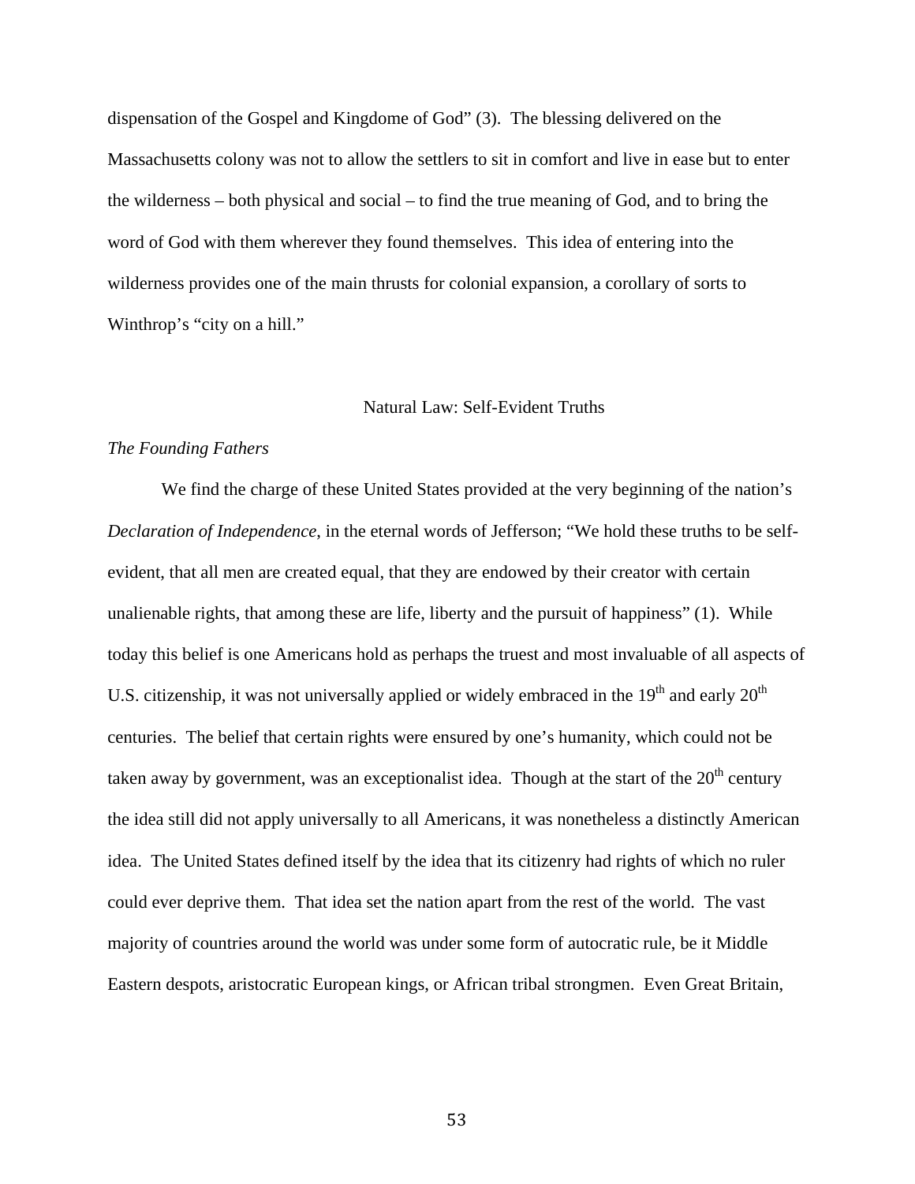dispensation of the Gospel and Kingdome of God" (3). The blessing delivered on the Massachusetts colony was not to allow the settlers to sit in comfort and live in ease but to enter the wilderness – both physical and social – to find the true meaning of God, and to bring the word of God with them wherever they found themselves. This idea of entering into the wilderness provides one of the main thrusts for colonial expansion, a corollary of sorts to Winthrop's "city on a hill."

## Natural Law: Self-Evident Truths

### *The Founding Fathers*

We find the charge of these United States provided at the very beginning of the nation's *Declaration of Independence*, in the eternal words of Jefferson; "We hold these truths to be self-evident, that all men are created equal, that they are endowed by their creator with certain unalienable rights, that among these are life, liberty and the pursuit of happiness" (1). While today this belief is one Americans hold as perhaps the truest and most invaluable of all aspects of U.S. citizenship, it was not universally applied or widely embraced in the 19th and early 20th centuries. The belief that certain rights were ensured by one's humanity, which could not be taken away by government, was an exceptionalist idea. Though at the start of the 20th century the idea still did not apply universally to all Americans, it was nonetheless a distinctly American idea. The United States defined itself by the idea that its citizenry had rights of which no ruler could ever deprive them. That idea set the nation apart from the rest of the world. The vast majority of countries around the world was under some form of autocratic rule, be it Middle Eastern despots, aristocratic European kings, or African tribal strongmen. Even Great Britain,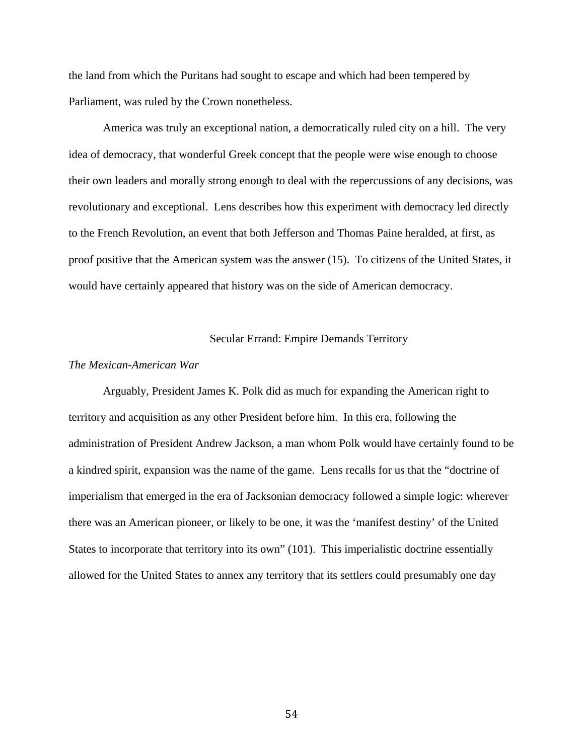the land from which the Puritans had sought to escape and which had been tempered by Parliament, was ruled by the Crown nonetheless.

America was truly an exceptional nation, a democratically ruled city on a hill. The very idea of democracy, that wonderful Greek concept that the people were wise enough to choose their own leaders and morally strong enough to deal with the repercussions of any decisions, was revolutionary and exceptional. Lens describes how this experiment with democracy led directly to the French Revolution, an event that both Jefferson and Thomas Paine heralded, at first, as proof positive that the American system was the answer (15). To citizens of the United States, it would have certainly appeared that history was on the side of American democracy.

## Secular Errand: Empire Demands Territory

### *The Mexican-American War*

Arguably, President James K. Polk did as much for expanding the American right to territory and acquisition as any other President before him. In this era, following the administration of President Andrew Jackson, a man whom Polk would have certainly found to be a kindred spirit, expansion was the name of the game. Lens recalls for us that the "doctrine of imperialism that emerged in the era of Jacksonian democracy followed a simple logic: wherever there was an American pioneer, or likely to be one, it was the 'manifest destiny' of the United States to incorporate that territory into its own" (101). This imperialistic doctrine essentially allowed for the United States to annex any territory that its settlers could presumably one day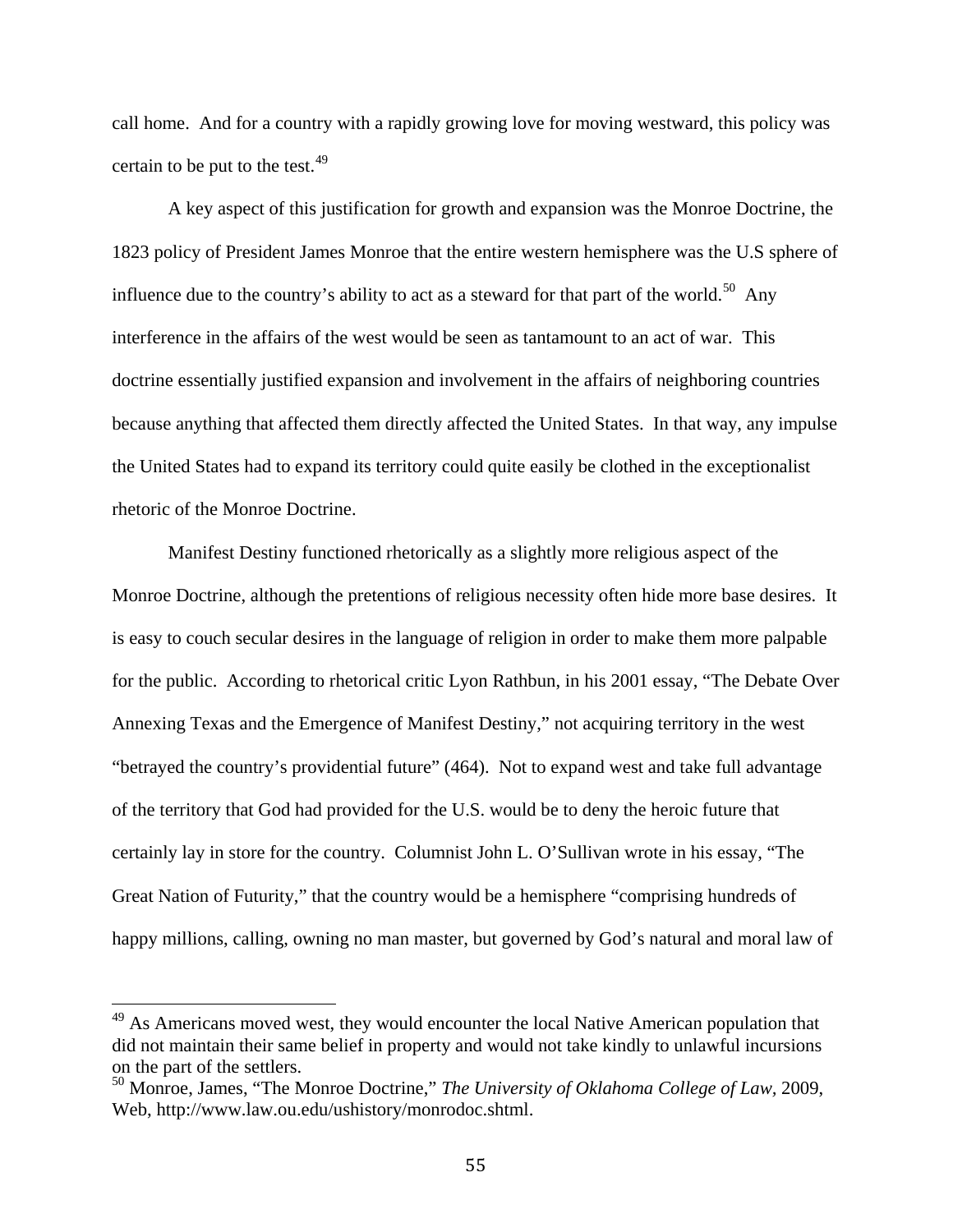call home. And for a country with a rapidly growing love for moving westward, this policy was certain to be put to the test.[49]

A key aspect of this justification for growth and expansion was the Monroe Doctrine, the 1823 policy of President James Monroe that the entire western hemisphere was the U.S sphere of influence due to the country's ability to act as a steward for that part of the world.[50] Any interference in the affairs of the west would be seen as tantamount to an act of war. This doctrine essentially justified expansion and involvement in the affairs of neighboring countries because anything that affected them directly affected the United States. In that way, any impulse the United States had to expand its territory could quite easily be clothed in the exceptionalist rhetoric of the Monroe Doctrine.

Manifest Destiny functioned rhetorically as a slightly more religious aspect of the Monroe Doctrine, although the pretentions of religious necessity often hide more base desires. It is easy to couch secular desires in the language of religion in order to make them more palpable for the public. According to rhetorical critic Lyon Rathbun, in his 2001 essay, "The Debate Over Annexing Texas and the Emergence of Manifest Destiny," not acquiring territory in the west "betrayed the country's providential future" (464). Not to expand west and take full advantage of the territory that God had provided for the U.S. would be to deny the heroic future that certainly lay in store for the country. Columnist John L. O'Sullivan wrote in his essay, "The Great Nation of Futurity," that the country would be a hemisphere "comprising hundreds of happy millions, calling, owning no man master, but governed by God's natural and moral law of

---

[49] As Americans moved west, they would encounter the local Native American population that did not maintain their same belief in property and would not take kindly to unlawful incursions on the part of the settlers.

[50] Monroe, James, "The Monroe Doctrine," *The University of Oklahoma College of Law*, 2009, Web, http://www.law.ou.edu/ushistory/monrodoc.shtml.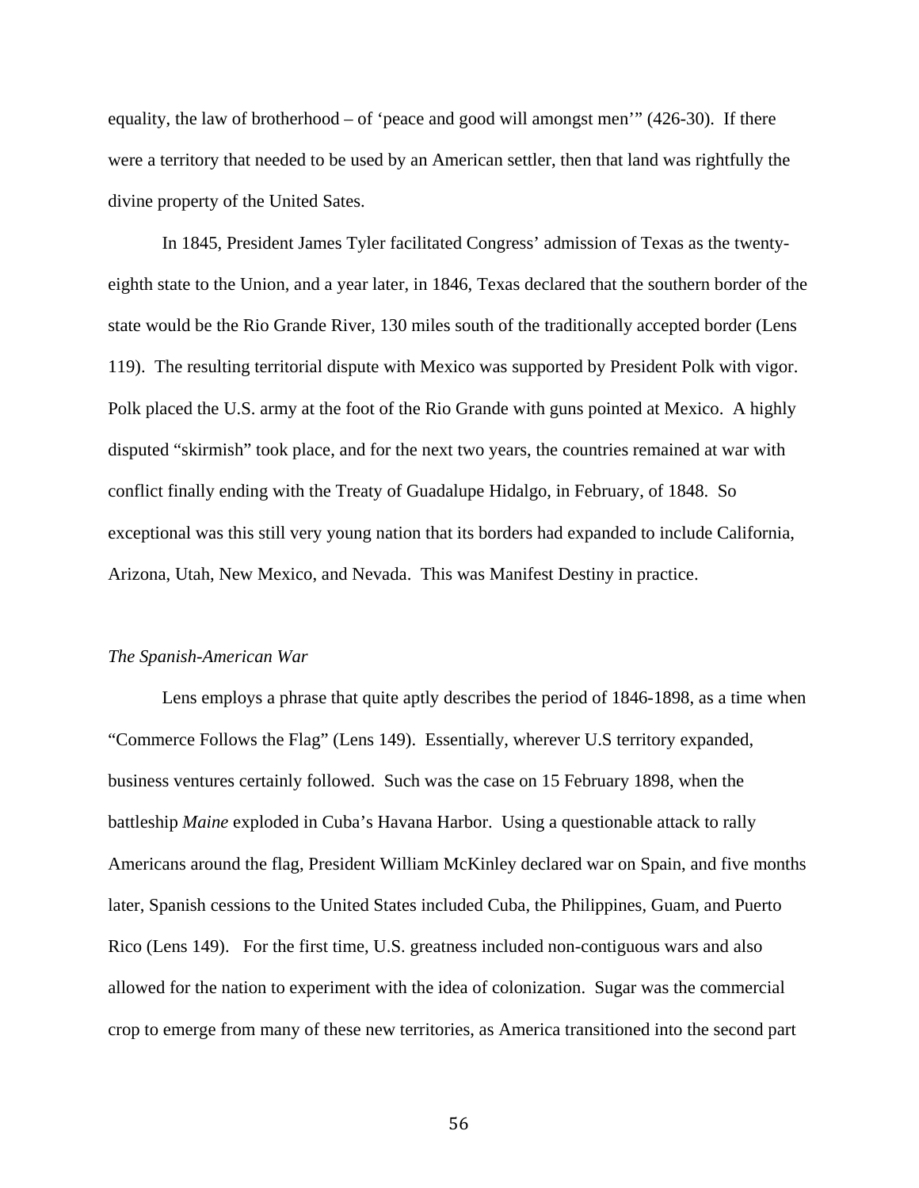equality, the law of brotherhood – of 'peace and good will amongst men'" (426-30). If there were a territory that needed to be used by an American settler, then that land was rightfully the divine property of the United Sates.

In 1845, President James Tyler facilitated Congress' admission of Texas as the twenty-eighth state to the Union, and a year later, in 1846, Texas declared that the southern border of the state would be the Rio Grande River, 130 miles south of the traditionally accepted border (Lens 119). The resulting territorial dispute with Mexico was supported by President Polk with vigor. Polk placed the U.S. army at the foot of the Rio Grande with guns pointed at Mexico. A highly disputed "skirmish" took place, and for the next two years, the countries remained at war with conflict finally ending with the Treaty of Guadalupe Hidalgo, in February, of 1848. So exceptional was this still very young nation that its borders had expanded to include California, Arizona, Utah, New Mexico, and Nevada. This was Manifest Destiny in practice.

*The Spanish-American War*

Lens employs a phrase that quite aptly describes the period of 1846-1898, as a time when "Commerce Follows the Flag" (Lens 149). Essentially, wherever U.S territory expanded, business ventures certainly followed. Such was the case on 15 February 1898, when the battleship *Maine* exploded in Cuba's Havana Harbor. Using a questionable attack to rally Americans around the flag, President William McKinley declared war on Spain, and five months later, Spanish cessions to the United States included Cuba, the Philippines, Guam, and Puerto Rico (Lens 149). For the first time, U.S. greatness included non-contiguous wars and also allowed for the nation to experiment with the idea of colonization. Sugar was the commercial crop to emerge from many of these new territories, as America transitioned into the second part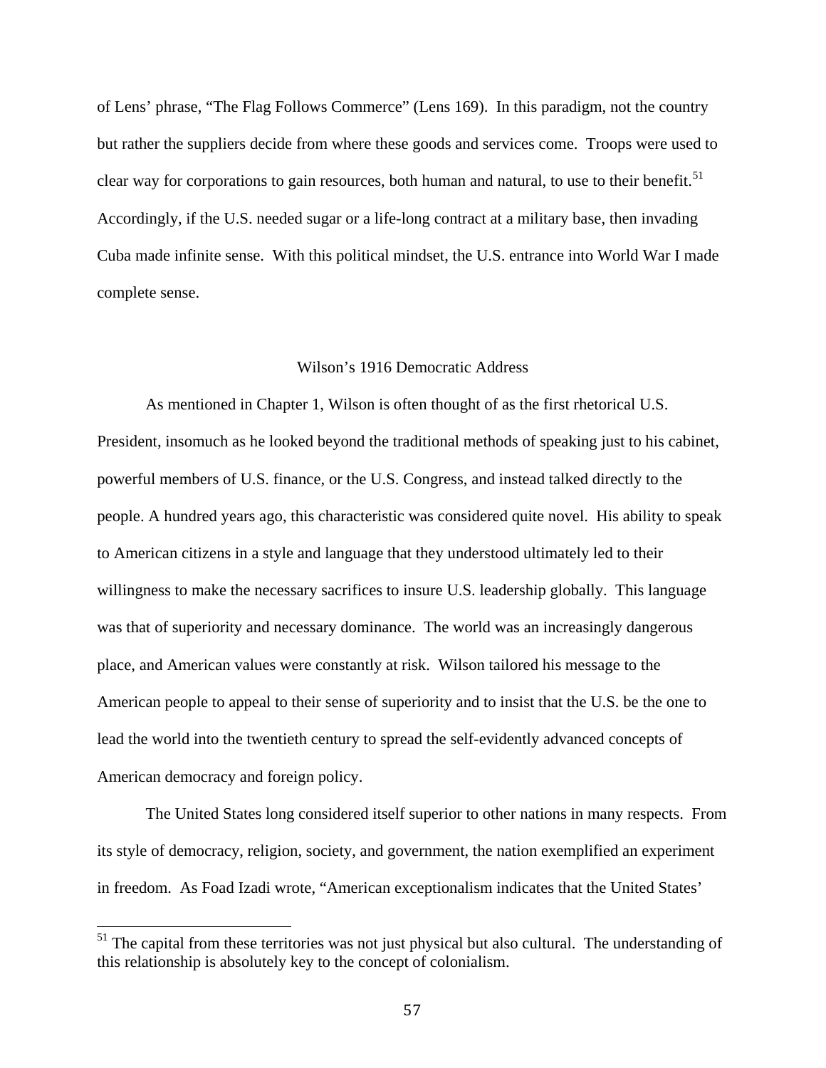of Lens' phrase, "The Flag Follows Commerce" (Lens 169). In this paradigm, not the country but rather the suppliers decide from where these goods and services come. Troops were used to clear way for corporations to gain resources, both human and natural, to use to their benefit.[51] Accordingly, if the U.S. needed sugar or a life-long contract at a military base, then invading Cuba made infinite sense. With this political mindset, the U.S. entrance into World War I made complete sense.

## Wilson's 1916 Democratic Address

As mentioned in Chapter 1, Wilson is often thought of as the first rhetorical U.S. President, insomuch as he looked beyond the traditional methods of speaking just to his cabinet, powerful members of U.S. finance, or the U.S. Congress, and instead talked directly to the people. A hundred years ago, this characteristic was considered quite novel. His ability to speak to American citizens in a style and language that they understood ultimately led to their willingness to make the necessary sacrifices to insure U.S. leadership globally. This language was that of superiority and necessary dominance. The world was an increasingly dangerous place, and American values were constantly at risk. Wilson tailored his message to the American people to appeal to their sense of superiority and to insist that the U.S. be the one to lead the world into the twentieth century to spread the self-evidently advanced concepts of American democracy and foreign policy.

The United States long considered itself superior to other nations in many respects. From its style of democracy, religion, society, and government, the nation exemplified an experiment in freedom. As Foad Izadi wrote, "American exceptionalism indicates that the United States'

[51] The capital from these territories was not just physical but also cultural. The understanding of this relationship is absolutely key to the concept of colonialism.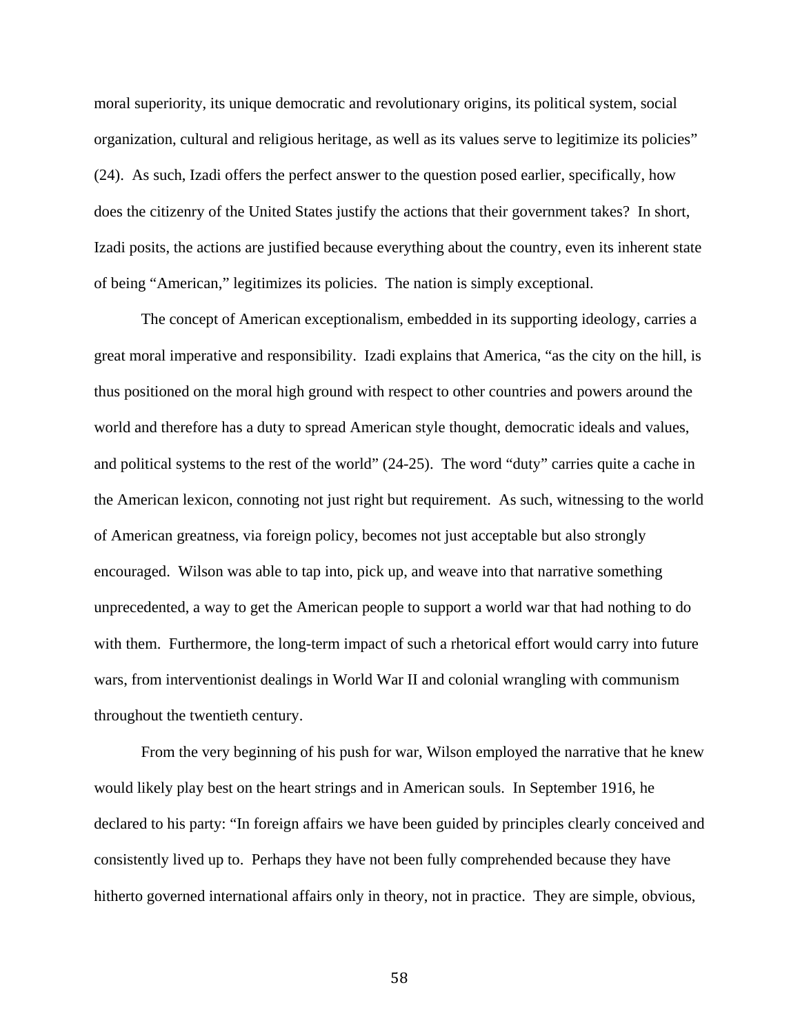moral superiority, its unique democratic and revolutionary origins, its political system, social organization, cultural and religious heritage, as well as its values serve to legitimize its policies" (24). As such, Izadi offers the perfect answer to the question posed earlier, specifically, how does the citizenry of the United States justify the actions that their government takes? In short, Izadi posits, the actions are justified because everything about the country, even its inherent state of being "American," legitimizes its policies. The nation is simply exceptional.

The concept of American exceptionalism, embedded in its supporting ideology, carries a great moral imperative and responsibility. Izadi explains that America, "as the city on the hill, is thus positioned on the moral high ground with respect to other countries and powers around the world and therefore has a duty to spread American style thought, democratic ideals and values, and political systems to the rest of the world" (24-25). The word "duty" carries quite a cache in the American lexicon, connoting not just right but requirement. As such, witnessing to the world of American greatness, via foreign policy, becomes not just acceptable but also strongly encouraged. Wilson was able to tap into, pick up, and weave into that narrative something unprecedented, a way to get the American people to support a world war that had nothing to do with them. Furthermore, the long-term impact of such a rhetorical effort would carry into future wars, from interventionist dealings in World War II and colonial wrangling with communism throughout the twentieth century.

From the very beginning of his push for war, Wilson employed the narrative that he knew would likely play best on the heart strings and in American souls. In September 1916, he declared to his party: "In foreign affairs we have been guided by principles clearly conceived and consistently lived up to. Perhaps they have not been fully comprehended because they have hitherto governed international affairs only in theory, not in practice. They are simple, obvious,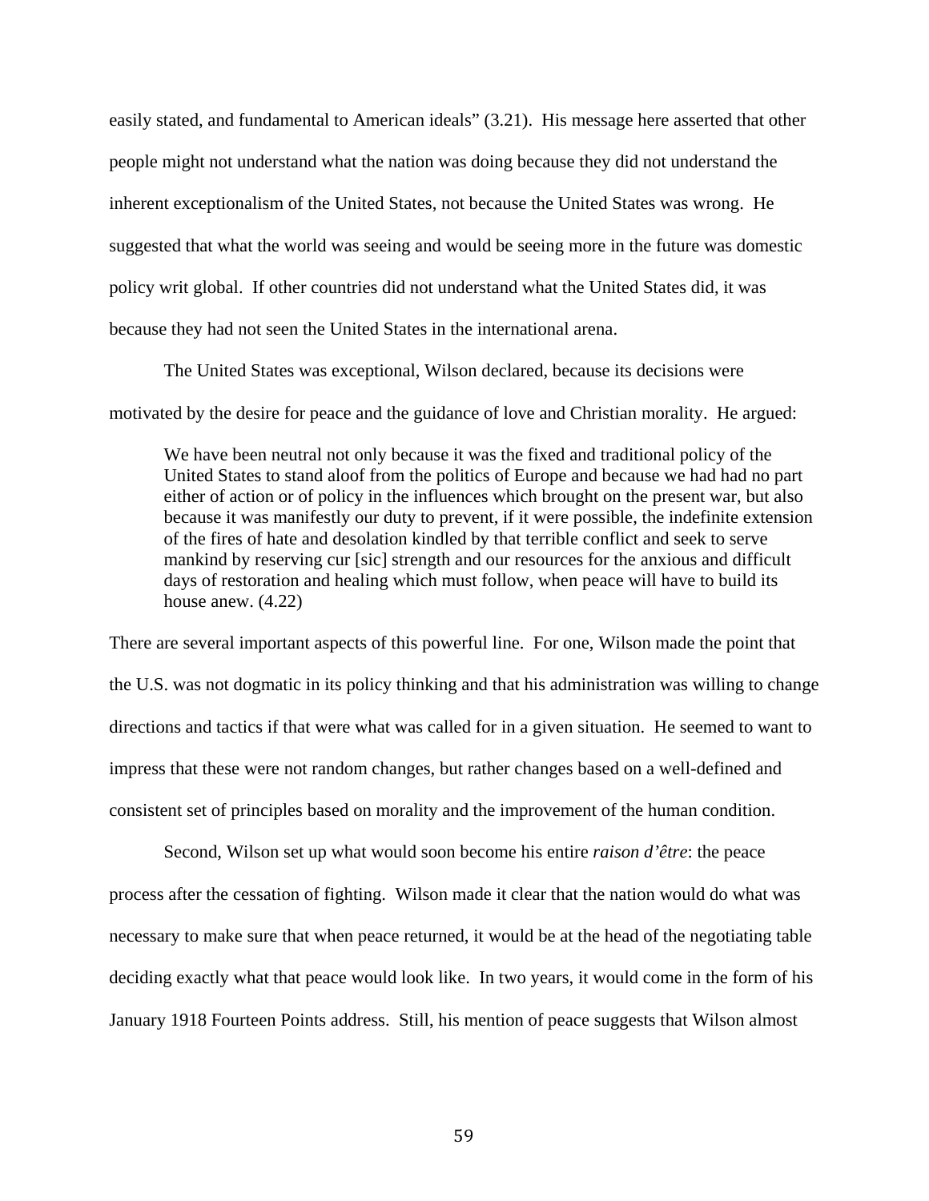easily stated, and fundamental to American ideals" (3.21). His message here asserted that other people might not understand what the nation was doing because they did not understand the inherent exceptionalism of the United States, not because the United States was wrong. He suggested that what the world was seeing and would be seeing more in the future was domestic policy writ global. If other countries did not understand what the United States did, it was because they had not seen the United States in the international arena.

The United States was exceptional, Wilson declared, because its decisions were motivated by the desire for peace and the guidance of love and Christian morality. He argued:

> We have been neutral not only because it was the fixed and traditional policy of the United States to stand aloof from the politics of Europe and because we had had no part either of action or of policy in the influences which brought on the present war, but also because it was manifestly our duty to prevent, if it were possible, the indefinite extension of the fires of hate and desolation kindled by that terrible conflict and seek to serve mankind by reserving cur [sic] strength and our resources for the anxious and difficult days of restoration and healing which must follow, when peace will have to build its house anew. (4.22)

There are several important aspects of this powerful line. For one, Wilson made the point that the U.S. was not dogmatic in its policy thinking and that his administration was willing to change directions and tactics if that were what was called for in a given situation. He seemed to want to impress that these were not random changes, but rather changes based on a well-defined and consistent set of principles based on morality and the improvement of the human condition.

Second, Wilson set up what would soon become his entire *raison d'être*: the peace process after the cessation of fighting. Wilson made it clear that the nation would do what was necessary to make sure that when peace returned, it would be at the head of the negotiating table deciding exactly what that peace would look like. In two years, it would come in the form of his January 1918 Fourteen Points address. Still, his mention of peace suggests that Wilson almost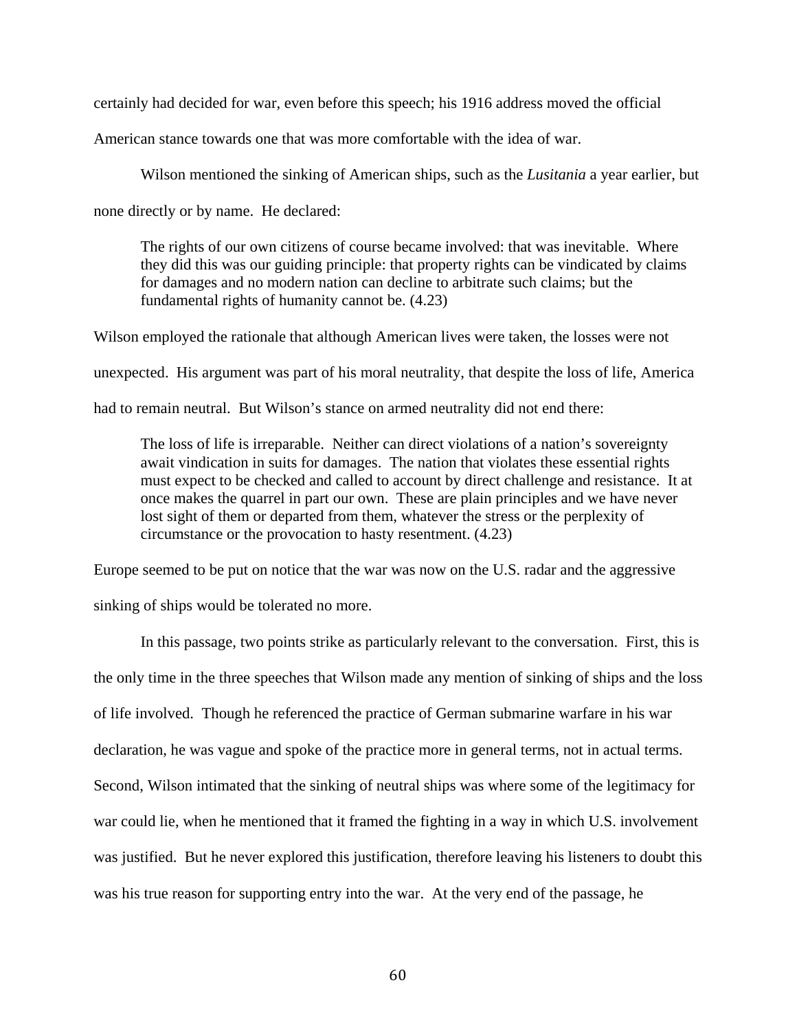certainly had decided for war, even before this speech; his 1916 address moved the official American stance towards one that was more comfortable with the idea of war.

Wilson mentioned the sinking of American ships, such as the *Lusitania* a year earlier, but none directly or by name. He declared:

> The rights of our own citizens of course became involved: that was inevitable. Where they did this was our guiding principle: that property rights can be vindicated by claims for damages and no modern nation can decline to arbitrate such claims; but the fundamental rights of humanity cannot be. (4.23)

Wilson employed the rationale that although American lives were taken, the losses were not unexpected. His argument was part of his moral neutrality, that despite the loss of life, America had to remain neutral. But Wilson's stance on armed neutrality did not end there:

> The loss of life is irreparable. Neither can direct violations of a nation's sovereignty await vindication in suits for damages. The nation that violates these essential rights must expect to be checked and called to account by direct challenge and resistance. It at once makes the quarrel in part our own. These are plain principles and we have never lost sight of them or departed from them, whatever the stress or the perplexity of circumstance or the provocation to hasty resentment. (4.23)

Europe seemed to be put on notice that the war was now on the U.S. radar and the aggressive sinking of ships would be tolerated no more.

In this passage, two points strike as particularly relevant to the conversation. First, this is the only time in the three speeches that Wilson made any mention of sinking of ships and the loss of life involved. Though he referenced the practice of German submarine warfare in his war declaration, he was vague and spoke of the practice more in general terms, not in actual terms. Second, Wilson intimated that the sinking of neutral ships was where some of the legitimacy for war could lie, when he mentioned that it framed the fighting in a way in which U.S. involvement was justified. But he never explored this justification, therefore leaving his listeners to doubt this was his true reason for supporting entry into the war. At the very end of the passage, he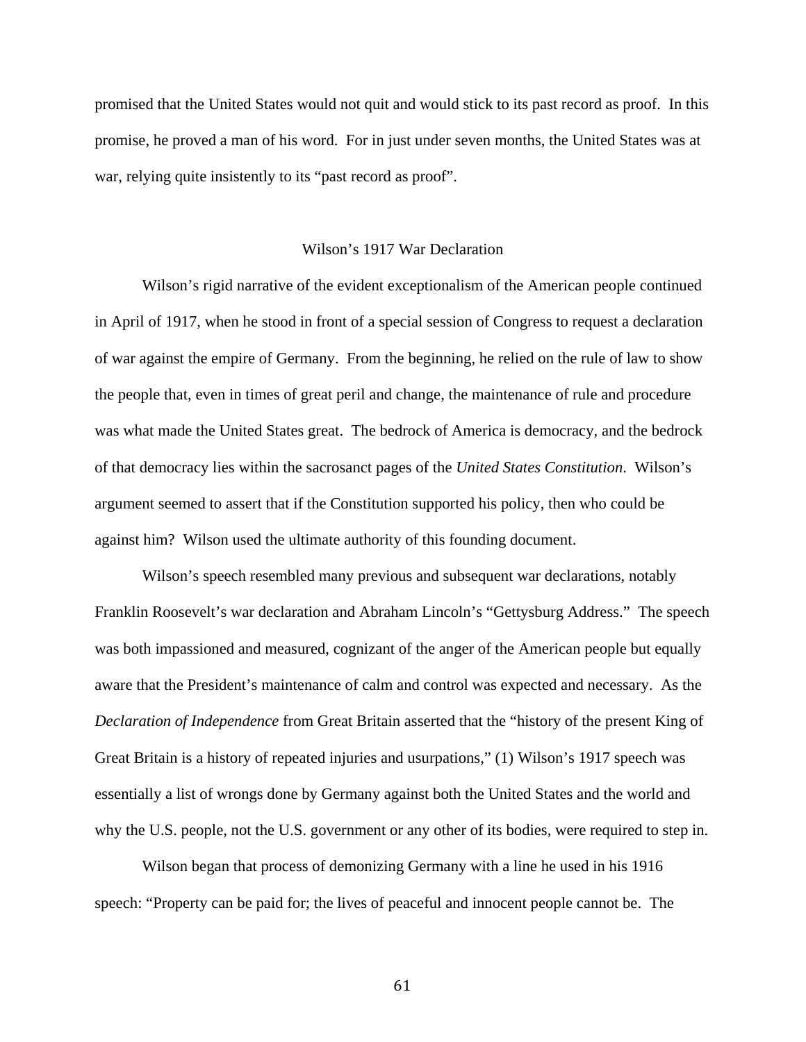promised that the United States would not quit and would stick to its past record as proof. In this promise, he proved a man of his word. For in just under seven months, the United States was at war, relying quite insistently to its "past record as proof".

## Wilson's 1917 War Declaration

Wilson's rigid narrative of the evident exceptionalism of the American people continued in April of 1917, when he stood in front of a special session of Congress to request a declaration of war against the empire of Germany. From the beginning, he relied on the rule of law to show the people that, even in times of great peril and change, the maintenance of rule and procedure was what made the United States great. The bedrock of America is democracy, and the bedrock of that democracy lies within the sacrosanct pages of the *United States Constitution*. Wilson's argument seemed to assert that if the Constitution supported his policy, then who could be against him? Wilson used the ultimate authority of this founding document.

Wilson's speech resembled many previous and subsequent war declarations, notably Franklin Roosevelt's war declaration and Abraham Lincoln's "Gettysburg Address." The speech was both impassioned and measured, cognizant of the anger of the American people but equally aware that the President's maintenance of calm and control was expected and necessary. As the *Declaration of Independence* from Great Britain asserted that the "history of the present King of Great Britain is a history of repeated injuries and usurpations," (1) Wilson's 1917 speech was essentially a list of wrongs done by Germany against both the United States and the world and why the U.S. people, not the U.S. government or any other of its bodies, were required to step in.

Wilson began that process of demonizing Germany with a line he used in his 1916 speech: "Property can be paid for; the lives of peaceful and innocent people cannot be. The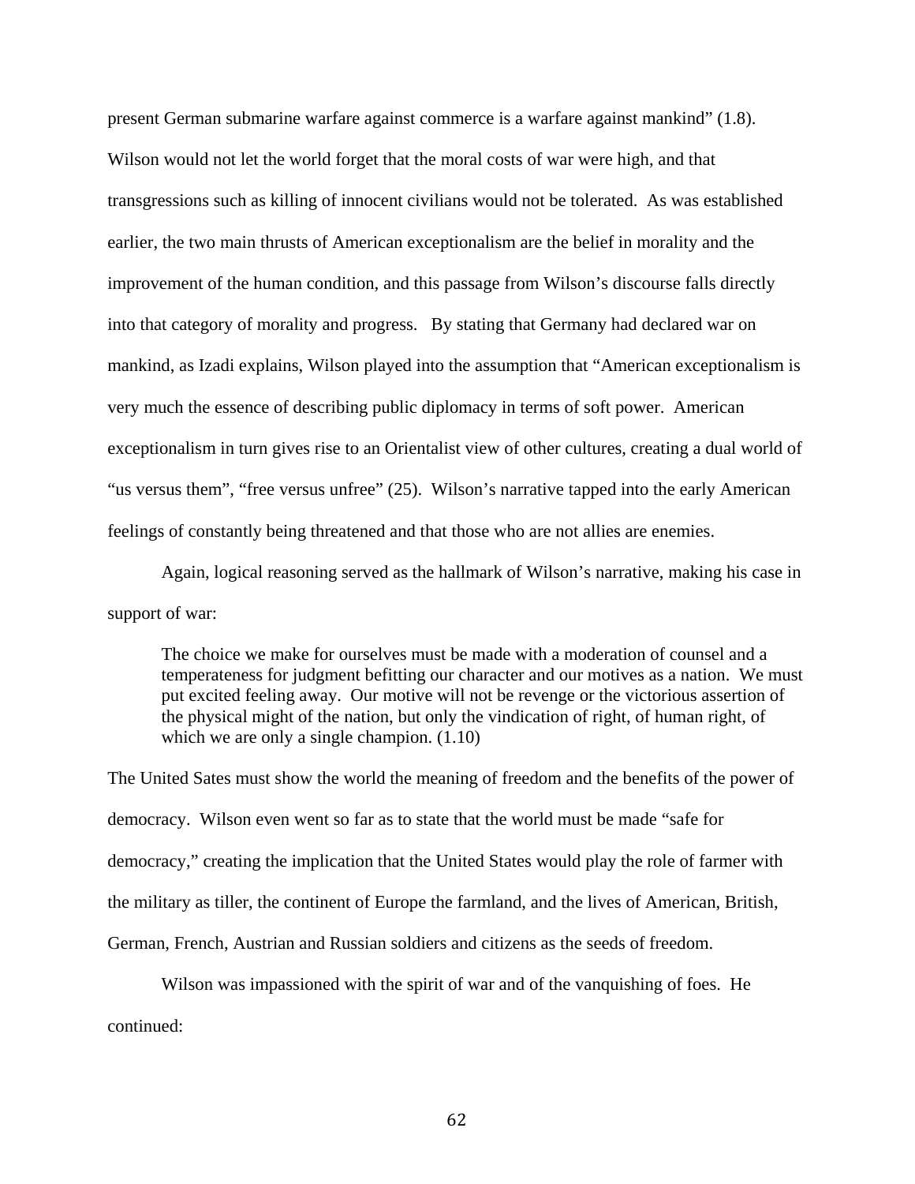present German submarine warfare against commerce is a warfare against mankind" (1.8). Wilson would not let the world forget that the moral costs of war were high, and that transgressions such as killing of innocent civilians would not be tolerated. As was established earlier, the two main thrusts of American exceptionalism are the belief in morality and the improvement of the human condition, and this passage from Wilson's discourse falls directly into that category of morality and progress. By stating that Germany had declared war on mankind, as Izadi explains, Wilson played into the assumption that "American exceptionalism is very much the essence of describing public diplomacy in terms of soft power. American exceptionalism in turn gives rise to an Orientalist view of other cultures, creating a dual world of "us versus them", "free versus unfree" (25). Wilson's narrative tapped into the early American feelings of constantly being threatened and that those who are not allies are enemies.

Again, logical reasoning served as the hallmark of Wilson's narrative, making his case in support of war:

> The choice we make for ourselves must be made with a moderation of counsel and a temperateness for judgment befitting our character and our motives as a nation. We must put excited feeling away. Our motive will not be revenge or the victorious assertion of the physical might of the nation, but only the vindication of right, of human right, of which we are only a single champion. (1.10)

The United Sates must show the world the meaning of freedom and the benefits of the power of democracy. Wilson even went so far as to state that the world must be made "safe for democracy," creating the implication that the United States would play the role of farmer with the military as tiller, the continent of Europe the farmland, and the lives of American, British, German, French, Austrian and Russian soldiers and citizens as the seeds of freedom.

Wilson was impassioned with the spirit of war and of the vanquishing of foes. He continued: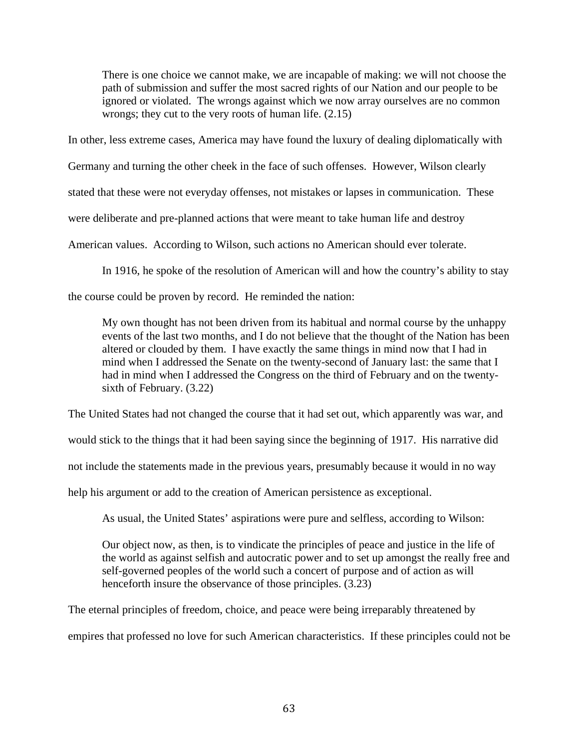> There is one choice we cannot make, we are incapable of making: we will not choose the path of submission and suffer the most sacred rights of our Nation and our people to be ignored or violated. The wrongs against which we now array ourselves are no common wrongs; they cut to the very roots of human life. (2.15)

In other, less extreme cases, America may have found the luxury of dealing diplomatically with Germany and turning the other cheek in the face of such offenses. However, Wilson clearly stated that these were not everyday offenses, not mistakes or lapses in communication. These were deliberate and pre-planned actions that were meant to take human life and destroy American values. According to Wilson, such actions no American should ever tolerate.

In 1916, he spoke of the resolution of American will and how the country's ability to stay the course could be proven by record. He reminded the nation:

> My own thought has not been driven from its habitual and normal course by the unhappy events of the last two months, and I do not believe that the thought of the Nation has been altered or clouded by them. I have exactly the same things in mind now that I had in mind when I addressed the Senate on the twenty-second of January last: the same that I had in mind when I addressed the Congress on the third of February and on the twenty-sixth of February. (3.22)

The United States had not changed the course that it had set out, which apparently was war, and would stick to the things that it had been saying since the beginning of 1917. His narrative did not include the statements made in the previous years, presumably because it would in no way help his argument or add to the creation of American persistence as exceptional.

As usual, the United States' aspirations were pure and selfless, according to Wilson:

> Our object now, as then, is to vindicate the principles of peace and justice in the life of the world as against selfish and autocratic power and to set up amongst the really free and self-governed peoples of the world such a concert of purpose and of action as will henceforth insure the observance of those principles. (3.23)

The eternal principles of freedom, choice, and peace were being irreparably threatened by empires that professed no love for such American characteristics. If these principles could not be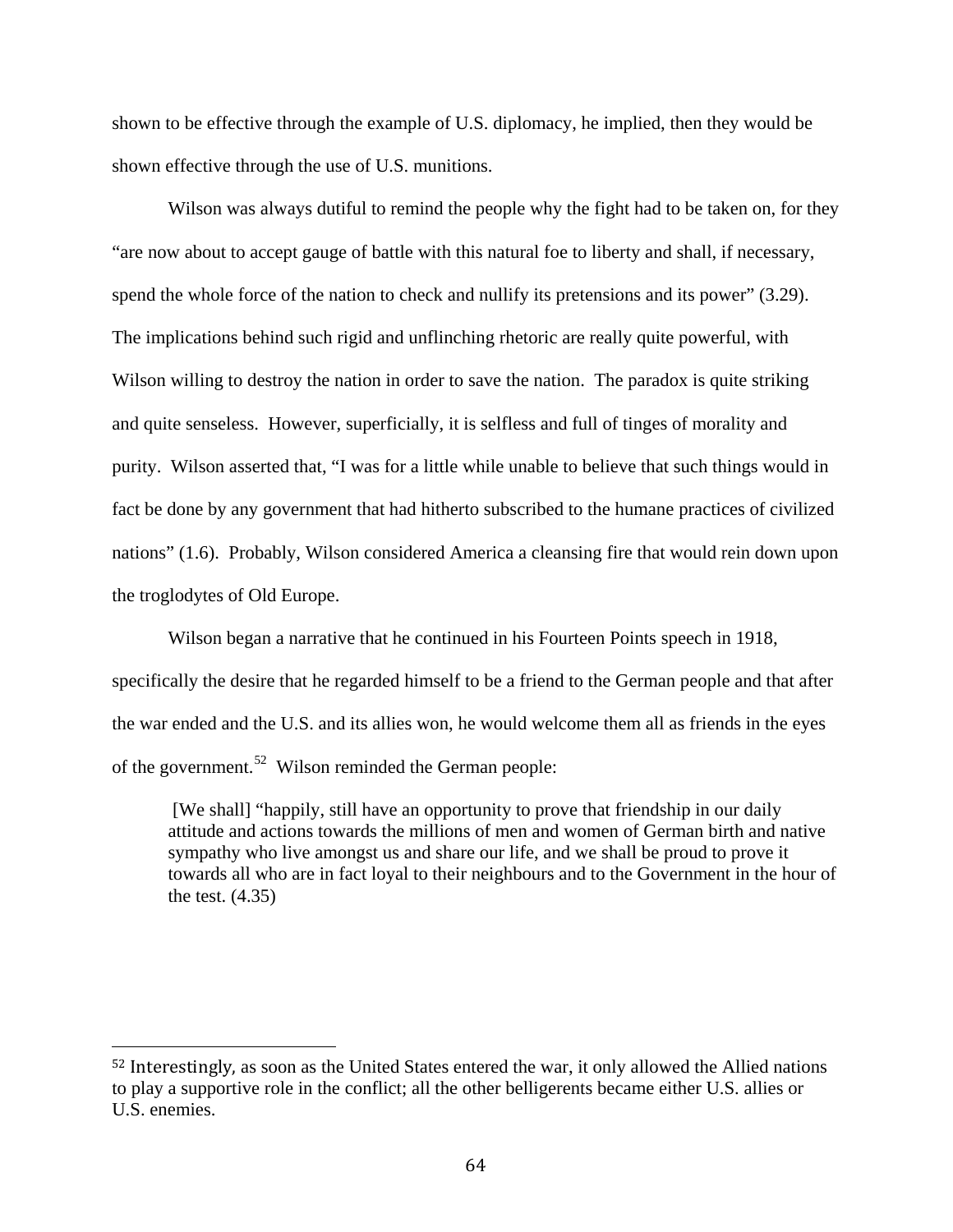shown to be effective through the example of U.S. diplomacy, he implied, then they would be shown effective through the use of U.S. munitions.

Wilson was always dutiful to remind the people why the fight had to be taken on, for they "are now about to accept gauge of battle with this natural foe to liberty and shall, if necessary, spend the whole force of the nation to check and nullify its pretensions and its power" (3.29). The implications behind such rigid and unflinching rhetoric are really quite powerful, with Wilson willing to destroy the nation in order to save the nation. The paradox is quite striking and quite senseless. However, superficially, it is selfless and full of tinges of morality and purity. Wilson asserted that, "I was for a little while unable to believe that such things would in fact be done by any government that had hitherto subscribed to the humane practices of civilized nations" (1.6). Probably, Wilson considered America a cleansing fire that would rein down upon the troglodytes of Old Europe.

Wilson began a narrative that he continued in his Fourteen Points speech in 1918, specifically the desire that he regarded himself to be a friend to the German people and that after the war ended and the U.S. and its allies won, he would welcome them all as friends in the eyes of the government.[52] Wilson reminded the German people:

> [We shall] "happily, still have an opportunity to prove that friendship in our daily attitude and actions towards the millions of men and women of German birth and native sympathy who live amongst us and share our life, and we shall be proud to prove it towards all who are in fact loyal to their neighbours and to the Government in the hour of the test. (4.35)

[52] Interestingly, as soon as the United States entered the war, it only allowed the Allied nations to play a supportive role in the conflict; all the other belligerents became either U.S. allies or U.S. enemies.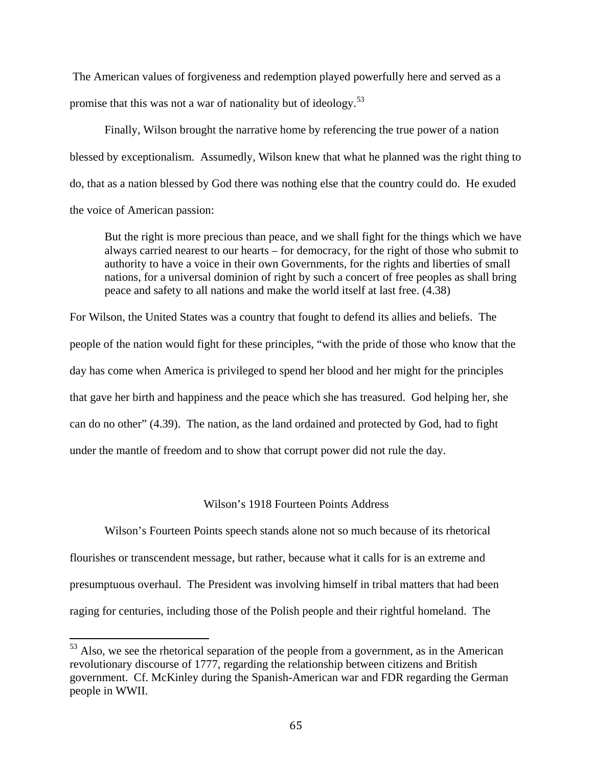The American values of forgiveness and redemption played powerfully here and served as a promise that this was not a war of nationality but of ideology.[53]

Finally, Wilson brought the narrative home by referencing the true power of a nation blessed by exceptionalism. Assumedly, Wilson knew that what he planned was the right thing to do, that as a nation blessed by God there was nothing else that the country could do. He exuded the voice of American passion:

> But the right is more precious than peace, and we shall fight for the things which we have always carried nearest to our hearts – for democracy, for the right of those who submit to authority to have a voice in their own Governments, for the rights and liberties of small nations, for a universal dominion of right by such a concert of free peoples as shall bring peace and safety to all nations and make the world itself at last free. (4.38)

For Wilson, the United States was a country that fought to defend its allies and beliefs. The people of the nation would fight for these principles, "with the pride of those who know that the day has come when America is privileged to spend her blood and her might for the principles that gave her birth and happiness and the peace which she has treasured. God helping her, she can do no other" (4.39). The nation, as the land ordained and protected by God, had to fight under the mantle of freedom and to show that corrupt power did not rule the day.

## Wilson's 1918 Fourteen Points Address

Wilson's Fourteen Points speech stands alone not so much because of its rhetorical flourishes or transcendent message, but rather, because what it calls for is an extreme and presumptuous overhaul. The President was involving himself in tribal matters that had been raging for centuries, including those of the Polish people and their rightful homeland. The

---

[53] Also, we see the rhetorical separation of the people from a government, as in the American revolutionary discourse of 1777, regarding the relationship between citizens and British government. Cf. McKinley during the Spanish-American war and FDR regarding the German people in WWII.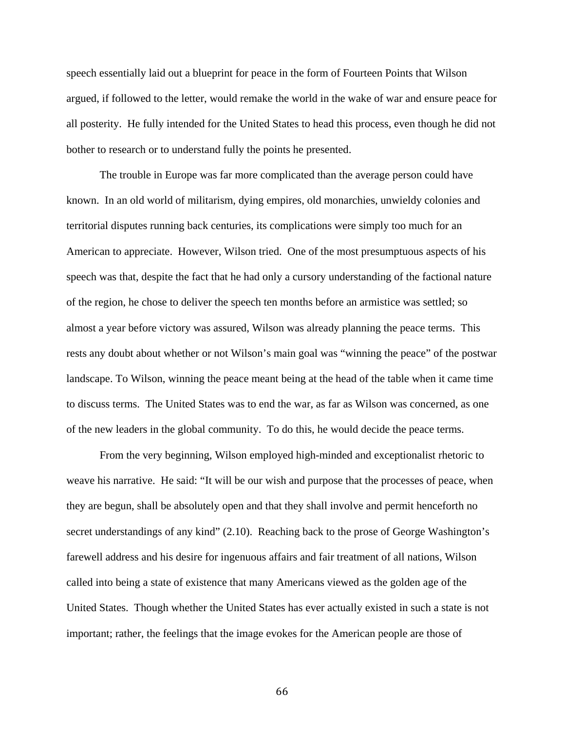speech essentially laid out a blueprint for peace in the form of Fourteen Points that Wilson argued, if followed to the letter, would remake the world in the wake of war and ensure peace for all posterity. He fully intended for the United States to head this process, even though he did not bother to research or to understand fully the points he presented.

The trouble in Europe was far more complicated than the average person could have known. In an old world of militarism, dying empires, old monarchies, unwieldy colonies and territorial disputes running back centuries, its complications were simply too much for an American to appreciate. However, Wilson tried. One of the most presumptuous aspects of his speech was that, despite the fact that he had only a cursory understanding of the factional nature of the region, he chose to deliver the speech ten months before an armistice was settled; so almost a year before victory was assured, Wilson was already planning the peace terms. This rests any doubt about whether or not Wilson's main goal was "winning the peace" of the postwar landscape. To Wilson, winning the peace meant being at the head of the table when it came time to discuss terms. The United States was to end the war, as far as Wilson was concerned, as one of the new leaders in the global community. To do this, he would decide the peace terms.

From the very beginning, Wilson employed high-minded and exceptionalist rhetoric to weave his narrative. He said: "It will be our wish and purpose that the processes of peace, when they are begun, shall be absolutely open and that they shall involve and permit henceforth no secret understandings of any kind" (2.10). Reaching back to the prose of George Washington's farewell address and his desire for ingenuous affairs and fair treatment of all nations, Wilson called into being a state of existence that many Americans viewed as the golden age of the United States. Though whether the United States has ever actually existed in such a state is not important; rather, the feelings that the image evokes for the American people are those of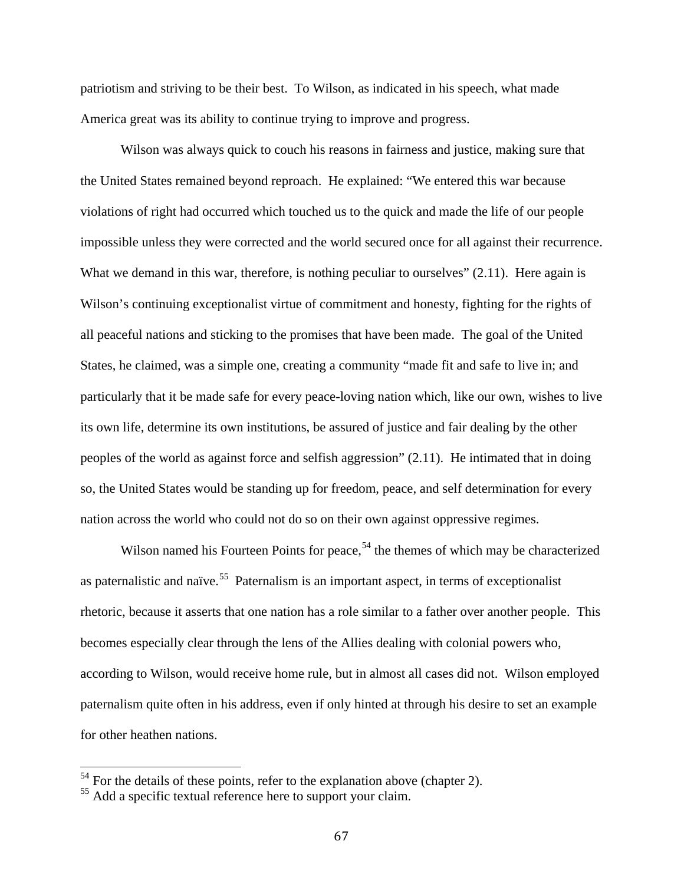patriotism and striving to be their best. To Wilson, as indicated in his speech, what made America great was its ability to continue trying to improve and progress.

Wilson was always quick to couch his reasons in fairness and justice, making sure that the United States remained beyond reproach. He explained: "We entered this war because violations of right had occurred which touched us to the quick and made the life of our people impossible unless they were corrected and the world secured once for all against their recurrence. What we demand in this war, therefore, is nothing peculiar to ourselves" (2.11). Here again is Wilson's continuing exceptionalist virtue of commitment and honesty, fighting for the rights of all peaceful nations and sticking to the promises that have been made. The goal of the United States, he claimed, was a simple one, creating a community "made fit and safe to live in; and particularly that it be made safe for every peace-loving nation which, like our own, wishes to live its own life, determine its own institutions, be assured of justice and fair dealing by the other peoples of the world as against force and selfish aggression" (2.11). He intimated that in doing so, the United States would be standing up for freedom, peace, and self determination for every nation across the world who could not do so on their own against oppressive regimes.

Wilson named his Fourteen Points for peace,[54] the themes of which may be characterized as paternalistic and naïve.[55] Paternalism is an important aspect, in terms of exceptionalist rhetoric, because it asserts that one nation has a role similar to a father over another people. This becomes especially clear through the lens of the Allies dealing with colonial powers who, according to Wilson, would receive home rule, but in almost all cases did not. Wilson employed paternalism quite often in his address, even if only hinted at through his desire to set an example for other heathen nations.

---

[54] For the details of these points, refer to the explanation above (chapter 2).

[55] Add a specific textual reference here to support your claim.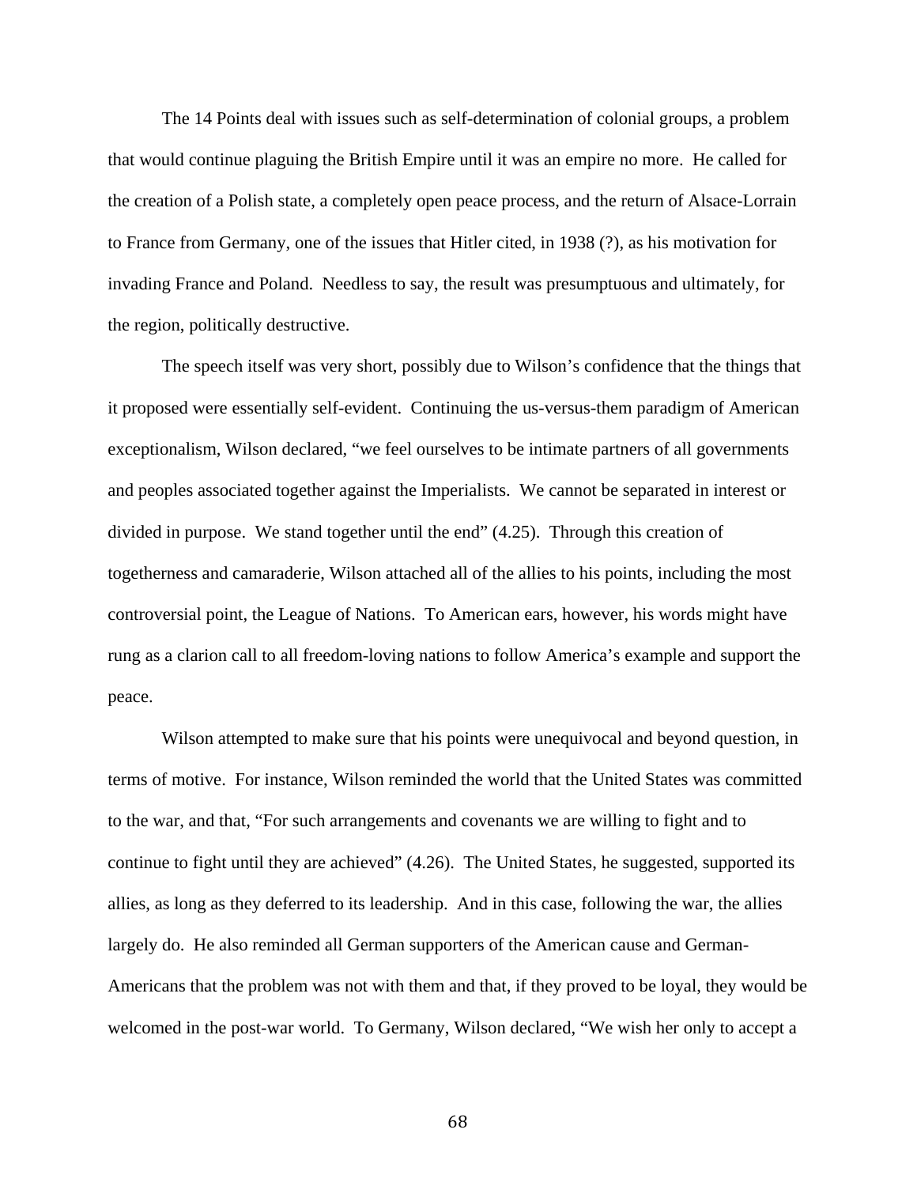The 14 Points deal with issues such as self-determination of colonial groups, a problem that would continue plaguing the British Empire until it was an empire no more. He called for the creation of a Polish state, a completely open peace process, and the return of Alsace-Lorrain to France from Germany, one of the issues that Hitler cited, in 1938 (?), as his motivation for invading France and Poland. Needless to say, the result was presumptuous and ultimately, for the region, politically destructive.

The speech itself was very short, possibly due to Wilson's confidence that the things that it proposed were essentially self-evident. Continuing the us-versus-them paradigm of American exceptionalism, Wilson declared, "we feel ourselves to be intimate partners of all governments and peoples associated together against the Imperialists. We cannot be separated in interest or divided in purpose. We stand together until the end" (4.25). Through this creation of togetherness and camaraderie, Wilson attached all of the allies to his points, including the most controversial point, the League of Nations. To American ears, however, his words might have rung as a clarion call to all freedom-loving nations to follow America's example and support the peace.

Wilson attempted to make sure that his points were unequivocal and beyond question, in terms of motive. For instance, Wilson reminded the world that the United States was committed to the war, and that, "For such arrangements and covenants we are willing to fight and to continue to fight until they are achieved" (4.26). The United States, he suggested, supported its allies, as long as they deferred to its leadership. And in this case, following the war, the allies largely do. He also reminded all German supporters of the American cause and German-Americans that the problem was not with them and that, if they proved to be loyal, they would be welcomed in the post-war world. To Germany, Wilson declared, "We wish her only to accept a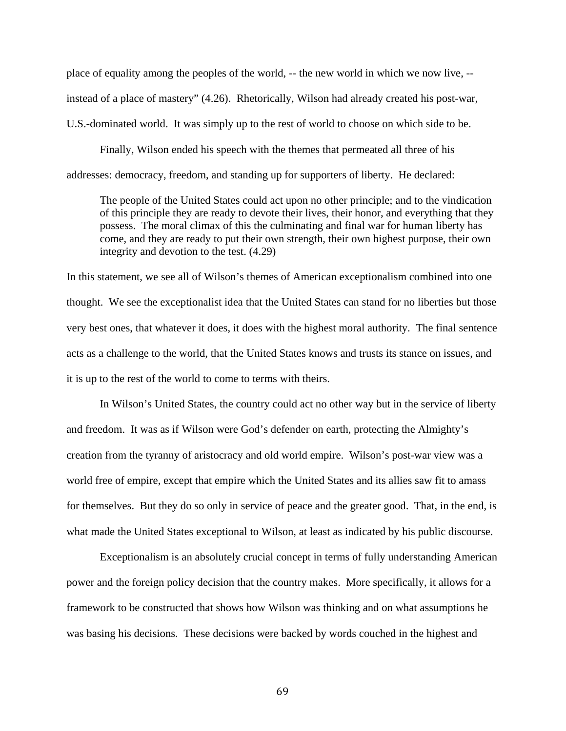place of equality among the peoples of the world, -- the new world in which we now live, -- instead of a place of mastery" (4.26). Rhetorically, Wilson had already created his post-war, U.S.-dominated world. It was simply up to the rest of world to choose on which side to be.

Finally, Wilson ended his speech with the themes that permeated all three of his addresses: democracy, freedom, and standing up for supporters of liberty. He declared:

> The people of the United States could act upon no other principle; and to the vindication of this principle they are ready to devote their lives, their honor, and everything that they possess. The moral climax of this the culminating and final war for human liberty has come, and they are ready to put their own strength, their own highest purpose, their own integrity and devotion to the test. (4.29)

In this statement, we see all of Wilson's themes of American exceptionalism combined into one thought. We see the exceptionalist idea that the United States can stand for no liberties but those very best ones, that whatever it does, it does with the highest moral authority. The final sentence acts as a challenge to the world, that the United States knows and trusts its stance on issues, and it is up to the rest of the world to come to terms with theirs.

In Wilson's United States, the country could act no other way but in the service of liberty and freedom. It was as if Wilson were God's defender on earth, protecting the Almighty's creation from the tyranny of aristocracy and old world empire. Wilson's post-war view was a world free of empire, except that empire which the United States and its allies saw fit to amass for themselves. But they do so only in service of peace and the greater good. That, in the end, is what made the United States exceptional to Wilson, at least as indicated by his public discourse.

Exceptionalism is an absolutely crucial concept in terms of fully understanding American power and the foreign policy decision that the country makes. More specifically, it allows for a framework to be constructed that shows how Wilson was thinking and on what assumptions he was basing his decisions. These decisions were backed by words couched in the highest and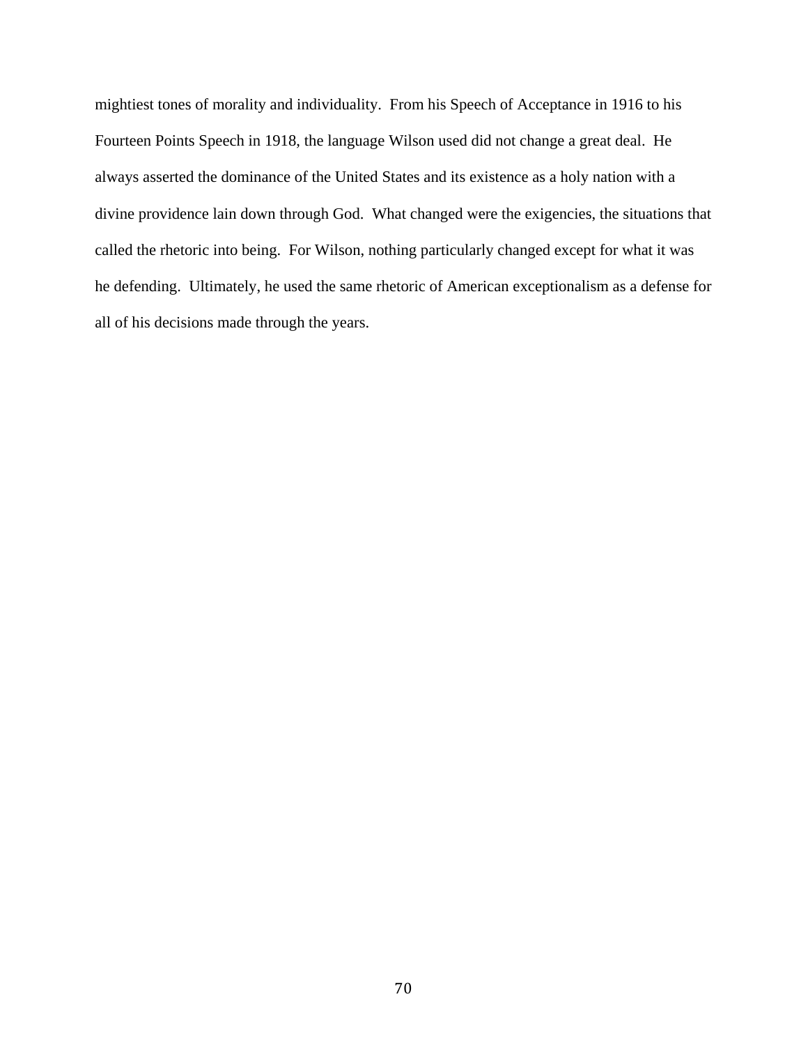mightiest tones of morality and individuality. From his Speech of Acceptance in 1916 to his Fourteen Points Speech in 1918, the language Wilson used did not change a great deal. He always asserted the dominance of the United States and its existence as a holy nation with a divine providence lain down through God. What changed were the exigencies, the situations that called the rhetoric into being. For Wilson, nothing particularly changed except for what it was he defending. Ultimately, he used the same rhetoric of American exceptionalism as a defense for all of his decisions made through the years.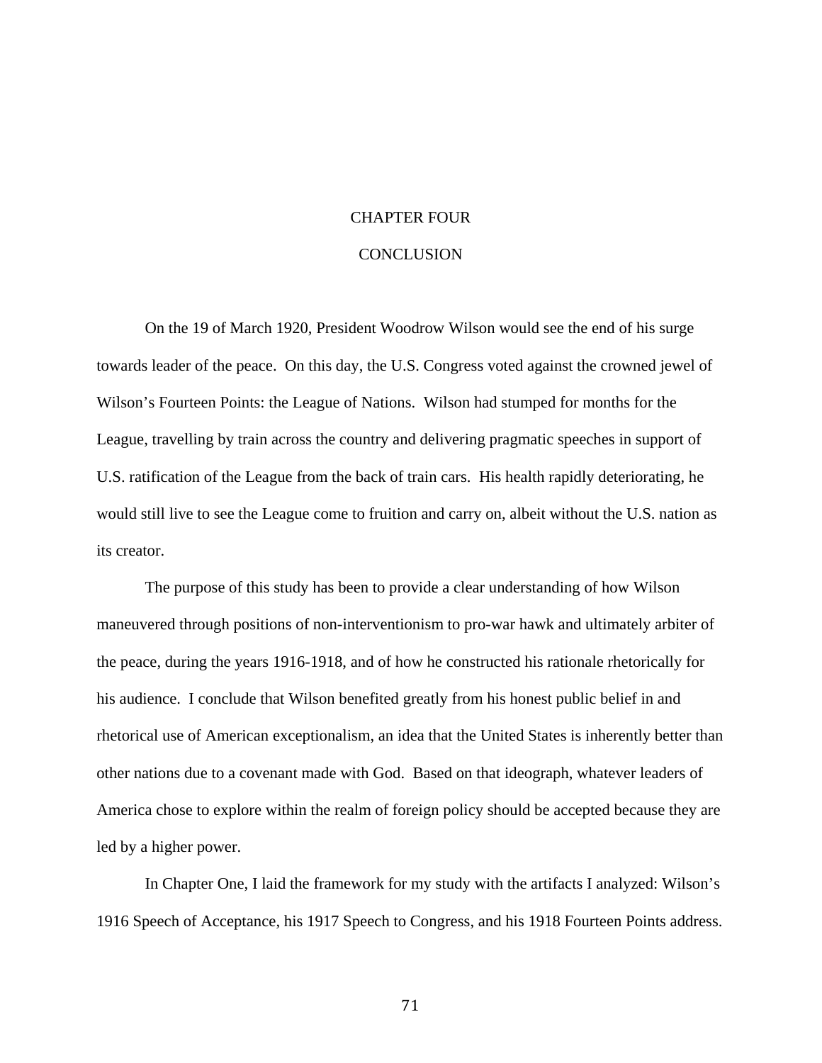# CHAPTER FOUR

# CONCLUSION

On the 19 of March 1920, President Woodrow Wilson would see the end of his surge towards leader of the peace. On this day, the U.S. Congress voted against the crowned jewel of Wilson's Fourteen Points: the League of Nations. Wilson had stumped for months for the League, travelling by train across the country and delivering pragmatic speeches in support of U.S. ratification of the League from the back of train cars. His health rapidly deteriorating, he would still live to see the League come to fruition and carry on, albeit without the U.S. nation as its creator.

The purpose of this study has been to provide a clear understanding of how Wilson maneuvered through positions of non-interventionism to pro-war hawk and ultimately arbiter of the peace, during the years 1916-1918, and of how he constructed his rationale rhetorically for his audience. I conclude that Wilson benefited greatly from his honest public belief in and rhetorical use of American exceptionalism, an idea that the United States is inherently better than other nations due to a covenant made with God. Based on that ideograph, whatever leaders of America chose to explore within the realm of foreign policy should be accepted because they are led by a higher power.

In Chapter One, I laid the framework for my study with the artifacts I analyzed: Wilson's 1916 Speech of Acceptance, his 1917 Speech to Congress, and his 1918 Fourteen Points address.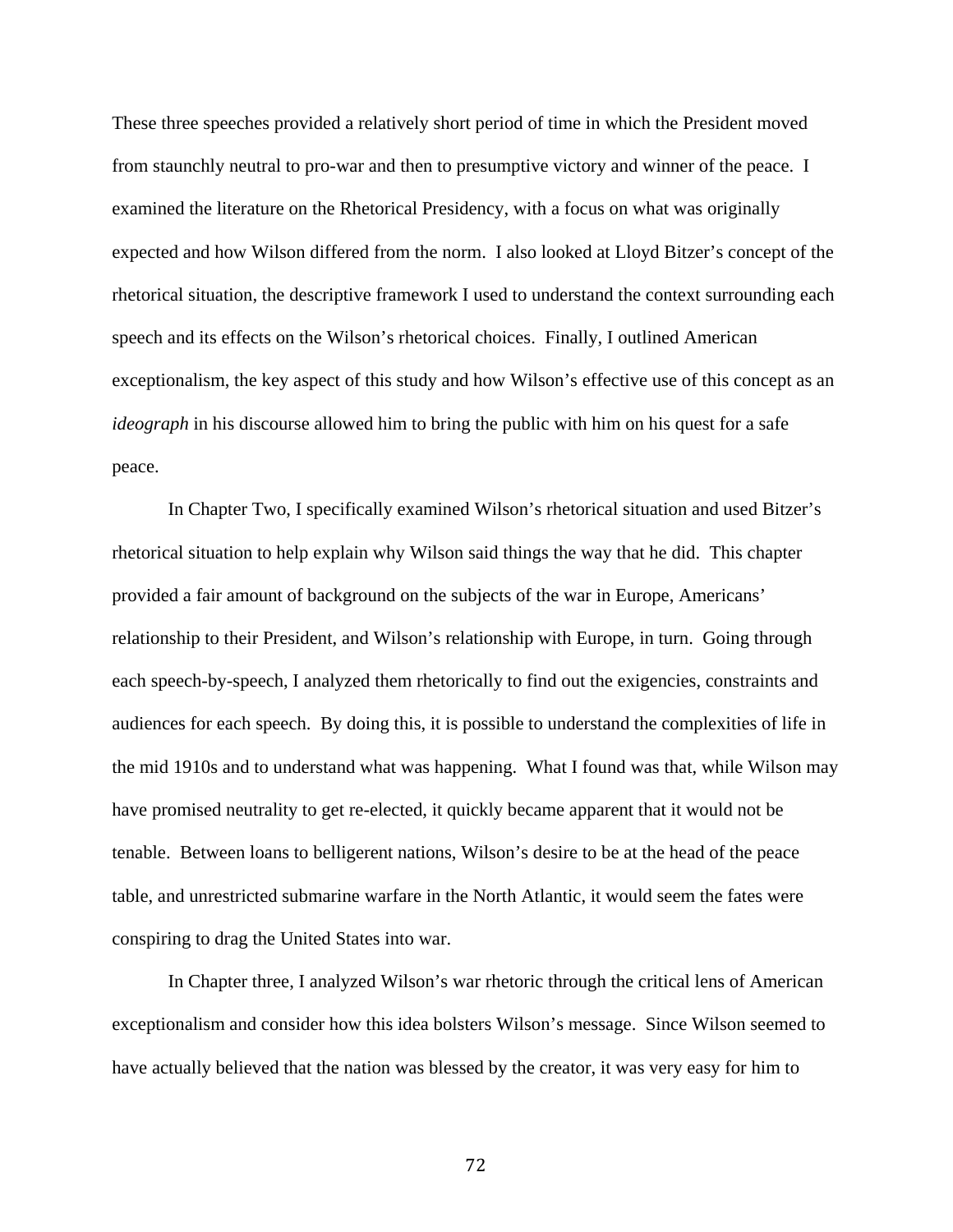These three speeches provided a relatively short period of time in which the President moved from staunchly neutral to pro-war and then to presumptive victory and winner of the peace. I examined the literature on the Rhetorical Presidency, with a focus on what was originally expected and how Wilson differed from the norm. I also looked at Lloyd Bitzer's concept of the rhetorical situation, the descriptive framework I used to understand the context surrounding each speech and its effects on the Wilson's rhetorical choices. Finally, I outlined American exceptionalism, the key aspect of this study and how Wilson's effective use of this concept as an *ideograph* in his discourse allowed him to bring the public with him on his quest for a safe peace.

In Chapter Two, I specifically examined Wilson's rhetorical situation and used Bitzer's rhetorical situation to help explain why Wilson said things the way that he did. This chapter provided a fair amount of background on the subjects of the war in Europe, Americans' relationship to their President, and Wilson's relationship with Europe, in turn. Going through each speech-by-speech, I analyzed them rhetorically to find out the exigencies, constraints and audiences for each speech. By doing this, it is possible to understand the complexities of life in the mid 1910s and to understand what was happening. What I found was that, while Wilson may have promised neutrality to get re-elected, it quickly became apparent that it would not be tenable. Between loans to belligerent nations, Wilson's desire to be at the head of the peace table, and unrestricted submarine warfare in the North Atlantic, it would seem the fates were conspiring to drag the United States into war.

In Chapter three, I analyzed Wilson's war rhetoric through the critical lens of American exceptionalism and consider how this idea bolsters Wilson's message. Since Wilson seemed to have actually believed that the nation was blessed by the creator, it was very easy for him to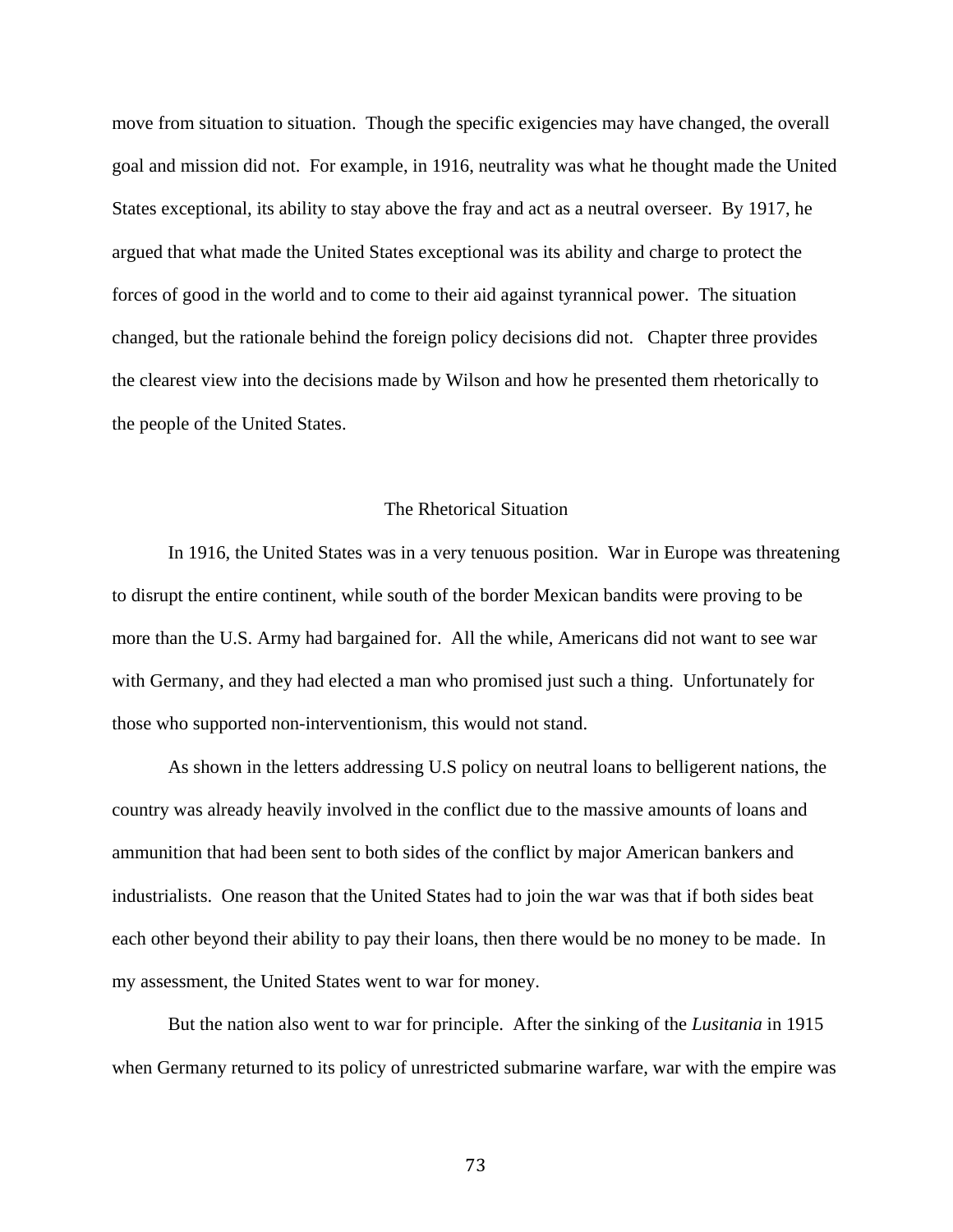move from situation to situation. Though the specific exigencies may have changed, the overall goal and mission did not. For example, in 1916, neutrality was what he thought made the United States exceptional, its ability to stay above the fray and act as a neutral overseer. By 1917, he argued that what made the United States exceptional was its ability and charge to protect the forces of good in the world and to come to their aid against tyrannical power. The situation changed, but the rationale behind the foreign policy decisions did not. Chapter three provides the clearest view into the decisions made by Wilson and how he presented them rhetorically to the people of the United States.

## The Rhetorical Situation

In 1916, the United States was in a very tenuous position. War in Europe was threatening to disrupt the entire continent, while south of the border Mexican bandits were proving to be more than the U.S. Army had bargained for. All the while, Americans did not want to see war with Germany, and they had elected a man who promised just such a thing. Unfortunately for those who supported non-interventionism, this would not stand.

As shown in the letters addressing U.S policy on neutral loans to belligerent nations, the country was already heavily involved in the conflict due to the massive amounts of loans and ammunition that had been sent to both sides of the conflict by major American bankers and industrialists. One reason that the United States had to join the war was that if both sides beat each other beyond their ability to pay their loans, then there would be no money to be made. In my assessment, the United States went to war for money.

But the nation also went to war for principle. After the sinking of the *Lusitania* in 1915 when Germany returned to its policy of unrestricted submarine warfare, war with the empire was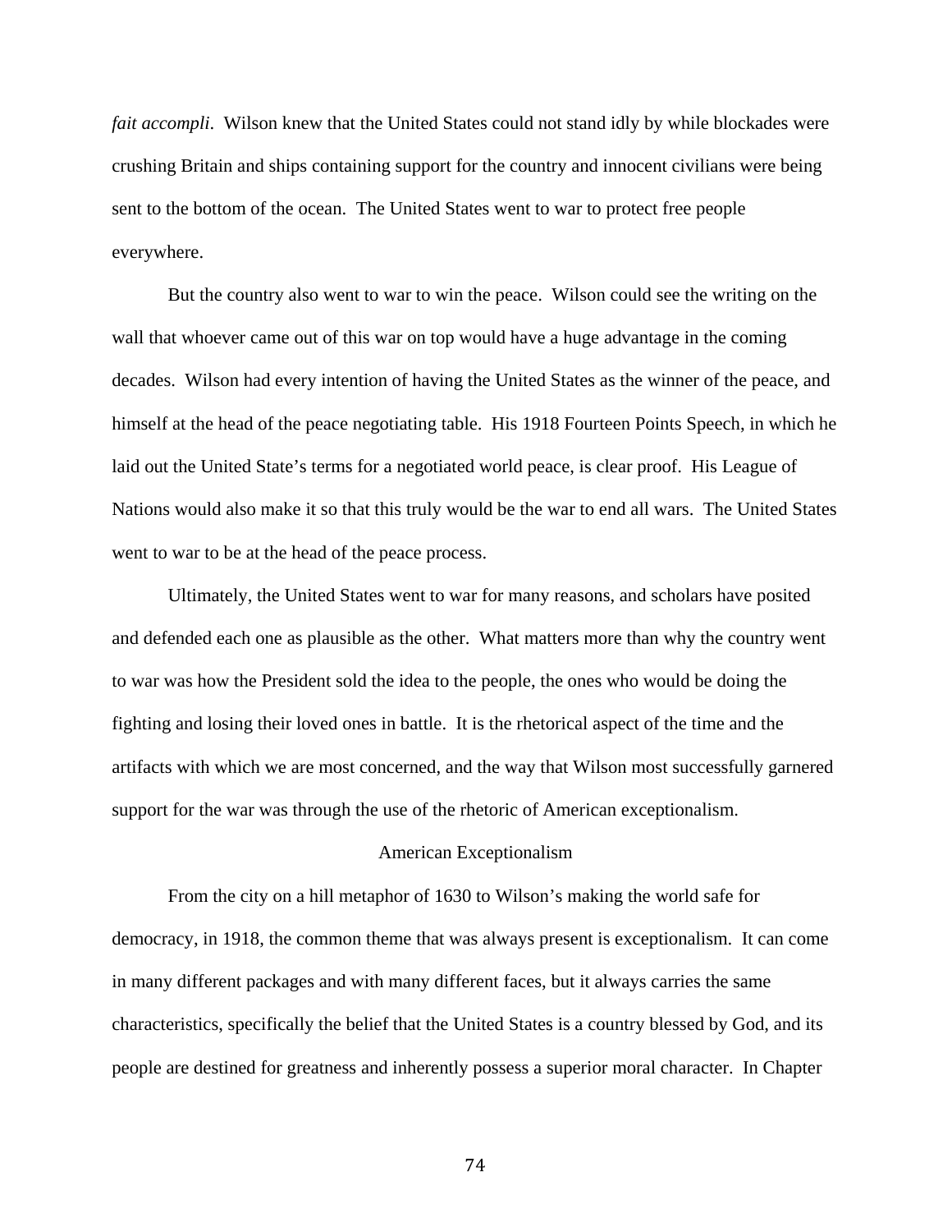*fait accompli*. Wilson knew that the United States could not stand idly by while blockades were crushing Britain and ships containing support for the country and innocent civilians were being sent to the bottom of the ocean. The United States went to war to protect free people everywhere.

But the country also went to war to win the peace. Wilson could see the writing on the wall that whoever came out of this war on top would have a huge advantage in the coming decades. Wilson had every intention of having the United States as the winner of the peace, and himself at the head of the peace negotiating table. His 1918 Fourteen Points Speech, in which he laid out the United State's terms for a negotiated world peace, is clear proof. His League of Nations would also make it so that this truly would be the war to end all wars. The United States went to war to be at the head of the peace process.

Ultimately, the United States went to war for many reasons, and scholars have posited and defended each one as plausible as the other. What matters more than why the country went to war was how the President sold the idea to the people, the ones who would be doing the fighting and losing their loved ones in battle. It is the rhetorical aspect of the time and the artifacts with which we are most concerned, and the way that Wilson most successfully garnered support for the war was through the use of the rhetoric of American exceptionalism.

## American Exceptionalism

From the city on a hill metaphor of 1630 to Wilson's making the world safe for democracy, in 1918, the common theme that was always present is exceptionalism. It can come in many different packages and with many different faces, but it always carries the same characteristics, specifically the belief that the United States is a country blessed by God, and its people are destined for greatness and inherently possess a superior moral character. In Chapter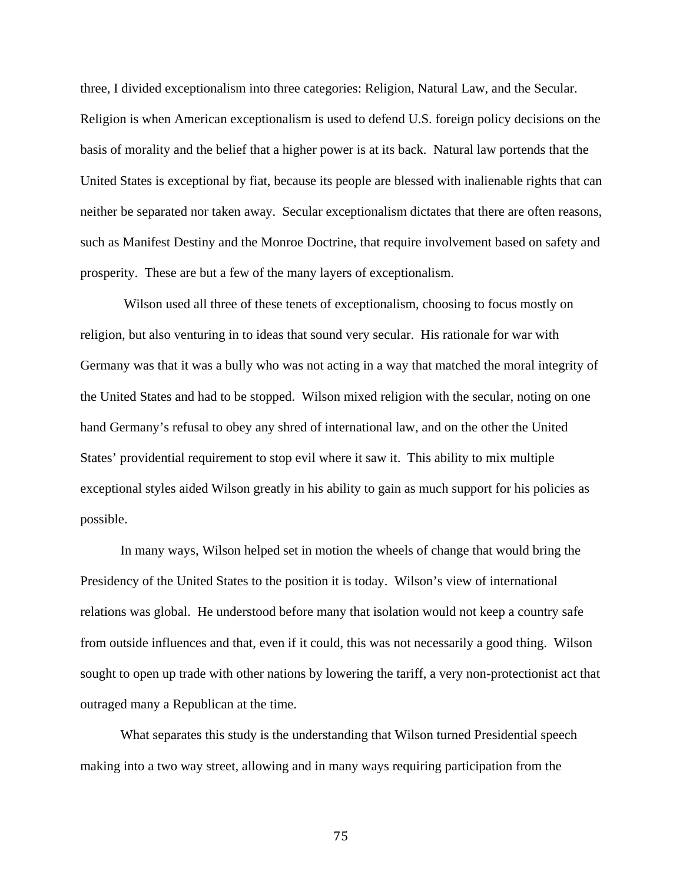three, I divided exceptionalism into three categories: Religion, Natural Law, and the Secular. Religion is when American exceptionalism is used to defend U.S. foreign policy decisions on the basis of morality and the belief that a higher power is at its back. Natural law portends that the United States is exceptional by fiat, because its people are blessed with inalienable rights that can neither be separated nor taken away. Secular exceptionalism dictates that there are often reasons, such as Manifest Destiny and the Monroe Doctrine, that require involvement based on safety and prosperity. These are but a few of the many layers of exceptionalism.

Wilson used all three of these tenets of exceptionalism, choosing to focus mostly on religion, but also venturing in to ideas that sound very secular. His rationale for war with Germany was that it was a bully who was not acting in a way that matched the moral integrity of the United States and had to be stopped. Wilson mixed religion with the secular, noting on one hand Germany's refusal to obey any shred of international law, and on the other the United States' providential requirement to stop evil where it saw it. This ability to mix multiple exceptional styles aided Wilson greatly in his ability to gain as much support for his policies as possible.

In many ways, Wilson helped set in motion the wheels of change that would bring the Presidency of the United States to the position it is today. Wilson's view of international relations was global. He understood before many that isolation would not keep a country safe from outside influences and that, even if it could, this was not necessarily a good thing. Wilson sought to open up trade with other nations by lowering the tariff, a very non-protectionist act that outraged many a Republican at the time.

What separates this study is the understanding that Wilson turned Presidential speech making into a two way street, allowing and in many ways requiring participation from the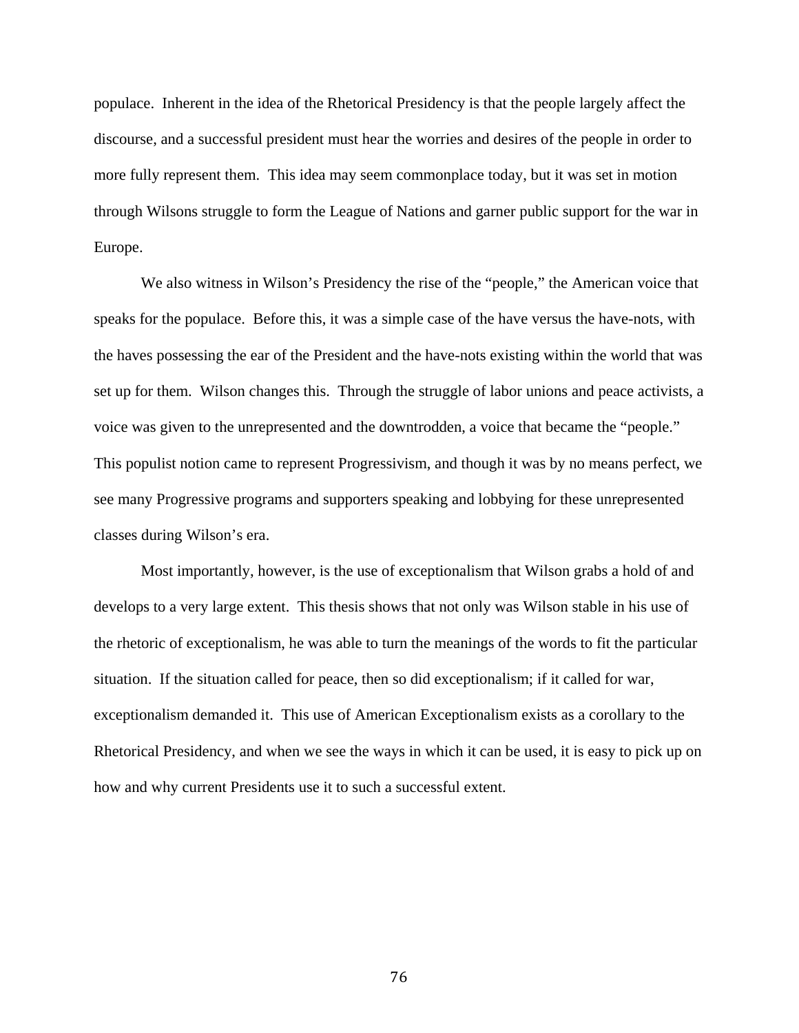populace. Inherent in the idea of the Rhetorical Presidency is that the people largely affect the discourse, and a successful president must hear the worries and desires of the people in order to more fully represent them. This idea may seem commonplace today, but it was set in motion through Wilsons struggle to form the League of Nations and garner public support for the war in Europe.

We also witness in Wilson's Presidency the rise of the "people," the American voice that speaks for the populace. Before this, it was a simple case of the have versus the have-nots, with the haves possessing the ear of the President and the have-nots existing within the world that was set up for them. Wilson changes this. Through the struggle of labor unions and peace activists, a voice was given to the unrepresented and the downtrodden, a voice that became the "people." This populist notion came to represent Progressivism, and though it was by no means perfect, we see many Progressive programs and supporters speaking and lobbying for these unrepresented classes during Wilson's era.

Most importantly, however, is the use of exceptionalism that Wilson grabs a hold of and develops to a very large extent. This thesis shows that not only was Wilson stable in his use of the rhetoric of exceptionalism, he was able to turn the meanings of the words to fit the particular situation. If the situation called for peace, then so did exceptionalism; if it called for war, exceptionalism demanded it. This use of American Exceptionalism exists as a corollary to the Rhetorical Presidency, and when we see the ways in which it can be used, it is easy to pick up on how and why current Presidents use it to such a successful extent.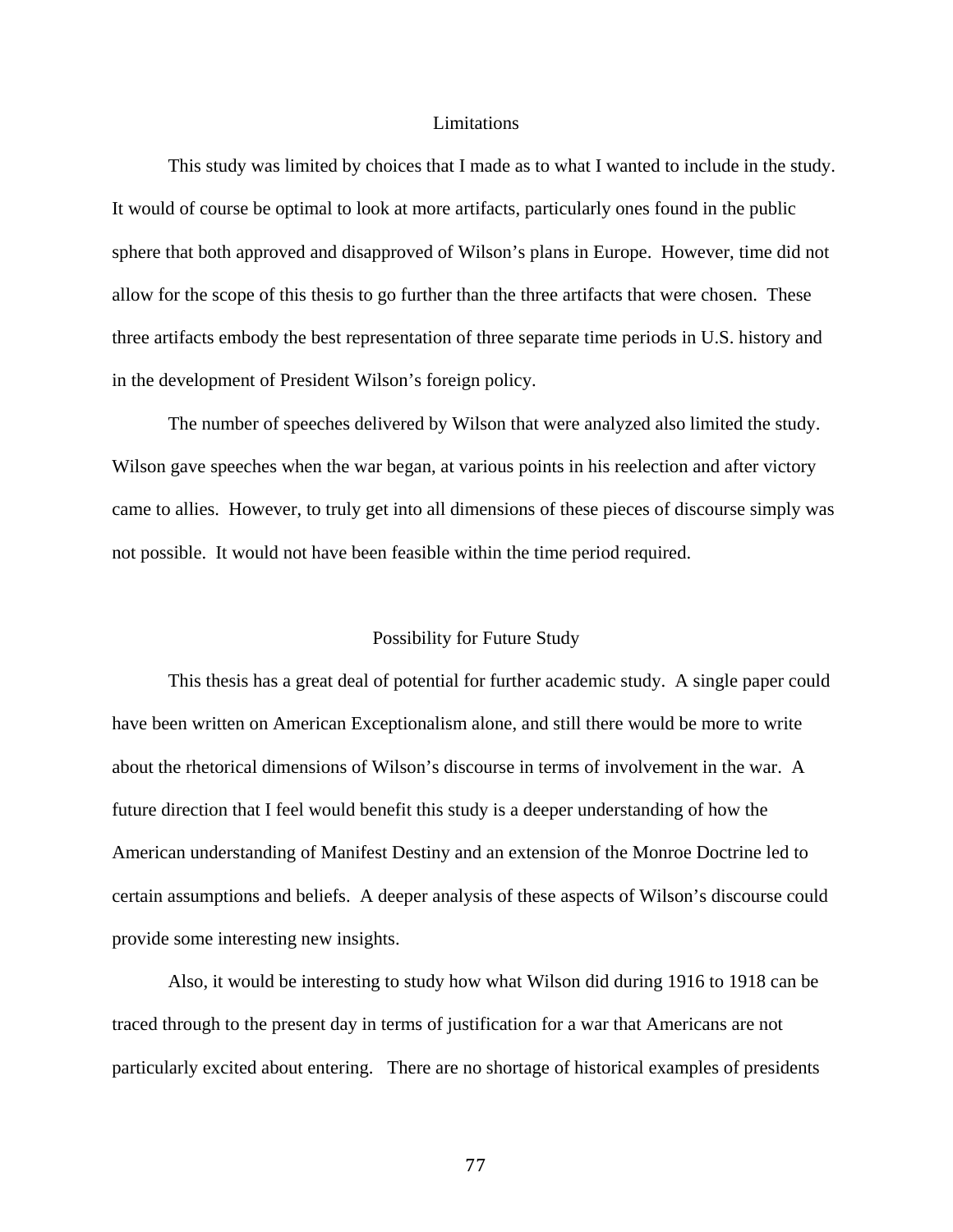## Limitations

This study was limited by choices that I made as to what I wanted to include in the study. It would of course be optimal to look at more artifacts, particularly ones found in the public sphere that both approved and disapproved of Wilson's plans in Europe. However, time did not allow for the scope of this thesis to go further than the three artifacts that were chosen. These three artifacts embody the best representation of three separate time periods in U.S. history and in the development of President Wilson's foreign policy.

The number of speeches delivered by Wilson that were analyzed also limited the study. Wilson gave speeches when the war began, at various points in his reelection and after victory came to allies. However, to truly get into all dimensions of these pieces of discourse simply was not possible. It would not have been feasible within the time period required.

## Possibility for Future Study

This thesis has a great deal of potential for further academic study. A single paper could have been written on American Exceptionalism alone, and still there would be more to write about the rhetorical dimensions of Wilson's discourse in terms of involvement in the war. A future direction that I feel would benefit this study is a deeper understanding of how the American understanding of Manifest Destiny and an extension of the Monroe Doctrine led to certain assumptions and beliefs. A deeper analysis of these aspects of Wilson's discourse could provide some interesting new insights.

Also, it would be interesting to study how what Wilson did during 1916 to 1918 can be traced through to the present day in terms of justification for a war that Americans are not particularly excited about entering. There are no shortage of historical examples of presidents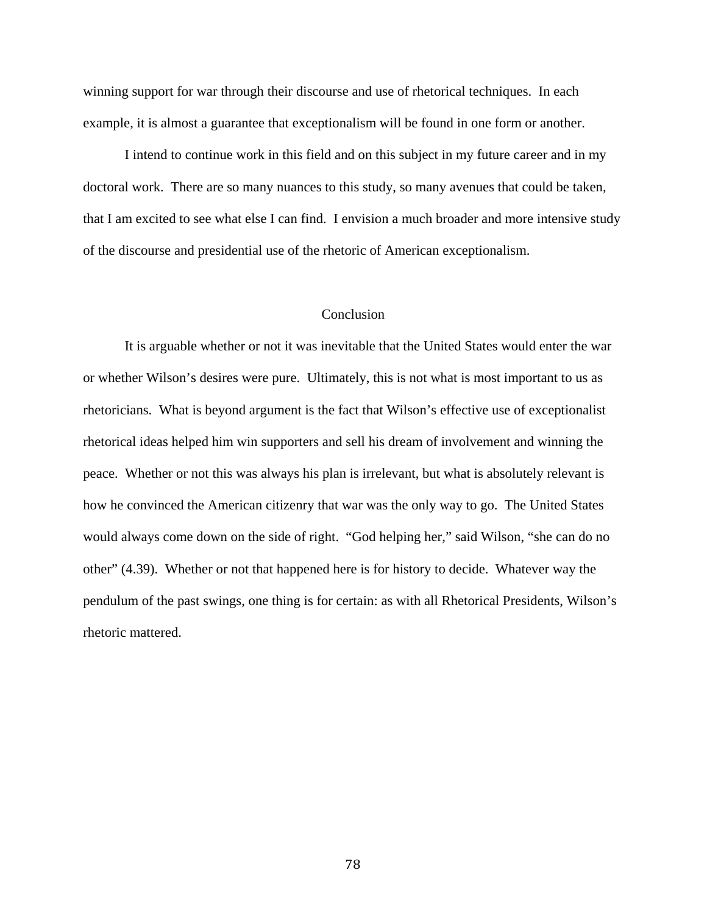winning support for war through their discourse and use of rhetorical techniques. In each example, it is almost a guarantee that exceptionalism will be found in one form or another.

I intend to continue work in this field and on this subject in my future career and in my doctoral work. There are so many nuances to this study, so many avenues that could be taken, that I am excited to see what else I can find. I envision a much broader and more intensive study of the discourse and presidential use of the rhetoric of American exceptionalism.

## Conclusion

It is arguable whether or not it was inevitable that the United States would enter the war or whether Wilson's desires were pure. Ultimately, this is not what is most important to us as rhetoricians. What is beyond argument is the fact that Wilson's effective use of exceptionalist rhetorical ideas helped him win supporters and sell his dream of involvement and winning the peace. Whether or not this was always his plan is irrelevant, but what is absolutely relevant is how he convinced the American citizenry that war was the only way to go. The United States would always come down on the side of right. "God helping her," said Wilson, "she can do no other" (4.39). Whether or not that happened here is for history to decide. Whatever way the pendulum of the past swings, one thing is for certain: as with all Rhetorical Presidents, Wilson's rhetoric mattered.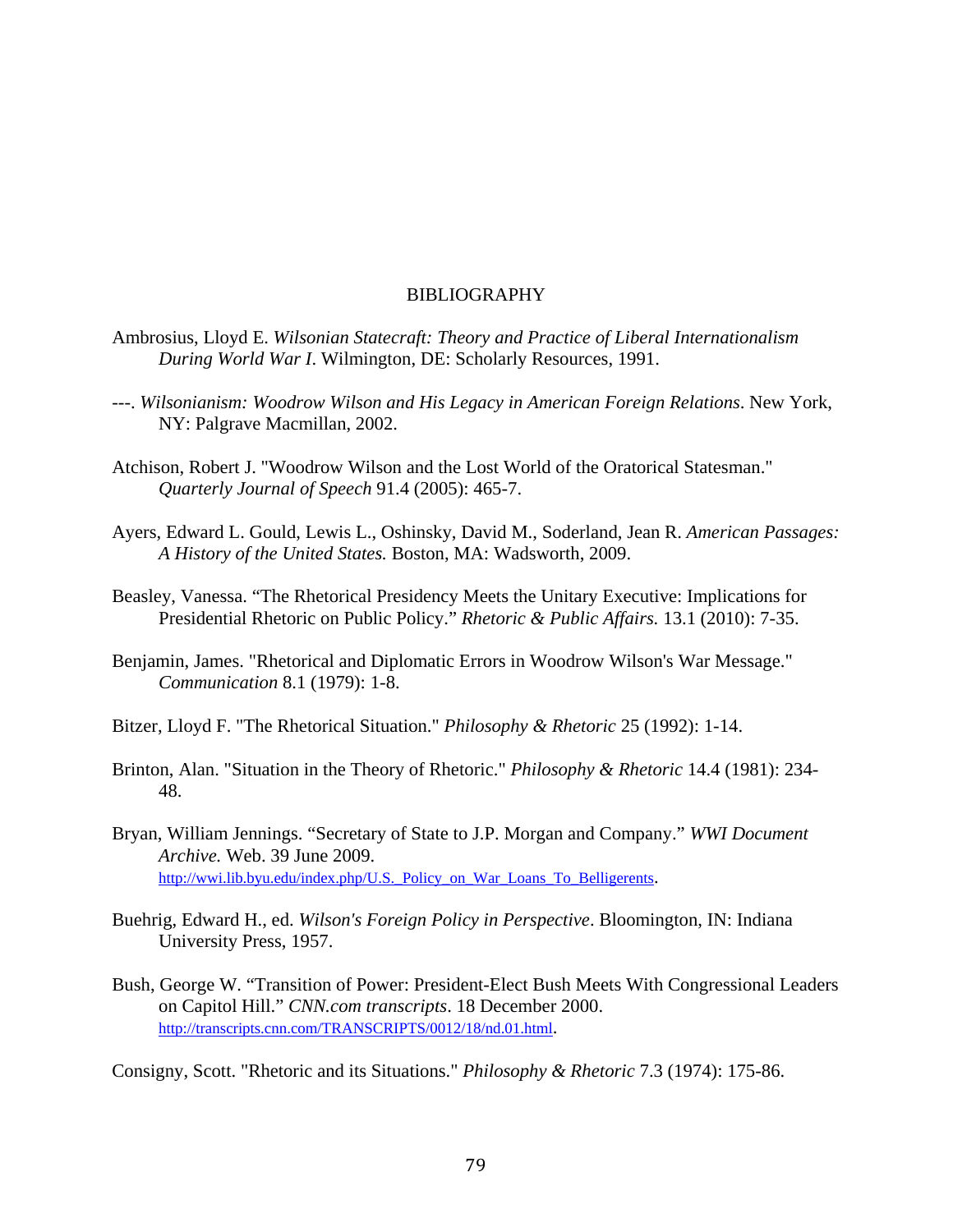# BIBLIOGRAPHY

Ambrosius, Lloyd E. *Wilsonian Statecraft: Theory and Practice of Liberal Internationalism During World War I*. Wilmington, DE: Scholarly Resources, 1991.

---. *Wilsonianism: Woodrow Wilson and His Legacy in American Foreign Relations*. New York, NY: Palgrave Macmillan, 2002.

Atchison, Robert J. "Woodrow Wilson and the Lost World of the Oratorical Statesman." *Quarterly Journal of Speech* 91.4 (2005): 465-7.

Ayers, Edward L. Gould, Lewis L., Oshinsky, David M., Soderland, Jean R. *American Passages: A History of the United States.* Boston, MA: Wadsworth, 2009.

Beasley, Vanessa. "The Rhetorical Presidency Meets the Unitary Executive: Implications for Presidential Rhetoric on Public Policy." *Rhetoric & Public Affairs.* 13.1 (2010): 7-35.

Benjamin, James. "Rhetorical and Diplomatic Errors in Woodrow Wilson's War Message." *Communication* 8.1 (1979): 1-8.

Bitzer, Lloyd F. "The Rhetorical Situation." *Philosophy & Rhetoric* 25 (1992): 1-14.

Brinton, Alan. "Situation in the Theory of Rhetoric." *Philosophy & Rhetoric* 14.4 (1981): 234-48.

Bryan, William Jennings. "Secretary of State to J.P. Morgan and Company." *WWI Document Archive.* Web. 39 June 2009. http://wwi.lib.byu.edu/index.php/U.S._Policy_on_War_Loans_To_Belligerents.

Buehrig, Edward H., ed. *Wilson's Foreign Policy in Perspective*. Bloomington, IN: Indiana University Press, 1957.

Bush, George W. "Transition of Power: President-Elect Bush Meets With Congressional Leaders on Capitol Hill." *CNN.com transcripts*. 18 December 2000. http://transcripts.cnn.com/TRANSCRIPTS/0012/18/nd.01.html.

Consigny, Scott. "Rhetoric and its Situations." *Philosophy & Rhetoric* 7.3 (1974): 175-86.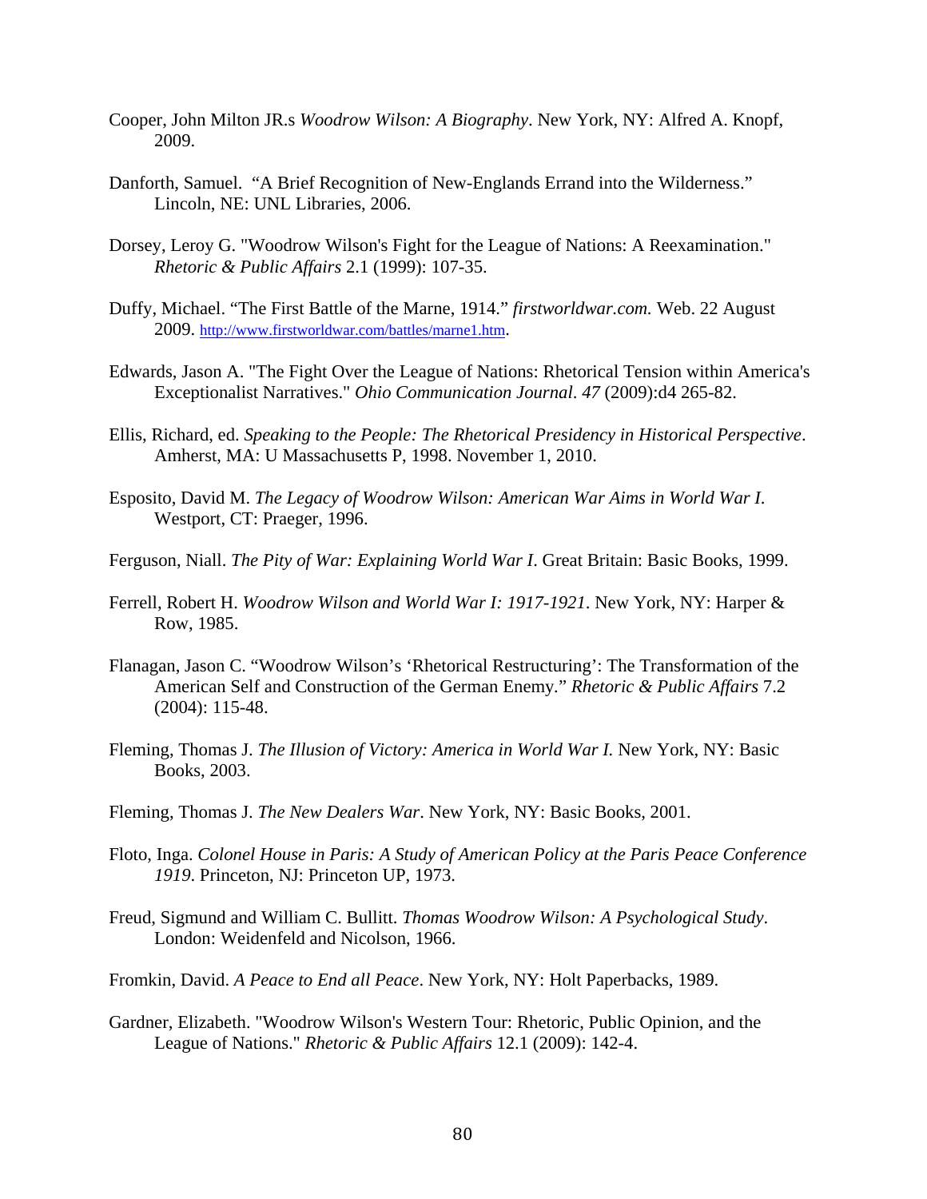Cooper, John Milton JR.s *Woodrow Wilson: A Biography*. New York, NY: Alfred A. Knopf, 2009.

Danforth, Samuel. "A Brief Recognition of New-Englands Errand into the Wilderness." Lincoln, NE: UNL Libraries, 2006.

Dorsey, Leroy G. "Woodrow Wilson's Fight for the League of Nations: A Reexamination." *Rhetoric & Public Affairs* 2.1 (1999): 107-35.

Duffy, Michael. "The First Battle of the Marne, 1914." *firstworldwar.com.* Web. 22 August 2009. http://www.firstworldwar.com/battles/marne1.htm.

Edwards, Jason A. "The Fight Over the League of Nations: Rhetorical Tension within America's Exceptionalist Narratives." *Ohio Communication Journal*. *47* (2009):d4 265-82.

Ellis, Richard, ed. *Speaking to the People: The Rhetorical Presidency in Historical Perspective*. Amherst, MA: U Massachusetts P, 1998. November 1, 2010.

Esposito, David M. *The Legacy of Woodrow Wilson: American War Aims in World War I.* Westport, CT: Praeger, 1996.

Ferguson, Niall. *The Pity of War: Explaining World War I*. Great Britain: Basic Books, 1999.

Ferrell, Robert H. *Woodrow Wilson and World War I: 1917-1921*. New York, NY: Harper & Row, 1985.

Flanagan, Jason C. "Woodrow Wilson's 'Rhetorical Restructuring': The Transformation of the American Self and Construction of the German Enemy." *Rhetoric & Public Affairs* 7.2 (2004): 115-48.

Fleming, Thomas J. *The Illusion of Victory: America in World War I.* New York, NY: Basic Books, 2003.

Fleming, Thomas J. *The New Dealers War*. New York, NY: Basic Books, 2001.

Floto, Inga. *Colonel House in Paris: A Study of American Policy at the Paris Peace Conference 1919*. Princeton, NJ: Princeton UP, 1973.

Freud, Sigmund and William C. Bullitt. *Thomas Woodrow Wilson: A Psychological Study*. London: Weidenfeld and Nicolson, 1966.

Fromkin, David. *A Peace to End all Peace*. New York, NY: Holt Paperbacks, 1989.

Gardner, Elizabeth. "Woodrow Wilson's Western Tour: Rhetoric, Public Opinion, and the League of Nations." *Rhetoric & Public Affairs* 12.1 (2009): 142-4.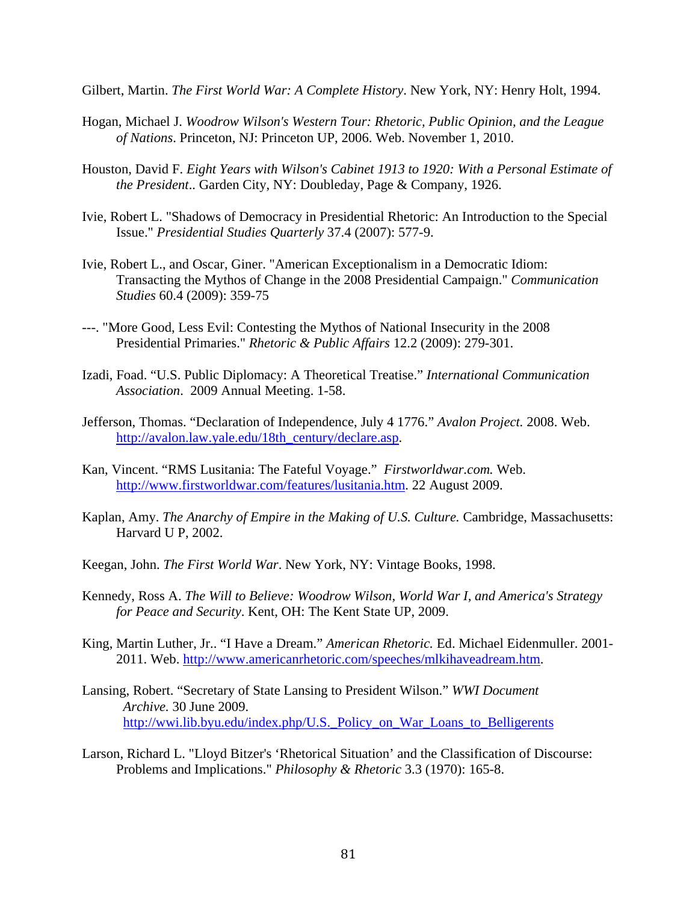Gilbert, Martin. *The First World War: A Complete History*. New York, NY: Henry Holt, 1994.

Hogan, Michael J. *Woodrow Wilson's Western Tour: Rhetoric, Public Opinion, and the League of Nations*. Princeton, NJ: Princeton UP, 2006. Web. November 1, 2010.

Houston, David F. *Eight Years with Wilson's Cabinet 1913 to 1920: With a Personal Estimate of the President*.. Garden City, NY: Doubleday, Page & Company, 1926.

Ivie, Robert L. "Shadows of Democracy in Presidential Rhetoric: An Introduction to the Special Issue." *Presidential Studies Quarterly* 37.4 (2007): 577-9.

Ivie, Robert L., and Oscar, Giner. "American Exceptionalism in a Democratic Idiom: Transacting the Mythos of Change in the 2008 Presidential Campaign." *Communication Studies* 60.4 (2009): 359-75

---. "More Good, Less Evil: Contesting the Mythos of National Insecurity in the 2008 Presidential Primaries." *Rhetoric & Public Affairs* 12.2 (2009): 279-301.

Izadi, Foad. "U.S. Public Diplomacy: A Theoretical Treatise." *International Communication Association*. 2009 Annual Meeting. 1-58.

Jefferson, Thomas. "Declaration of Independence, July 4 1776." *Avalon Project.* 2008. Web. http://avalon.law.yale.edu/18th_century/declare.asp.

Kan, Vincent. "RMS Lusitania: The Fateful Voyage." *Firstworldwar.com.* Web. http://www.firstworldwar.com/features/lusitania.htm. 22 August 2009.

Kaplan, Amy. *The Anarchy of Empire in the Making of U.S. Culture.* Cambridge, Massachusetts: Harvard U P, 2002.

Keegan, John. *The First World War*. New York, NY: Vintage Books, 1998.

Kennedy, Ross A. *The Will to Believe: Woodrow Wilson, World War I, and America's Strategy for Peace and Security*. Kent, OH: The Kent State UP, 2009.

King, Martin Luther, Jr.. "I Have a Dream." *American Rhetoric.* Ed. Michael Eidenmuller. 2001-2011. Web. http://www.americanrhetoric.com/speeches/mlkihaveadream.htm.

Lansing, Robert. "Secretary of State Lansing to President Wilson." *WWI Document Archive.* 30 June 2009. http://wwi.lib.byu.edu/index.php/U.S._Policy_on_War_Loans_to_Belligerents

Larson, Richard L. "Lloyd Bitzer's 'Rhetorical Situation' and the Classification of Discourse: Problems and Implications." *Philosophy & Rhetoric* 3.3 (1970): 165-8.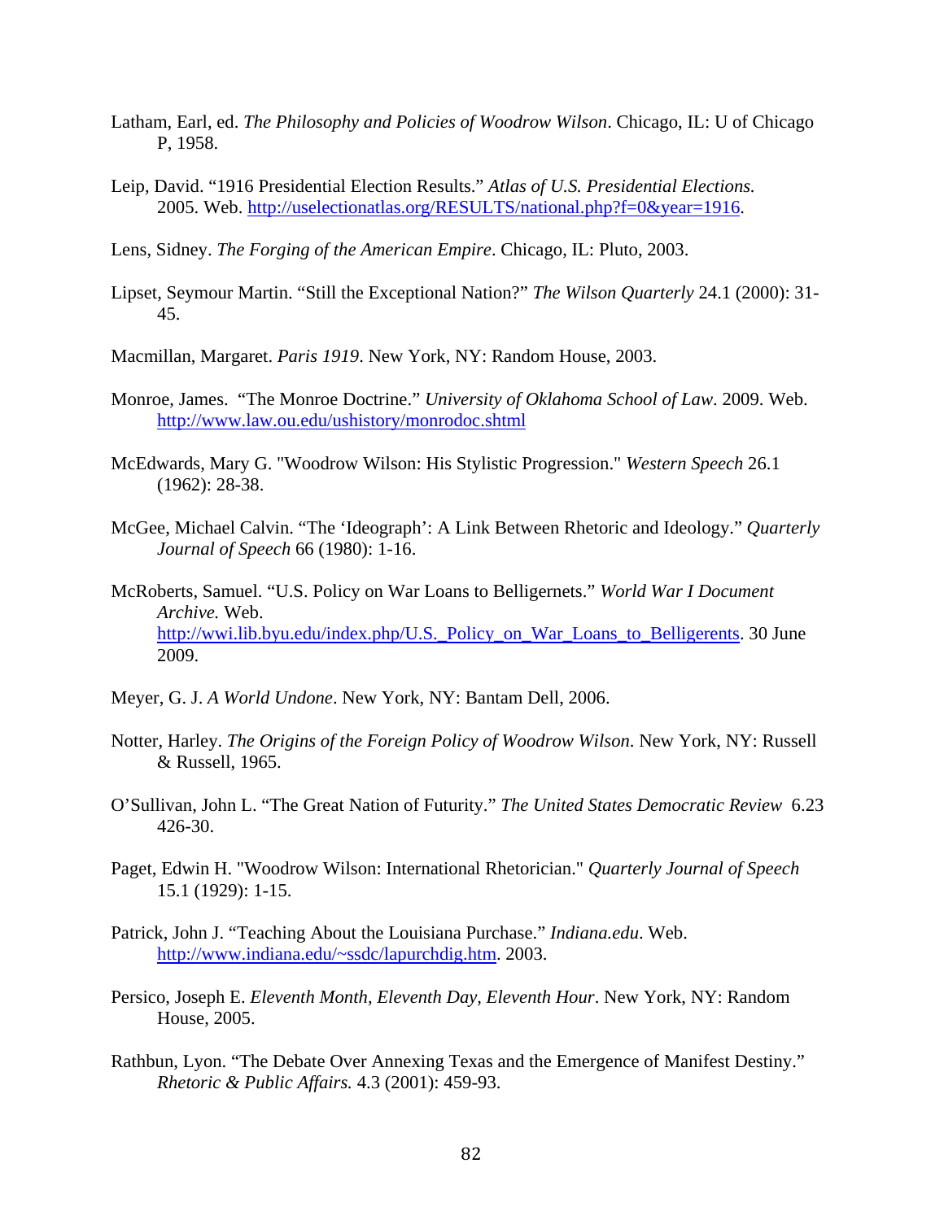Latham, Earl, ed. *The Philosophy and Policies of Woodrow Wilson*. Chicago, IL: U of Chicago P, 1958.

Leip, David. "1916 Presidential Election Results." *Atlas of U.S. Presidential Elections.* 2005. Web. http://uselectionatlas.org/RESULTS/national.php?f=0&year=1916.

Lens, Sidney. *The Forging of the American Empire*. Chicago, IL: Pluto, 2003.

Lipset, Seymour Martin. "Still the Exceptional Nation?" *The Wilson Quarterly* 24.1 (2000): 31-45.

Macmillan, Margaret. *Paris 1919*. New York, NY: Random House, 2003.

Monroe, James. "The Monroe Doctrine." *University of Oklahoma School of Law*. 2009. Web. http://www.law.ou.edu/ushistory/monrodoc.shtml

McEdwards, Mary G. "Woodrow Wilson: His Stylistic Progression." *Western Speech* 26.1 (1962): 28-38.

McGee, Michael Calvin. "The 'Ideograph': A Link Between Rhetoric and Ideology." *Quarterly Journal of Speech* 66 (1980): 1-16.

McRoberts, Samuel. "U.S. Policy on War Loans to Belligernets." *World War I Document Archive.* Web. http://wwi.lib.byu.edu/index.php/U.S._Policy_on_War_Loans_to_Belligerents. 30 June 2009.

Meyer, G. J. *A World Undone*. New York, NY: Bantam Dell, 2006.

Notter, Harley. *The Origins of the Foreign Policy of Woodrow Wilson*. New York, NY: Russell & Russell, 1965.

O'Sullivan, John L. "The Great Nation of Futurity." *The United States Democratic Review* 6.23 426-30.

Paget, Edwin H. "Woodrow Wilson: International Rhetorician." *Quarterly Journal of Speech* 15.1 (1929): 1-15.

Patrick, John J. "Teaching About the Louisiana Purchase." *Indiana.edu*. Web. http://www.indiana.edu/~ssdc/lapurchdig.htm. 2003.

Persico, Joseph E. *Eleventh Month, Eleventh Day, Eleventh Hour*. New York, NY: Random House, 2005.

Rathbun, Lyon. "The Debate Over Annexing Texas and the Emergence of Manifest Destiny." *Rhetoric & Public Affairs.* 4.3 (2001): 459-93.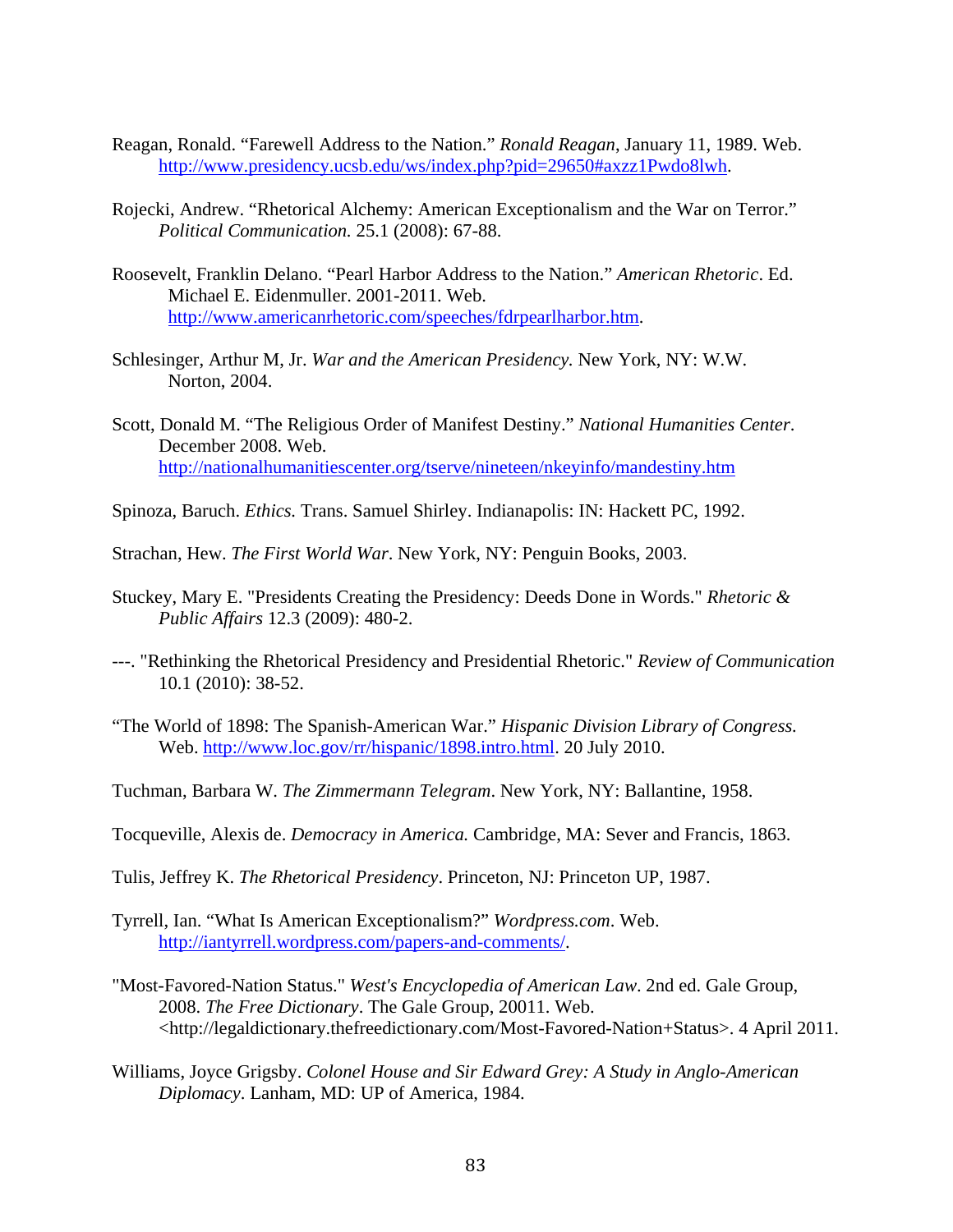Reagan, Ronald. "Farewell Address to the Nation." *Ronald Reagan*, January 11, 1989. Web. http://www.presidency.ucsb.edu/ws/index.php?pid=29650#axzz1Pwdo8lwh.

Rojecki, Andrew. "Rhetorical Alchemy: American Exceptionalism and the War on Terror." *Political Communication.* 25.1 (2008): 67-88.

Roosevelt, Franklin Delano. "Pearl Harbor Address to the Nation." *American Rhetoric*. Ed. Michael E. Eidenmuller. 2001-2011. Web. http://www.americanrhetoric.com/speeches/fdrpearlharbor.htm.

Schlesinger, Arthur M, Jr. *War and the American Presidency.* New York, NY: W.W. Norton, 2004.

Scott, Donald M. "The Religious Order of Manifest Destiny." *National Humanities Center*. December 2008. Web. http://nationalhumanitiescenter.org/tserve/nineteen/nkeyinfo/mandestiny.htm

Spinoza, Baruch. *Ethics.* Trans. Samuel Shirley. Indianapolis: IN: Hackett PC, 1992.

Strachan, Hew. *The First World War*. New York, NY: Penguin Books, 2003.

Stuckey, Mary E. "Presidents Creating the Presidency: Deeds Done in Words." *Rhetoric & Public Affairs* 12.3 (2009): 480-2.

---. "Rethinking the Rhetorical Presidency and Presidential Rhetoric." *Review of Communication* 10.1 (2010): 38-52.

"The World of 1898: The Spanish-American War." *Hispanic Division Library of Congress.* Web. http://www.loc.gov/rr/hispanic/1898.intro.html. 20 July 2010.

Tuchman, Barbara W. *The Zimmermann Telegram*. New York, NY: Ballantine, 1958.

Tocqueville, Alexis de. *Democracy in America.* Cambridge, MA: Sever and Francis, 1863.

Tulis, Jeffrey K. *The Rhetorical Presidency*. Princeton, NJ: Princeton UP, 1987.

Tyrrell, Ian. "What Is American Exceptionalism?" *Wordpress.com*. Web. http://iantyrrell.wordpress.com/papers-and-comments/.

"Most-Favored-Nation Status." *West's Encyclopedia of American Law*. 2nd ed. Gale Group, 2008. *The Free Dictionary*. The Gale Group, 20011. Web. <http://legaldictionary.thefreedictionary.com/Most-Favored-Nation+Status>. 4 April 2011.

Williams, Joyce Grigsby. *Colonel House and Sir Edward Grey: A Study in Anglo-American Diplomacy*. Lanham, MD: UP of America, 1984.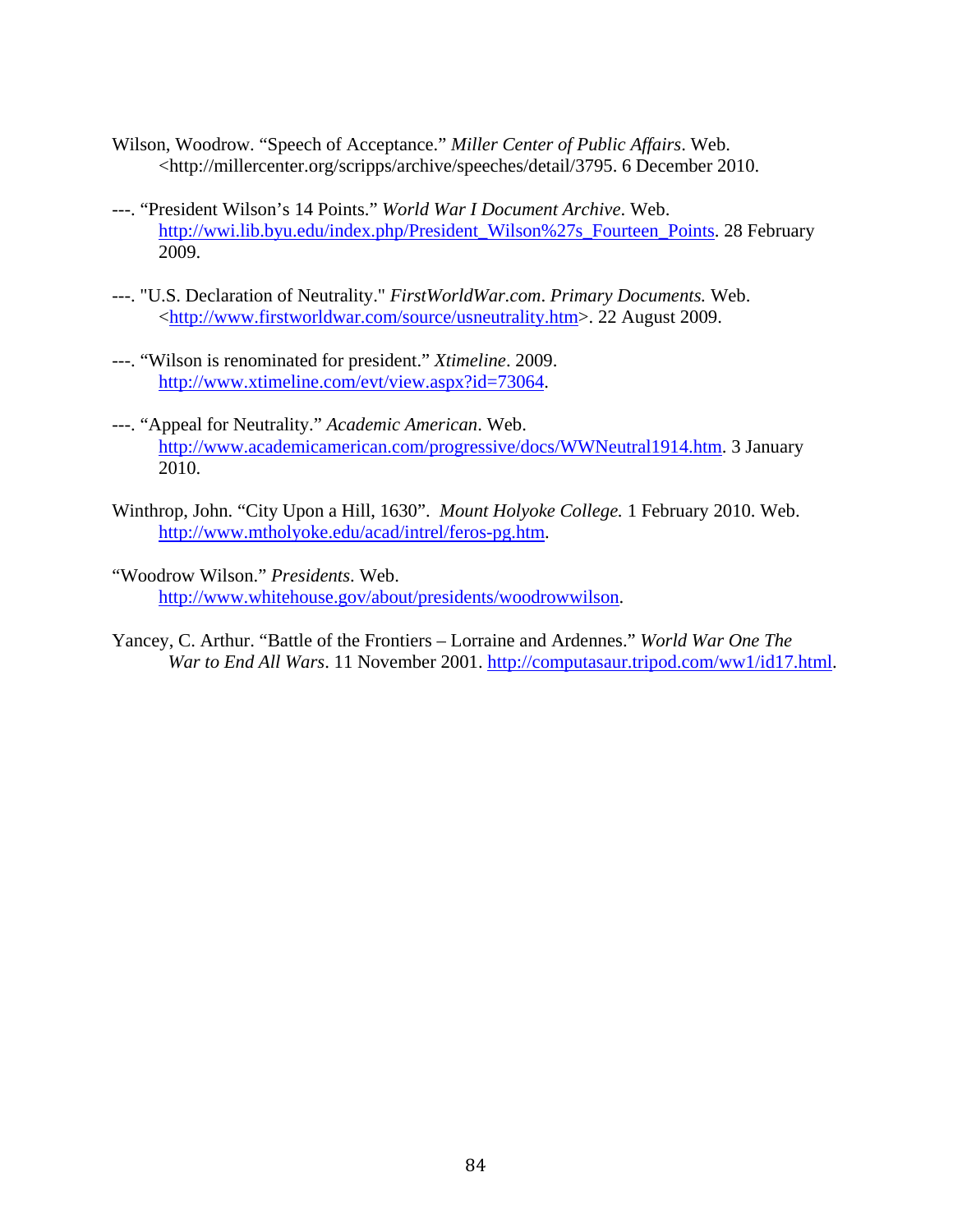Wilson, Woodrow. "Speech of Acceptance." *Miller Center of Public Affairs*. Web. <http://millercenter.org/scripps/archive/speeches/detail/3795. 6 December 2010.

---. "President Wilson's 14 Points." *World War I Document Archive*. Web. http://wwi.lib.byu.edu/index.php/President_Wilson%27s_Fourteen_Points. 28 February 2009.

---. "U.S. Declaration of Neutrality." *FirstWorldWar.com*. *Primary Documents.* Web. <http://www.firstworldwar.com/source/usneutrality.htm>. 22 August 2009.

---. "Wilson is renominated for president." *Xtimeline*. 2009. http://www.xtimeline.com/evt/view.aspx?id=73064.

---. "Appeal for Neutrality." *Academic American*. Web. http://www.academicamerican.com/progressive/docs/WWNeutral1914.htm. 3 January 2010.

Winthrop, John. "City Upon a Hill, 1630". *Mount Holyoke College.* 1 February 2010. Web. http://www.mtholyoke.edu/acad/intrel/feros-pg.htm.

"Woodrow Wilson." *Presidents*. Web. http://www.whitehouse.gov/about/presidents/woodrowwilson.

Yancey, C. Arthur. "Battle of the Frontiers – Lorraine and Ardennes." *World War One The War to End All Wars*. 11 November 2001. http://computasaur.tripod.com/ww1/id17.html.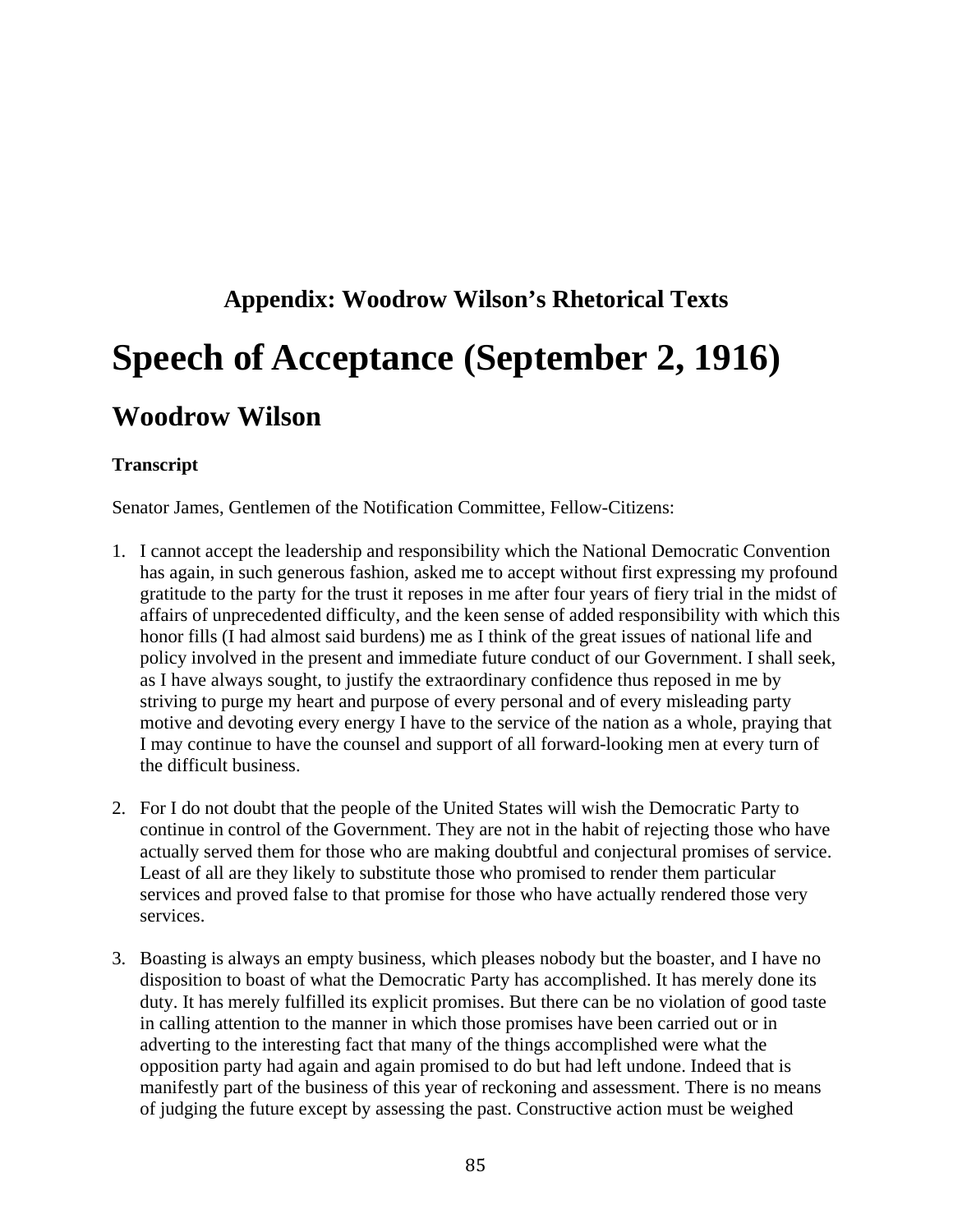### Appendix: Woodrow Wilson's Rhetorical Texts

# Speech of Acceptance (September 2, 1916)

## Woodrow Wilson

**Transcript**

Senator James, Gentlemen of the Notification Committee, Fellow-Citizens:

1. I cannot accept the leadership and responsibility which the National Democratic Convention has again, in such generous fashion, asked me to accept without first expressing my profound gratitude to the party for the trust it reposes in me after four years of fiery trial in the midst of affairs of unprecedented difficulty, and the keen sense of added responsibility with which this honor fills (I had almost said burdens) me as I think of the great issues of national life and policy involved in the present and immediate future conduct of our Government. I shall seek, as I have always sought, to justify the extraordinary confidence thus reposed in me by striving to purge my heart and purpose of every personal and of every misleading party motive and devoting every energy I have to the service of the nation as a whole, praying that I may continue to have the counsel and support of all forward-looking men at every turn of the difficult business.

2. For I do not doubt that the people of the United States will wish the Democratic Party to continue in control of the Government. They are not in the habit of rejecting those who have actually served them for those who are making doubtful and conjectural promises of service. Least of all are they likely to substitute those who promised to render them particular services and proved false to that promise for those who have actually rendered those very services.

3. Boasting is always an empty business, which pleases nobody but the boaster, and I have no disposition to boast of what the Democratic Party has accomplished. It has merely done its duty. It has merely fulfilled its explicit promises. But there can be no violation of good taste in calling attention to the manner in which those promises have been carried out or in adverting to the interesting fact that many of the things accomplished were what the opposition party had again and again promised to do but had left undone. Indeed that is manifestly part of the business of this year of reckoning and assessment. There is no means of judging the future except by assessing the past. Constructive action must be weighed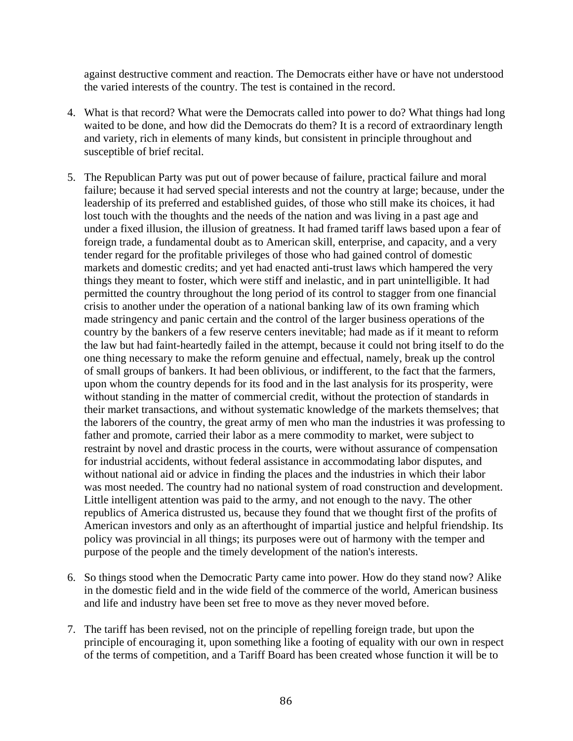against destructive comment and reaction. The Democrats either have or have not understood the varied interests of the country. The test is contained in the record.

4. What is that record? What were the Democrats called into power to do? What things had long waited to be done, and how did the Democrats do them? It is a record of extraordinary length and variety, rich in elements of many kinds, but consistent in principle throughout and susceptible of brief recital.

5. The Republican Party was put out of power because of failure, practical failure and moral failure; because it had served special interests and not the country at large; because, under the leadership of its preferred and established guides, of those who still make its choices, it had lost touch with the thoughts and the needs of the nation and was living in a past age and under a fixed illusion, the illusion of greatness. It had framed tariff laws based upon a fear of foreign trade, a fundamental doubt as to American skill, enterprise, and capacity, and a very tender regard for the profitable privileges of those who had gained control of domestic markets and domestic credits; and yet had enacted anti-trust laws which hampered the very things they meant to foster, which were stiff and inelastic, and in part unintelligible. It had permitted the country throughout the long period of its control to stagger from one financial crisis to another under the operation of a national banking law of its own framing which made stringency and panic certain and the control of the larger business operations of the country by the bankers of a few reserve centers inevitable; had made as if it meant to reform the law but had faint-heartedly failed in the attempt, because it could not bring itself to do the one thing necessary to make the reform genuine and effectual, namely, break up the control of small groups of bankers. It had been oblivious, or indifferent, to the fact that the farmers, upon whom the country depends for its food and in the last analysis for its prosperity, were without standing in the matter of commercial credit, without the protection of standards in their market transactions, and without systematic knowledge of the markets themselves; that the laborers of the country, the great army of men who man the industries it was professing to father and promote, carried their labor as a mere commodity to market, were subject to restraint by novel and drastic process in the courts, were without assurance of compensation for industrial accidents, without federal assistance in accommodating labor disputes, and without national aid or advice in finding the places and the industries in which their labor was most needed. The country had no national system of road construction and development. Little intelligent attention was paid to the army, and not enough to the navy. The other republics of America distrusted us, because they found that we thought first of the profits of American investors and only as an afterthought of impartial justice and helpful friendship. Its policy was provincial in all things; its purposes were out of harmony with the temper and purpose of the people and the timely development of the nation's interests.

6. So things stood when the Democratic Party came into power. How do they stand now? Alike in the domestic field and in the wide field of the commerce of the world, American business and life and industry have been set free to move as they never moved before.

7. The tariff has been revised, not on the principle of repelling foreign trade, but upon the principle of encouraging it, upon something like a footing of equality with our own in respect of the terms of competition, and a Tariff Board has been created whose function it will be to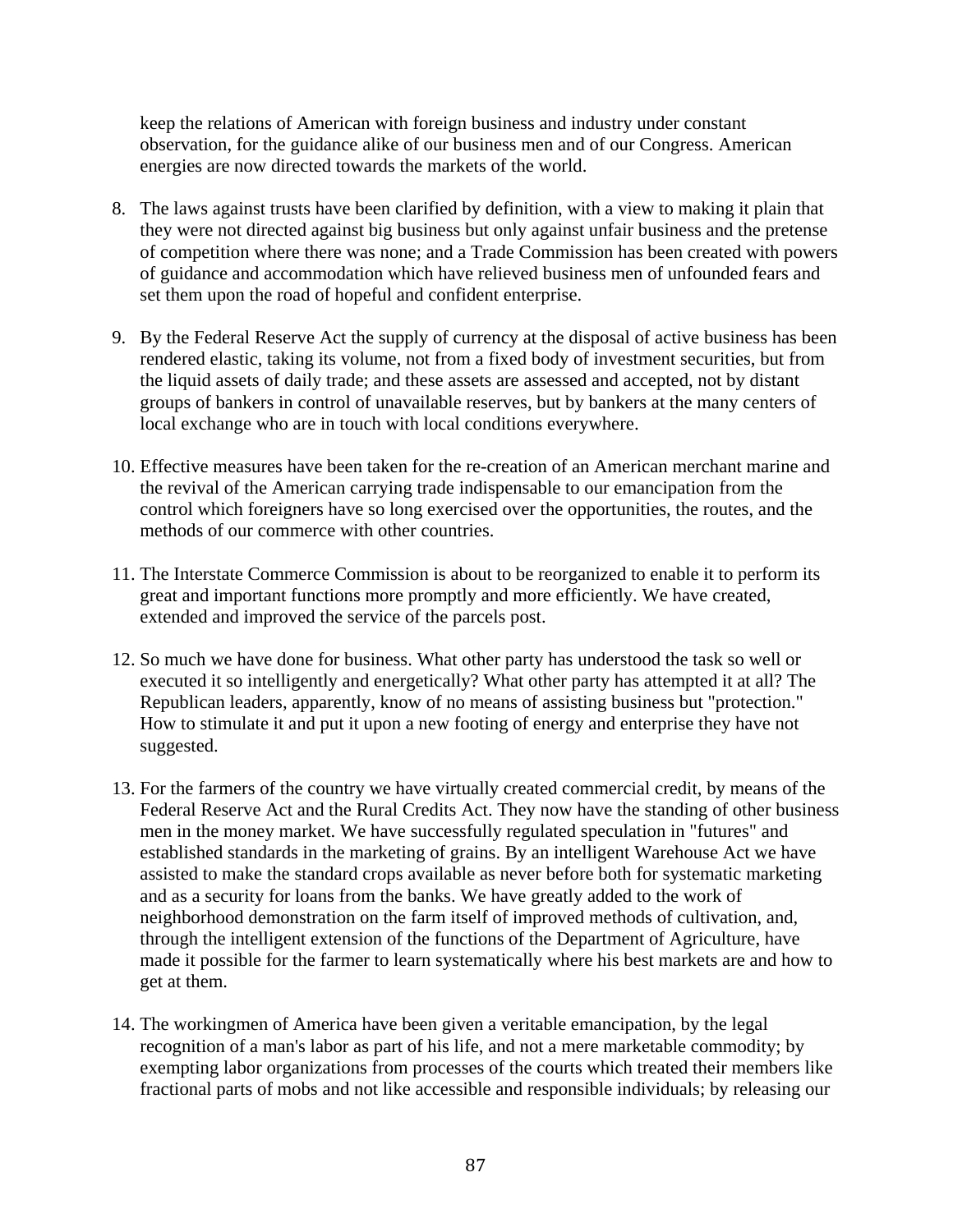keep the relations of American with foreign business and industry under constant observation, for the guidance alike of our business men and of our Congress. American energies are now directed towards the markets of the world.

8. The laws against trusts have been clarified by definition, with a view to making it plain that they were not directed against big business but only against unfair business and the pretense of competition where there was none; and a Trade Commission has been created with powers of guidance and accommodation which have relieved business men of unfounded fears and set them upon the road of hopeful and confident enterprise.

9. By the Federal Reserve Act the supply of currency at the disposal of active business has been rendered elastic, taking its volume, not from a fixed body of investment securities, but from the liquid assets of daily trade; and these assets are assessed and accepted, not by distant groups of bankers in control of unavailable reserves, but by bankers at the many centers of local exchange who are in touch with local conditions everywhere.

10. Effective measures have been taken for the re-creation of an American merchant marine and the revival of the American carrying trade indispensable to our emancipation from the control which foreigners have so long exercised over the opportunities, the routes, and the methods of our commerce with other countries.

11. The Interstate Commerce Commission is about to be reorganized to enable it to perform its great and important functions more promptly and more efficiently. We have created, extended and improved the service of the parcels post.

12. So much we have done for business. What other party has understood the task so well or executed it so intelligently and energetically? What other party has attempted it at all? The Republican leaders, apparently, know of no means of assisting business but "protection." How to stimulate it and put it upon a new footing of energy and enterprise they have not suggested.

13. For the farmers of the country we have virtually created commercial credit, by means of the Federal Reserve Act and the Rural Credits Act. They now have the standing of other business men in the money market. We have successfully regulated speculation in "futures" and established standards in the marketing of grains. By an intelligent Warehouse Act we have assisted to make the standard crops available as never before both for systematic marketing and as a security for loans from the banks. We have greatly added to the work of neighborhood demonstration on the farm itself of improved methods of cultivation, and, through the intelligent extension of the functions of the Department of Agriculture, have made it possible for the farmer to learn systematically where his best markets are and how to get at them.

14. The workingmen of America have been given a veritable emancipation, by the legal recognition of a man's labor as part of his life, and not a mere marketable commodity; by exempting labor organizations from processes of the courts which treated their members like fractional parts of mobs and not like accessible and responsible individuals; by releasing our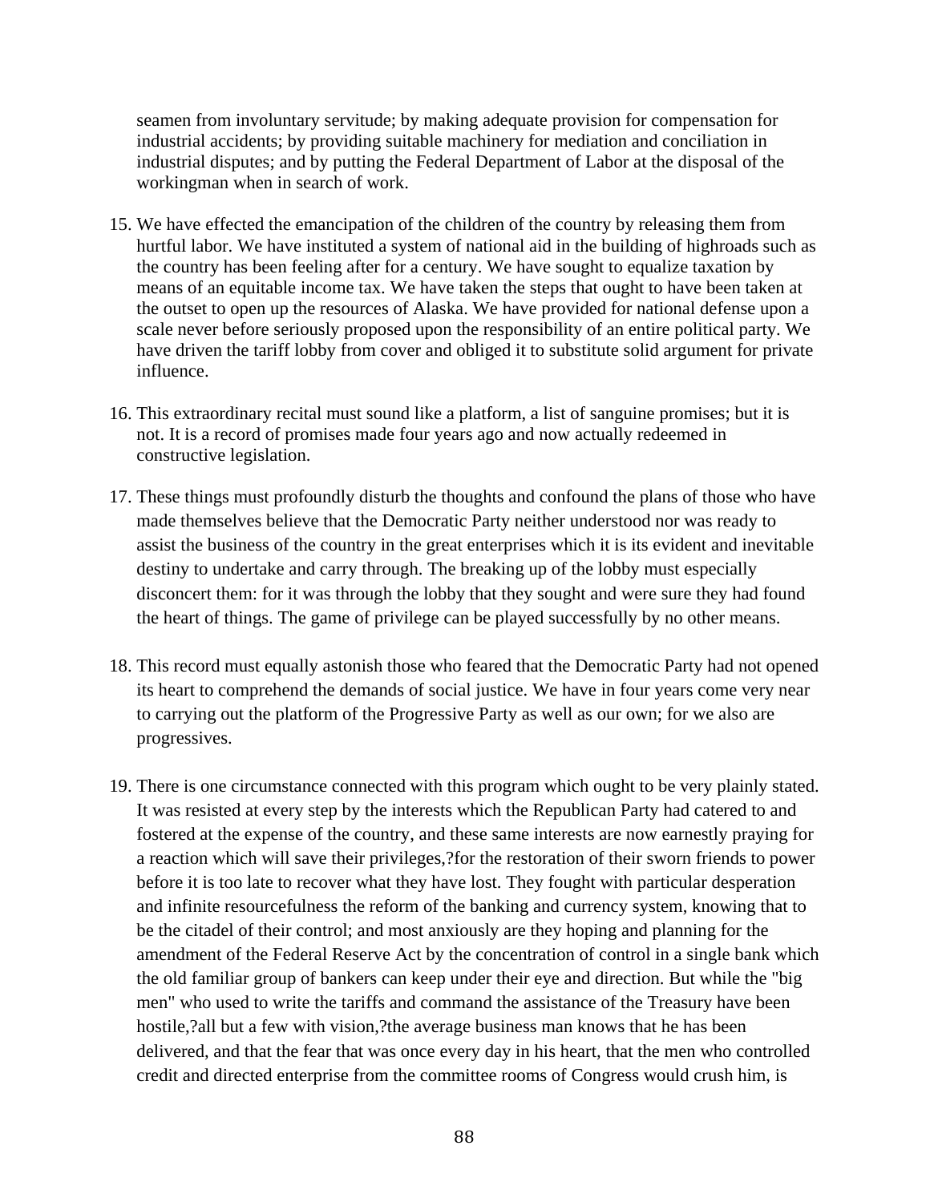seamen from involuntary servitude; by making adequate provision for compensation for industrial accidents; by providing suitable machinery for mediation and conciliation in industrial disputes; and by putting the Federal Department of Labor at the disposal of the workingman when in search of work.

15. We have effected the emancipation of the children of the country by releasing them from hurtful labor. We have instituted a system of national aid in the building of highroads such as the country has been feeling after for a century. We have sought to equalize taxation by means of an equitable income tax. We have taken the steps that ought to have been taken at the outset to open up the resources of Alaska. We have provided for national defense upon a scale never before seriously proposed upon the responsibility of an entire political party. We have driven the tariff lobby from cover and obliged it to substitute solid argument for private influence.

16. This extraordinary recital must sound like a platform, a list of sanguine promises; but it is not. It is a record of promises made four years ago and now actually redeemed in constructive legislation.

17. These things must profoundly disturb the thoughts and confound the plans of those who have made themselves believe that the Democratic Party neither understood nor was ready to assist the business of the country in the great enterprises which it is its evident and inevitable destiny to undertake and carry through. The breaking up of the lobby must especially disconcert them: for it was through the lobby that they sought and were sure they had found the heart of things. The game of privilege can be played successfully by no other means.

18. This record must equally astonish those who feared that the Democratic Party had not opened its heart to comprehend the demands of social justice. We have in four years come very near to carrying out the platform of the Progressive Party as well as our own; for we also are progressives.

19. There is one circumstance connected with this program which ought to be very plainly stated. It was resisted at every step by the interests which the Republican Party had catered to and fostered at the expense of the country, and these same interests are now earnestly praying for a reaction which will save their privileges,?for the restoration of their sworn friends to power before it is too late to recover what they have lost. They fought with particular desperation and infinite resourcefulness the reform of the banking and currency system, knowing that to be the citadel of their control; and most anxiously are they hoping and planning for the amendment of the Federal Reserve Act by the concentration of control in a single bank which the old familiar group of bankers can keep under their eye and direction. But while the "big men" who used to write the tariffs and command the assistance of the Treasury have been hostile,?all but a few with vision,?the average business man knows that he has been delivered, and that the fear that was once every day in his heart, that the men who controlled credit and directed enterprise from the committee rooms of Congress would crush him, is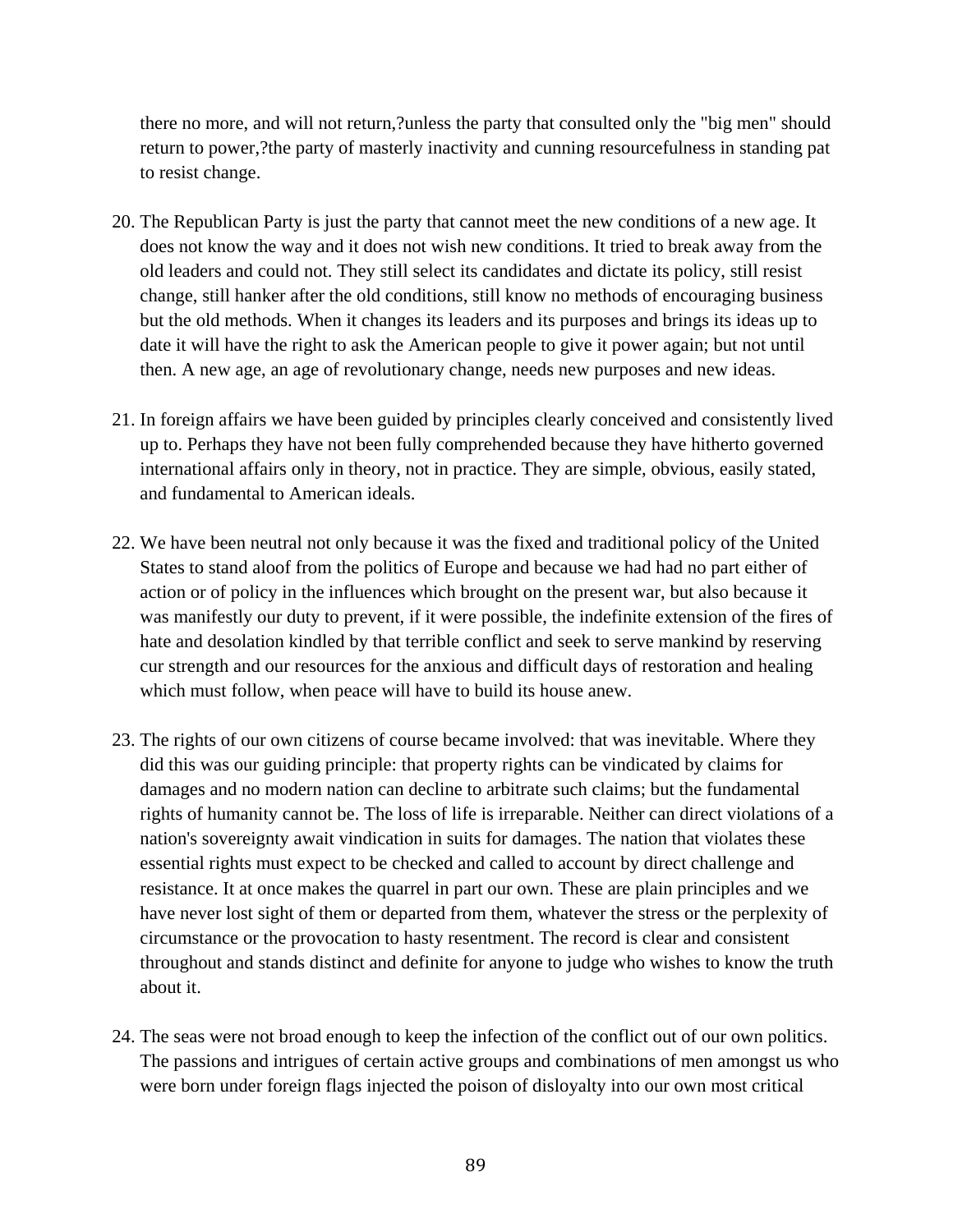there no more, and will not return,?unless the party that consulted only the "big men" should return to power,?the party of masterly inactivity and cunning resourcefulness in standing pat to resist change.

20. The Republican Party is just the party that cannot meet the new conditions of a new age. It does not know the way and it does not wish new conditions. It tried to break away from the old leaders and could not. They still select its candidates and dictate its policy, still resist change, still hanker after the old conditions, still know no methods of encouraging business but the old methods. When it changes its leaders and its purposes and brings its ideas up to date it will have the right to ask the American people to give it power again; but not until then. A new age, an age of revolutionary change, needs new purposes and new ideas.

21. In foreign affairs we have been guided by principles clearly conceived and consistently lived up to. Perhaps they have not been fully comprehended because they have hitherto governed international affairs only in theory, not in practice. They are simple, obvious, easily stated, and fundamental to American ideals.

22. We have been neutral not only because it was the fixed and traditional policy of the United States to stand aloof from the politics of Europe and because we had had no part either of action or of policy in the influences which brought on the present war, but also because it was manifestly our duty to prevent, if it were possible, the indefinite extension of the fires of hate and desolation kindled by that terrible conflict and seek to serve mankind by reserving cur strength and our resources for the anxious and difficult days of restoration and healing which must follow, when peace will have to build its house anew.

23. The rights of our own citizens of course became involved: that was inevitable. Where they did this was our guiding principle: that property rights can be vindicated by claims for damages and no modern nation can decline to arbitrate such claims; but the fundamental rights of humanity cannot be. The loss of life is irreparable. Neither can direct violations of a nation's sovereignty await vindication in suits for damages. The nation that violates these essential rights must expect to be checked and called to account by direct challenge and resistance. It at once makes the quarrel in part our own. These are plain principles and we have never lost sight of them or departed from them, whatever the stress or the perplexity of circumstance or the provocation to hasty resentment. The record is clear and consistent throughout and stands distinct and definite for anyone to judge who wishes to know the truth about it.

24. The seas were not broad enough to keep the infection of the conflict out of our own politics. The passions and intrigues of certain active groups and combinations of men amongst us who were born under foreign flags injected the poison of disloyalty into our own most critical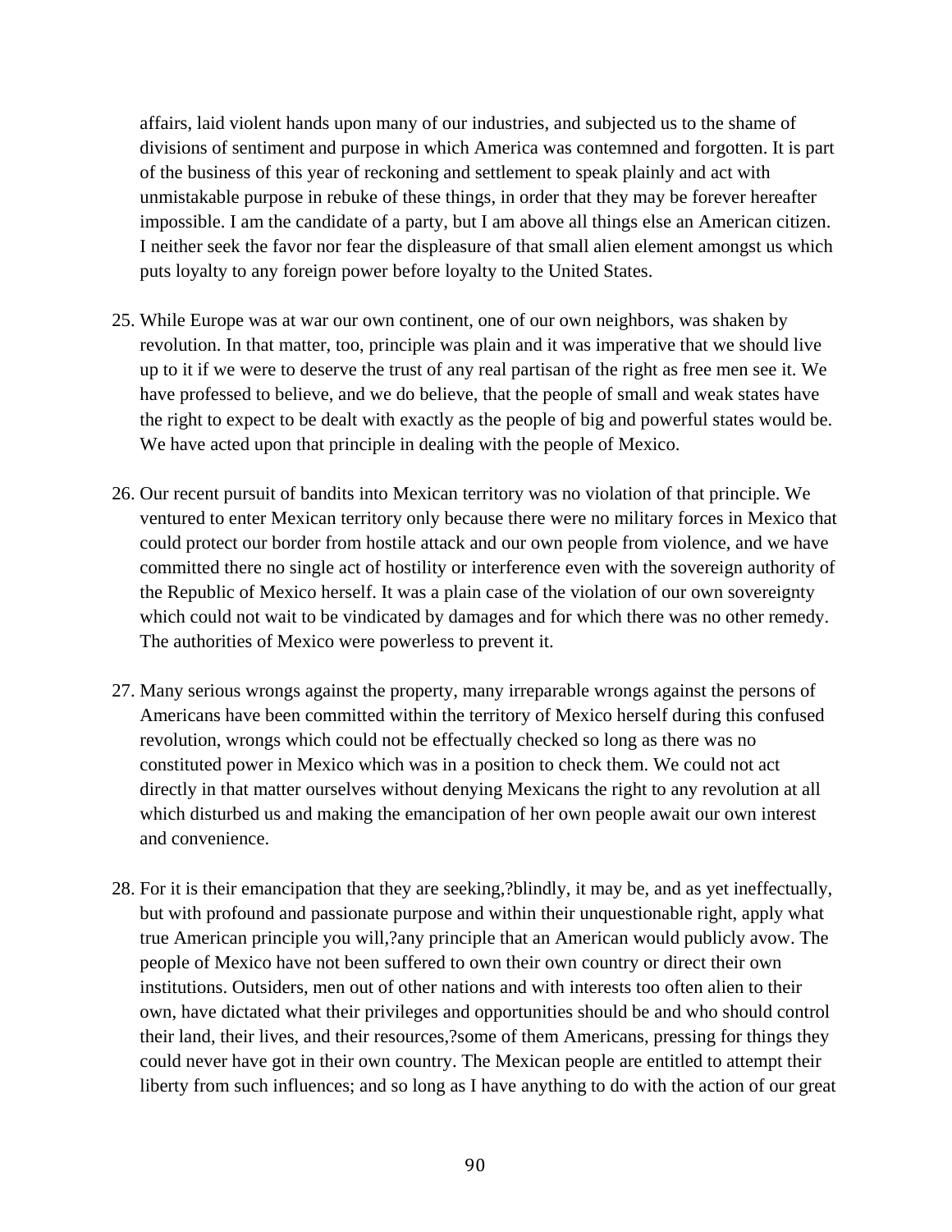affairs, laid violent hands upon many of our industries, and subjected us to the shame of divisions of sentiment and purpose in which America was contemned and forgotten. It is part of the business of this year of reckoning and settlement to speak plainly and act with unmistakable purpose in rebuke of these things, in order that they may be forever hereafter impossible. I am the candidate of a party, but I am above all things else an American citizen. I neither seek the favor nor fear the displeasure of that small alien element amongst us which puts loyalty to any foreign power before loyalty to the United States.

25. While Europe was at war our own continent, one of our own neighbors, was shaken by revolution. In that matter, too, principle was plain and it was imperative that we should live up to it if we were to deserve the trust of any real partisan of the right as free men see it. We have professed to believe, and we do believe, that the people of small and weak states have the right to expect to be dealt with exactly as the people of big and powerful states would be. We have acted upon that principle in dealing with the people of Mexico.

26. Our recent pursuit of bandits into Mexican territory was no violation of that principle. We ventured to enter Mexican territory only because there were no military forces in Mexico that could protect our border from hostile attack and our own people from violence, and we have committed there no single act of hostility or interference even with the sovereign authority of the Republic of Mexico herself. It was a plain case of the violation of our own sovereignty which could not wait to be vindicated by damages and for which there was no other remedy. The authorities of Mexico were powerless to prevent it.

27. Many serious wrongs against the property, many irreparable wrongs against the persons of Americans have been committed within the territory of Mexico herself during this confused revolution, wrongs which could not be effectually checked so long as there was no constituted power in Mexico which was in a position to check them. We could not act directly in that matter ourselves without denying Mexicans the right to any revolution at all which disturbed us and making the emancipation of her own people await our own interest and convenience.

28. For it is their emancipation that they are seeking,?blindly, it may be, and as yet ineffectually, but with profound and passionate purpose and within their unquestionable right, apply what true American principle you will,?any principle that an American would publicly avow. The people of Mexico have not been suffered to own their own country or direct their own institutions. Outsiders, men out of other nations and with interests too often alien to their own, have dictated what their privileges and opportunities should be and who should control their land, their lives, and their resources,?some of them Americans, pressing for things they could never have got in their own country. The Mexican people are entitled to attempt their liberty from such influences; and so long as I have anything to do with the action of our great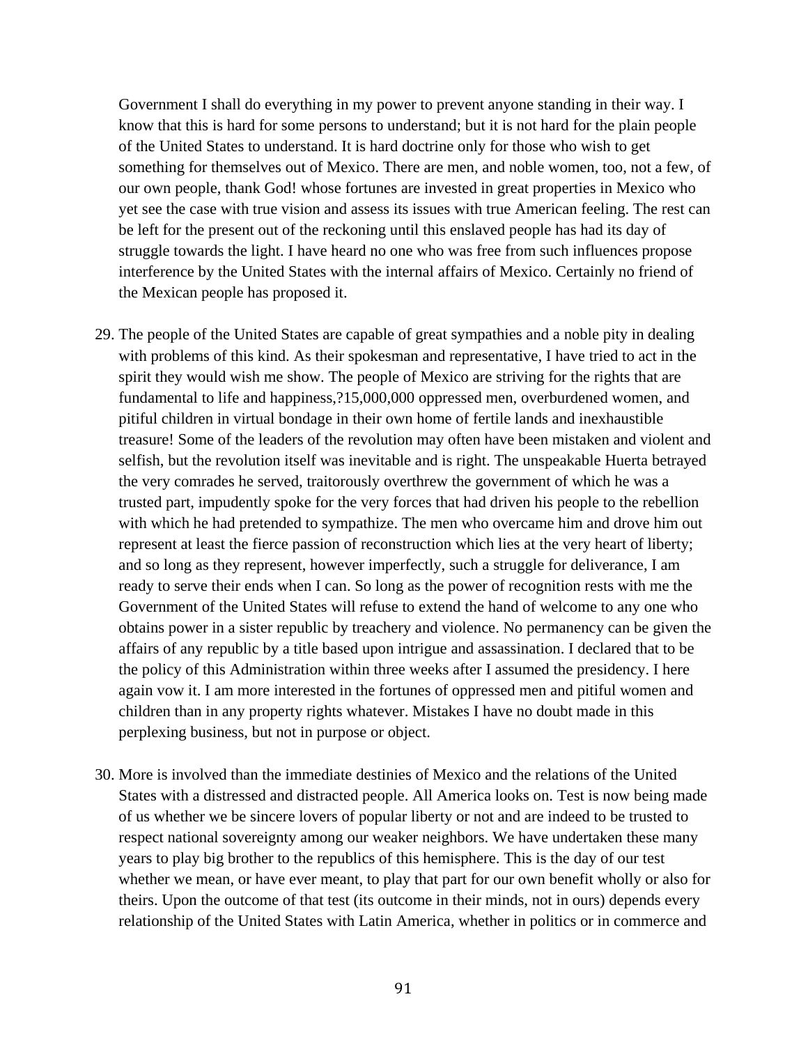Government I shall do everything in my power to prevent anyone standing in their way. I know that this is hard for some persons to understand; but it is not hard for the plain people of the United States to understand. It is hard doctrine only for those who wish to get something for themselves out of Mexico. There are men, and noble women, too, not a few, of our own people, thank God! whose fortunes are invested in great properties in Mexico who yet see the case with true vision and assess its issues with true American feeling. The rest can be left for the present out of the reckoning until this enslaved people has had its day of struggle towards the light. I have heard no one who was free from such influences propose interference by the United States with the internal affairs of Mexico. Certainly no friend of the Mexican people has proposed it.

29. The people of the United States are capable of great sympathies and a noble pity in dealing with problems of this kind. As their spokesman and representative, I have tried to act in the spirit they would wish me show. The people of Mexico are striving for the rights that are fundamental to life and happiness,?15,000,000 oppressed men, overburdened women, and pitiful children in virtual bondage in their own home of fertile lands and inexhaustible treasure! Some of the leaders of the revolution may often have been mistaken and violent and selfish, but the revolution itself was inevitable and is right. The unspeakable Huerta betrayed the very comrades he served, traitorously overthrew the government of which he was a trusted part, impudently spoke for the very forces that had driven his people to the rebellion with which he had pretended to sympathize. The men who overcame him and drove him out represent at least the fierce passion of reconstruction which lies at the very heart of liberty; and so long as they represent, however imperfectly, such a struggle for deliverance, I am ready to serve their ends when I can. So long as the power of recognition rests with me the Government of the United States will refuse to extend the hand of welcome to any one who obtains power in a sister republic by treachery and violence. No permanency can be given the affairs of any republic by a title based upon intrigue and assassination. I declared that to be the policy of this Administration within three weeks after I assumed the presidency. I here again vow it. I am more interested in the fortunes of oppressed men and pitiful women and children than in any property rights whatever. Mistakes I have no doubt made in this perplexing business, but not in purpose or object.

30. More is involved than the immediate destinies of Mexico and the relations of the United States with a distressed and distracted people. All America looks on. Test is now being made of us whether we be sincere lovers of popular liberty or not and are indeed to be trusted to respect national sovereignty among our weaker neighbors. We have undertaken these many years to play big brother to the republics of this hemisphere. This is the day of our test whether we mean, or have ever meant, to play that part for our own benefit wholly or also for theirs. Upon the outcome of that test (its outcome in their minds, not in ours) depends every relationship of the United States with Latin America, whether in politics or in commerce and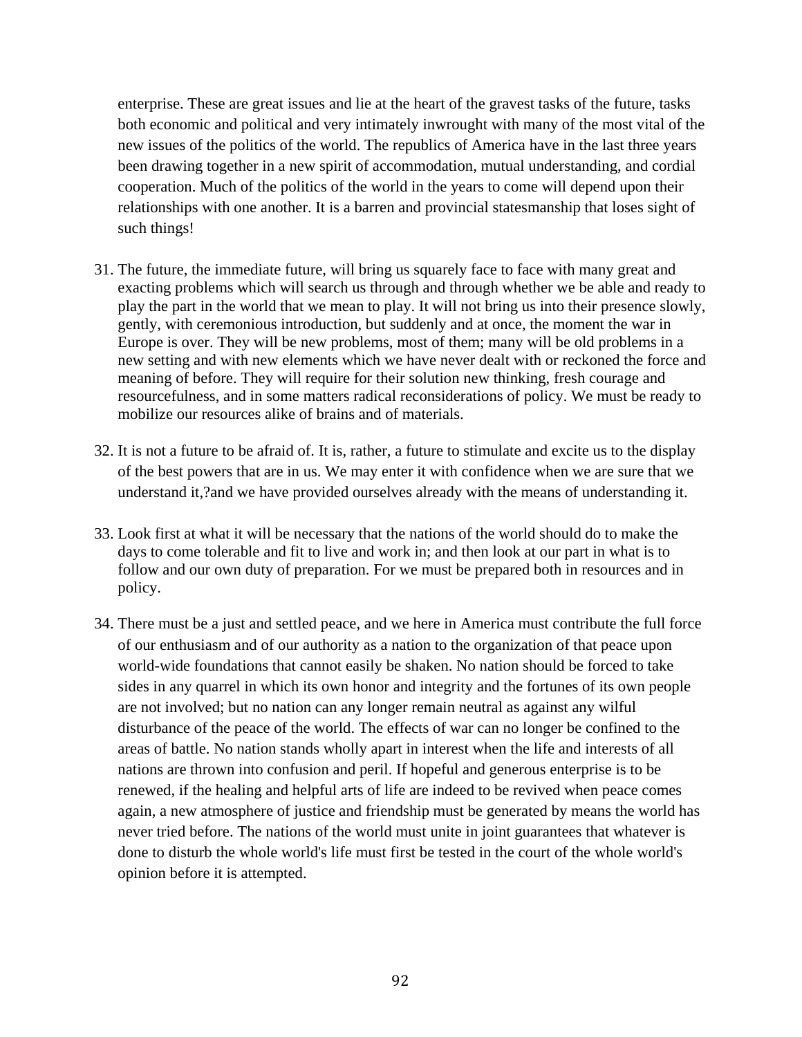enterprise. These are great issues and lie at the heart of the gravest tasks of the future, tasks both economic and political and very intimately inwrought with many of the most vital of the new issues of the politics of the world. The republics of America have in the last three years been drawing together in a new spirit of accommodation, mutual understanding, and cordial cooperation. Much of the politics of the world in the years to come will depend upon their relationships with one another. It is a barren and provincial statesmanship that loses sight of such things!

31. The future, the immediate future, will bring us squarely face to face with many great and exacting problems which will search us through and through whether we be able and ready to play the part in the world that we mean to play. It will not bring us into their presence slowly, gently, with ceremonious introduction, but suddenly and at once, the moment the war in Europe is over. They will be new problems, most of them; many will be old problems in a new setting and with new elements which we have never dealt with or reckoned the force and meaning of before. They will require for their solution new thinking, fresh courage and resourcefulness, and in some matters radical reconsiderations of policy. We must be ready to mobilize our resources alike of brains and of materials.

32. It is not a future to be afraid of. It is, rather, a future to stimulate and excite us to the display of the best powers that are in us. We may enter it with confidence when we are sure that we understand it,?and we have provided ourselves already with the means of understanding it.

33. Look first at what it will be necessary that the nations of the world should do to make the days to come tolerable and fit to live and work in; and then look at our part in what is to follow and our own duty of preparation. For we must be prepared both in resources and in policy.

34. There must be a just and settled peace, and we here in America must contribute the full force of our enthusiasm and of our authority as a nation to the organization of that peace upon world-wide foundations that cannot easily be shaken. No nation should be forced to take sides in any quarrel in which its own honor and integrity and the fortunes of its own people are not involved; but no nation can any longer remain neutral as against any wilful disturbance of the peace of the world. The effects of war can no longer be confined to the areas of battle. No nation stands wholly apart in interest when the life and interests of all nations are thrown into confusion and peril. If hopeful and generous enterprise is to be renewed, if the healing and helpful arts of life are indeed to be revived when peace comes again, a new atmosphere of justice and friendship must be generated by means the world has never tried before. The nations of the world must unite in joint guarantees that whatever is done to disturb the whole world's life must first be tested in the court of the whole world's opinion before it is attempted.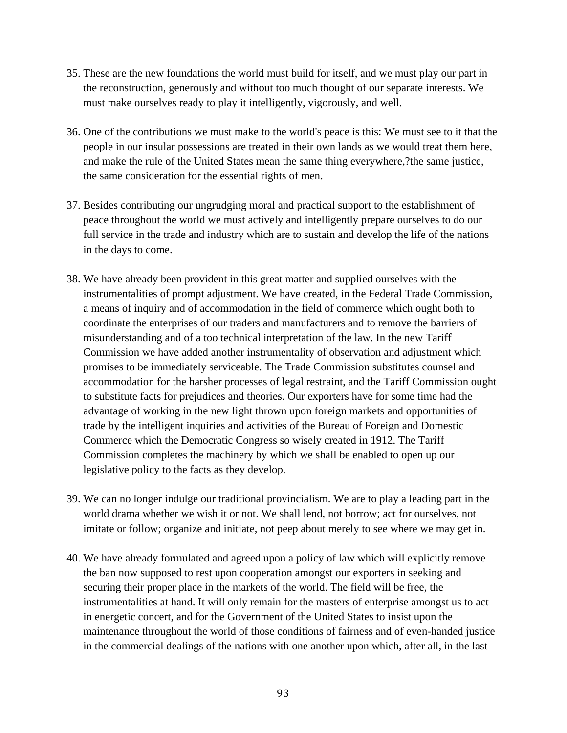35. These are the new foundations the world must build for itself, and we must play our part in the reconstruction, generously and without too much thought of our separate interests. We must make ourselves ready to play it intelligently, vigorously, and well.

36. One of the contributions we must make to the world's peace is this: We must see to it that the people in our insular possessions are treated in their own lands as we would treat them here, and make the rule of the United States mean the same thing everywhere,?the same justice, the same consideration for the essential rights of men.

37. Besides contributing our ungrudging moral and practical support to the establishment of peace throughout the world we must actively and intelligently prepare ourselves to do our full service in the trade and industry which are to sustain and develop the life of the nations in the days to come.

38. We have already been provident in this great matter and supplied ourselves with the instrumentalities of prompt adjustment. We have created, in the Federal Trade Commission, a means of inquiry and of accommodation in the field of commerce which ought both to coordinate the enterprises of our traders and manufacturers and to remove the barriers of misunderstanding and of a too technical interpretation of the law. In the new Tariff Commission we have added another instrumentality of observation and adjustment which promises to be immediately serviceable. The Trade Commission substitutes counsel and accommodation for the harsher processes of legal restraint, and the Tariff Commission ought to substitute facts for prejudices and theories. Our exporters have for some time had the advantage of working in the new light thrown upon foreign markets and opportunities of trade by the intelligent inquiries and activities of the Bureau of Foreign and Domestic Commerce which the Democratic Congress so wisely created in 1912. The Tariff Commission completes the machinery by which we shall be enabled to open up our legislative policy to the facts as they develop.

39. We can no longer indulge our traditional provincialism. We are to play a leading part in the world drama whether we wish it or not. We shall lend, not borrow; act for ourselves, not imitate or follow; organize and initiate, not peep about merely to see where we may get in.

40. We have already formulated and agreed upon a policy of law which will explicitly remove the ban now supposed to rest upon cooperation amongst our exporters in seeking and securing their proper place in the markets of the world. The field will be free, the instrumentalities at hand. It will only remain for the masters of enterprise amongst us to act in energetic concert, and for the Government of the United States to insist upon the maintenance throughout the world of those conditions of fairness and of even-handed justice in the commercial dealings of the nations with one another upon which, after all, in the last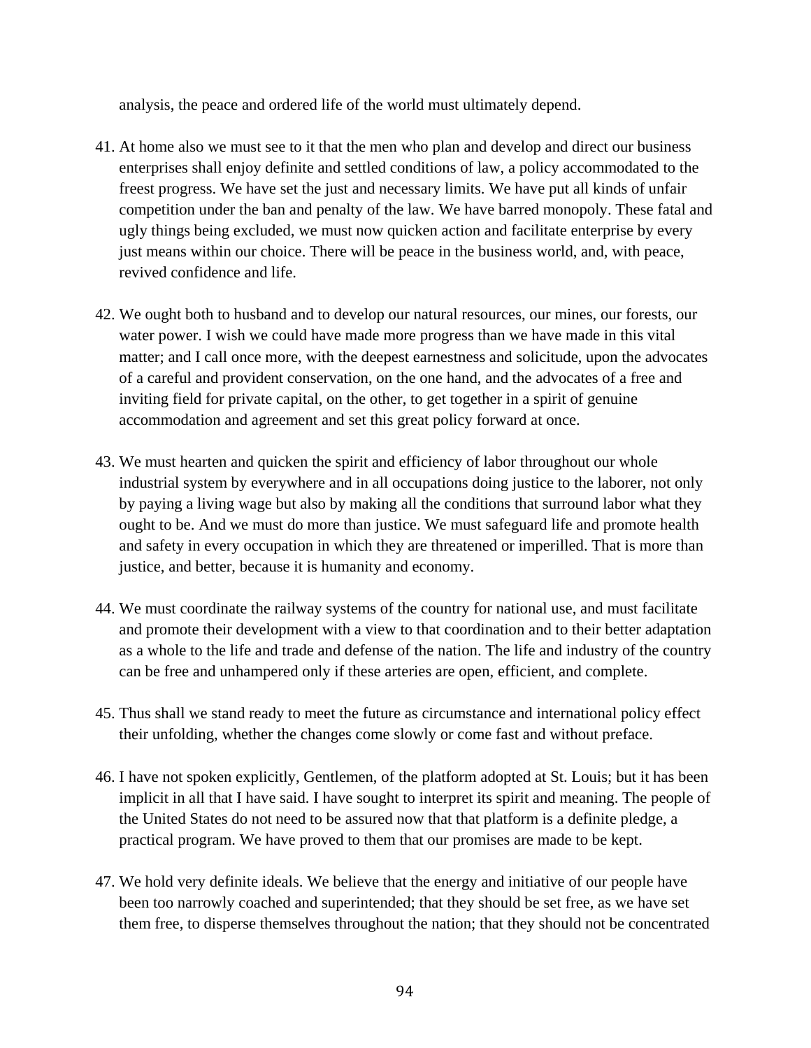analysis, the peace and ordered life of the world must ultimately depend.

41. At home also we must see to it that the men who plan and develop and direct our business enterprises shall enjoy definite and settled conditions of law, a policy accommodated to the freest progress. We have set the just and necessary limits. We have put all kinds of unfair competition under the ban and penalty of the law. We have barred monopoly. These fatal and ugly things being excluded, we must now quicken action and facilitate enterprise by every just means within our choice. There will be peace in the business world, and, with peace, revived confidence and life.

42. We ought both to husband and to develop our natural resources, our mines, our forests, our water power. I wish we could have made more progress than we have made in this vital matter; and I call once more, with the deepest earnestness and solicitude, upon the advocates of a careful and provident conservation, on the one hand, and the advocates of a free and inviting field for private capital, on the other, to get together in a spirit of genuine accommodation and agreement and set this great policy forward at once.

43. We must hearten and quicken the spirit and efficiency of labor throughout our whole industrial system by everywhere and in all occupations doing justice to the laborer, not only by paying a living wage but also by making all the conditions that surround labor what they ought to be. And we must do more than justice. We must safeguard life and promote health and safety in every occupation in which they are threatened or imperilled. That is more than justice, and better, because it is humanity and economy.

44. We must coordinate the railway systems of the country for national use, and must facilitate and promote their development with a view to that coordination and to their better adaptation as a whole to the life and trade and defense of the nation. The life and industry of the country can be free and unhampered only if these arteries are open, efficient, and complete.

45. Thus shall we stand ready to meet the future as circumstance and international policy effect their unfolding, whether the changes come slowly or come fast and without preface.

46. I have not spoken explicitly, Gentlemen, of the platform adopted at St. Louis; but it has been implicit in all that I have said. I have sought to interpret its spirit and meaning. The people of the United States do not need to be assured now that that platform is a definite pledge, a practical program. We have proved to them that our promises are made to be kept.

47. We hold very definite ideals. We believe that the energy and initiative of our people have been too narrowly coached and superintended; that they should be set free, as we have set them free, to disperse themselves throughout the nation; that they should not be concentrated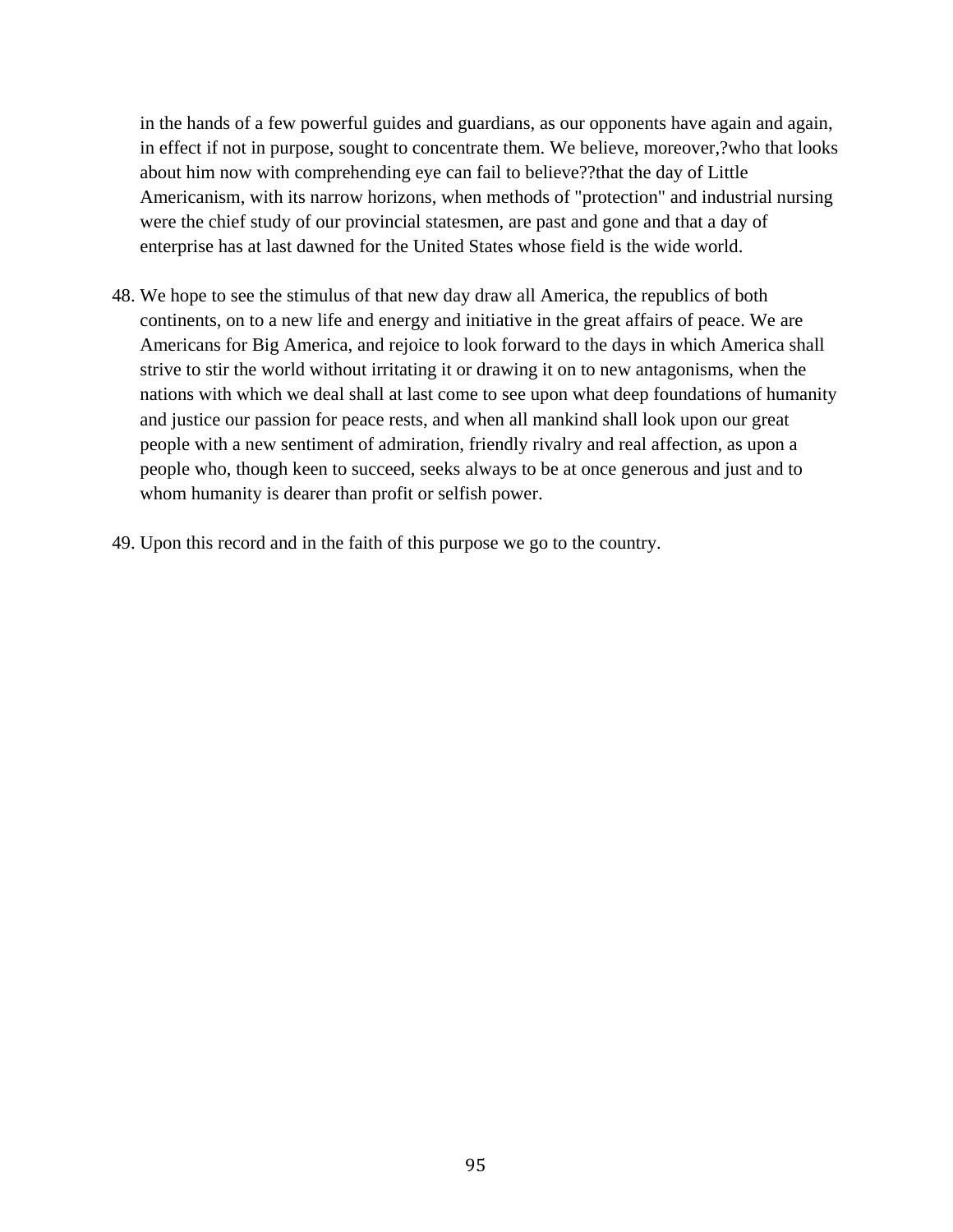in the hands of a few powerful guides and guardians, as our opponents have again and again, in effect if not in purpose, sought to concentrate them. We believe, moreover,?who that looks about him now with comprehending eye can fail to believe??that the day of Little Americanism, with its narrow horizons, when methods of "protection" and industrial nursing were the chief study of our provincial statesmen, are past and gone and that a day of enterprise has at last dawned for the United States whose field is the wide world.

48. We hope to see the stimulus of that new day draw all America, the republics of both continents, on to a new life and energy and initiative in the great affairs of peace. We are Americans for Big America, and rejoice to look forward to the days in which America shall strive to stir the world without irritating it or drawing it on to new antagonisms, when the nations with which we deal shall at last come to see upon what deep foundations of humanity and justice our passion for peace rests, and when all mankind shall look upon our great people with a new sentiment of admiration, friendly rivalry and real affection, as upon a people who, though keen to succeed, seeks always to be at once generous and just and to whom humanity is dearer than profit or selfish power.

49. Upon this record and in the faith of this purpose we go to the country.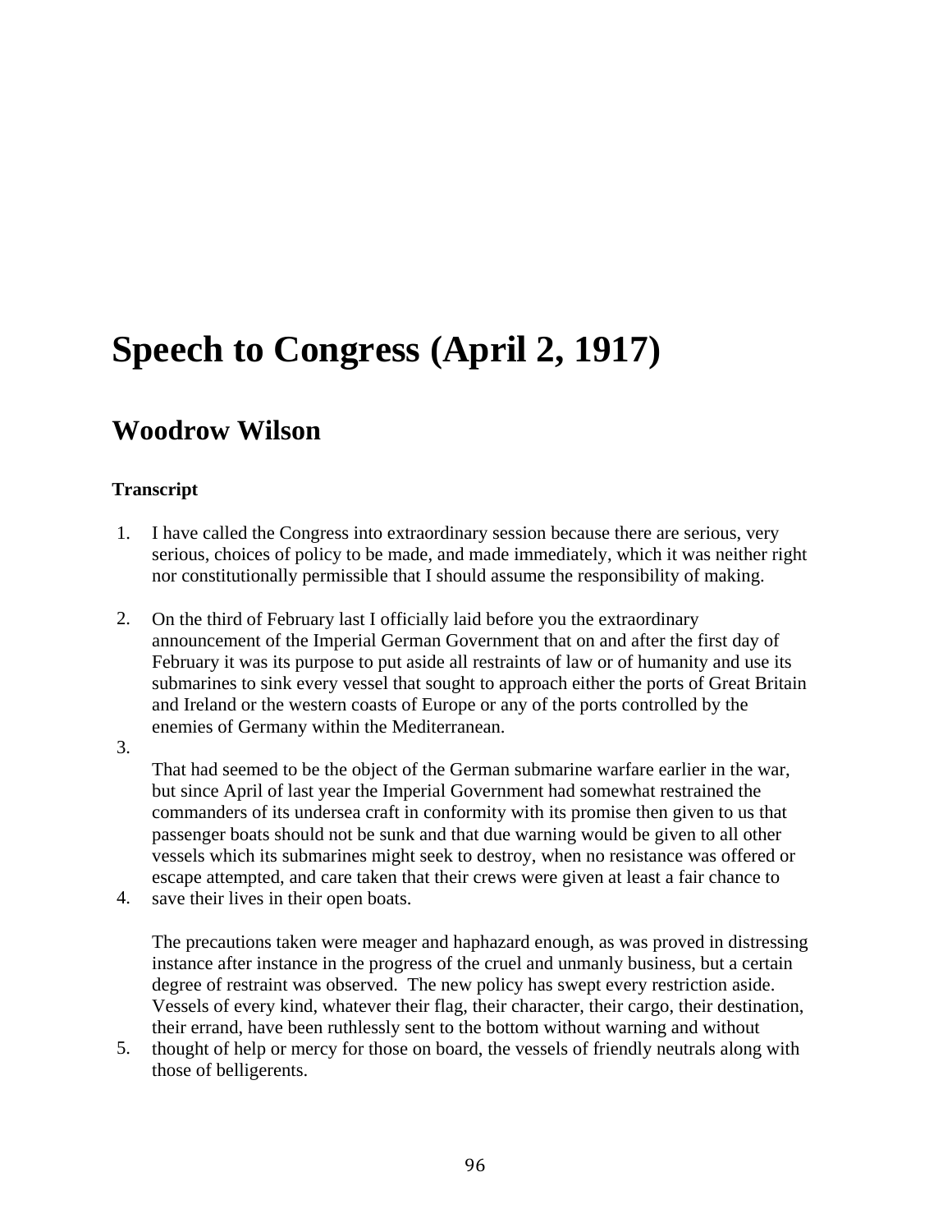# Speech to Congress (April 2, 1917)

## Woodrow Wilson

**Transcript**

1. I have called the Congress into extraordinary session because there are serious, very serious, choices of policy to be made, and made immediately, which it was neither right nor constitutionally permissible that I should assume the responsibility of making.

2. On the third of February last I officially laid before you the extraordinary announcement of the Imperial German Government that on and after the first day of February it was its purpose to put aside all restraints of law or of humanity and use its submarines to sink every vessel that sought to approach either the ports of Great Britain and Ireland or the western coasts of Europe or any of the ports controlled by the enemies of Germany within the Mediterranean.

3. That had seemed to be the object of the German submarine warfare earlier in the war, but since April of last year the Imperial Government had somewhat restrained the commanders of its undersea craft in conformity with its promise then given to us that passenger boats should not be sunk and that due warning would be given to all other vessels which its submarines might seek to destroy, when no resistance was offered or escape attempted, and care taken that their crews were given at least a fair chance to save their lives in their open boats.

4. The precautions taken were meager and haphazard enough, as was proved in distressing instance after instance in the progress of the cruel and unmanly business, but a certain degree of restraint was observed. The new policy has swept every restriction aside.

5. Vessels of every kind, whatever their flag, their character, their cargo, their destination, their errand, have been ruthlessly sent to the bottom without warning and without thought of help or mercy for those on board, the vessels of friendly neutrals along with those of belligerents.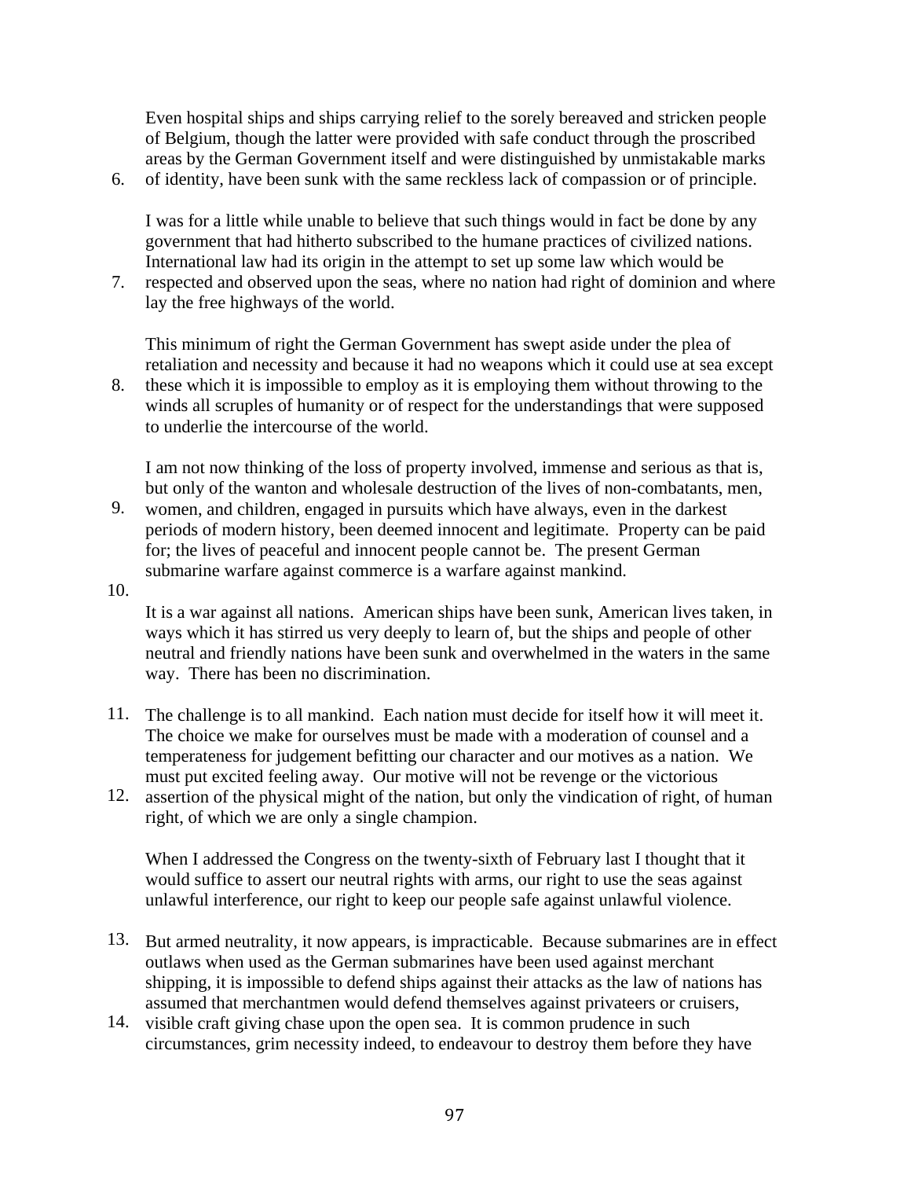6. Even hospital ships and ships carrying relief to the sorely bereaved and stricken people of Belgium, though the latter were provided with safe conduct through the proscribed areas by the German Government itself and were distinguished by unmistakable marks of identity, have been sunk with the same reckless lack of compassion or of principle.

7. I was for a little while unable to believe that such things would in fact be done by any government that had hitherto subscribed to the humane practices of civilized nations. International law had its origin in the attempt to set up some law which would be respected and observed upon the seas, where no nation had right of dominion and where lay the free highways of the world.

8. This minimum of right the German Government has swept aside under the plea of retaliation and necessity and because it had no weapons which it could use at sea except these which it is impossible to employ as it is employing them without throwing to the winds all scruples of humanity or of respect for the understandings that were supposed to underlie the intercourse of the world.

9. I am not now thinking of the loss of property involved, immense and serious as that is, but only of the wanton and wholesale destruction of the lives of non-combatants, men, women, and children, engaged in pursuits which have always, even in the darkest periods of modern history, been deemed innocent and legitimate. Property can be paid for; the lives of peaceful and innocent people cannot be. The present German submarine warfare against commerce is a warfare against mankind.

10. It is a war against all nations. American ships have been sunk, American lives taken, in ways which it has stirred us very deeply to learn of, but the ships and people of other neutral and friendly nations have been sunk and overwhelmed in the waters in the same way. There has been no discrimination.

11. The challenge is to all mankind. Each nation must decide for itself how it will meet it. The choice we make for ourselves must be made with a moderation of counsel and a temperateness for judgement befitting our character and our motives as a nation. We must put excited feeling away. Our motive will not be revenge or the victorious assertion of the physical might of the nation, but only the vindication of right, of human right, of which we are only a single champion.

12. When I addressed the Congress on the twenty-sixth of February last I thought that it would suffice to assert our neutral rights with arms, our right to use the seas against unlawful interference, our right to keep our people safe against unlawful violence.

13. But armed neutrality, it now appears, is impracticable. Because submarines are in effect outlaws when used as the German submarines have been used against merchant shipping, it is impossible to defend ships against their attacks as the law of nations has assumed that merchantmen would defend themselves against privateers or cruisers, visible craft giving chase upon the open sea. It is common prudence in such circumstances, grim necessity indeed, to endeavour to destroy them before they have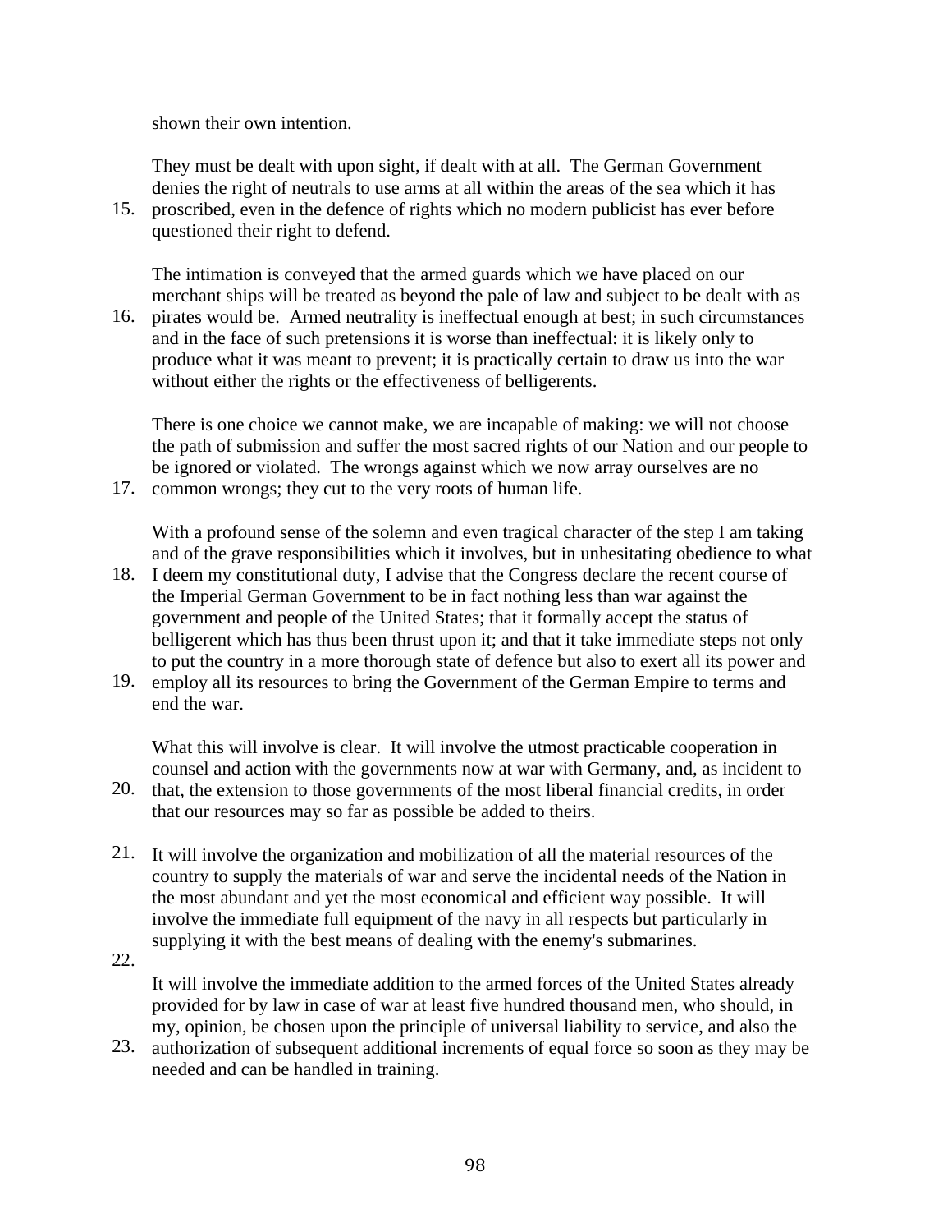shown their own intention.

They must be dealt with upon sight, if dealt with at all. The German Government denies the right of neutrals to use arms at all within the areas of the sea which it has proscribed, even in the defence of rights which no modern publicist has ever before questioned their right to defend.

The intimation is conveyed that the armed guards which we have placed on our merchant ships will be treated as beyond the pale of law and subject to be dealt with as pirates would be. Armed neutrality is ineffectual enough at best; in such circumstances and in the face of such pretensions it is worse than ineffectual: it is likely only to produce what it was meant to prevent; it is practically certain to draw us into the war without either the rights or the effectiveness of belligerents.

There is one choice we cannot make, we are incapable of making: we will not choose the path of submission and suffer the most sacred rights of our Nation and our people to be ignored or violated. The wrongs against which we now array ourselves are no common wrongs; they cut to the very roots of human life.

With a profound sense of the solemn and even tragical character of the step I am taking and of the grave responsibilities which it involves, but in unhesitating obedience to what I deem my constitutional duty, I advise that the Congress declare the recent course of the Imperial German Government to be in fact nothing less than war against the government and people of the United States; that it formally accept the status of belligerent which has thus been thrust upon it; and that it take immediate steps not only to put the country in a more thorough state of defence but also to exert all its power and employ all its resources to bring the Government of the German Empire to terms and end the war.

What this will involve is clear. It will involve the utmost practicable cooperation in counsel and action with the governments now at war with Germany, and, as incident to that, the extension to those governments of the most liberal financial credits, in order that our resources may so far as possible be added to theirs.

It will involve the organization and mobilization of all the material resources of the country to supply the materials of war and serve the incidental needs of the Nation in the most abundant and yet the most economical and efficient way possible. It will involve the immediate full equipment of the navy in all respects but particularly in supplying it with the best means of dealing with the enemy's submarines.

It will involve the immediate addition to the armed forces of the United States already provided for by law in case of war at least five hundred thousand men, who should, in my, opinion, be chosen upon the principle of universal liability to service, and also the authorization of subsequent additional increments of equal force so soon as they may be needed and can be handled in training.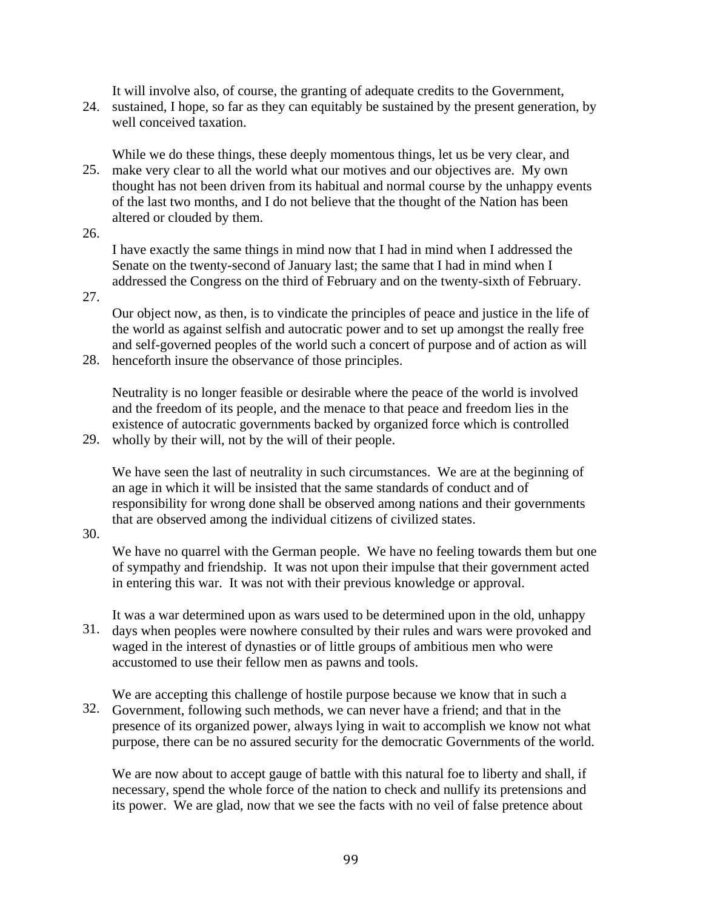24. It will involve also, of course, the granting of adequate credits to the Government, sustained, I hope, so far as they can equitably be sustained by the present generation, by well conceived taxation.

25. While we do these things, these deeply momentous things, let us be very clear, and make very clear to all the world what our motives and our objectives are. My own thought has not been driven from its habitual and normal course by the unhappy events of the last two months, and I do not believe that the thought of the Nation has been altered or clouded by them.

26. I have exactly the same things in mind now that I had in mind when I addressed the Senate on the twenty-second of January last; the same that I had in mind when I addressed the Congress on the third of February and on the twenty-sixth of February.

27. Our object now, as then, is to vindicate the principles of peace and justice in the life of the world as against selfish and autocratic power and to set up amongst the really free and self-governed peoples of the world such a concert of purpose and of action as will henceforth insure the observance of those principles.

28. Neutrality is no longer feasible or desirable where the peace of the world is involved and the freedom of its people, and the menace to that peace and freedom lies in the existence of autocratic governments backed by organized force which is controlled wholly by their will, not by the will of their people.

29. We have seen the last of neutrality in such circumstances. We are at the beginning of an age in which it will be insisted that the same standards of conduct and of responsibility for wrong done shall be observed among nations and their governments that are observed among the individual citizens of civilized states.

30. We have no quarrel with the German people. We have no feeling towards them but one of sympathy and friendship. It was not upon their impulse that their government acted in entering this war. It was not with their previous knowledge or approval.

31. It was a war determined upon as wars used to be determined upon in the old, unhappy days when peoples were nowhere consulted by their rules and wars were provoked and waged in the interest of dynasties or of little groups of ambitious men who were accustomed to use their fellow men as pawns and tools.

32. We are accepting this challenge of hostile purpose because we know that in such a Government, following such methods, we can never have a friend; and that in the presence of its organized power, always lying in wait to accomplish we know not what purpose, there can be no assured security for the democratic Governments of the world.

We are now about to accept gauge of battle with this natural foe to liberty and shall, if necessary, spend the whole force of the nation to check and nullify its pretensions and its power. We are glad, now that we see the facts with no veil of false pretence about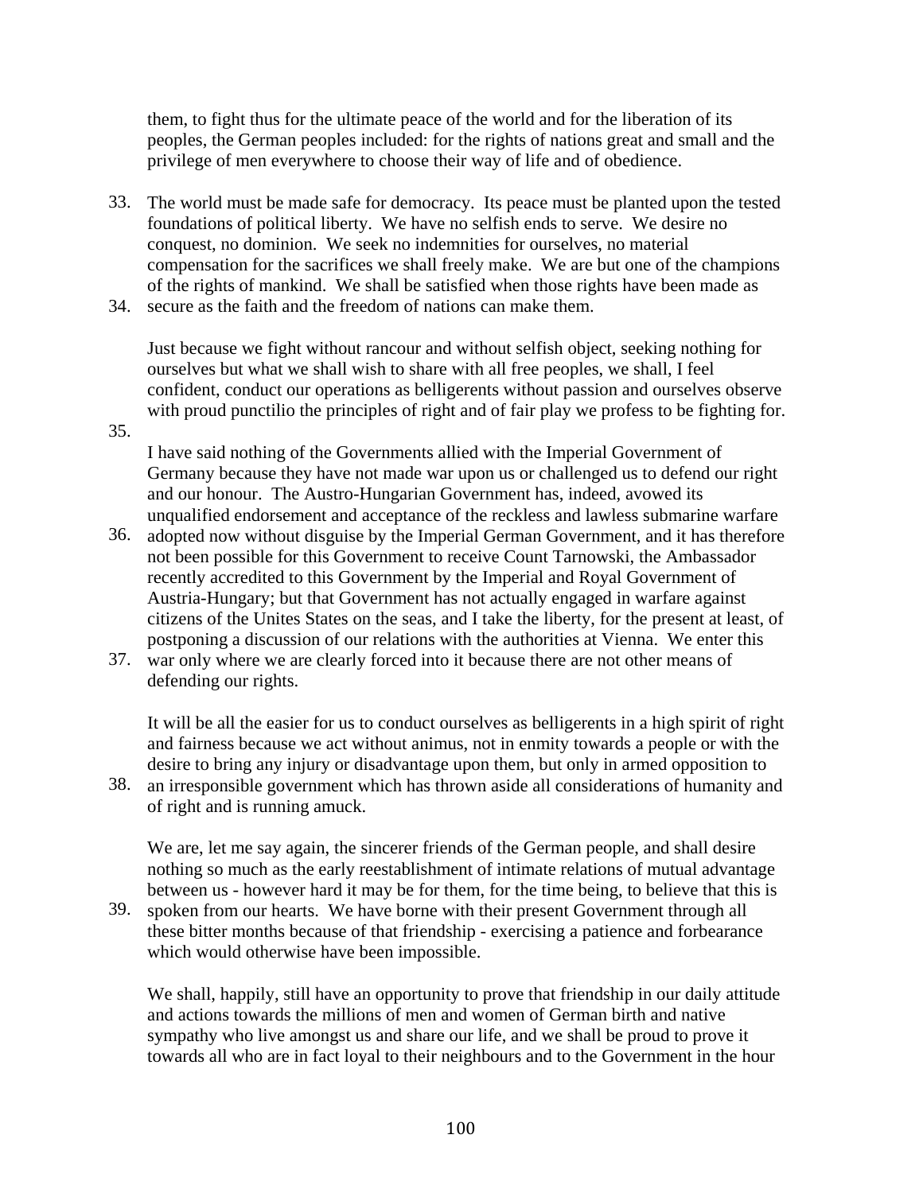them, to fight thus for the ultimate peace of the world and for the liberation of its peoples, the German peoples included: for the rights of nations great and small and the privilege of men everywhere to choose their way of life and of obedience.

33. The world must be made safe for democracy. Its peace must be planted upon the tested foundations of political liberty. We have no selfish ends to serve. We desire no conquest, no dominion. We seek no indemnities for ourselves, no material compensation for the sacrifices we shall freely make. We are but one of the champions of the rights of mankind. We shall be satisfied when those rights have been made as secure as the faith and the freedom of nations can make them.

34. Just because we fight without rancour and without selfish object, seeking nothing for ourselves but what we shall wish to share with all free peoples, we shall, I feel confident, conduct our operations as belligerents without passion and ourselves observe with proud punctilio the principles of right and of fair play we profess to be fighting for.

35. I have said nothing of the Governments allied with the Imperial Government of Germany because they have not made war upon us or challenged us to defend our right and our honour. The Austro-Hungarian Government has, indeed, avowed its unqualified endorsement and acceptance of the reckless and lawless submarine warfare adopted now without disguise by the Imperial German Government, and it has therefore not been possible for this Government to receive Count Tarnowski, the Ambassador recently accredited to this Government by the Imperial and Royal Government of Austria-Hungary; but that Government has not actually engaged in warfare against citizens of the Unites States on the seas, and I take the liberty, for the present at least, of postponing a discussion of our relations with the authorities at Vienna. We enter this war only where we are clearly forced into it because there are not other means of defending our rights.

36. It will be all the easier for us to conduct ourselves as belligerents in a high spirit of right and fairness because we act without animus, not in enmity towards a people or with the desire to bring any injury or disadvantage upon them, but only in armed opposition to an irresponsible government which has thrown aside all considerations of humanity and of right and is running amuck.

37. We are, let me say again, the sincerer friends of the German people, and shall desire nothing so much as the early reestablishment of intimate relations of mutual advantage between us - however hard it may be for them, for the time being, to believe that this is spoken from our hearts. We have borne with their present Government through all these bitter months because of that friendship - exercising a patience and forbearance which would otherwise have been impossible.

38. We shall, happily, still have an opportunity to prove that friendship in our daily attitude and actions towards the millions of men and women of German birth and native sympathy who live amongst us and share our life, and we shall be proud to prove it towards all who are in fact loyal to their neighbours and to the Government in the hour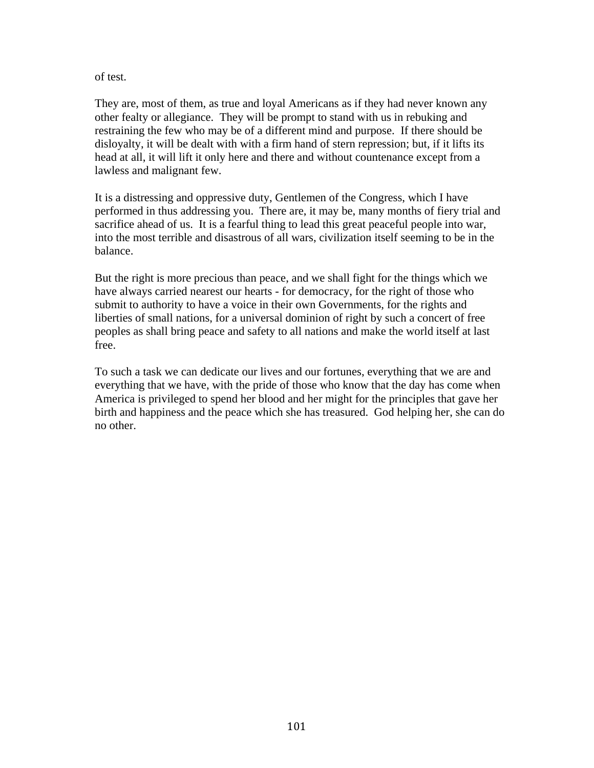of test.

They are, most of them, as true and loyal Americans as if they had never known any other fealty or allegiance. They will be prompt to stand with us in rebuking and restraining the few who may be of a different mind and purpose. If there should be disloyalty, it will be dealt with with a firm hand of stern repression; but, if it lifts its head at all, it will lift it only here and there and without countenance except from a lawless and malignant few.

It is a distressing and oppressive duty, Gentlemen of the Congress, which I have performed in thus addressing you. There are, it may be, many months of fiery trial and sacrifice ahead of us. It is a fearful thing to lead this great peaceful people into war, into the most terrible and disastrous of all wars, civilization itself seeming to be in the balance.

But the right is more precious than peace, and we shall fight for the things which we have always carried nearest our hearts - for democracy, for the right of those who submit to authority to have a voice in their own Governments, for the rights and liberties of small nations, for a universal dominion of right by such a concert of free peoples as shall bring peace and safety to all nations and make the world itself at last free.

To such a task we can dedicate our lives and our fortunes, everything that we are and everything that we have, with the pride of those who know that the day has come when America is privileged to spend her blood and her might for the principles that gave her birth and happiness and the peace which she has treasured. God helping her, she can do no other.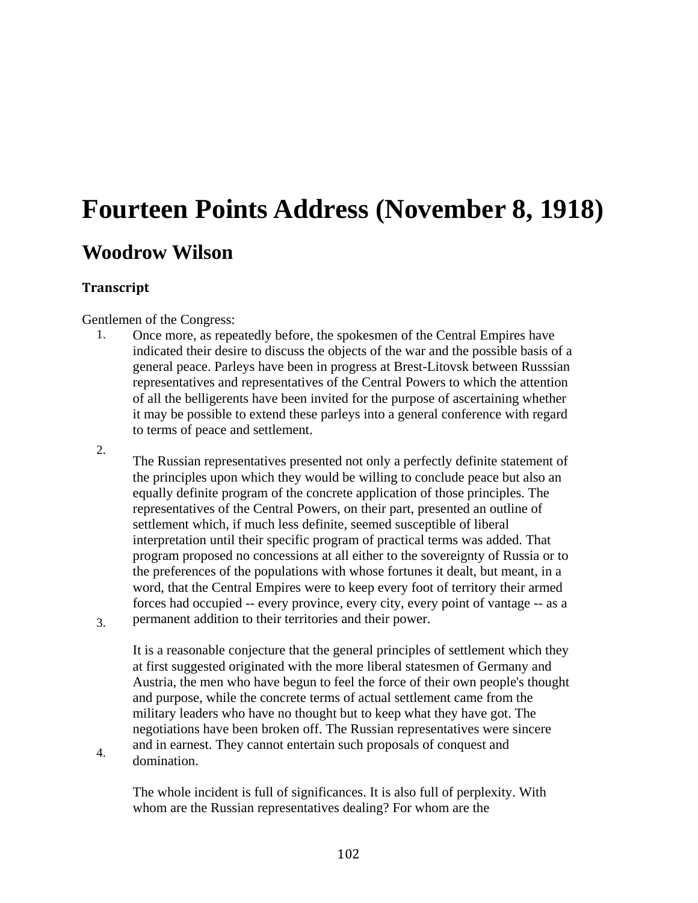# Fourteen Points Address (November 8, 1918)

## Woodrow Wilson

### Transcript

Gentlemen of the Congress:

1. Once more, as repeatedly before, the spokesmen of the Central Empires have indicated their desire to discuss the objects of the war and the possible basis of a general peace. Parleys have been in progress at Brest-Litovsk between Russsian representatives and representatives of the Central Powers to which the attention of all the belligerents have been invited for the purpose of ascertaining whether it may be possible to extend these parleys into a general conference with regard to terms of peace and settlement.

2. The Russian representatives presented not only a perfectly definite statement of the principles upon which they would be willing to conclude peace but also an equally definite program of the concrete application of those principles. The representatives of the Central Powers, on their part, presented an outline of settlement which, if much less definite, seemed susceptible of liberal interpretation until their specific program of practical terms was added. That program proposed no concessions at all either to the sovereignty of Russia or to the preferences of the populations with whose fortunes it dealt, but meant, in a word, that the Central Empires were to keep every foot of territory their armed forces had occupied -- every province, every city, every point of vantage -- as a permanent addition to their territories and their power.

3. It is a reasonable conjecture that the general principles of settlement which they at first suggested originated with the more liberal statesmen of Germany and Austria, the men who have begun to feel the force of their own people's thought and purpose, while the concrete terms of actual settlement came from the military leaders who have no thought but to keep what they have got. The negotiations have been broken off. The Russian representatives were sincere and in earnest. They cannot entertain such proposals of conquest and domination.

4. The whole incident is full of significances. It is also full of perplexity. With whom are the Russian representatives dealing? For whom are the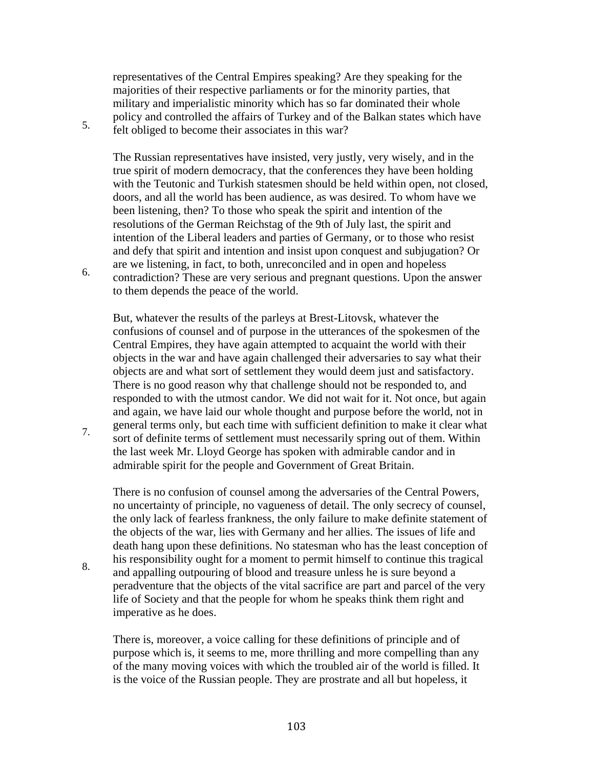representatives of the Central Empires speaking? Are they speaking for the majorities of their respective parliaments or for the minority parties, that military and imperialistic minority which has so far dominated their whole policy and controlled the affairs of Turkey and of the Balkan states which have felt obliged to become their associates in this war?

5.

The Russian representatives have insisted, very justly, very wisely, and in the true spirit of modern democracy, that the conferences they have been holding with the Teutonic and Turkish statesmen should be held within open, not closed, doors, and all the world has been audience, as was desired. To whom have we been listening, then? To those who speak the spirit and intention of the resolutions of the German Reichstag of the 9th of July last, the spirit and intention of the Liberal leaders and parties of Germany, or to those who resist and defy that spirit and intention and insist upon conquest and subjugation? Or are we listening, in fact, to both, unreconciled and in open and hopeless contradiction? These are very serious and pregnant questions. Upon the answer to them depends the peace of the world.

6.

But, whatever the results of the parleys at Brest-Litovsk, whatever the confusions of counsel and of purpose in the utterances of the spokesmen of the Central Empires, they have again attempted to acquaint the world with their objects in the war and have again challenged their adversaries to say what their objects are and what sort of settlement they would deem just and satisfactory. There is no good reason why that challenge should not be responded to, and responded to with the utmost candor. We did not wait for it. Not once, but again and again, we have laid our whole thought and purpose before the world, not in general terms only, but each time with sufficient definition to make it clear what sort of definite terms of settlement must necessarily spring out of them. Within the last week Mr. Lloyd George has spoken with admirable candor and in admirable spirit for the people and Government of Great Britain.

7.

There is no confusion of counsel among the adversaries of the Central Powers, no uncertainty of principle, no vagueness of detail. The only secrecy of counsel, the only lack of fearless frankness, the only failure to make definite statement of the objects of the war, lies with Germany and her allies. The issues of life and death hang upon these definitions. No statesman who has the least conception of his responsibility ought for a moment to permit himself to continue this tragical and appalling outpouring of blood and treasure unless he is sure beyond a peradventure that the objects of the vital sacrifice are part and parcel of the very life of Society and that the people for whom he speaks think them right and imperative as he does.

8.

There is, moreover, a voice calling for these definitions of principle and of purpose which is, it seems to me, more thrilling and more compelling than any of the many moving voices with which the troubled air of the world is filled. It is the voice of the Russian people. They are prostrate and all but hopeless, it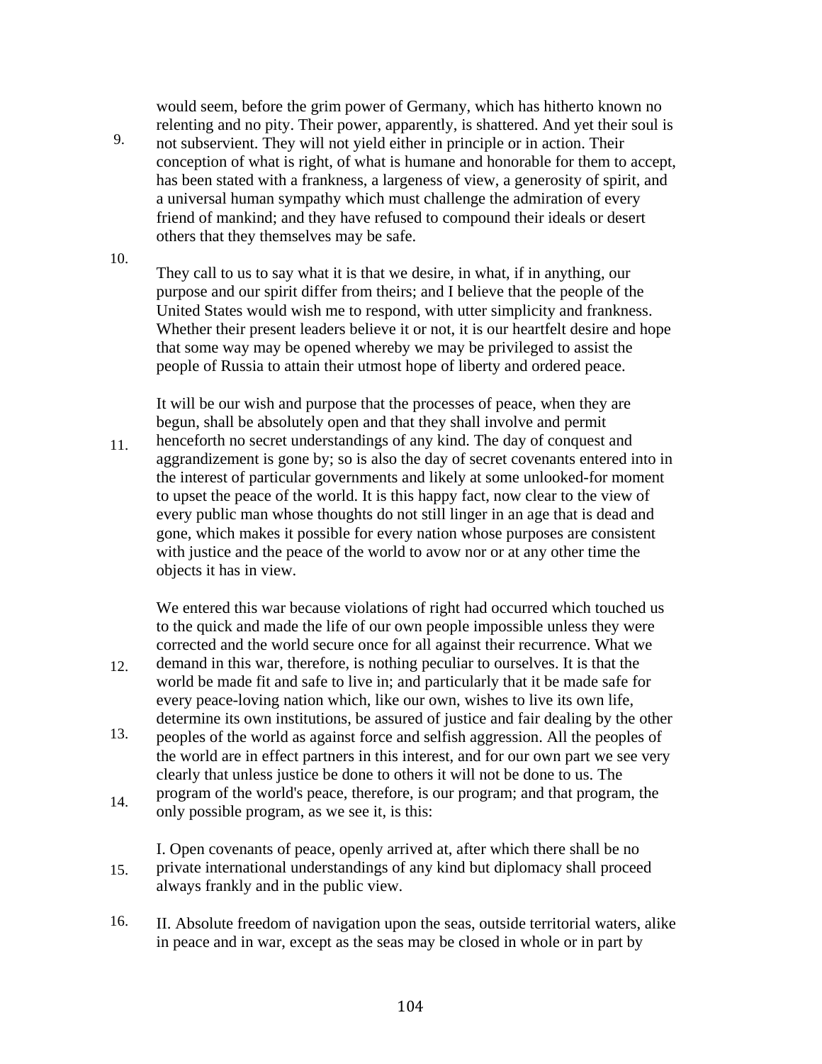would seem, before the grim power of Germany, which has hitherto known no relenting and no pity. Their power, apparently, is shattered. And yet their soul is not subservient. They will not yield either in principle or in action. Their conception of what is right, of what is humane and honorable for them to accept, has been stated with a frankness, a largeness of view, a generosity of spirit, and a universal human sympathy which must challenge the admiration of every friend of mankind; and they have refused to compound their ideals or desert others that they themselves may be safe.

9.

10.

They call to us to say what it is that we desire, in what, if in anything, our purpose and our spirit differ from theirs; and I believe that the people of the United States would wish me to respond, with utter simplicity and frankness. Whether their present leaders believe it or not, it is our heartfelt desire and hope that some way may be opened whereby we may be privileged to assist the people of Russia to attain their utmost hope of liberty and ordered peace.

11.

It will be our wish and purpose that the processes of peace, when they are begun, shall be absolutely open and that they shall involve and permit henceforth no secret understandings of any kind. The day of conquest and aggrandizement is gone by; so is also the day of secret covenants entered into in the interest of particular governments and likely at some unlooked-for moment to upset the peace of the world. It is this happy fact, now clear to the view of every public man whose thoughts do not still linger in an age that is dead and gone, which makes it possible for every nation whose purposes are consistent with justice and the peace of the world to avow nor or at any other time the objects it has in view.

12.

13.

14.

We entered this war because violations of right had occurred which touched us to the quick and made the life of our own people impossible unless they were corrected and the world secure once for all against their recurrence. What we demand in this war, therefore, is nothing peculiar to ourselves. It is that the world be made fit and safe to live in; and particularly that it be made safe for every peace-loving nation which, like our own, wishes to live its own life, determine its own institutions, be assured of justice and fair dealing by the other peoples of the world as against force and selfish aggression. All the peoples of the world are in effect partners in this interest, and for our own part we see very clearly that unless justice be done to others it will not be done to us. The program of the world's peace, therefore, is our program; and that program, the only possible program, as we see it, is this:

15.

I. Open covenants of peace, openly arrived at, after which there shall be no private international understandings of any kind but diplomacy shall proceed always frankly and in the public view.

16.

II. Absolute freedom of navigation upon the seas, outside territorial waters, alike in peace and in war, except as the seas may be closed in whole or in part by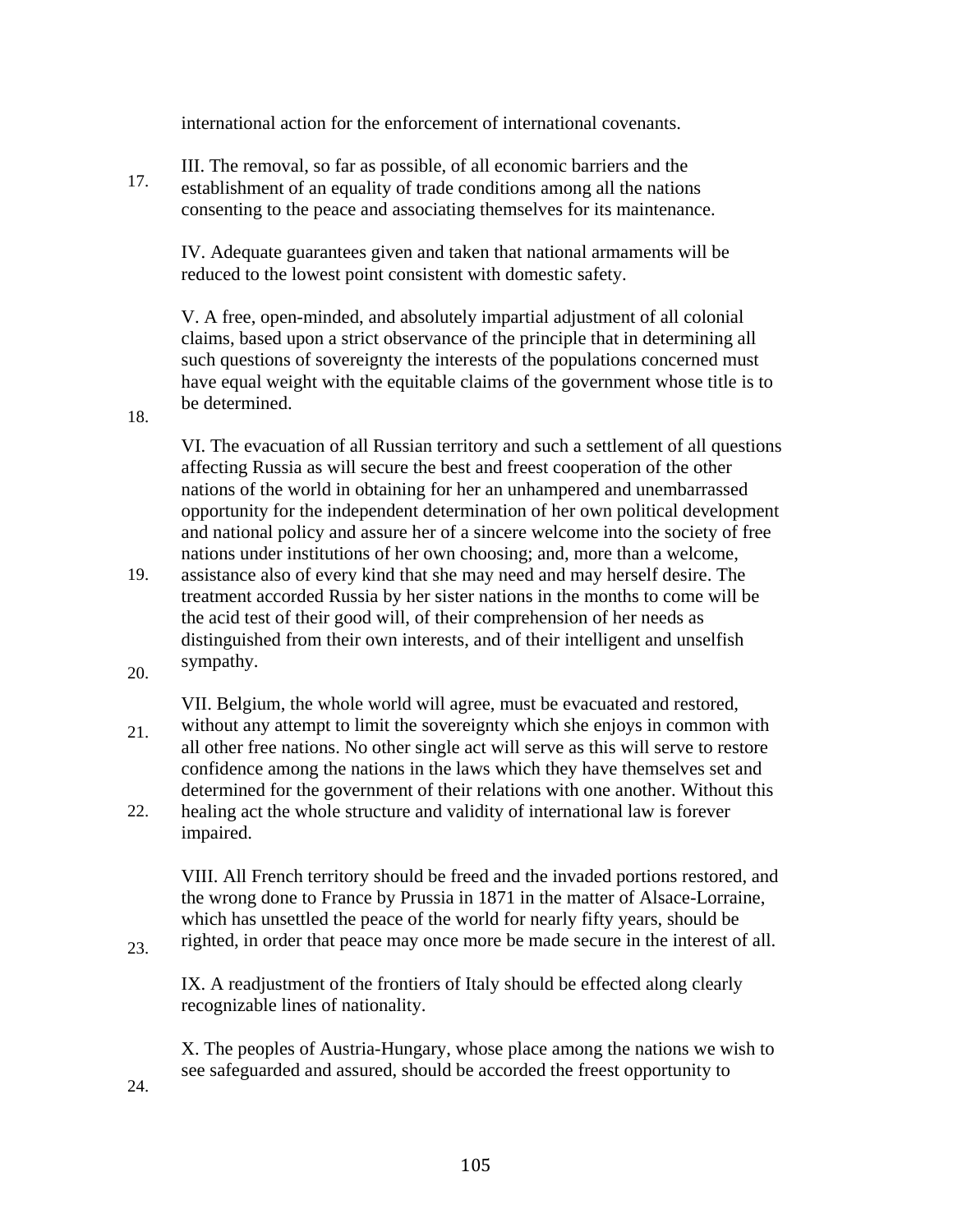international action for the enforcement of international covenants.

III. The removal, so far as possible, of all economic barriers and the establishment of an equality of trade conditions among all the nations consenting to the peace and associating themselves for its maintenance.

IV. Adequate guarantees given and taken that national armaments will be reduced to the lowest point consistent with domestic safety.

V. A free, open-minded, and absolutely impartial adjustment of all colonial claims, based upon a strict observance of the principle that in determining all such questions of sovereignty the interests of the populations concerned must have equal weight with the equitable claims of the government whose title is to be determined.

VI. The evacuation of all Russian territory and such a settlement of all questions affecting Russia as will secure the best and freest cooperation of the other nations of the world in obtaining for her an unhampered and unembarrassed opportunity for the independent determination of her own political development and national policy and assure her of a sincere welcome into the society of free nations under institutions of her own choosing; and, more than a welcome, assistance also of every kind that she may need and may herself desire. The treatment accorded Russia by her sister nations in the months to come will be the acid test of their good will, of their comprehension of her needs as distinguished from their own interests, and of their intelligent and unselfish sympathy.

VII. Belgium, the whole world will agree, must be evacuated and restored, without any attempt to limit the sovereignty which she enjoys in common with all other free nations. No other single act will serve as this will serve to restore confidence among the nations in the laws which they have themselves set and determined for the government of their relations with one another. Without this healing act the whole structure and validity of international law is forever impaired.

VIII. All French territory should be freed and the invaded portions restored, and the wrong done to France by Prussia in 1871 in the matter of Alsace-Lorraine, which has unsettled the peace of the world for nearly fifty years, should be righted, in order that peace may once more be made secure in the interest of all.

IX. A readjustment of the frontiers of Italy should be effected along clearly recognizable lines of nationality.

X. The peoples of Austria-Hungary, whose place among the nations we wish to see safeguarded and assured, should be accorded the freest opportunity to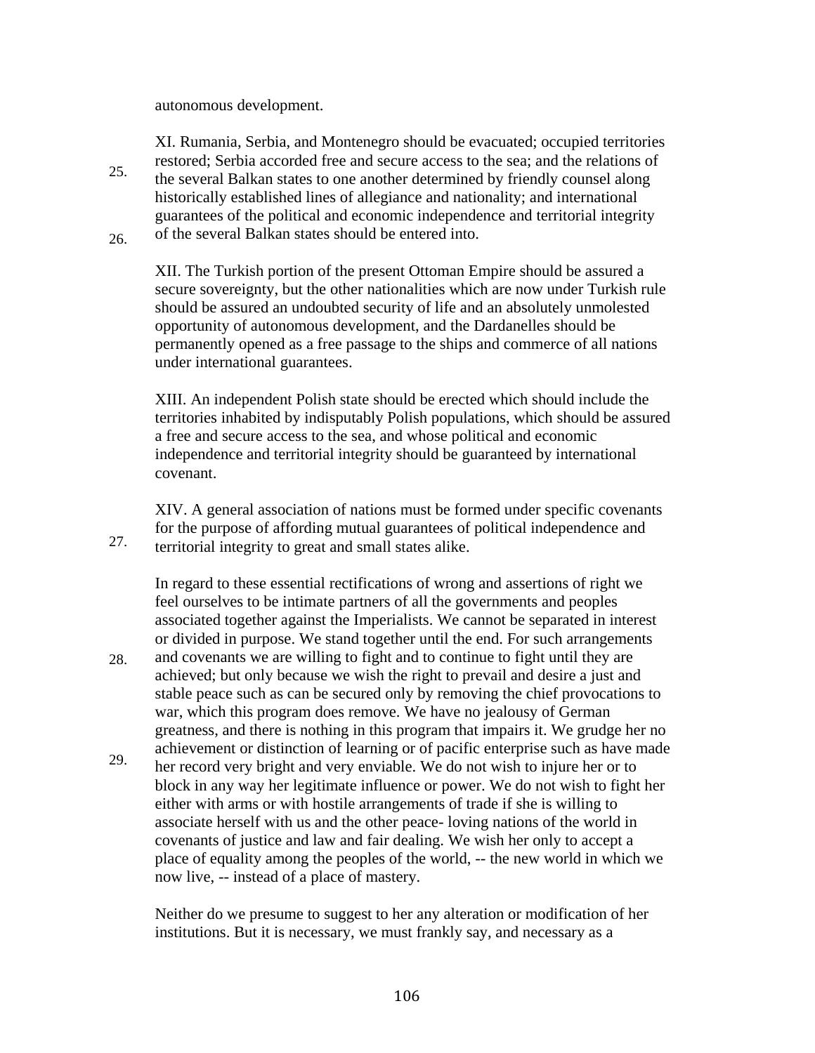autonomous development.

XI. Rumania, Serbia, and Montenegro should be evacuated; occupied territories restored; Serbia accorded free and secure access to the sea; and the relations of the several Balkan states to one another determined by friendly counsel along historically established lines of allegiance and nationality; and international guarantees of the political and economic independence and territorial integrity of the several Balkan states should be entered into.

XII. The Turkish portion of the present Ottoman Empire should be assured a secure sovereignty, but the other nationalities which are now under Turkish rule should be assured an undoubted security of life and an absolutely unmolested opportunity of autonomous development, and the Dardanelles should be permanently opened as a free passage to the ships and commerce of all nations under international guarantees.

XIII. An independent Polish state should be erected which should include the territories inhabited by indisputably Polish populations, which should be assured a free and secure access to the sea, and whose political and economic independence and territorial integrity should be guaranteed by international covenant.

XIV. A general association of nations must be formed under specific covenants for the purpose of affording mutual guarantees of political independence and territorial integrity to great and small states alike.

In regard to these essential rectifications of wrong and assertions of right we feel ourselves to be intimate partners of all the governments and peoples associated together against the Imperialists. We cannot be separated in interest or divided in purpose. We stand together until the end. For such arrangements and covenants we are willing to fight and to continue to fight until they are achieved; but only because we wish the right to prevail and desire a just and stable peace such as can be secured only by removing the chief provocations to war, which this program does remove. We have no jealousy of German greatness, and there is nothing in this program that impairs it. We grudge her no achievement or distinction of learning or of pacific enterprise such as have made her record very bright and very enviable. We do not wish to injure her or to block in any way her legitimate influence or power. We do not wish to fight her either with arms or with hostile arrangements of trade if she is willing to associate herself with us and the other peace- loving nations of the world in covenants of justice and law and fair dealing. We wish her only to accept a place of equality among the peoples of the world, -- the new world in which we now live, -- instead of a place of mastery.

Neither do we presume to suggest to her any alteration or modification of her institutions. But it is necessary, we must frankly say, and necessary as a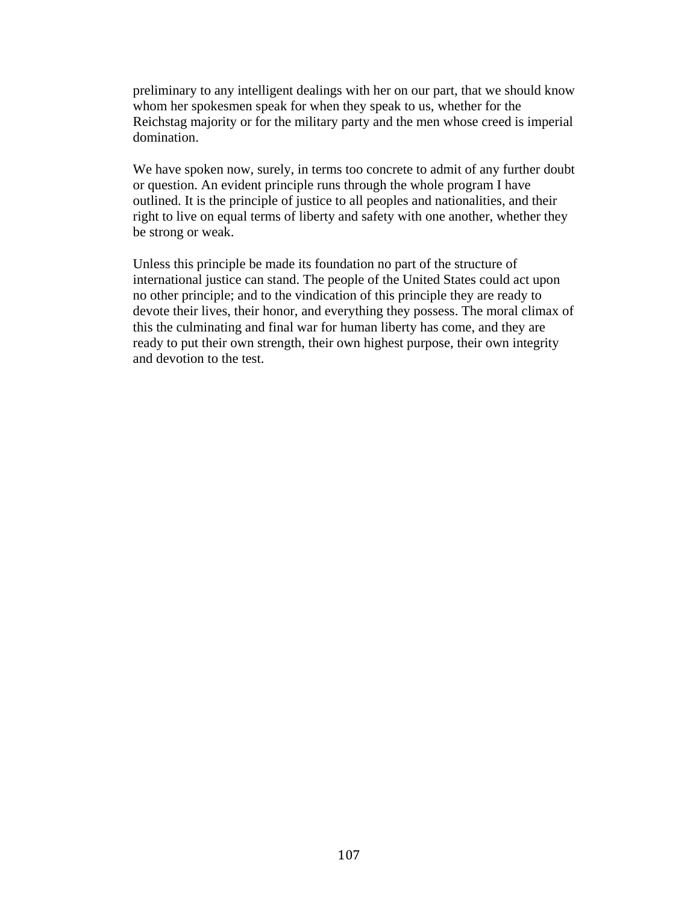preliminary to any intelligent dealings with her on our part, that we should know whom her spokesmen speak for when they speak to us, whether for the Reichstag majority or for the military party and the men whose creed is imperial domination.

We have spoken now, surely, in terms too concrete to admit of any further doubt or question. An evident principle runs through the whole program I have outlined. It is the principle of justice to all peoples and nationalities, and their right to live on equal terms of liberty and safety with one another, whether they be strong or weak.

Unless this principle be made its foundation no part of the structure of international justice can stand. The people of the United States could act upon no other principle; and to the vindication of this principle they are ready to devote their lives, their honor, and everything they possess. The moral climax of this the culminating and final war for human liberty has come, and they are ready to put their own strength, their own highest purpose, their own integrity and devotion to the test.